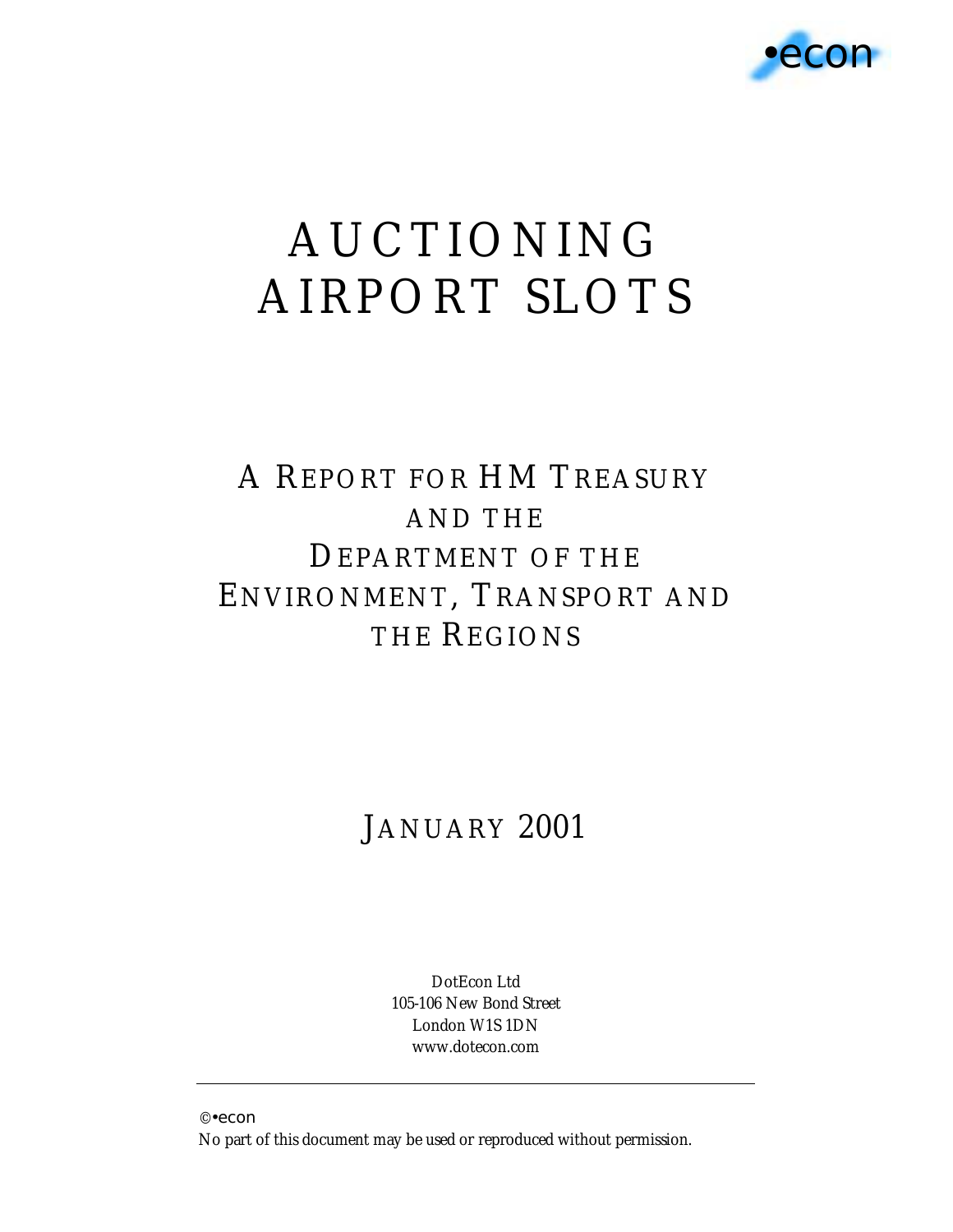•econ

# AUCTIONING AIRPORT SLOTS

## A REPORT FOR HM TREASURY AND THE DEPARTMENT OF THE ENVIRONMENT, TRANSPORT AND THE REGIONS

JANUARY 2001

DotEcon Ltd
105-106 New Bond Street
London W1S 1DN
www.dotecon.com

---

©•econ
No part of this document may be used or reproduced without permission.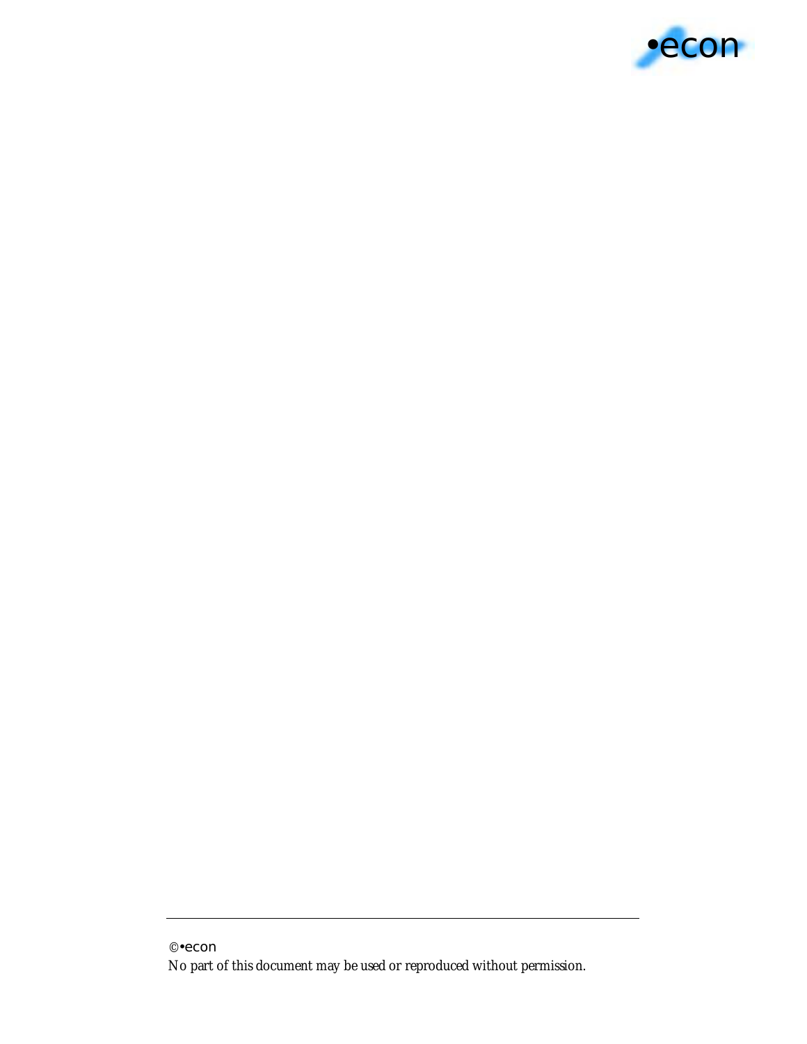©•econ

No part of this document may be used or reproduced without permission.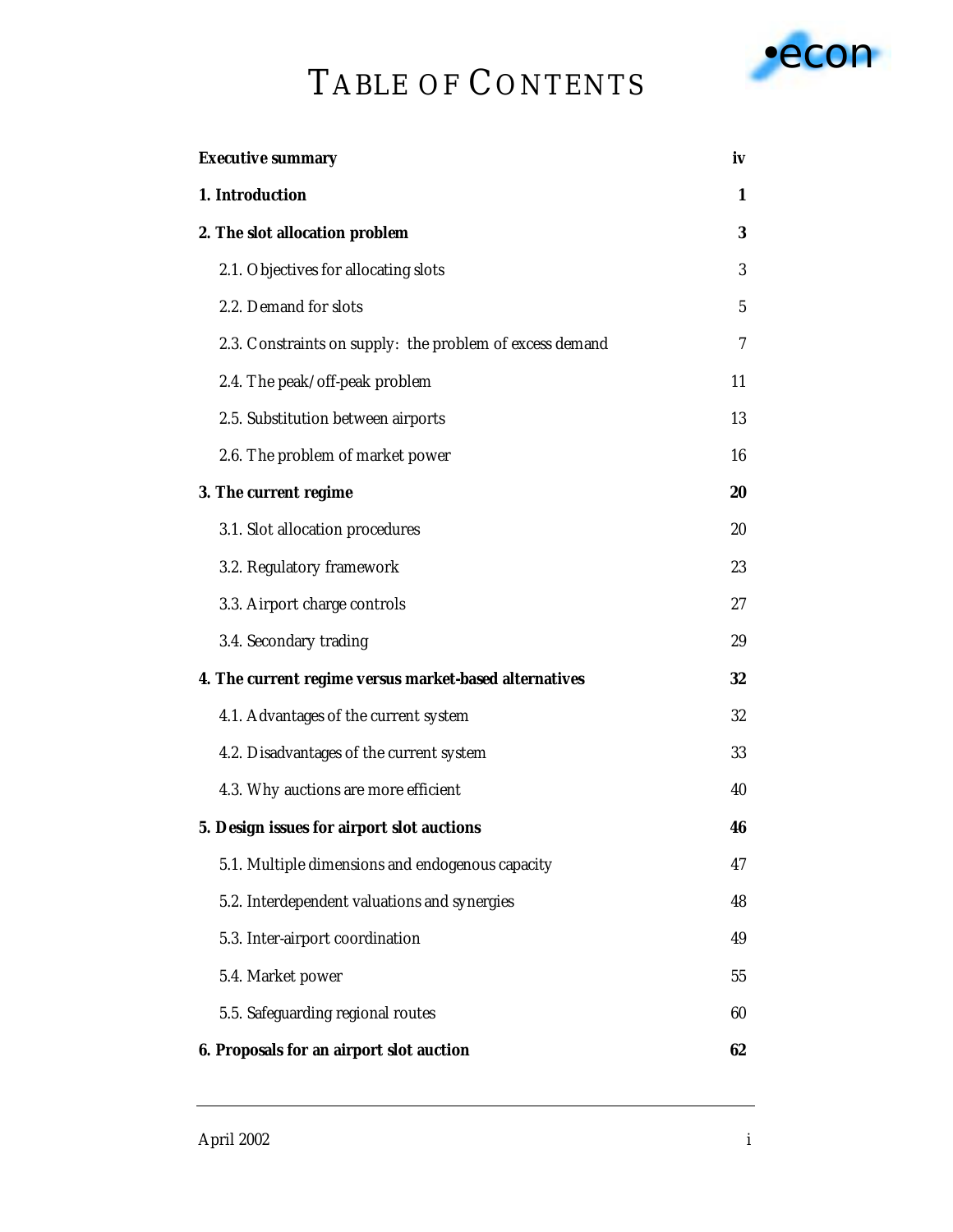# TABLE OF CONTENTS

| | |
|---|---|
| **Executive summary** | **iv** |
| **1. Introduction** | **1** |
| **2. The slot allocation problem** | **3** |
| 2.1. Objectives for allocating slots | 3 |
| 2.2. Demand for slots | 5 |
| 2.3. Constraints on supply: the problem of excess demand | 7 |
| 2.4. The peak/off-peak problem | 11 |
| 2.5. Substitution between airports | 13 |
| 2.6. The problem of market power | 16 |
| **3. The current regime** | **20** |
| 3.1. Slot allocation procedures | 20 |
| 3.2. Regulatory framework | 23 |
| 3.3. Airport charge controls | 27 |
| 3.4. Secondary trading | 29 |
| **4. The current regime versus market-based alternatives** | **32** |
| 4.1. Advantages of the current system | 32 |
| 4.2. Disadvantages of the current system | 33 |
| 4.3. Why auctions are more efficient | 40 |
| **5. Design issues for airport slot auctions** | **46** |
| 5.1. Multiple dimensions and endogenous capacity | 47 |
| 5.2. Interdependent valuations and synergies | 48 |
| 5.3. Inter-airport coordination | 49 |
| 5.4. Market power | 55 |
| 5.5. Safeguarding regional routes | 60 |
| **6. Proposals for an airport slot auction** | **62** |

April 2002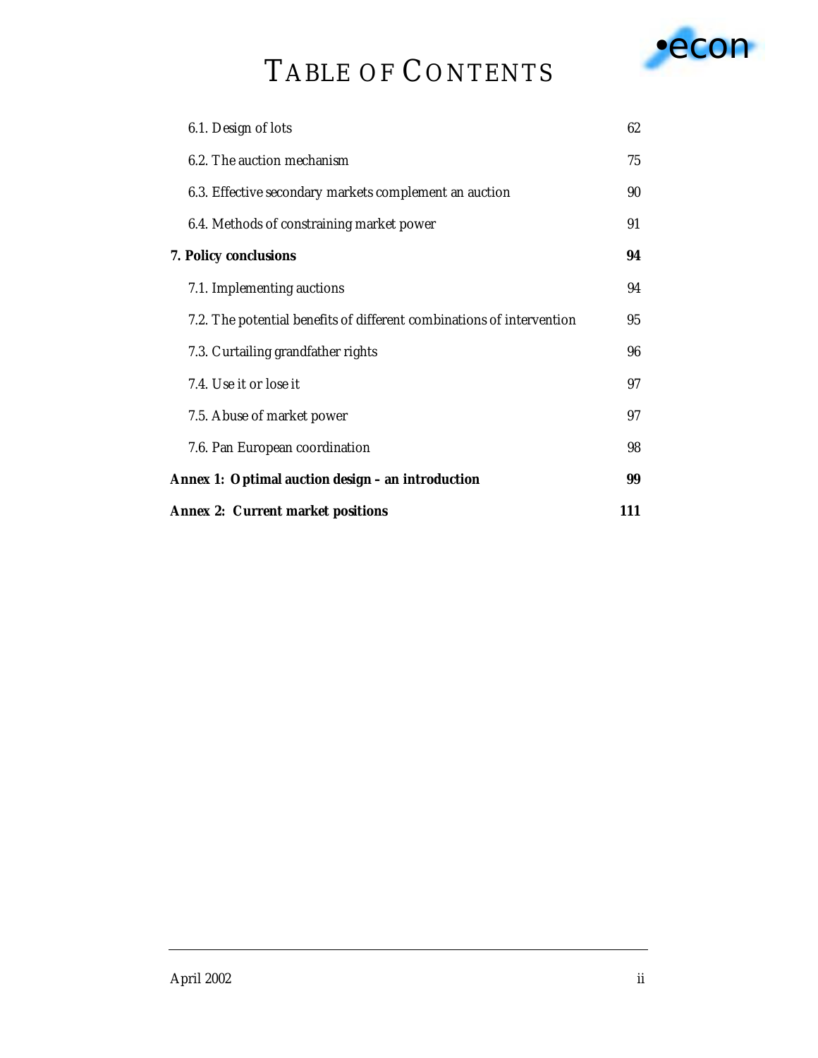# TABLE OF CONTENTS

| | |
|---|---|
| 6.1. Design of lots | 62 |
| 6.2. The auction mechanism | 75 |
| 6.3. Effective secondary markets complement an auction | 90 |
| 6.4. Methods of constraining market power | 91 |
| **7. Policy conclusions** | **94** |
| 7.1. Implementing auctions | 94 |
| 7.2. The potential benefits of different combinations of intervention | 95 |
| 7.3. Curtailing grandfather rights | 96 |
| 7.4. Use it or lose it | 97 |
| 7.5. Abuse of market power | 97 |
| 7.6. Pan European coordination | 98 |
| **Annex 1: Optimal auction design – an introduction** | **99** |
| **Annex 2: Current market positions** | **111** |

April 2002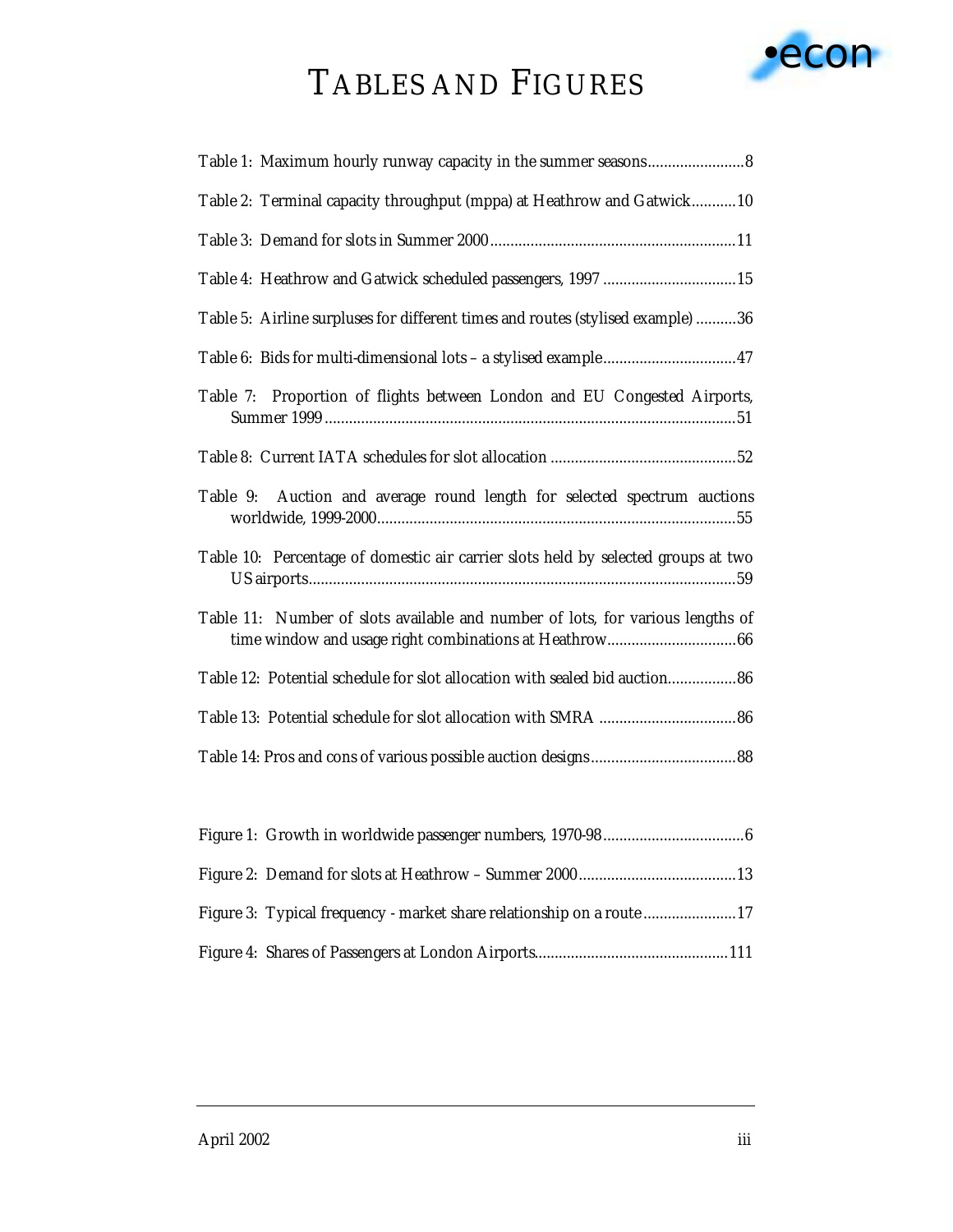# TABLES AND FIGURES

Table 1: Maximum hourly runway capacity in the summer seasons........................8

Table 2: Terminal capacity throughput (mppa) at Heathrow and Gatwick...........10

Table 3: Demand for slots in Summer 2000............................................................11

Table 4: Heathrow and Gatwick scheduled passengers, 1997 .................................15

Table 5: Airline surpluses for different times and routes (stylised example) ..........36

Table 6: Bids for multi-dimensional lots – a stylised example.................................47

Table 7: Proportion of flights between London and EU Congested Airports, Summer 1999.....................................................................................................51

Table 8: Current IATA schedules for slot allocation ..............................................52

Table 9: Auction and average round length for selected spectrum auctions worldwide, 1999-2000.........................................................................................55

Table 10: Percentage of domestic air carrier slots held by selected groups at two US airports..........................................................................................................59

Table 11: Number of slots available and number of lots, for various lengths of time window and usage right combinations at Heathrow................................66

Table 12: Potential schedule for slot allocation with sealed bid auction.................86

Table 13: Potential schedule for slot allocation with SMRA ..................................86

Table 14: Pros and cons of various possible auction designs....................................88

Figure 1: Growth in worldwide passenger numbers, 1970-98...................................6

Figure 2: Demand for slots at Heathrow – Summer 2000.......................................13

Figure 3: Typical frequency - market share relationship on a route.......................17

Figure 4: Shares of Passengers at London Airports...............................................111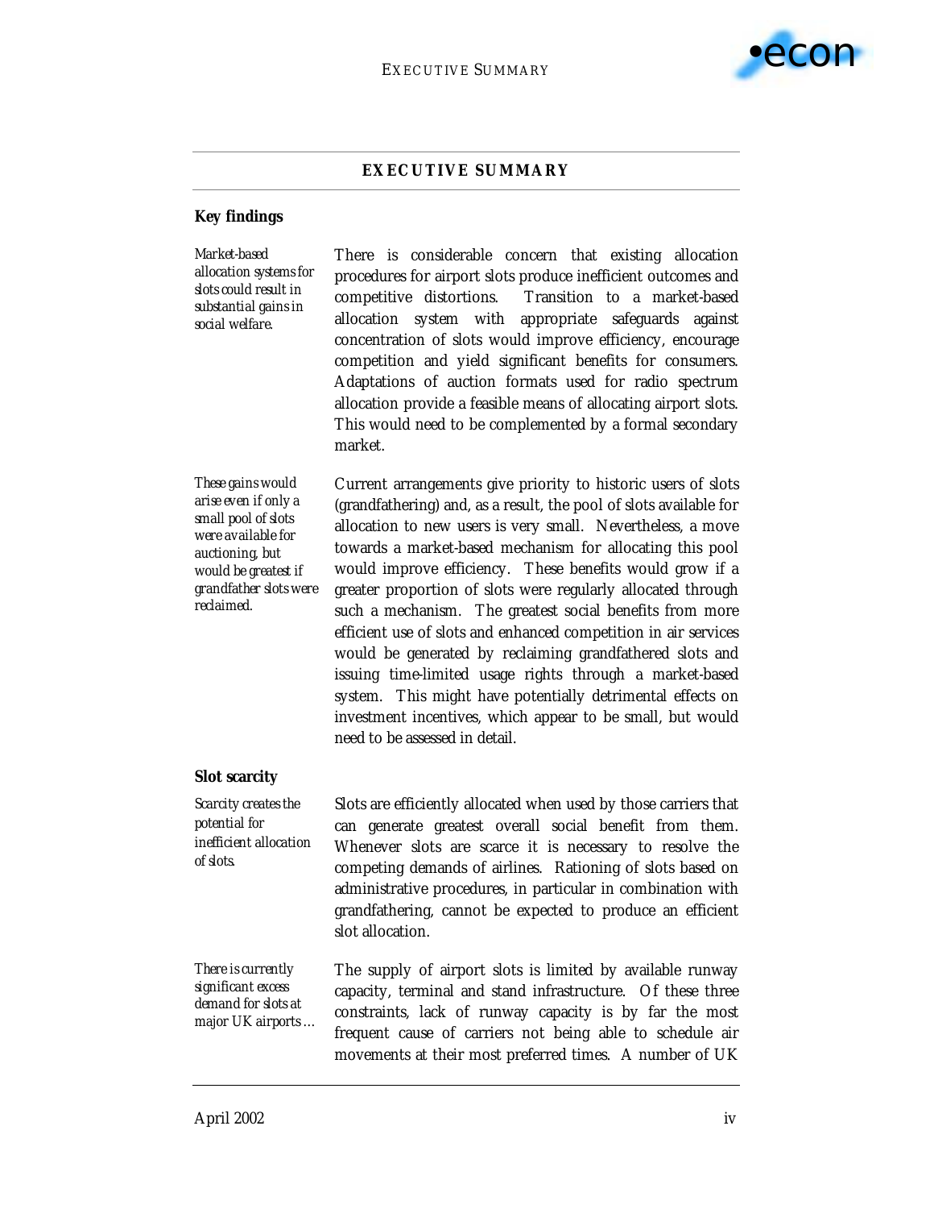## EXECUTIVE SUMMARY

### Key findings

*Market-based allocation systems for slots could result in substantial gains in social welfare.*

There is considerable concern that existing allocation procedures for airport slots produce inefficient outcomes and competitive distortions. Transition to a market-based allocation system with appropriate safeguards against concentration of slots would improve efficiency, encourage competition and yield significant benefits for consumers. Adaptations of auction formats used for radio spectrum allocation provide a feasible means of allocating airport slots. This would need to be complemented by a formal secondary market.

*These gains would arise even if only a small pool of slots were available for auctioning, but would be greatest if grandfather slots were reclaimed.*

Current arrangements give priority to historic users of slots (grandfathering) and, as a result, the pool of slots available for allocation to new users is very small. Nevertheless, a move towards a market-based mechanism for allocating this pool would improve efficiency. These benefits would grow if a greater proportion of slots were regularly allocated through such a mechanism. The greatest social benefits from more efficient use of slots and enhanced competition in air services would be generated by reclaiming grandfathered slots and issuing time-limited usage rights through a market-based system. This might have potentially detrimental effects on investment incentives, which appear to be small, but would need to be assessed in detail.

### Slot scarcity

*Scarcity creates the potential for inefficient allocation of slots.*

Slots are efficiently allocated when used by those carriers that can generate greatest overall social benefit from them. Whenever slots are scarce it is necessary to resolve the competing demands of airlines. Rationing of slots based on administrative procedures, in particular in combination with grandfathering, cannot be expected to produce an efficient slot allocation.

*There is currently significant excess demand for slots at major UK airports …*

The supply of airport slots is limited by available runway capacity, terminal and stand infrastructure. Of these three constraints, lack of runway capacity is by far the most frequent cause of carriers not being able to schedule air movements at their most preferred times. A number of UK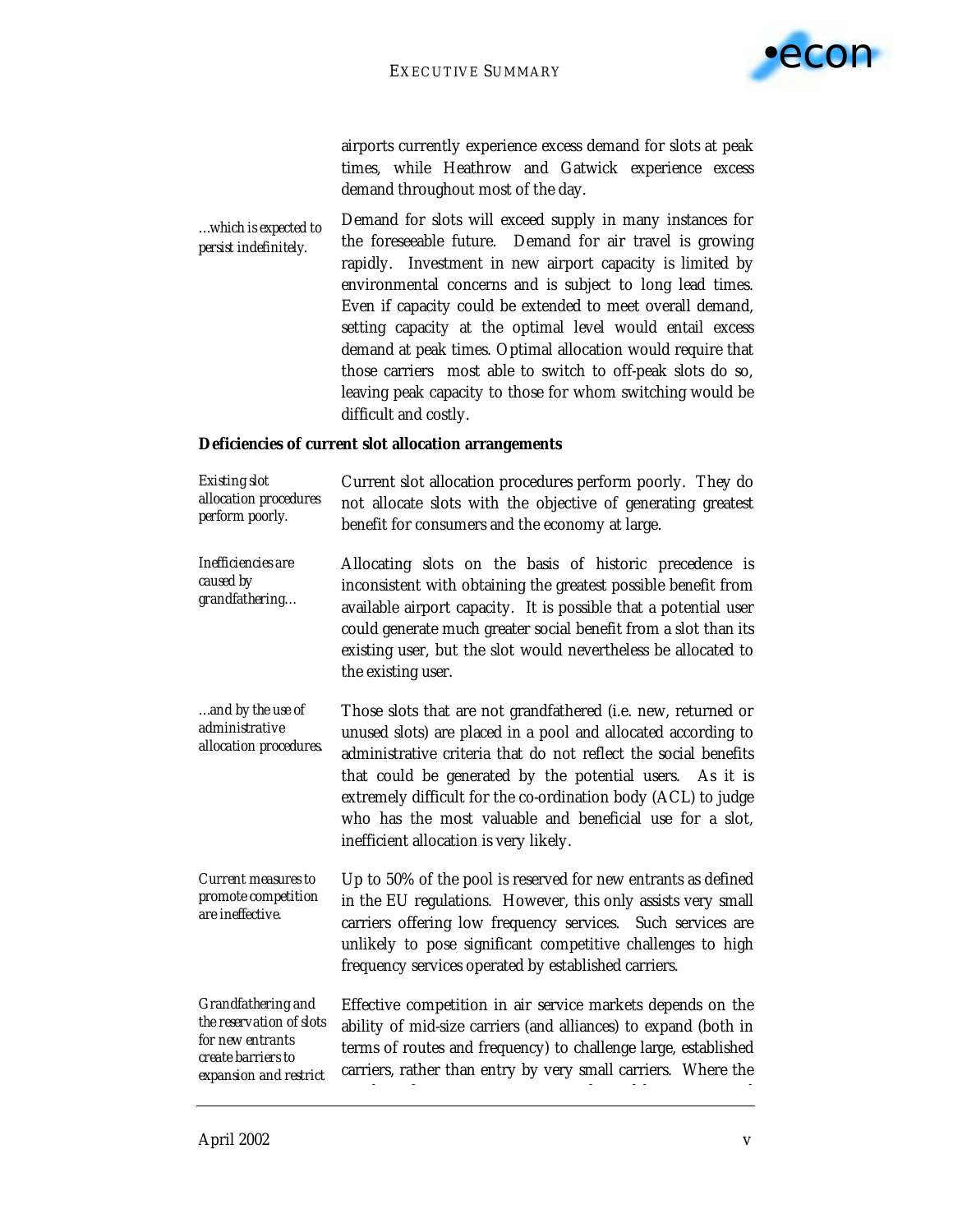airports currently experience excess demand for slots at peak times, while Heathrow and Gatwick experience excess demand throughout most of the day.

*…which is expected to persist indefinitely.*

Demand for slots will exceed supply in many instances for the foreseeable future. Demand for air travel is growing rapidly. Investment in new airport capacity is limited by environmental concerns and is subject to long lead times. Even if capacity could be extended to meet overall demand, setting capacity at the optimal level would entail excess demand at peak times. Optimal allocation would require that those carriers most able to switch to off-peak slots do so, leaving peak capacity to those for whom switching would be difficult and costly.

**Deficiencies of current slot allocation arrangements**

*Existing slot allocation procedures perform poorly.*

Current slot allocation procedures perform poorly. They do not allocate slots with the objective of generating greatest benefit for consumers and the economy at large.

*Inefficiencies are caused by grandfathering…*

Allocating slots on the basis of historic precedence is inconsistent with obtaining the greatest possible benefit from available airport capacity. It is possible that a potential user could generate much greater social benefit from a slot than its existing user, but the slot would nevertheless be allocated to the existing user.

*…and by the use of administrative allocation procedures.*

Those slots that are not grandfathered (i.e. new, returned or unused slots) are placed in a pool and allocated according to administrative criteria that do not reflect the social benefits that could be generated by the potential users. As it is extremely difficult for the co-ordination body (ACL) to judge who has the most valuable and beneficial use for a slot, inefficient allocation is very likely.

*Current measures to promote competition are ineffective.*

Up to 50% of the pool is reserved for new entrants as defined in the EU regulations. However, this only assists very small carriers offering low frequency services. Such services are unlikely to pose significant competitive challenges to high frequency services operated by established carriers.

*Grandfathering and the reservation of slots for new entrants create barriers to expansion and restrict*

Effective competition in air service markets depends on the ability of mid-size carriers (and alliances) to expand (both in terms of routes and frequency) to challenge large, established carriers, rather than entry by very small carriers. Where the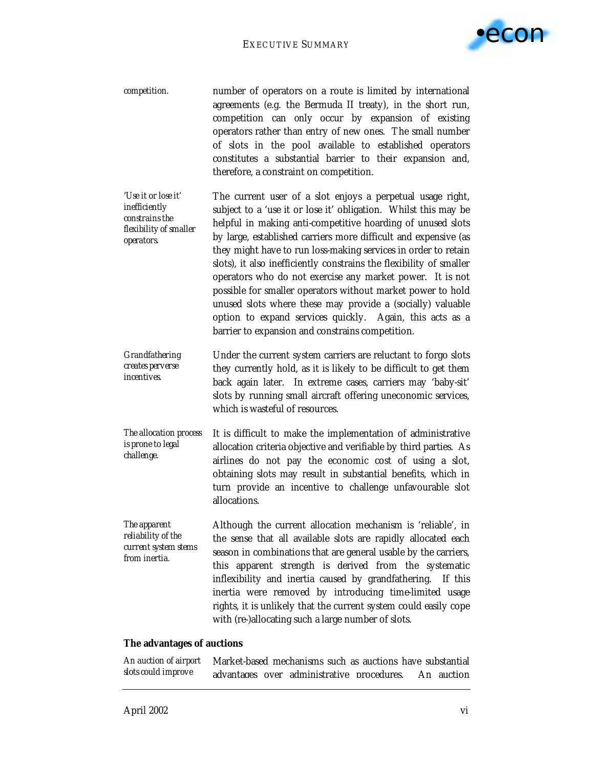*competition.*

number of operators on a route is limited by international agreements (e.g. the Bermuda II treaty), in the short run, competition can only occur by expansion of existing operators rather than entry of new ones. The small number of slots in the pool available to established operators constitutes a substantial barrier to their expansion and, therefore, a constraint on competition.

*'Use it or lose it' inefficiently constrains the flexibility of smaller operators.*

The current user of a slot enjoys a perpetual usage right, subject to a 'use it or lose it' obligation. Whilst this may be helpful in making anti-competitive hoarding of unused slots by large, established carriers more difficult and expensive (as they might have to run loss-making services in order to retain slots), it also inefficiently constrains the flexibility of smaller operators who do not exercise any market power. It is not possible for smaller operators without market power to hold unused slots where these may provide a (socially) valuable option to expand services quickly. Again, this acts as a barrier to expansion and constrains competition.

*Grandfathering creates perverse incentives.*

Under the current system carriers are reluctant to forgo slots they currently hold, as it is likely to be difficult to get them back again later. In extreme cases, carriers may 'baby-sit' slots by running small aircraft offering uneconomic services, which is wasteful of resources.

*The allocation process is prone to legal challenge.*

It is difficult to make the implementation of administrative allocation criteria objective and verifiable by third parties. As airlines do not pay the economic cost of using a slot, obtaining slots may result in substantial benefits, which in turn provide an incentive to challenge unfavourable slot allocations.

*The apparent reliability of the current system stems from inertia.*

Although the current allocation mechanism is 'reliable', in the sense that all available slots are rapidly allocated each season in combinations that are general usable by the carriers, this apparent strength is derived from the systematic inflexibility and inertia caused by grandfathering. If this inertia were removed by introducing time-limited usage rights, it is unlikely that the current system could easily cope with (re-)allocating such a large number of slots.

**The advantages of auctions**

*An auction of airport slots could improve*

Market-based mechanisms such as auctions have substantial advantages over administrative procedures. An auction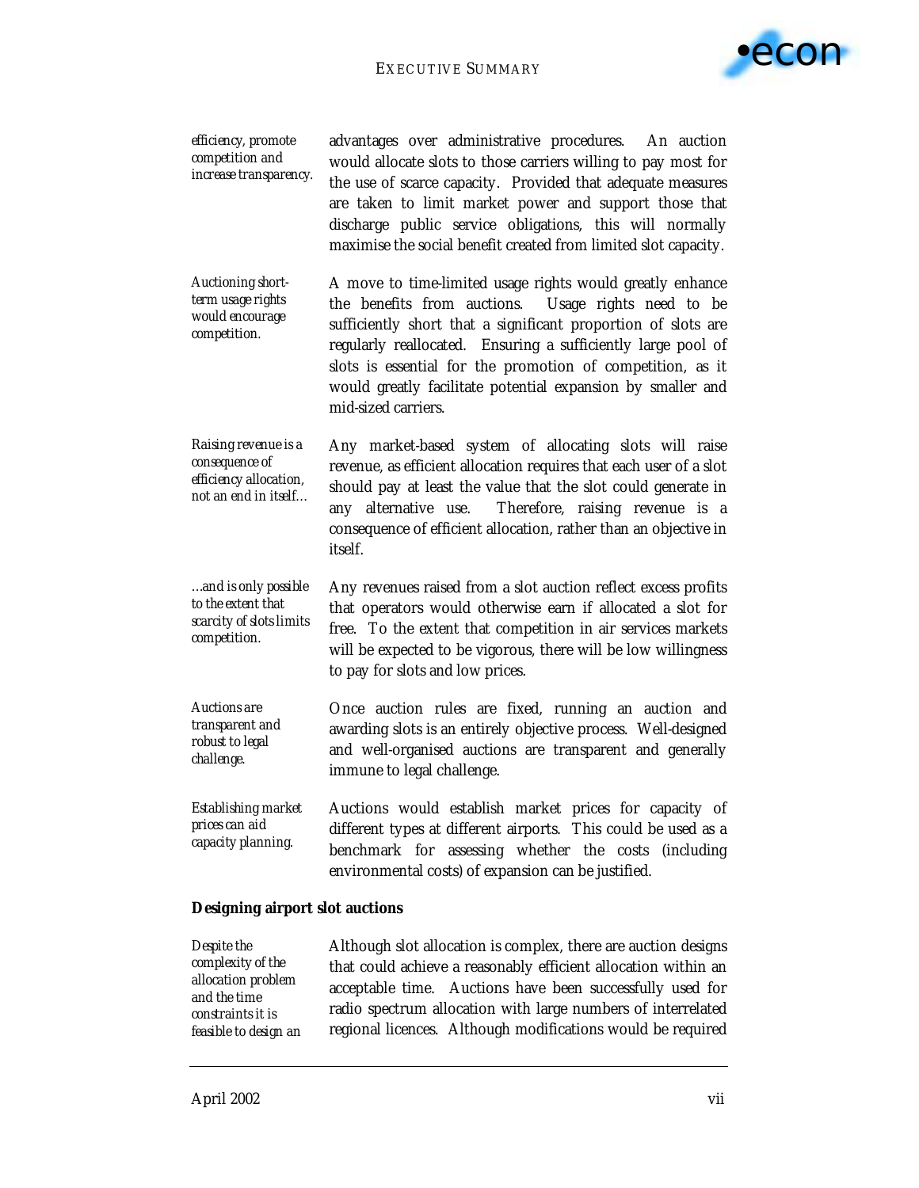*efficiency, promote competition and increase transparency.*

advantages over administrative procedures. An auction would allocate slots to those carriers willing to pay most for the use of scarce capacity. Provided that adequate measures are taken to limit market power and support those that discharge public service obligations, this will normally maximise the social benefit created from limited slot capacity.

*Auctioning short-term usage rights would encourage competition.*

A move to time-limited usage rights would greatly enhance the benefits from auctions. Usage rights need to be sufficiently short that a significant proportion of slots are regularly reallocated. Ensuring a sufficiently large pool of slots is essential for the promotion of competition, as it would greatly facilitate potential expansion by smaller and mid-sized carriers.

*Raising revenue is a consequence of efficiency allocation, not an end in itself…*

Any market-based system of allocating slots will raise revenue, as efficient allocation requires that each user of a slot should pay at least the value that the slot could generate in any alternative use. Therefore, raising revenue is a consequence of efficient allocation, rather than an objective in itself.

*…and is only possible to the extent that scarcity of slots limits competition.*

Any revenues raised from a slot auction reflect excess profits that operators would otherwise earn if allocated a slot for free. To the extent that competition in air services markets will be expected to be vigorous, there will be low willingness to pay for slots and low prices.

*Auctions are transparent and robust to legal challenge.*

Once auction rules are fixed, running an auction and awarding slots is an entirely objective process. Well-designed and well-organised auctions are transparent and generally immune to legal challenge.

*Establishing market prices can aid capacity planning.*

Auctions would establish market prices for capacity of different types at different airports. This could be used as a benchmark for assessing whether the costs (including environmental costs) of expansion can be justified.

**Designing airport slot auctions**

*Despite the complexity of the allocation problem and the time constraints it is feasible to design an*

Although slot allocation is complex, there are auction designs that could achieve a reasonably efficient allocation within an acceptable time. Auctions have been successfully used for radio spectrum allocation with large numbers of interrelated regional licences. Although modifications would be required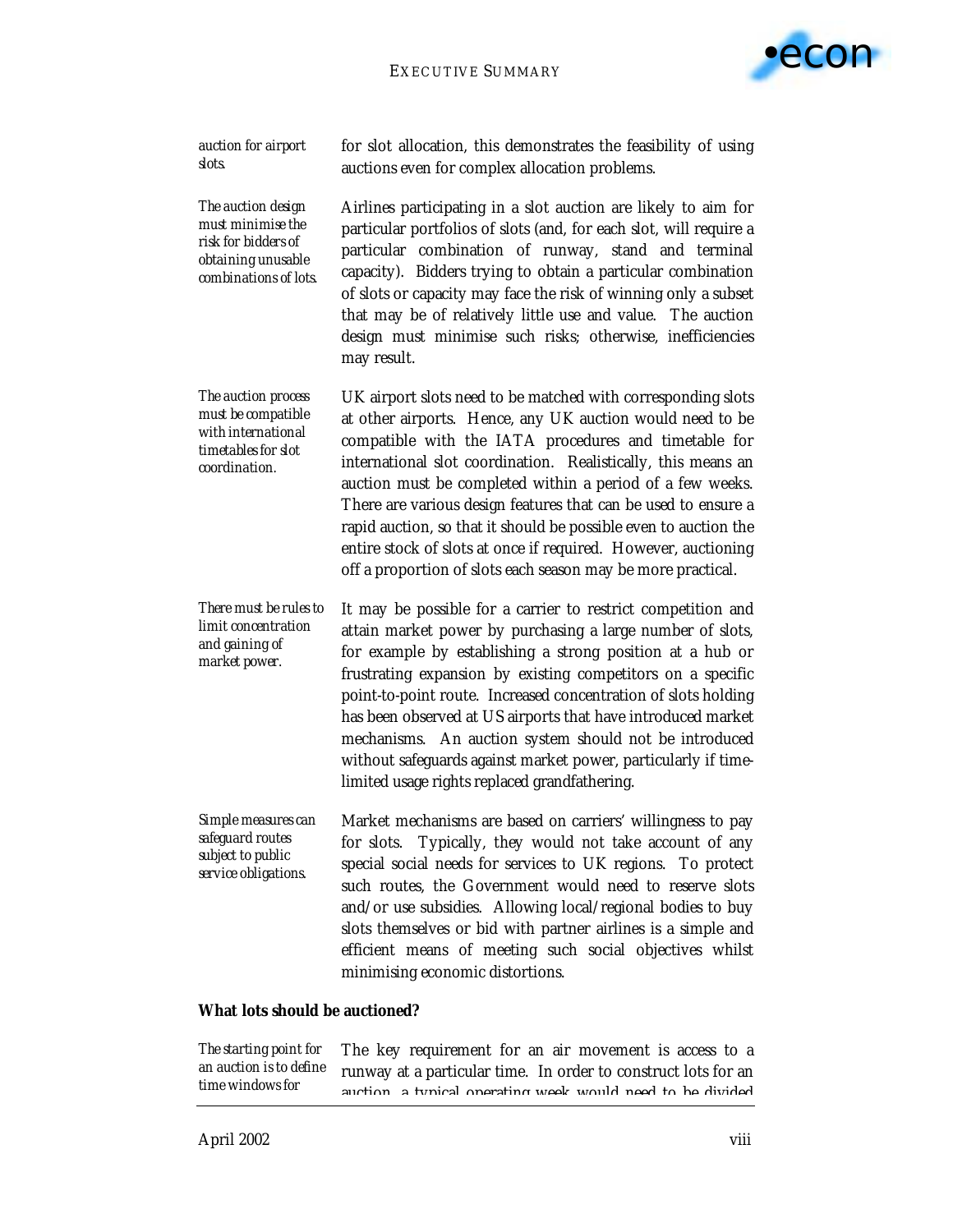*auction for airport slots.*

for slot allocation, this demonstrates the feasibility of using auctions even for complex allocation problems.

*The auction design must minimise the risk for bidders of obtaining unusable combinations of lots.*

Airlines participating in a slot auction are likely to aim for particular portfolios of slots (and, for each slot, will require a particular combination of runway, stand and terminal capacity). Bidders trying to obtain a particular combination of slots or capacity may face the risk of winning only a subset that may be of relatively little use and value. The auction design must minimise such risks; otherwise, inefficiencies may result.

*The auction process must be compatible with international timetables for slot coordination.*

UK airport slots need to be matched with corresponding slots at other airports. Hence, any UK auction would need to be compatible with the IATA procedures and timetable for international slot coordination. Realistically, this means an auction must be completed within a period of a few weeks. There are various design features that can be used to ensure a rapid auction, so that it should be possible even to auction the entire stock of slots at once if required. However, auctioning off a proportion of slots each season may be more practical.

*There must be rules to limit concentration and gaining of market power.*

It may be possible for a carrier to restrict competition and attain market power by purchasing a large number of slots, for example by establishing a strong position at a hub or frustrating expansion by existing competitors on a specific point-to-point route. Increased concentration of slots holding has been observed at US airports that have introduced market mechanisms. An auction system should not be introduced without safeguards against market power, particularly if time-limited usage rights replaced grandfathering.

*Simple measures can safeguard routes subject to public service obligations.*

Market mechanisms are based on carriers' willingness to pay for slots. Typically, they would not take account of any special social needs for services to UK regions. To protect such routes, the Government would need to reserve slots and/or use subsidies. Allowing local/regional bodies to buy slots themselves or bid with partner airlines is a simple and efficient means of meeting such social objectives whilst minimising economic distortions.

**What lots should be auctioned?**

*The starting point for an auction is to define time windows for*

The key requirement for an air movement is access to a runway at a particular time. In order to construct lots for an auction, a typical operating week would need to be divided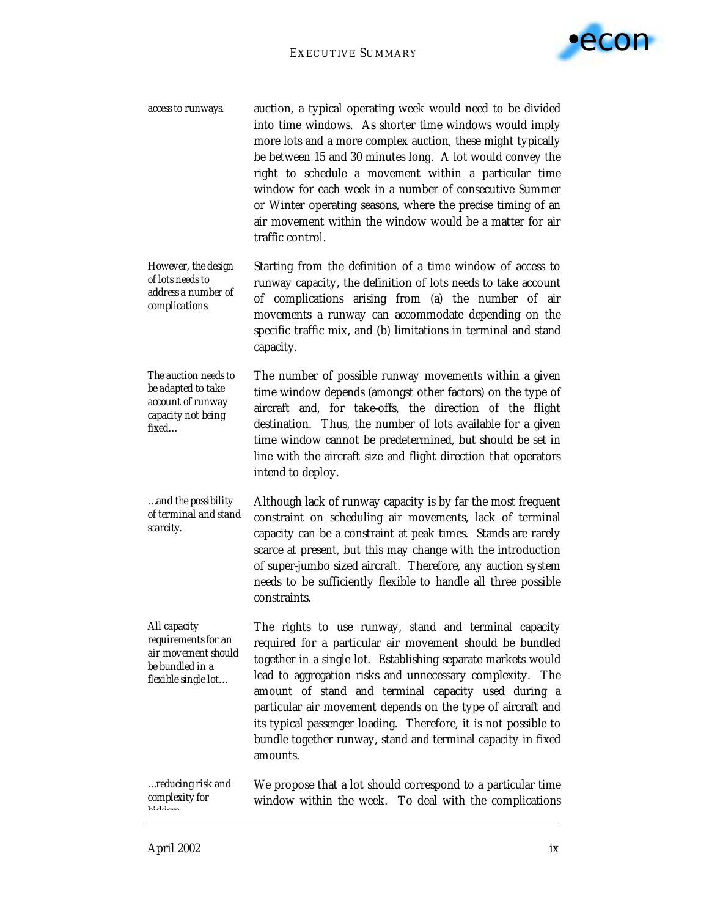*access to runways.*

auction, a typical operating week would need to be divided into time windows. As shorter time windows would imply more lots and a more complex auction, these might typically be between 15 and 30 minutes long. A lot would convey the right to schedule a movement within a particular time window for each week in a number of consecutive Summer or Winter operating seasons, where the precise timing of an air movement within the window would be a matter for air traffic control.

*However, the design of lots needs to address a number of complications.*

Starting from the definition of a time window of access to runway capacity, the definition of lots needs to take account of complications arising from (a) the number of air movements a runway can accommodate depending on the specific traffic mix, and (b) limitations in terminal and stand capacity.

*The auction needs to be adapted to take account of runway capacity not being fixed…*

The number of possible runway movements within a given time window depends (amongst other factors) on the type of aircraft and, for take-offs, the direction of the flight destination. Thus, the number of lots available for a given time window cannot be predetermined, but should be set in line with the aircraft size and flight direction that operators intend to deploy.

*…and the possibility of terminal and stand scarcity.*

Although lack of runway capacity is by far the most frequent constraint on scheduling air movements, lack of terminal capacity can be a constraint at peak times. Stands are rarely scarce at present, but this may change with the introduction of super-jumbo sized aircraft. Therefore, any auction system needs to be sufficiently flexible to handle all three possible constraints.

*All capacity requirements for an air movement should be bundled in a flexible single lot…*

The rights to use runway, stand and terminal capacity required for a particular air movement should be bundled together in a single lot. Establishing separate markets would lead to aggregation risks and unnecessary complexity. The amount of stand and terminal capacity used during a particular air movement depends on the type of aircraft and its typical passenger loading. Therefore, it is not possible to bundle together runway, stand and terminal capacity in fixed amounts.

*…reducing risk and complexity for bidders.*

We propose that a lot should correspond to a particular time window within the week. To deal with the complications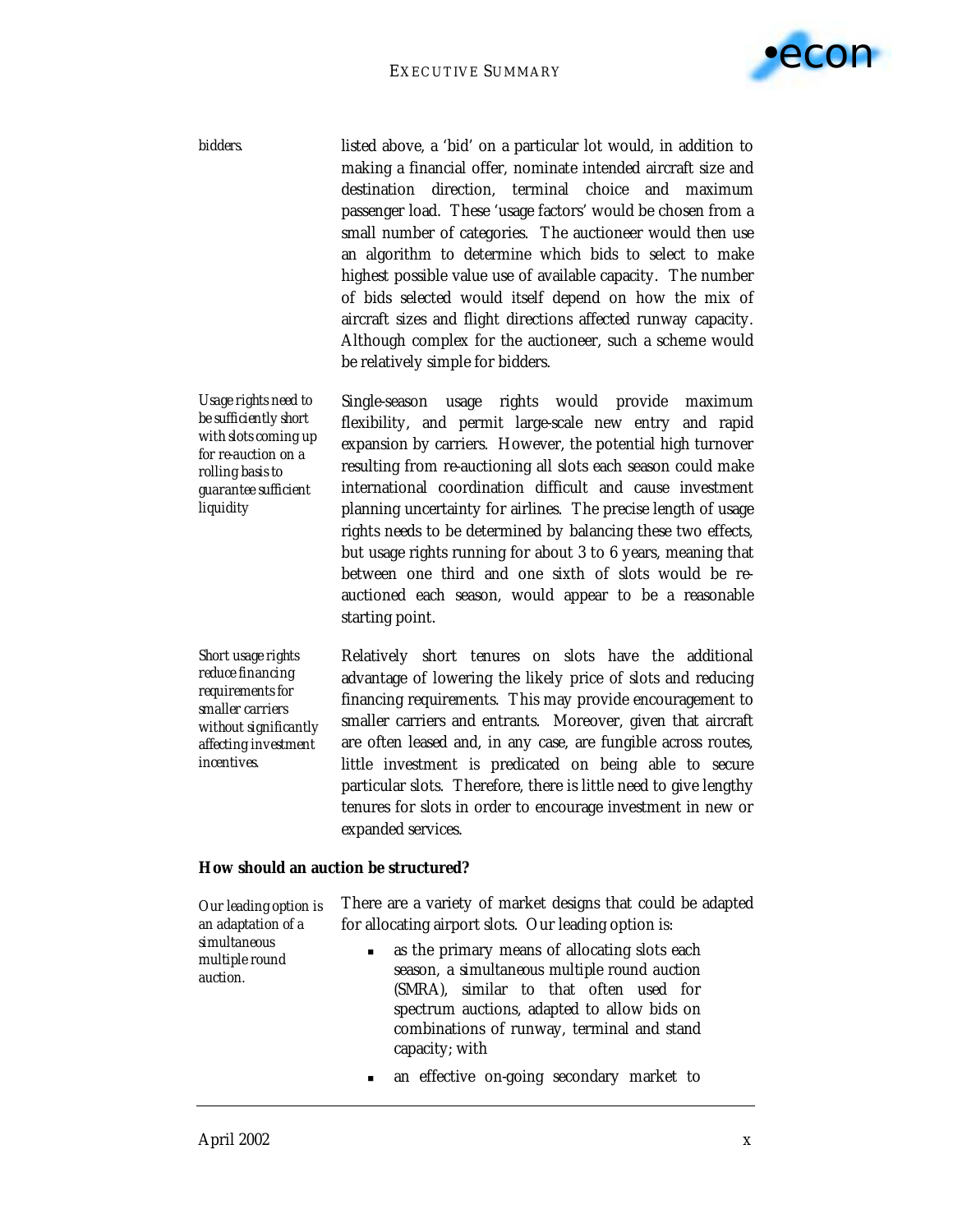*bidders.*

listed above, a 'bid' on a particular lot would, in addition to making a financial offer, nominate intended aircraft size and destination direction, terminal choice and maximum passenger load. These 'usage factors' would be chosen from a small number of categories. The auctioneer would then use an algorithm to determine which bids to select to make highest possible value use of available capacity. The number of bids selected would itself depend on how the mix of aircraft sizes and flight directions affected runway capacity. Although complex for the auctioneer, such a scheme would be relatively simple for bidders.

*Usage rights need to be sufficiently short with slots coming up for re-auction on a rolling basis to guarantee sufficient liquidity*

Single-season usage rights would provide maximum flexibility, and permit large-scale new entry and rapid expansion by carriers. However, the potential high turnover resulting from re-auctioning all slots each season could make international coordination difficult and cause investment planning uncertainty for airlines. The precise length of usage rights needs to be determined by balancing these two effects, but usage rights running for about 3 to 6 years, meaning that between one third and one sixth of slots would be re-auctioned each season, would appear to be a reasonable starting point.

*Short usage rights reduce financing requirements for smaller carriers without significantly affecting investment incentives.*

Relatively short tenures on slots have the additional advantage of lowering the likely price of slots and reducing financing requirements. This may provide encouragement to smaller carriers and entrants. Moreover, given that aircraft are often leased and, in any case, are fungible across routes, little investment is predicated on being able to secure particular slots. Therefore, there is little need to give lengthy tenures for slots in order to encourage investment in new or expanded services.

**How should an auction be structured?**

*Our leading option is an adaptation of a simultaneous multiple round auction.*

There are a variety of market designs that could be adapted for allocating airport slots. Our leading option is:

- as the primary means of allocating slots each season, a simultaneous multiple round auction (SMRA), similar to that often used for spectrum auctions, adapted to allow bids on combinations of runway, terminal and stand capacity; with
- an effective on-going secondary market to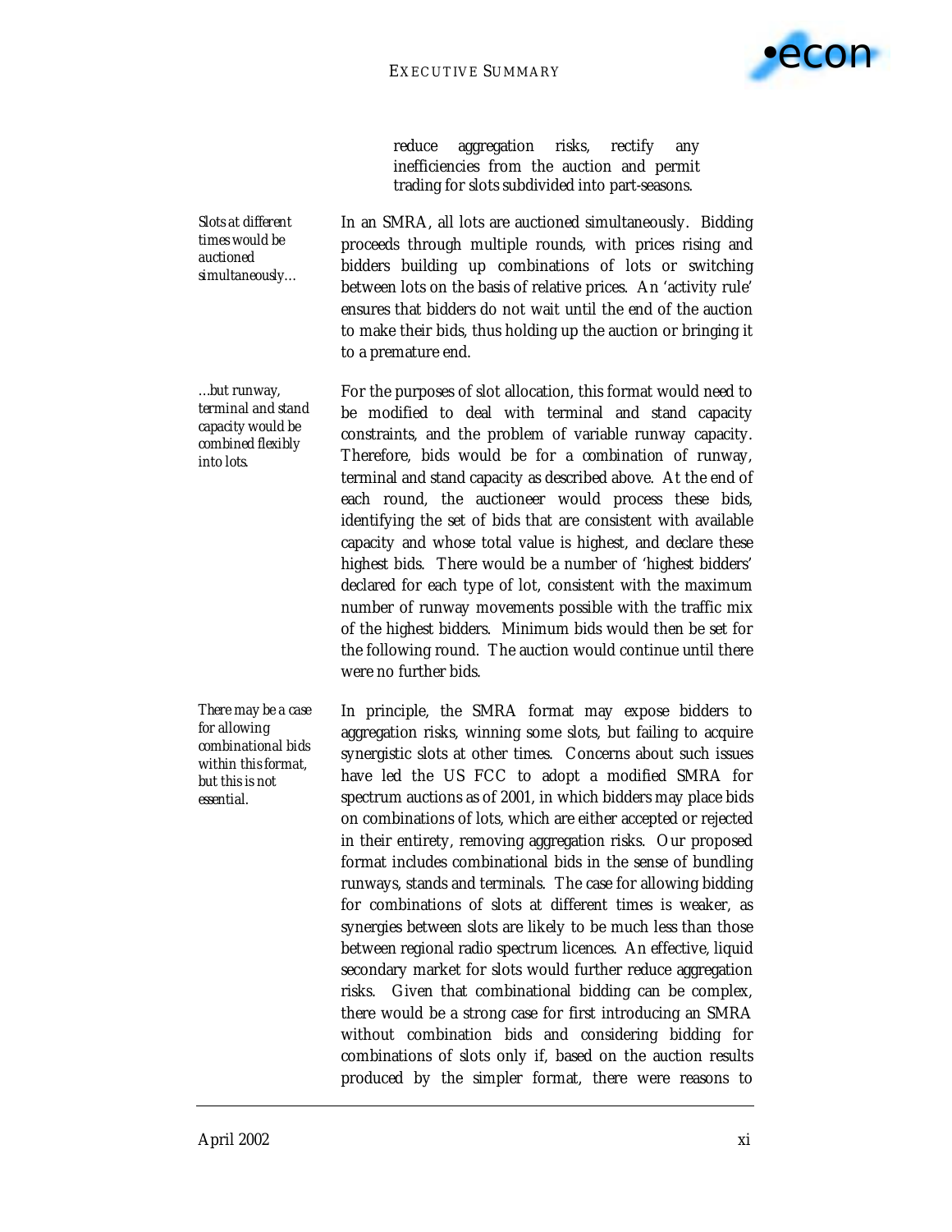reduce aggregation risks, rectify any inefficiencies from the auction and permit trading for slots subdivided into part-seasons.

*Slots at different times would be auctioned simultaneously…*

In an SMRA, all lots are auctioned simultaneously. Bidding proceeds through multiple rounds, with prices rising and bidders building up combinations of lots or switching between lots on the basis of relative prices. An 'activity rule' ensures that bidders do not wait until the end of the auction to make their bids, thus holding up the auction or bringing it to a premature end.

*…but runway, terminal and stand capacity would be combined flexibly into lots.*

For the purposes of slot allocation, this format would need to be modified to deal with terminal and stand capacity constraints, and the problem of variable runway capacity. Therefore, bids would be for a combination of runway, terminal and stand capacity as described above. At the end of each round, the auctioneer would process these bids, identifying the set of bids that are consistent with available capacity and whose total value is highest, and declare these highest bids. There would be a number of 'highest bidders' declared for each type of lot, consistent with the maximum number of runway movements possible with the traffic mix of the highest bidders. Minimum bids would then be set for the following round. The auction would continue until there were no further bids.

*There may be a case for allowing combinational bids within this format, but this is not essential.*

In principle, the SMRA format may expose bidders to aggregation risks, winning some slots, but failing to acquire synergistic slots at other times. Concerns about such issues have led the US FCC to adopt a modified SMRA for spectrum auctions as of 2001, in which bidders may place bids on combinations of lots, which are either accepted or rejected in their entirety, removing aggregation risks. Our proposed format includes combinational bids in the sense of bundling runways, stands and terminals. The case for allowing bidding for combinations of slots at different times is weaker, as synergies between slots are likely to be much less than those between regional radio spectrum licences. An effective, liquid secondary market for slots would further reduce aggregation risks. Given that combinational bidding can be complex, there would be a strong case for first introducing an SMRA without combination bids and considering bidding for combinations of slots only if, based on the auction results produced by the simpler format, there were reasons to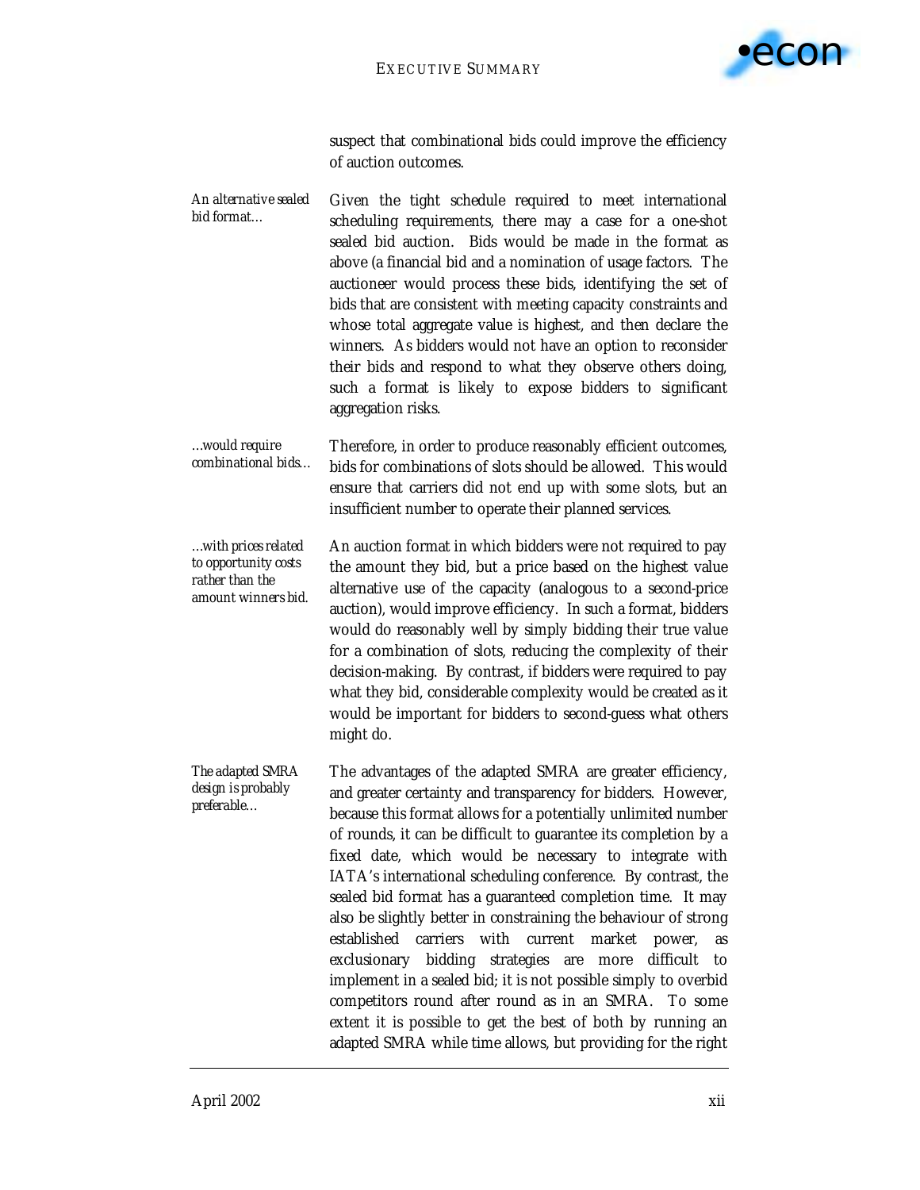suspect that combinational bids could improve the efficiency of auction outcomes.

*An alternative sealed bid format…*

Given the tight schedule required to meet international scheduling requirements, there may a case for a one-shot sealed bid auction. Bids would be made in the format as above (a financial bid and a nomination of usage factors. The auctioneer would process these bids, identifying the set of bids that are consistent with meeting capacity constraints and whose total aggregate value is highest, and then declare the winners. As bidders would not have an option to reconsider their bids and respond to what they observe others doing, such a format is likely to expose bidders to significant aggregation risks.

*…would require combinational bids…*

Therefore, in order to produce reasonably efficient outcomes, bids for combinations of slots should be allowed. This would ensure that carriers did not end up with some slots, but an insufficient number to operate their planned services.

*…with prices related to opportunity costs rather than the amount winners bid.*

An auction format in which bidders were not required to pay the amount they bid, but a price based on the highest value alternative use of the capacity (analogous to a second-price auction), would improve efficiency. In such a format, bidders would do reasonably well by simply bidding their true value for a combination of slots, reducing the complexity of their decision-making. By contrast, if bidders were required to pay what they bid, considerable complexity would be created as it would be important for bidders to second-guess what others might do.

*The adapted SMRA design is probably preferable…*

The advantages of the adapted SMRA are greater efficiency, and greater certainty and transparency for bidders. However, because this format allows for a potentially unlimited number of rounds, it can be difficult to guarantee its completion by a fixed date, which would be necessary to integrate with IATA's international scheduling conference. By contrast, the sealed bid format has a guaranteed completion time. It may also be slightly better in constraining the behaviour of strong established carriers with current market power, as exclusionary bidding strategies are more difficult to implement in a sealed bid; it is not possible simply to overbid competitors round after round as in an SMRA. To some extent it is possible to get the best of both by running an adapted SMRA while time allows, but providing for the right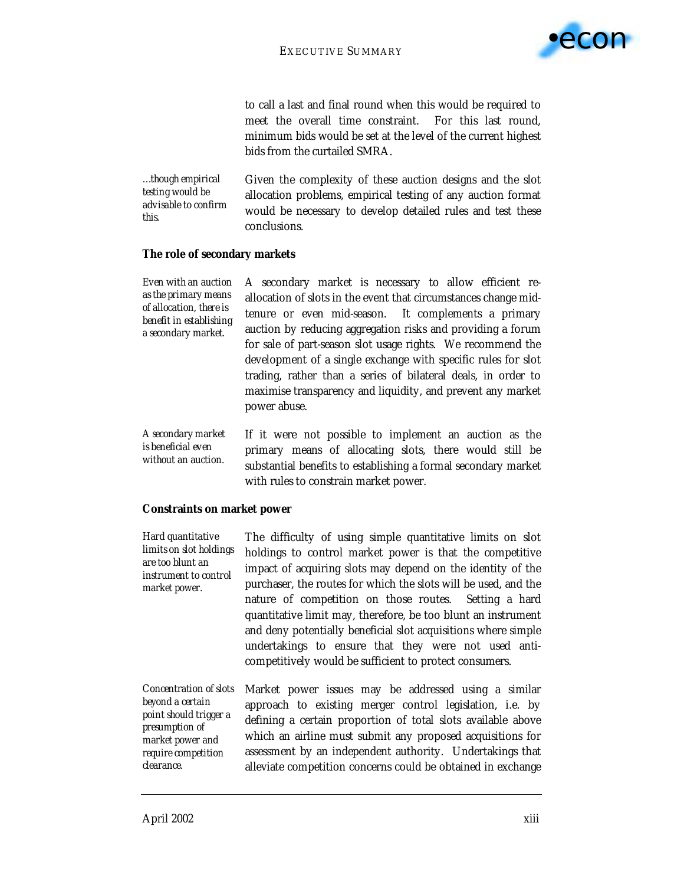to call a last and final round when this would be required to meet the overall time constraint. For this last round, minimum bids would be set at the level of the current highest bids from the curtailed SMRA.

*…though empirical testing would be advisable to confirm this.*

Given the complexity of these auction designs and the slot allocation problems, empirical testing of any auction format would be necessary to develop detailed rules and test these conclusions.

**The role of secondary markets**

*Even with an auction as the primary means of allocation, there is benefit in establishing a secondary market.*

A secondary market is necessary to allow efficient re-allocation of slots in the event that circumstances change mid-tenure or even mid-season. It complements a primary auction by reducing aggregation risks and providing a forum for sale of part-season slot usage rights. We recommend the development of a single exchange with specific rules for slot trading, rather than a series of bilateral deals, in order to maximise transparency and liquidity, and prevent any market power abuse.

*A secondary market is beneficial even without an auction.*

If it were not possible to implement an auction as the primary means of allocating slots, there would still be substantial benefits to establishing a formal secondary market with rules to constrain market power.

**Constraints on market power**

*Hard quantitative limits on slot holdings are too blunt an instrument to control market power.*

The difficulty of using simple quantitative limits on slot holdings to control market power is that the competitive impact of acquiring slots may depend on the identity of the purchaser, the routes for which the slots will be used, and the nature of competition on those routes. Setting a hard quantitative limit may, therefore, be too blunt an instrument and deny potentially beneficial slot acquisitions where simple undertakings to ensure that they were not used anti-competitively would be sufficient to protect consumers.

*Concentration of slots beyond a certain point should trigger a presumption of market power and require competition clearance.*

Market power issues may be addressed using a similar approach to existing merger control legislation, i.e. by defining a certain proportion of total slots available above which an airline must submit any proposed acquisitions for assessment by an independent authority. Undertakings that alleviate competition concerns could be obtained in exchange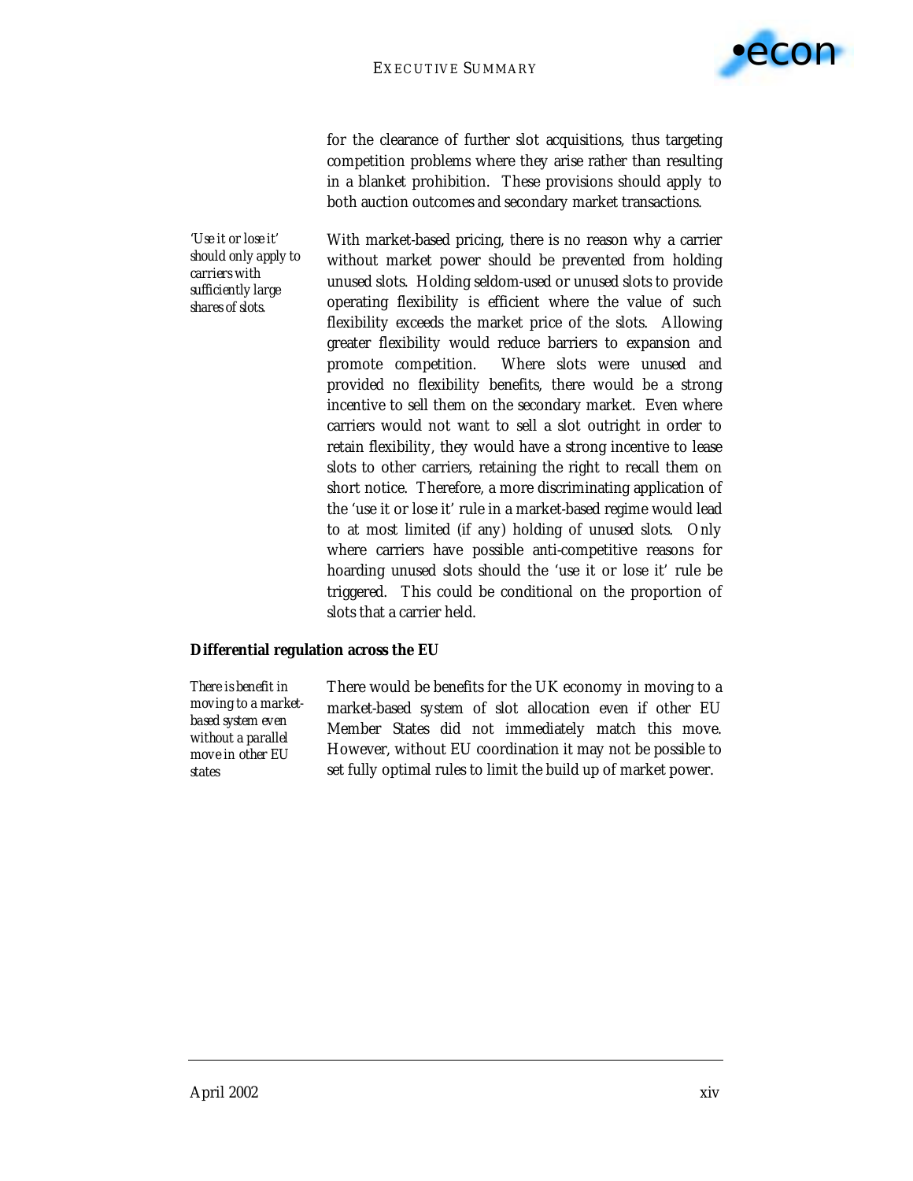for the clearance of further slot acquisitions, thus targeting competition problems where they arise rather than resulting in a blanket prohibition. These provisions should apply to both auction outcomes and secondary market transactions.

*'Use it or lose it' should only apply to carriers with sufficiently large shares of slots.*

With market-based pricing, there is no reason why a carrier without market power should be prevented from holding unused slots. Holding seldom-used or unused slots to provide operating flexibility is efficient where the value of such flexibility exceeds the market price of the slots. Allowing greater flexibility would reduce barriers to expansion and promote competition. Where slots were unused and provided no flexibility benefits, there would be a strong incentive to sell them on the secondary market. Even where carriers would not want to sell a slot outright in order to retain flexibility, they would have a strong incentive to lease slots to other carriers, retaining the right to recall them on short notice. Therefore, a more discriminating application of the 'use it or lose it' rule in a market-based regime would lead to at most limited (if any) holding of unused slots. Only where carriers have possible anti-competitive reasons for hoarding unused slots should the 'use it or lose it' rule be triggered. This could be conditional on the proportion of slots that a carrier held.

**Differential regulation across the EU**

*There is benefit in moving to a market-based system even without a parallel move in other EU states*

There would be benefits for the UK economy in moving to a market-based system of slot allocation even if other EU Member States did not immediately match this move. However, without EU coordination it may not be possible to set fully optimal rules to limit the build up of market power.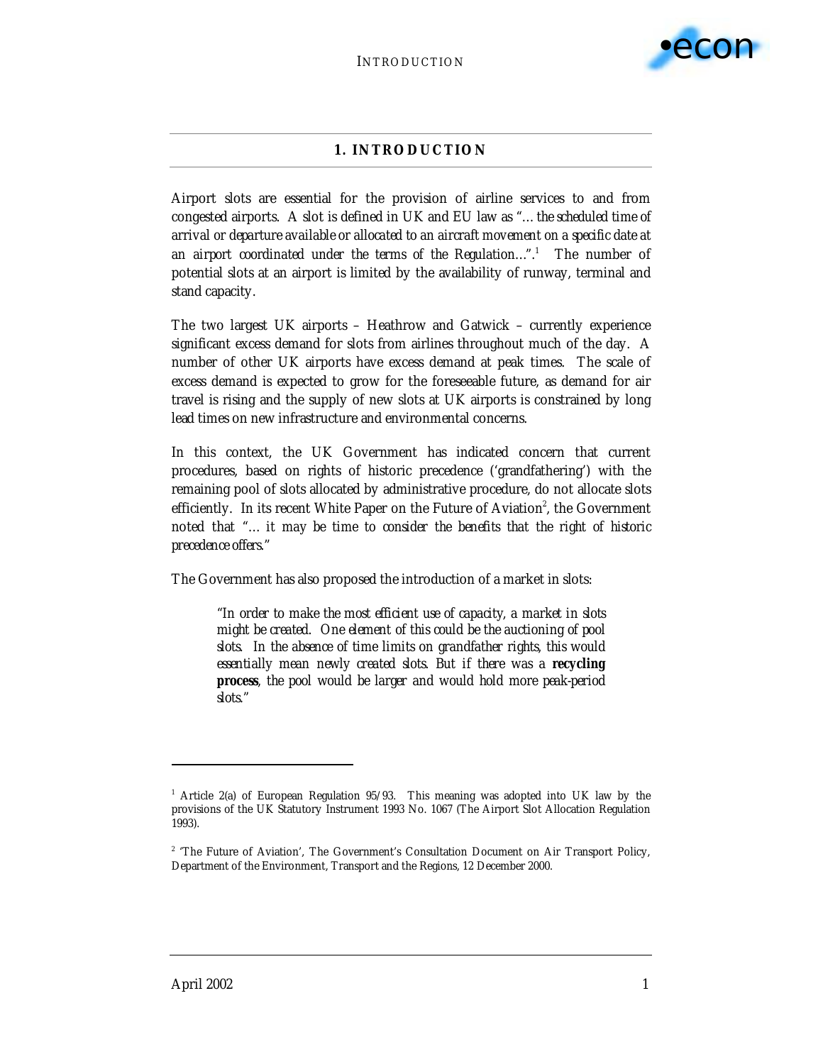# 1. INTRODUCTION

Airport slots are essential for the provision of airline services to and from congested airports. A slot is defined in UK and EU law as "*… the scheduled time of arrival or departure available or allocated to an aircraft movement on a specific date at an airport coordinated under the terms of the Regulation…*".[1] The number of potential slots at an airport is limited by the availability of runway, terminal and stand capacity.

The two largest UK airports – Heathrow and Gatwick – currently experience significant excess demand for slots from airlines throughout much of the day. A number of other UK airports have excess demand at peak times. The scale of excess demand is expected to grow for the foreseeable future, as demand for air travel is rising and the supply of new slots at UK airports is constrained by long lead times on new infrastructure and environmental concerns.

In this context, the UK Government has indicated concern that current procedures, based on rights of historic precedence ('grandfathering') with the remaining pool of slots allocated by administrative procedure, do not allocate slots efficiently. In its recent White Paper on the Future of Aviation[2], the Government noted that "*… it may be time to consider the benefits that the right of historic precedence offers.*"

The Government has also proposed the introduction of a market in slots:

> "*In order to make the most efficient use of capacity, a market in slots might be created. One element of this could be the auctioning of pool slots. In the absence of time limits on grandfather rights, this would essentially mean newly created slots. But if there was a* ***recycling process****, the pool would be larger and would hold more peak-period slots.*"

---

[1] Article 2(a) of European Regulation 95/93. This meaning was adopted into UK law by the provisions of the UK Statutory Instrument 1993 No. 1067 (The Airport Slot Allocation Regulation 1993).

[2] 'The Future of Aviation', The Government's Consultation Document on Air Transport Policy, Department of the Environment, Transport and the Regions, 12 December 2000.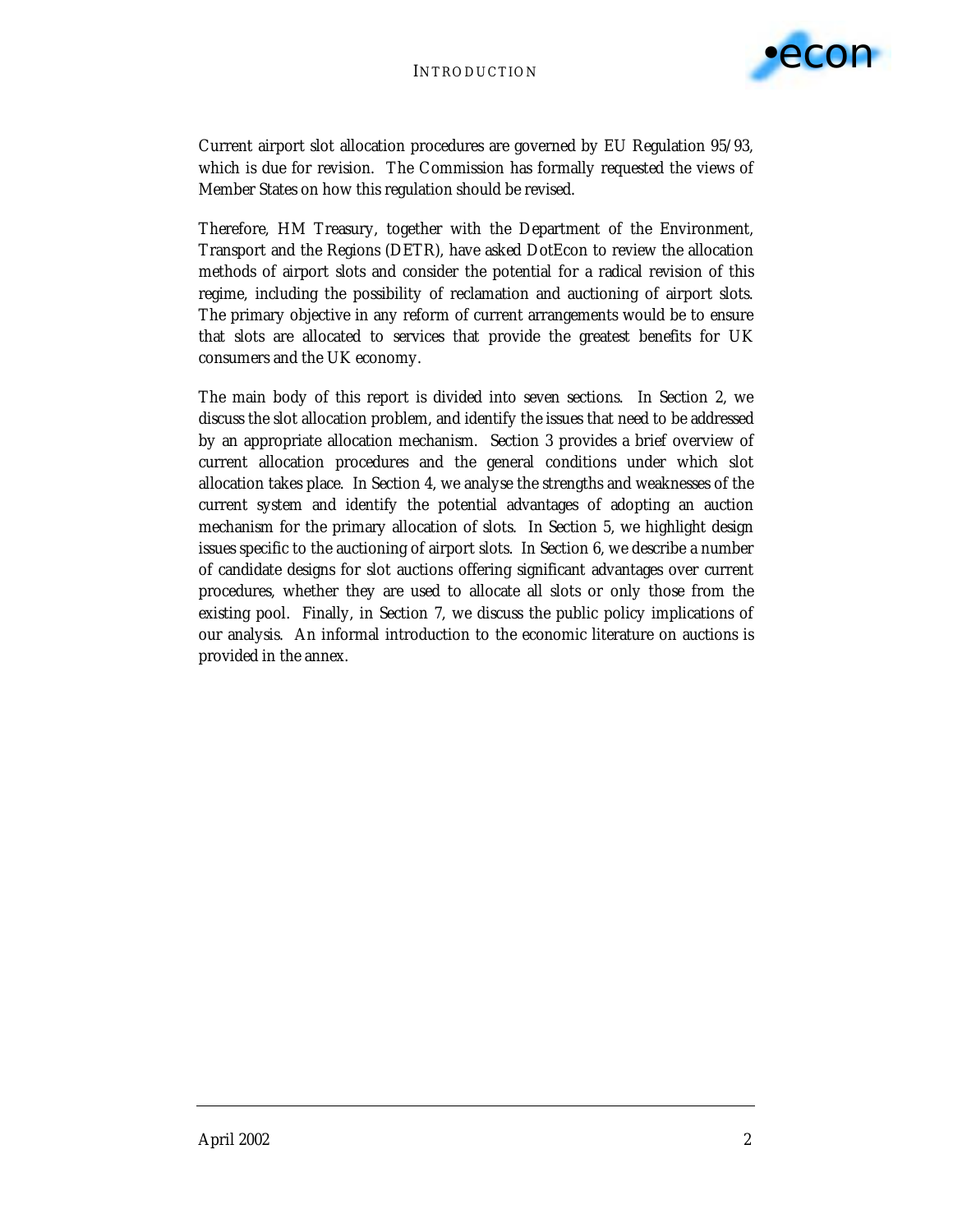Current airport slot allocation procedures are governed by EU Regulation 95/93, which is due for revision. The Commission has formally requested the views of Member States on how this regulation should be revised.

Therefore, HM Treasury, together with the Department of the Environment, Transport and the Regions (DETR), have asked DotEcon to review the allocation methods of airport slots and consider the potential for a radical revision of this regime, including the possibility of reclamation and auctioning of airport slots. The primary objective in any reform of current arrangements would be to ensure that slots are allocated to services that provide the greatest benefits for UK consumers and the UK economy.

The main body of this report is divided into seven sections. In Section 2, we discuss the slot allocation problem, and identify the issues that need to be addressed by an appropriate allocation mechanism. Section 3 provides a brief overview of current allocation procedures and the general conditions under which slot allocation takes place. In Section 4, we analyse the strengths and weaknesses of the current system and identify the potential advantages of adopting an auction mechanism for the primary allocation of slots. In Section 5, we highlight design issues specific to the auctioning of airport slots. In Section 6, we describe a number of candidate designs for slot auctions offering significant advantages over current procedures, whether they are used to allocate all slots or only those from the existing pool. Finally, in Section 7, we discuss the public policy implications of our analysis. An informal introduction to the economic literature on auctions is provided in the annex.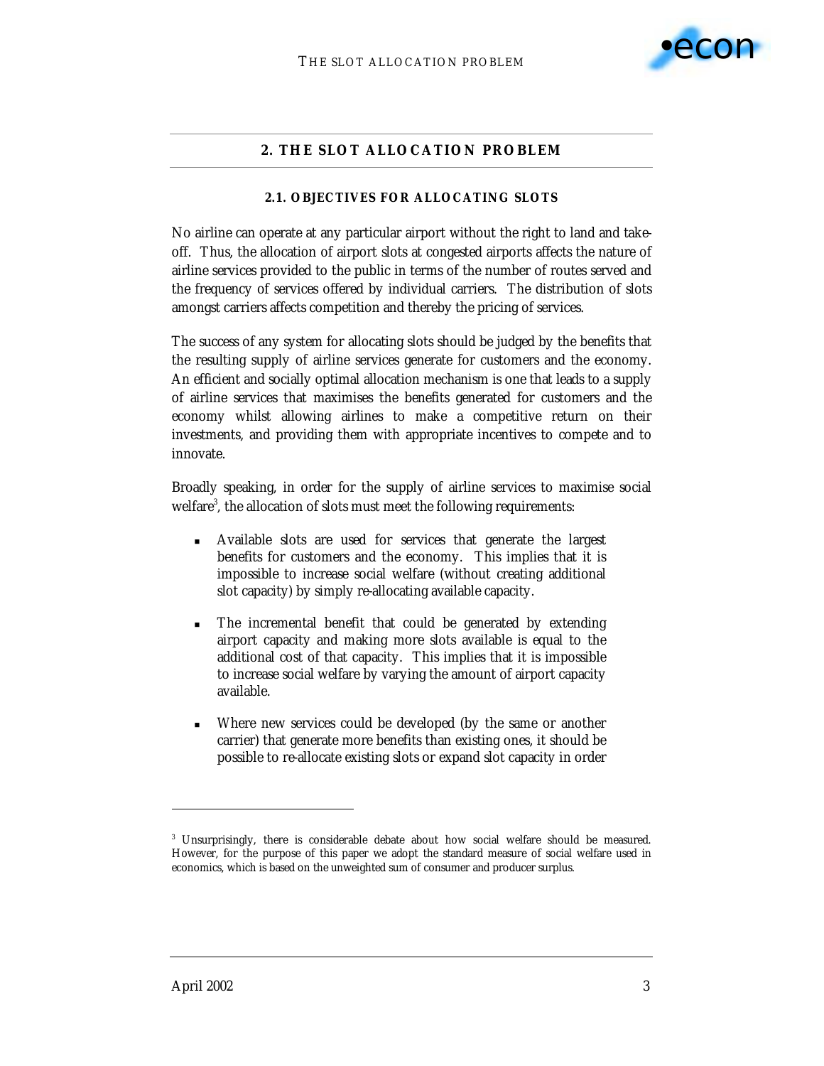## 2. THE SLOT ALLOCATION PROBLEM

### 2.1. OBJECTIVES FOR ALLOCATING SLOTS

No airline can operate at any particular airport without the right to land and take-off. Thus, the allocation of airport slots at congested airports affects the nature of airline services provided to the public in terms of the number of routes served and the frequency of services offered by individual carriers. The distribution of slots amongst carriers affects competition and thereby the pricing of services.

The success of any system for allocating slots should be judged by the benefits that the resulting supply of airline services generate for customers and the economy. An efficient and socially optimal allocation mechanism is one that leads to a supply of airline services that maximises the benefits generated for customers and the economy whilst allowing airlines to make a competitive return on their investments, and providing them with appropriate incentives to compete and to innovate.

Broadly speaking, in order for the supply of airline services to maximise social welfare[3], the allocation of slots must meet the following requirements:

- Available slots are used for services that generate the largest benefits for customers and the economy. This implies that it is impossible to increase social welfare (without creating additional slot capacity) by simply re-allocating available capacity.
- The incremental benefit that could be generated by extending airport capacity and making more slots available is equal to the additional cost of that capacity. This implies that it is impossible to increase social welfare by varying the amount of airport capacity available.
- Where new services could be developed (by the same or another carrier) that generate more benefits than existing ones, it should be possible to re-allocate existing slots or expand slot capacity in order

[3] Unsurprisingly, there is considerable debate about how social welfare should be measured. However, for the purpose of this paper we adopt the standard measure of social welfare used in economics, which is based on the unweighted sum of consumer and producer surplus.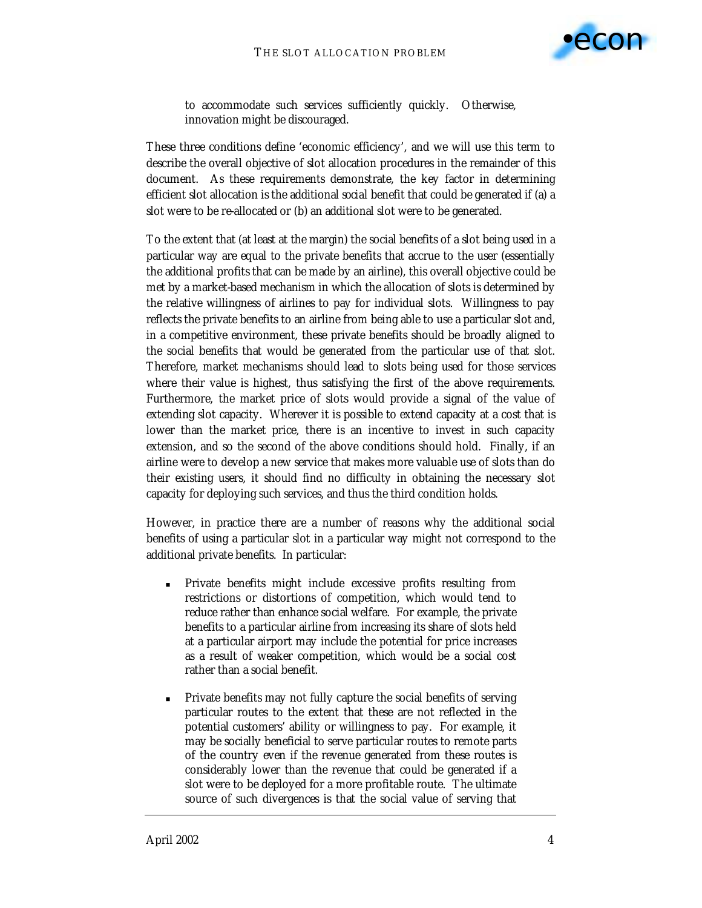to accommodate such services sufficiently quickly. Otherwise, innovation might be discouraged.

These three conditions define 'economic efficiency', and we will use this term to describe the overall objective of slot allocation procedures in the remainder of this document. As these requirements demonstrate, the key factor in determining efficient slot allocation is the additional social benefit that could be generated if (a) a slot were to be re-allocated or (b) an additional slot were to be generated.

To the extent that (at least at the margin) the social benefits of a slot being used in a particular way are equal to the private benefits that accrue to the user (essentially the additional profits that can be made by an airline), this overall objective could be met by a market-based mechanism in which the allocation of slots is determined by the relative willingness of airlines to pay for individual slots. Willingness to pay reflects the private benefits to an airline from being able to use a particular slot and, in a competitive environment, these private benefits should be broadly aligned to the social benefits that would be generated from the particular use of that slot. Therefore, market mechanisms should lead to slots being used for those services where their value is highest, thus satisfying the first of the above requirements. Furthermore, the market price of slots would provide a signal of the value of extending slot capacity. Wherever it is possible to extend capacity at a cost that is lower than the market price, there is an incentive to invest in such capacity extension, and so the second of the above conditions should hold. Finally, if an airline were to develop a new service that makes more valuable use of slots than do their existing users, it should find no difficulty in obtaining the necessary slot capacity for deploying such services, and thus the third condition holds.

However, in practice there are a number of reasons why the additional social benefits of using a particular slot in a particular way might not correspond to the additional private benefits. In particular:

- Private benefits might include excessive profits resulting from restrictions or distortions of competition, which would tend to reduce rather than enhance social welfare. For example, the private benefits to a particular airline from increasing its share of slots held at a particular airport may include the potential for price increases as a result of weaker competition, which would be a social cost rather than a social benefit.

- Private benefits may not fully capture the social benefits of serving particular routes to the extent that these are not reflected in the potential customers' ability or willingness to pay. For example, it may be socially beneficial to serve particular routes to remote parts of the country even if the revenue generated from these routes is considerably lower than the revenue that could be generated if a slot were to be deployed for a more profitable route. The ultimate source of such divergences is that the social value of serving that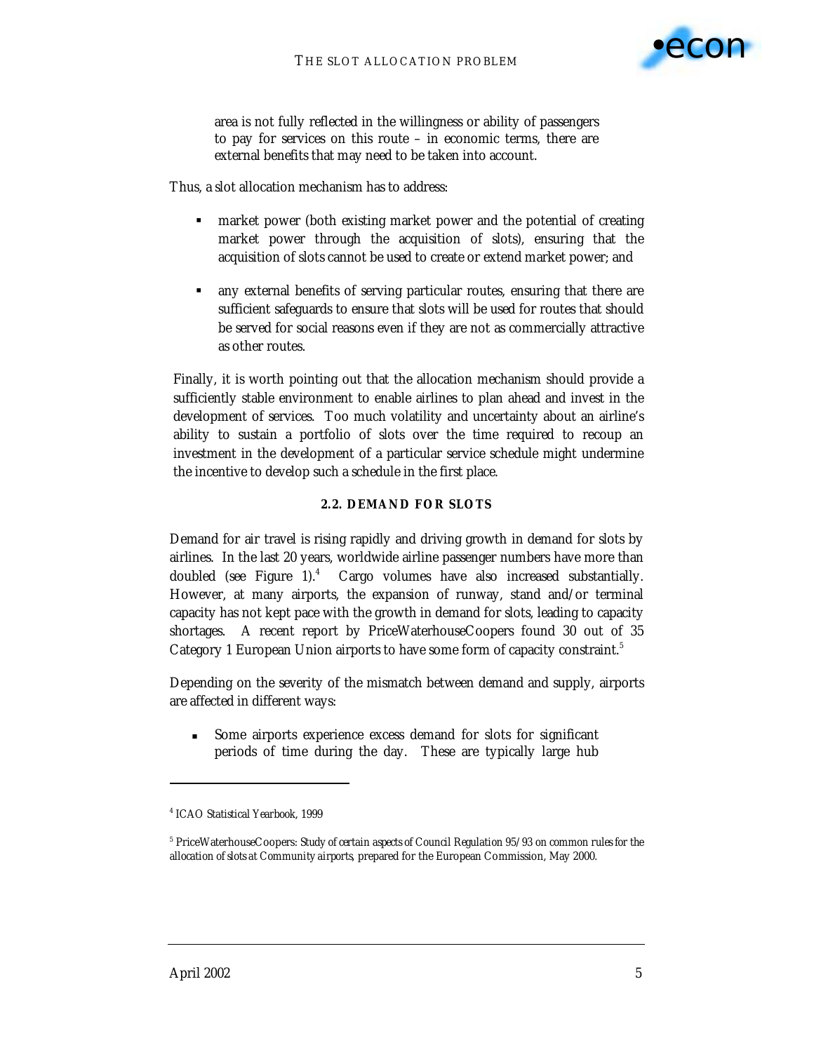area is not fully reflected in the willingness or ability of passengers to pay for services on this route – in economic terms, there are external benefits that may need to be taken into account.

Thus, a slot allocation mechanism has to address:

- market power (both existing market power and the potential of creating market power through the acquisition of slots), ensuring that the acquisition of slots cannot be used to create or extend market power; and
- any external benefits of serving particular routes, ensuring that there are sufficient safeguards to ensure that slots will be used for routes that should be served for social reasons even if they are not as commercially attractive as other routes.

Finally, it is worth pointing out that the allocation mechanism should provide a sufficiently stable environment to enable airlines to plan ahead and invest in the development of services. Too much volatility and uncertainty about an airline's ability to sustain a portfolio of slots over the time required to recoup an investment in the development of a particular service schedule might undermine the incentive to develop such a schedule in the first place.

### 2.2. DEMAND FOR SLOTS

Demand for air travel is rising rapidly and driving growth in demand for slots by airlines. In the last 20 years, worldwide airline passenger numbers have more than doubled (see Figure 1).[4] Cargo volumes have also increased substantially. However, at many airports, the expansion of runway, stand and/or terminal capacity has not kept pace with the growth in demand for slots, leading to capacity shortages. A recent report by PriceWaterhouseCoopers found 30 out of 35 Category 1 European Union airports to have some form of capacity constraint.[5]

Depending on the severity of the mismatch between demand and supply, airports are affected in different ways:

- Some airports experience excess demand for slots for significant periods of time during the day. These are typically large hub

---

[4] ICAO Statistical Yearbook, 1999

[5] PriceWaterhouseCoopers: *Study of certain aspects of Council Regulation 95/93 on common rules for the allocation of slots at Community airports*, prepared for the European Commission, May 2000.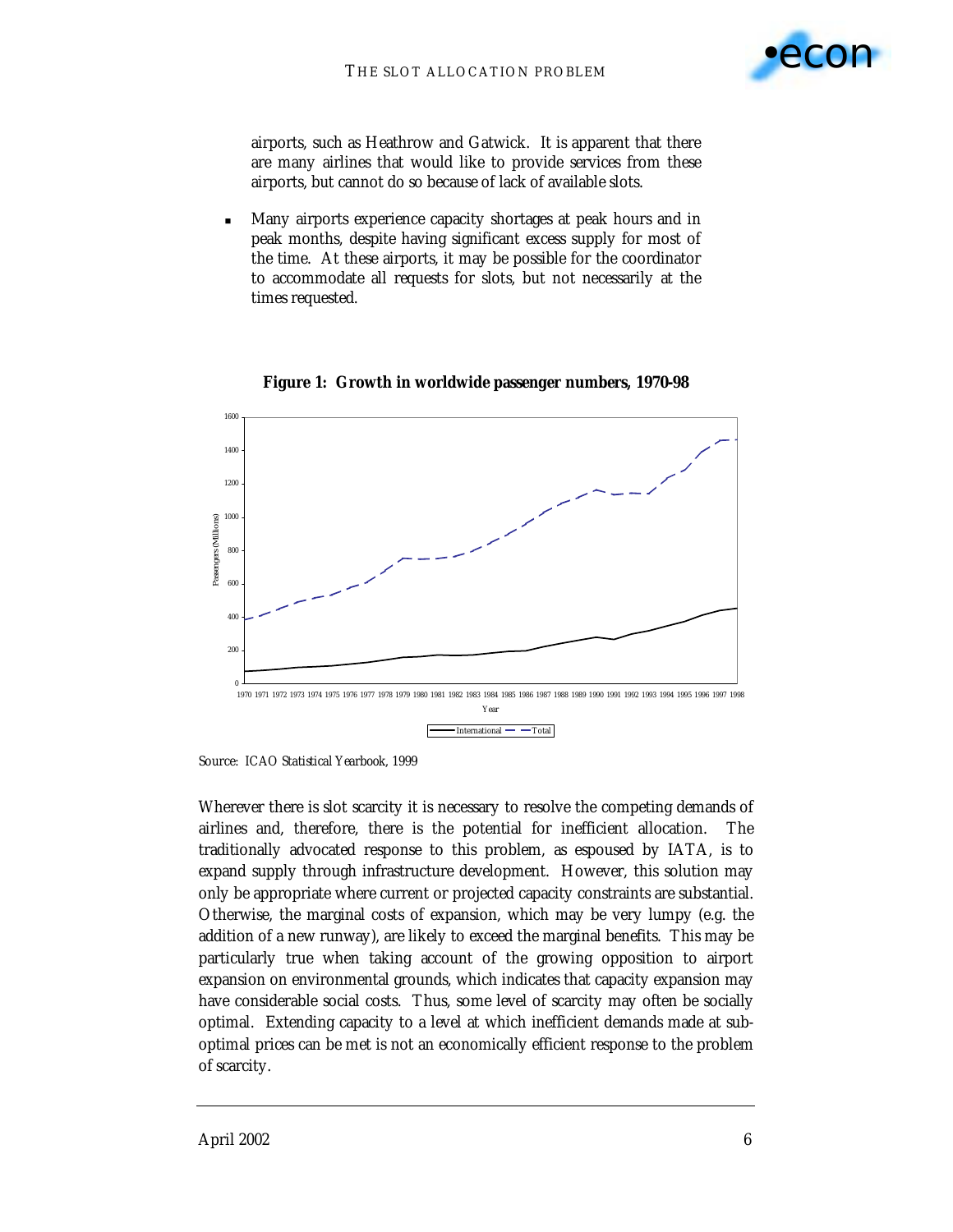airports, such as Heathrow and Gatwick. It is apparent that there are many airlines that would like to provide services from these airports, but cannot do so because of lack of available slots.

- Many airports experience capacity shortages at peak hours and in peak months, despite having significant excess supply for most of the time. At these airports, it may be possible for the coordinator to accommodate all requests for slots, but not necessarily at the times requested.

**Figure 1: Growth in worldwide passenger numbers, 1970-98**

Source: ICAO Statistical Yearbook, 1999

Wherever there is slot scarcity it is necessary to resolve the competing demands of airlines and, therefore, there is the potential for inefficient allocation. The traditionally advocated response to this problem, as espoused by IATA, is to expand supply through infrastructure development. However, this solution may only be appropriate where current or projected capacity constraints are substantial. Otherwise, the marginal costs of expansion, which may be very lumpy (e.g. the addition of a new runway), are likely to exceed the marginal benefits. This may be particularly true when taking account of the growing opposition to airport expansion on environmental grounds, which indicates that capacity expansion may have considerable social costs. Thus, some level of scarcity may often be socially optimal. Extending capacity to a level at which inefficient demands made at sub-optimal prices can be met is not an economically efficient response to the problem of scarcity.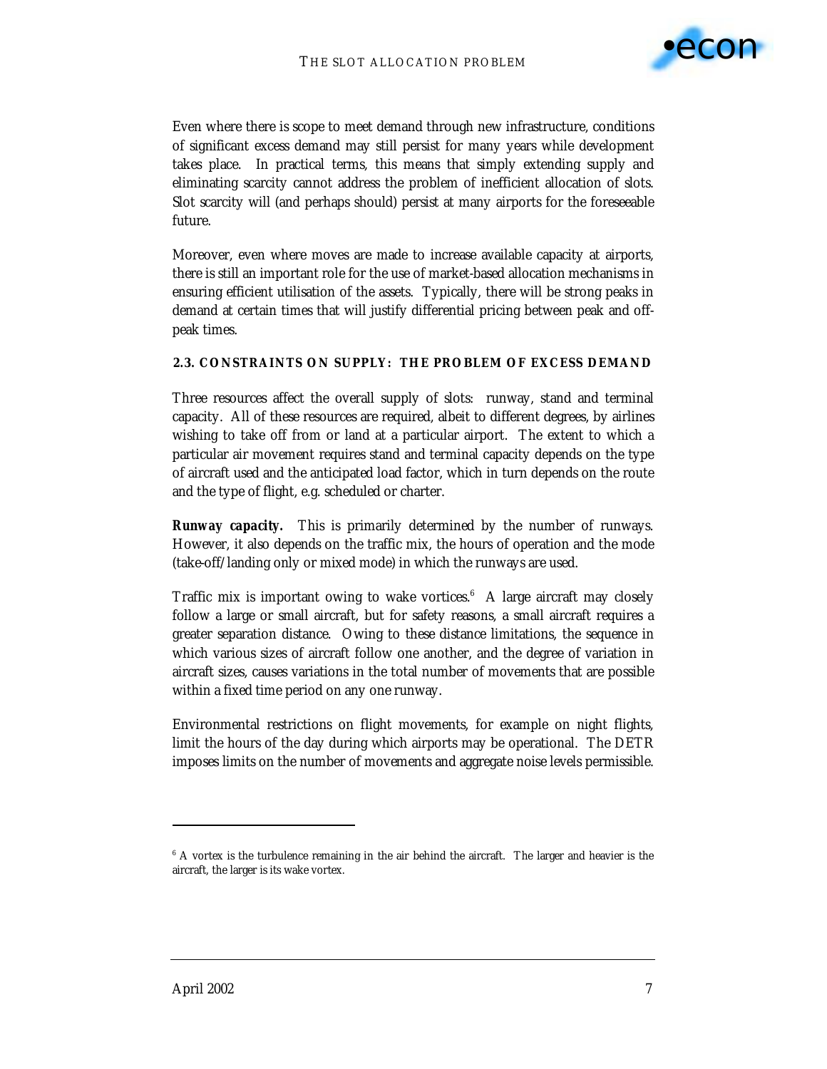Even where there is scope to meet demand through new infrastructure, conditions of significant excess demand may still persist for many years while development takes place. In practical terms, this means that simply extending supply and eliminating scarcity cannot address the problem of inefficient allocation of slots. Slot scarcity will (and perhaps should) persist at many airports for the foreseeable future.

Moreover, even where moves are made to increase available capacity at airports, there is still an important role for the use of market-based allocation mechanisms in ensuring efficient utilisation of the assets. Typically, there will be strong peaks in demand at certain times that will justify differential pricing between peak and off-peak times.

### 2.3. CONSTRAINTS ON SUPPLY: THE PROBLEM OF EXCESS DEMAND

Three resources affect the overall supply of slots: runway, stand and terminal capacity. All of these resources are required, albeit to different degrees, by airlines wishing to take off from or land at a particular airport. The extent to which a particular air movement requires stand and terminal capacity depends on the type of aircraft used and the anticipated load factor, which in turn depends on the route and the type of flight, e.g. scheduled or charter.

**Runway capacity.** This is primarily determined by the number of runways. However, it also depends on the traffic mix, the hours of operation and the mode (take-off/landing only or mixed mode) in which the runways are used.

Traffic mix is important owing to wake vortices.[6] A large aircraft may closely follow a large or small aircraft, but for safety reasons, a small aircraft requires a greater separation distance. Owing to these distance limitations, the sequence in which various sizes of aircraft follow one another, and the degree of variation in aircraft sizes, causes variations in the total number of movements that are possible within a fixed time period on any one runway.

Environmental restrictions on flight movements, for example on night flights, limit the hours of the day during which airports may be operational. The DETR imposes limits on the number of movements and aggregate noise levels permissible.

[6] A vortex is the turbulence remaining in the air behind the aircraft. The larger and heavier is the aircraft, the larger is its wake vortex.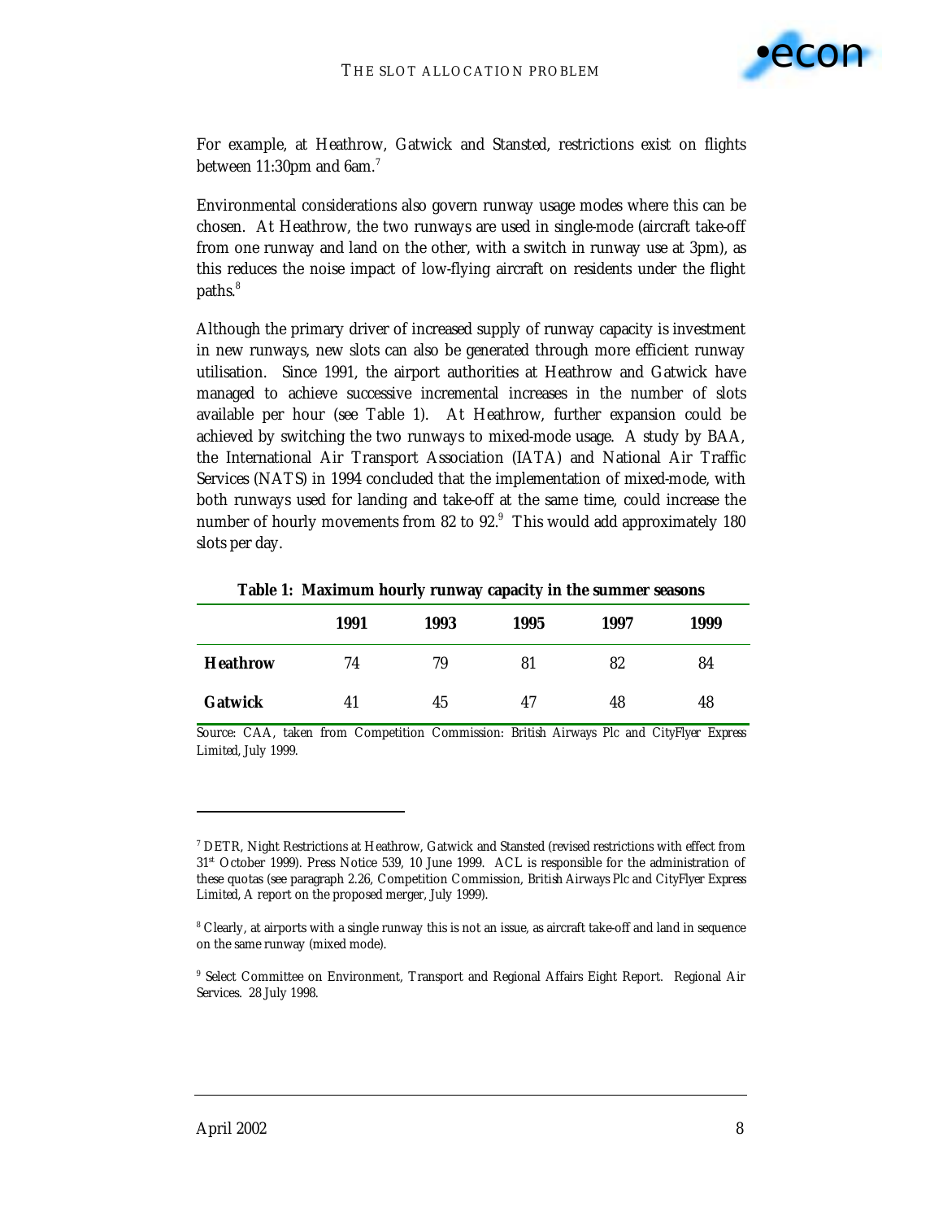For example, at Heathrow, Gatwick and Stansted, restrictions exist on flights between 11:30pm and 6am.[7]

Environmental considerations also govern runway usage modes where this can be chosen. At Heathrow, the two runways are used in single-mode (aircraft take-off from one runway and land on the other, with a switch in runway use at 3pm), as this reduces the noise impact of low-flying aircraft on residents under the flight paths.[8]

Although the primary driver of increased supply of runway capacity is investment in new runways, new slots can also be generated through more efficient runway utilisation. Since 1991, the airport authorities at Heathrow and Gatwick have managed to achieve successive incremental increases in the number of slots available per hour (see Table 1). At Heathrow, further expansion could be achieved by switching the two runways to mixed-mode usage. A study by BAA, the International Air Transport Association (IATA) and National Air Traffic Services (NATS) in 1994 concluded that the implementation of mixed-mode, with both runways used for landing and take-off at the same time, could increase the number of hourly movements from 82 to 92.[9] This would add approximately 180 slots per day.

**Table 1: Maximum hourly runway capacity in the summer seasons**

| | 1991 | 1993 | 1995 | 1997 | 1999 |
|---|---|---|---|---|---|
| **Heathrow** | 74 | 79 | 81 | 82 | 84 |
| **Gatwick** | 41 | 45 | 47 | 48 | 48 |

Source: CAA, taken from Competition Commission: British Airways Plc and CityFlyer Express Limited, July 1999.

---

[7] DETR, Night Restrictions at Heathrow, Gatwick and Stansted (revised restrictions with effect from 31st October 1999). Press Notice 539, 10 June 1999. ACL is responsible for the administration of these quotas (see paragraph 2.26, Competition Commission, British Airways Plc and CityFlyer Express Limited, A report on the proposed merger, July 1999).

[8] Clearly, at airports with a single runway this is not an issue, as aircraft take-off and land in sequence on the same runway (mixed mode).

[9] Select Committee on Environment, Transport and Regional Affairs Eight Report. Regional Air Services. 28 July 1998.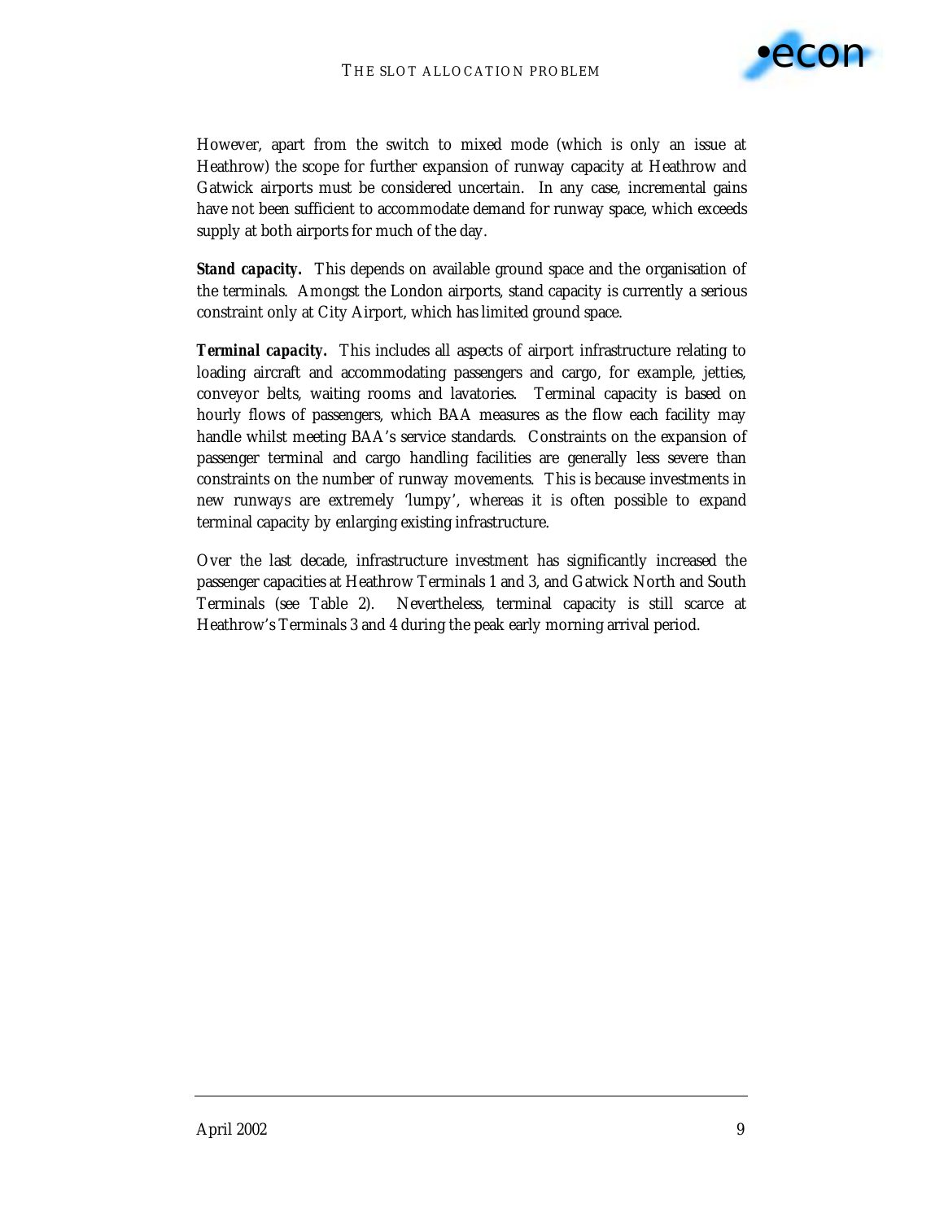However, apart from the switch to mixed mode (which is only an issue at Heathrow) the scope for further expansion of runway capacity at Heathrow and Gatwick airports must be considered uncertain. In any case, incremental gains have not been sufficient to accommodate demand for runway space, which exceeds supply at both airports for much of the day.

**Stand capacity.** This depends on available ground space and the organisation of the terminals. Amongst the London airports, stand capacity is currently a serious constraint only at City Airport, which has limited ground space.

**Terminal capacity.** This includes all aspects of airport infrastructure relating to loading aircraft and accommodating passengers and cargo, for example, jetties, conveyor belts, waiting rooms and lavatories. Terminal capacity is based on hourly flows of passengers, which BAA measures as the flow each facility may handle whilst meeting BAA's service standards. Constraints on the expansion of passenger terminal and cargo handling facilities are generally less severe than constraints on the number of runway movements. This is because investments in new runways are extremely 'lumpy', whereas it is often possible to expand terminal capacity by enlarging existing infrastructure.

Over the last decade, infrastructure investment has significantly increased the passenger capacities at Heathrow Terminals 1 and 3, and Gatwick North and South Terminals (see Table 2). Nevertheless, terminal capacity is still scarce at Heathrow's Terminals 3 and 4 during the peak early morning arrival period.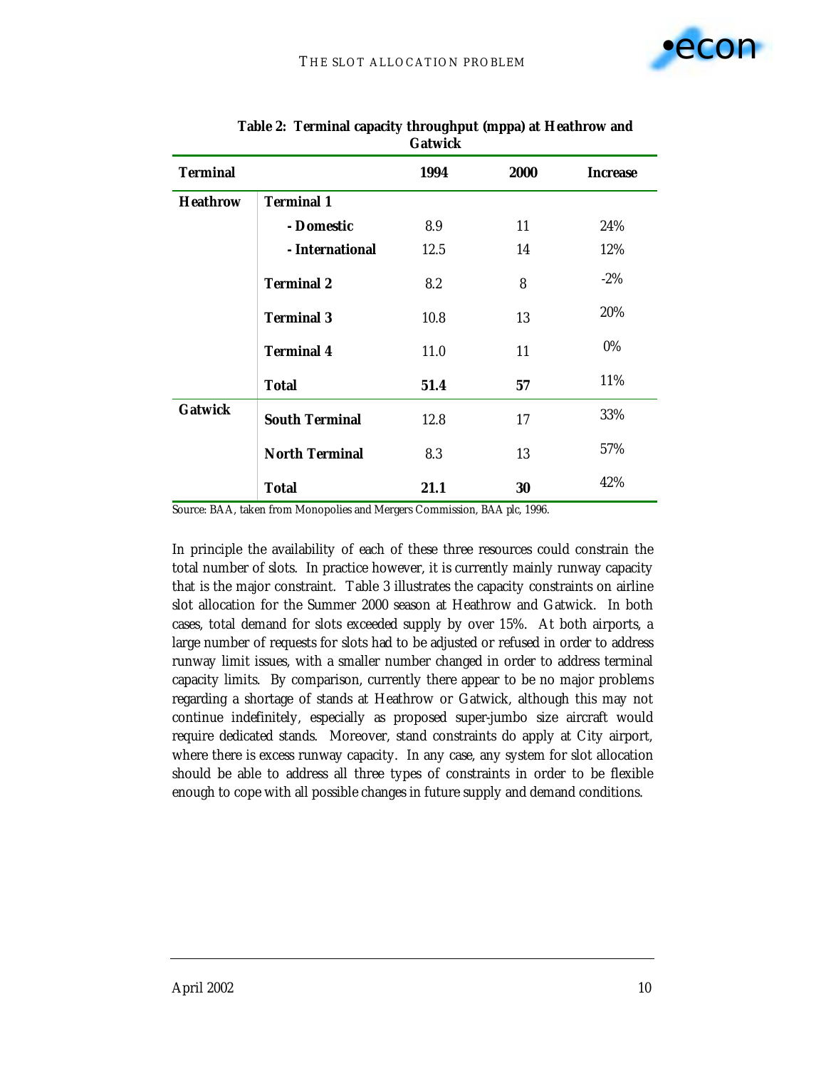**Table 2: Terminal capacity throughput (mppa) at Heathrow and Gatwick**

| Terminal | | 1994 | 2000 | Increase |
|---|---|---|---|---|
| **Heathrow** | **Terminal 1** | | | |
| | **- Domestic** | 8.9 | 11 | 24% |
| | **- International** | 12.5 | 14 | 12% |
| | **Terminal 2** | 8.2 | 8 | -2% |
| | **Terminal 3** | 10.8 | 13 | 20% |
| | **Terminal 4** | 11.0 | 11 | 0% |
| | **Total** | **51.4** | **57** | 11% |
| **Gatwick** | **South Terminal** | 12.8 | 17 | 33% |
| | **North Terminal** | 8.3 | 13 | 57% |
| | **Total** | **21.1** | **30** | 42% |

Source: BAA, taken from Monopolies and Mergers Commission, BAA plc, 1996.

In principle the availability of each of these three resources could constrain the total number of slots. In practice however, it is currently mainly runway capacity that is the major constraint. Table 3 illustrates the capacity constraints on airline slot allocation for the Summer 2000 season at Heathrow and Gatwick. In both cases, total demand for slots exceeded supply by over 15%. At both airports, a large number of requests for slots had to be adjusted or refused in order to address runway limit issues, with a smaller number changed in order to address terminal capacity limits. By comparison, currently there appear to be no major problems regarding a shortage of stands at Heathrow or Gatwick, although this may not continue indefinitely, especially as proposed super-jumbo size aircraft would require dedicated stands. Moreover, stand constraints do apply at City airport, where there is excess runway capacity. In any case, any system for slot allocation should be able to address all three types of constraints in order to be flexible enough to cope with all possible changes in future supply and demand conditions.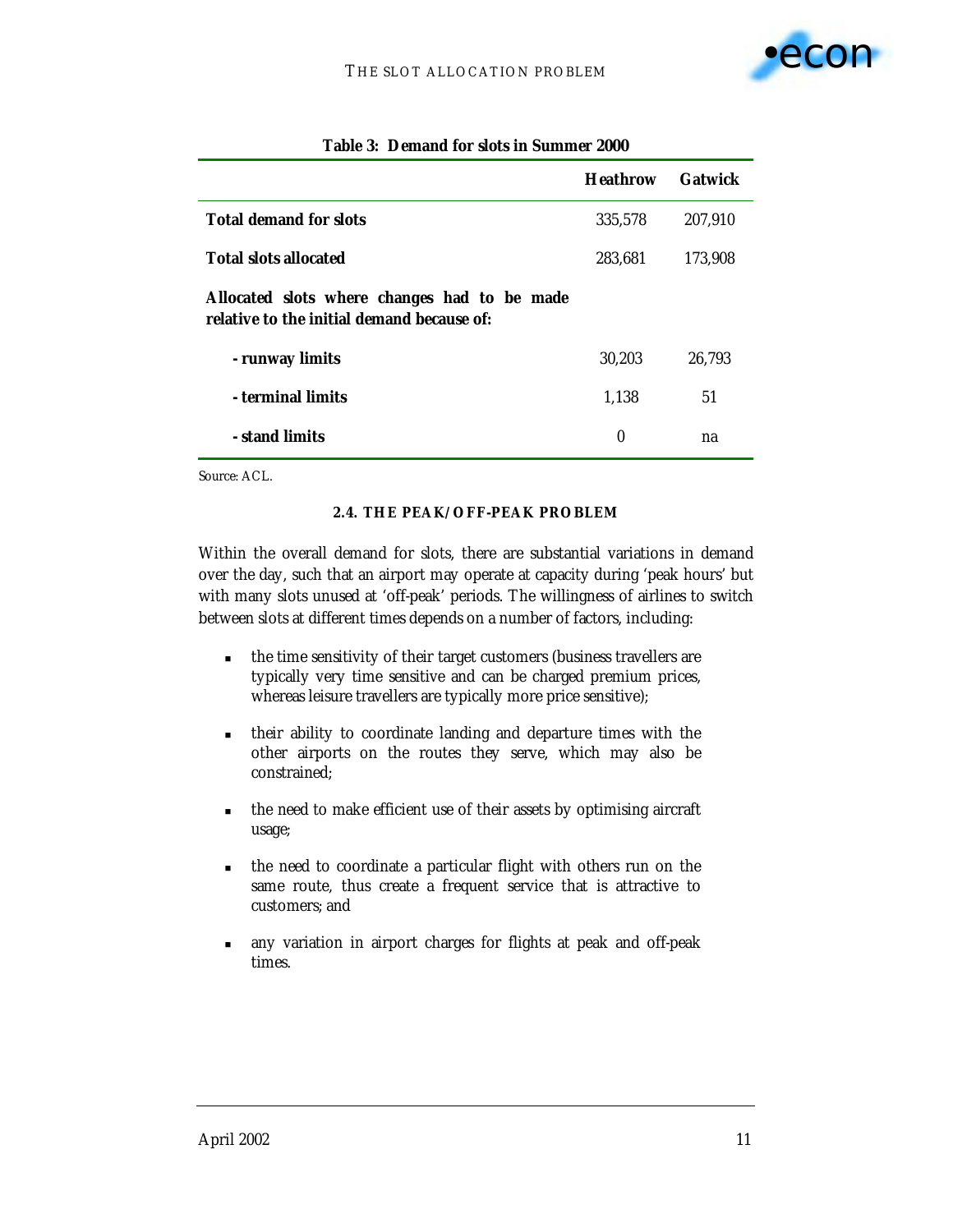**Table 3: Demand for slots in Summer 2000**

| | Heathrow | Gatwick |
|---|---|---|
| **Total demand for slots** | 335,578 | 207,910 |
| **Total slots allocated** | 283,681 | 173,908 |
| **Allocated slots where changes had to be made relative to the initial demand because of:** | | |
| **- runway limits** | 30,203 | 26,793 |
| **- terminal limits** | 1,138 | 51 |
| **- stand limits** | 0 | na |

*Source: ACL.*

### 2.4. THE PEAK/OFF-PEAK PROBLEM

Within the overall demand for slots, there are substantial variations in demand over the day, such that an airport may operate at capacity during 'peak hours' but with many slots unused at 'off-peak' periods. The willingness of airlines to switch between slots at different times depends on a number of factors, including:

- the time sensitivity of their target customers (business travellers are typically very time sensitive and can be charged premium prices, whereas leisure travellers are typically more price sensitive);
- their ability to coordinate landing and departure times with the other airports on the routes they serve, which may also be constrained;
- the need to make efficient use of their assets by optimising aircraft usage;
- the need to coordinate a particular flight with others run on the same route, thus create a frequent service that is attractive to customers; and
- any variation in airport charges for flights at peak and off-peak times.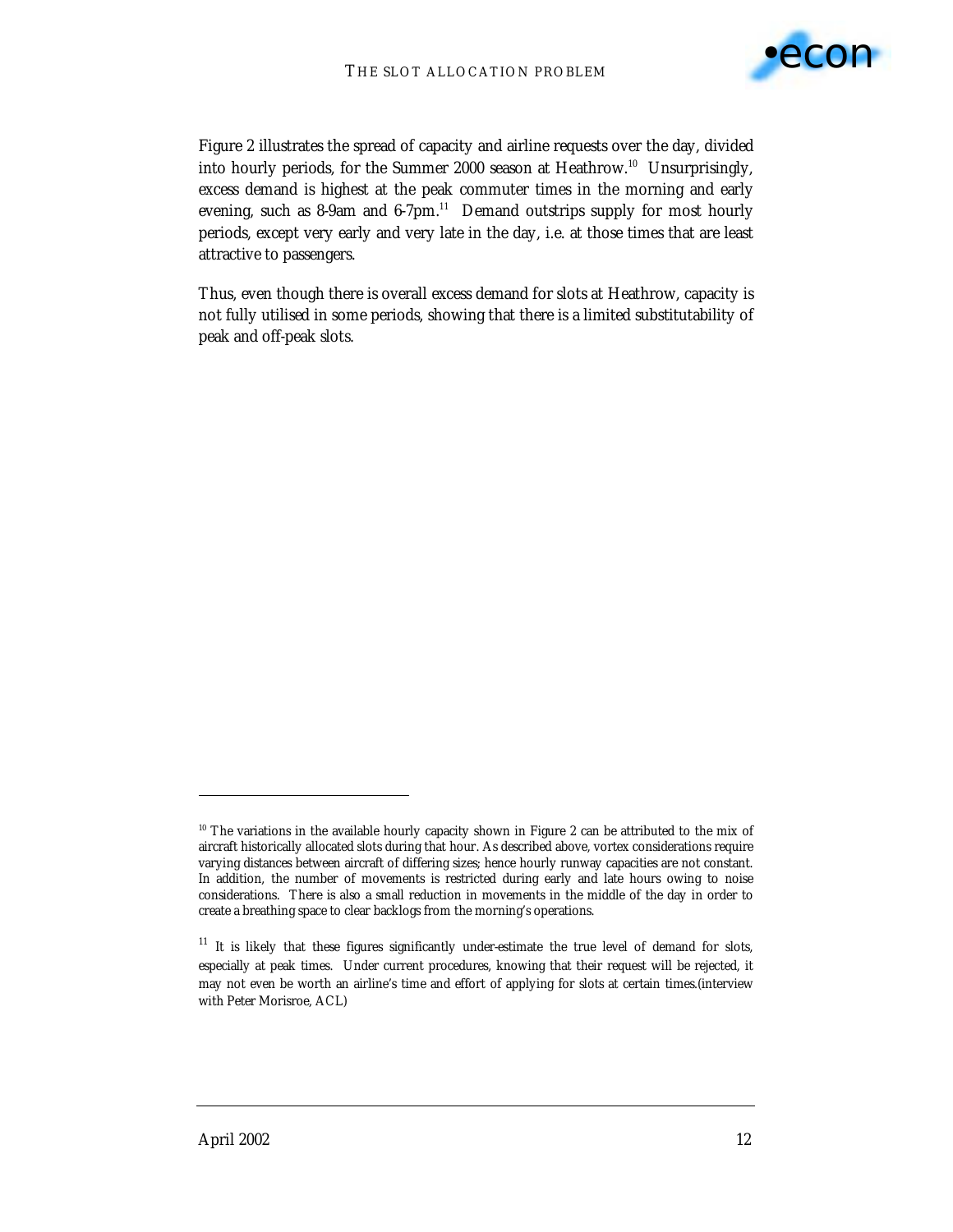Figure 2 illustrates the spread of capacity and airline requests over the day, divided into hourly periods, for the Summer 2000 season at Heathrow.[10] Unsurprisingly, excess demand is highest at the peak commuter times in the morning and early evening, such as 8-9am and 6-7pm.[11] Demand outstrips supply for most hourly periods, except very early and very late in the day, i.e. at those times that are least attractive to passengers.

Thus, even though there is overall excess demand for slots at Heathrow, capacity is not fully utilised in some periods, showing that there is a limited substitutability of peak and off-peak slots.

---

[10] The variations in the available hourly capacity shown in Figure 2 can be attributed to the mix of aircraft historically allocated slots during that hour. As described above, vortex considerations require varying distances between aircraft of differing sizes; hence hourly runway capacities are not constant. In addition, the number of movements is restricted during early and late hours owing to noise considerations. There is also a small reduction in movements in the middle of the day in order to create a breathing space to clear backlogs from the morning's operations.

[11] It is likely that these figures significantly under-estimate the true level of demand for slots, especially at peak times. Under current procedures, knowing that their request will be rejected, it may not even be worth an airline's time and effort of applying for slots at certain times.(interview with Peter Morisroe, ACL)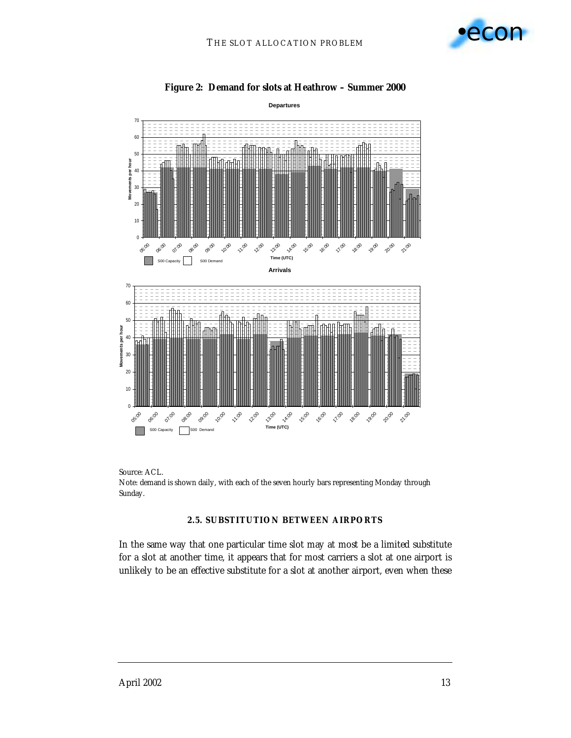**Figure 2: Demand for slots at Heathrow – Summer 2000**

Source: ACL.

Note: demand is shown daily, with each of the seven hourly bars representing Monday through Sunday.

### 2.5. SUBSTITUTION BETWEEN AIRPORTS

In the same way that one particular time slot may at most be a limited substitute for a slot at another time, it appears that for most carriers a slot at one airport is unlikely to be an effective substitute for a slot at another airport, even when these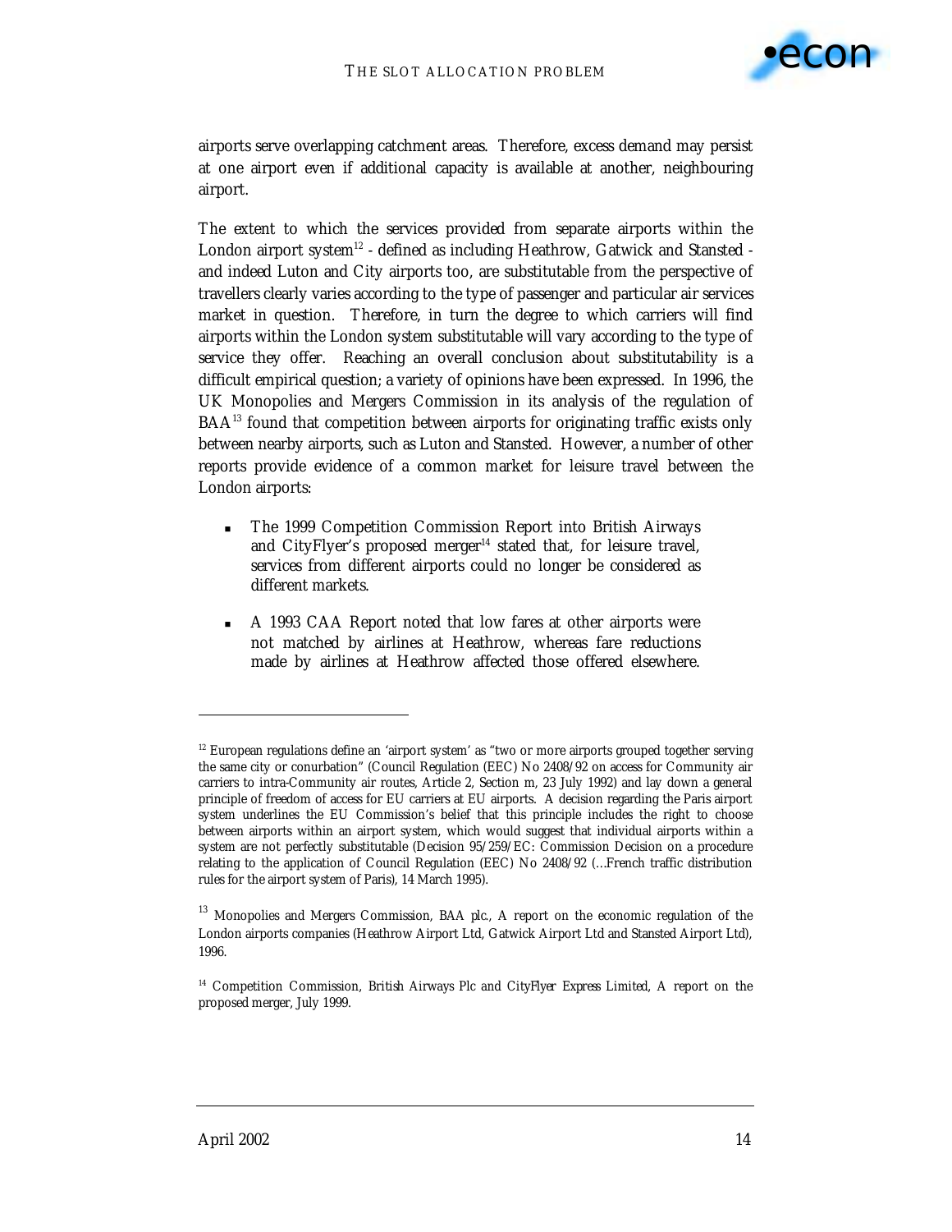airports serve overlapping catchment areas. Therefore, excess demand may persist at one airport even if additional capacity is available at another, neighbouring airport.

The extent to which the services provided from separate airports within the London airport system[12] - defined as including Heathrow, Gatwick and Stansted - and indeed Luton and City airports too, are substitutable from the perspective of travellers clearly varies according to the type of passenger and particular air services market in question. Therefore, in turn the degree to which carriers will find airports within the London system substitutable will vary according to the type of service they offer. Reaching an overall conclusion about substitutability is a difficult empirical question; a variety of opinions have been expressed. In 1996, the UK Monopolies and Mergers Commission in its analysis of the regulation of BAA[13] found that competition between airports for originating traffic exists only between nearby airports, such as Luton and Stansted. However, a number of other reports provide evidence of a common market for leisure travel between the London airports:

- The 1999 Competition Commission Report into British Airways and CityFlyer's proposed merger[14] stated that, for leisure travel, services from different airports could no longer be considered as different markets.
- A 1993 CAA Report noted that low fares at other airports were not matched by airlines at Heathrow, whereas fare reductions made by airlines at Heathrow affected those offered elsewhere.

---

[12] European regulations define an 'airport system' as "two or more airports grouped together serving the same city or conurbation" (Council Regulation (EEC) No 2408/92 on access for Community air carriers to intra-Community air routes, Article 2, Section m, 23 July 1992) and lay down a general principle of freedom of access for EU carriers at EU airports. A decision regarding the Paris airport system underlines the EU Commission's belief that this principle includes the right to choose between airports within an airport system, which would suggest that individual airports within a system are not perfectly substitutable (Decision 95/259/EC: Commission Decision on a procedure relating to the application of Council Regulation (EEC) No 2408/92 (…French traffic distribution rules for the airport system of Paris), 14 March 1995).

[13] Monopolies and Mergers Commission, BAA plc., A report on the economic regulation of the London airports companies (Heathrow Airport Ltd, Gatwick Airport Ltd and Stansted Airport Ltd), 1996.

[14] Competition Commission, British Airways Plc and CityFlyer Express Limited, A report on the proposed merger, July 1999.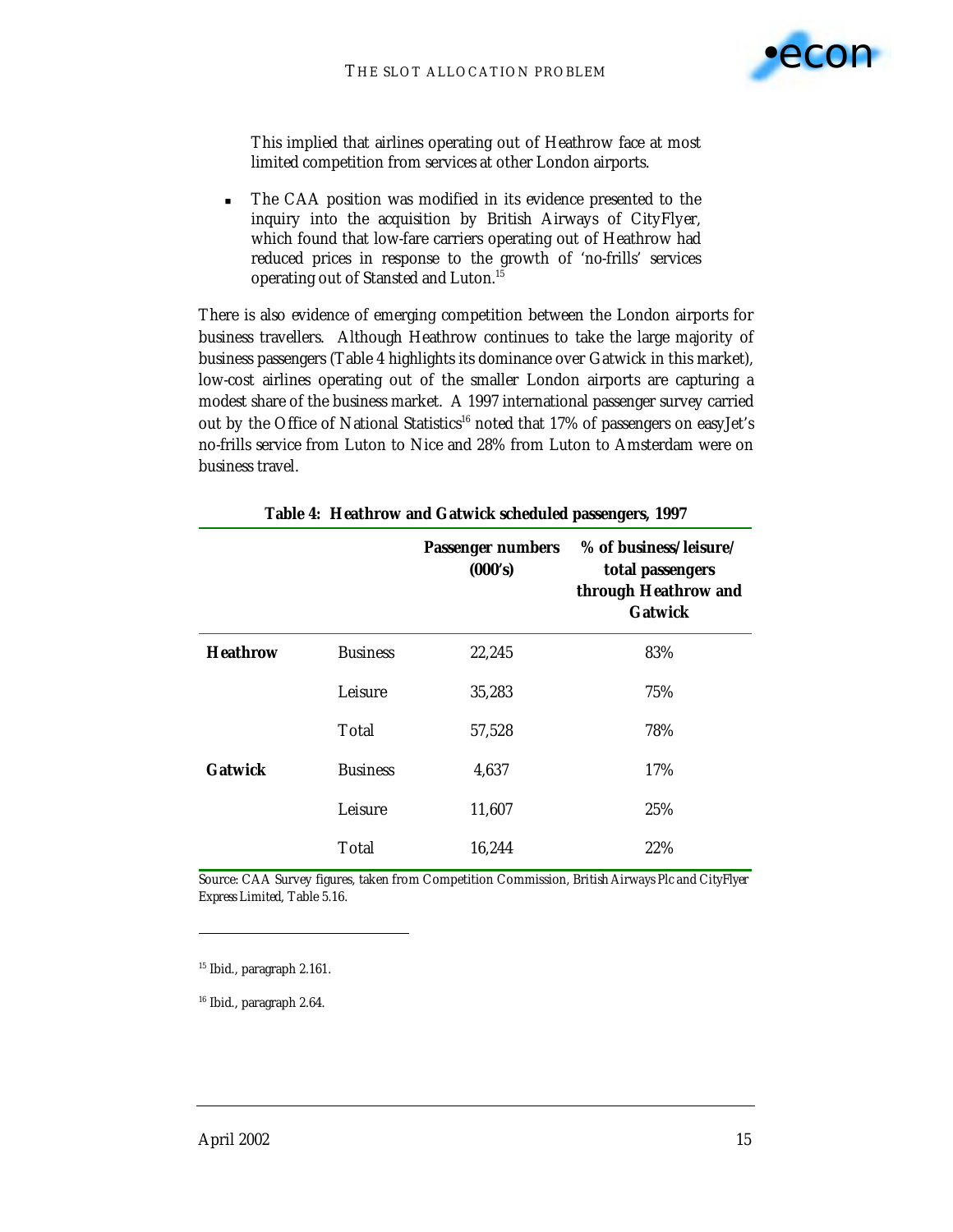This implied that airlines operating out of Heathrow face at most limited competition from services at other London airports.

- The CAA position was modified in its evidence presented to the inquiry into the acquisition by British Airways of CityFlyer, which found that low-fare carriers operating out of Heathrow had reduced prices in response to the growth of 'no-frills' services operating out of Stansted and Luton.[15]

There is also evidence of emerging competition between the London airports for business travellers. Although Heathrow continues to take the large majority of business passengers (Table 4 highlights its dominance over Gatwick in this market), low-cost airlines operating out of the smaller London airports are capturing a modest share of the business market. A 1997 international passenger survey carried out by the Office of National Statistics[16] noted that 17% of passengers on easyJet's no-frills service from Luton to Nice and 28% from Luton to Amsterdam were on business travel.

**Table 4: Heathrow and Gatwick scheduled passengers, 1997**

| | | Passenger numbers (000's) | % of business/leisure/ total passengers through Heathrow and Gatwick |
|---|---|---|---|
| **Heathrow** | Business | 22,245 | 83% |
| | Leisure | 35,283 | 75% |
| | Total | 57,528 | 78% |
| **Gatwick** | Business | 4,637 | 17% |
| | Leisure | 11,607 | 25% |
| | Total | 16,244 | 22% |

Source: CAA Survey figures, taken from Competition Commission, *British Airways Plc and CityFlyer Express Limited*, Table 5.16.

[15] Ibid., paragraph 2.161.

[16] Ibid., paragraph 2.64.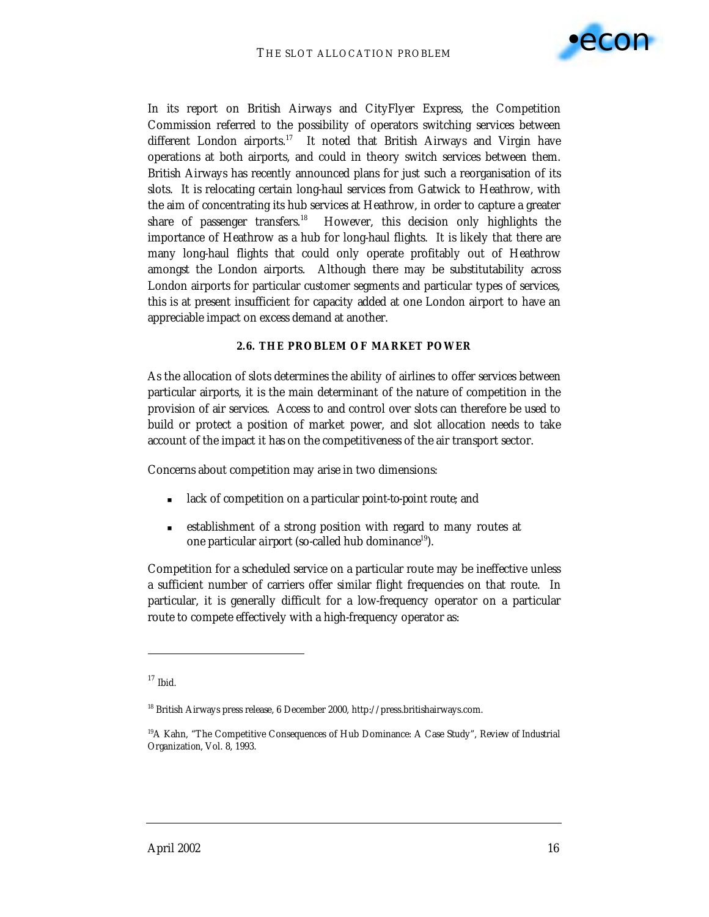In its report on British Airways and CityFlyer Express, the Competition Commission referred to the possibility of operators switching services between different London airports.[17] It noted that British Airways and Virgin have operations at both airports, and could in theory switch services between them. British Airways has recently announced plans for just such a reorganisation of its slots. It is relocating certain long-haul services from Gatwick to Heathrow, with the aim of concentrating its hub services at Heathrow, in order to capture a greater share of passenger transfers.[18] However, this decision only highlights the importance of Heathrow as a hub for long-haul flights. It is likely that there are many long-haul flights that could only operate profitably out of Heathrow amongst the London airports. Although there may be substitutability across London airports for particular customer segments and particular types of services, this is at present insufficient for capacity added at one London airport to have an appreciable impact on excess demand at another.

### 2.6. THE PROBLEM OF MARKET POWER

As the allocation of slots determines the ability of airlines to offer services between particular airports, it is the main determinant of the nature of competition in the provision of air services. Access to and control over slots can therefore be used to build or protect a position of market power, and slot allocation needs to take account of the impact it has on the competitiveness of the air transport sector.

Concerns about competition may arise in two dimensions:

- lack of competition on a particular point-to-point route; and
- establishment of a strong position with regard to many routes at one particular airport (so-called hub dominance[19]).

Competition for a scheduled service on a particular route may be ineffective unless a sufficient number of carriers offer similar flight frequencies on that route. In particular, it is generally difficult for a low-frequency operator on a particular route to compete effectively with a high-frequency operator as:

---

[17] Ibid.

[18] British Airways press release, 6 December 2000, http://press.britishairways.com.

[19] A Kahn, "The Competitive Consequences of Hub Dominance: A Case Study", Review of Industrial Organization, Vol. 8, 1993.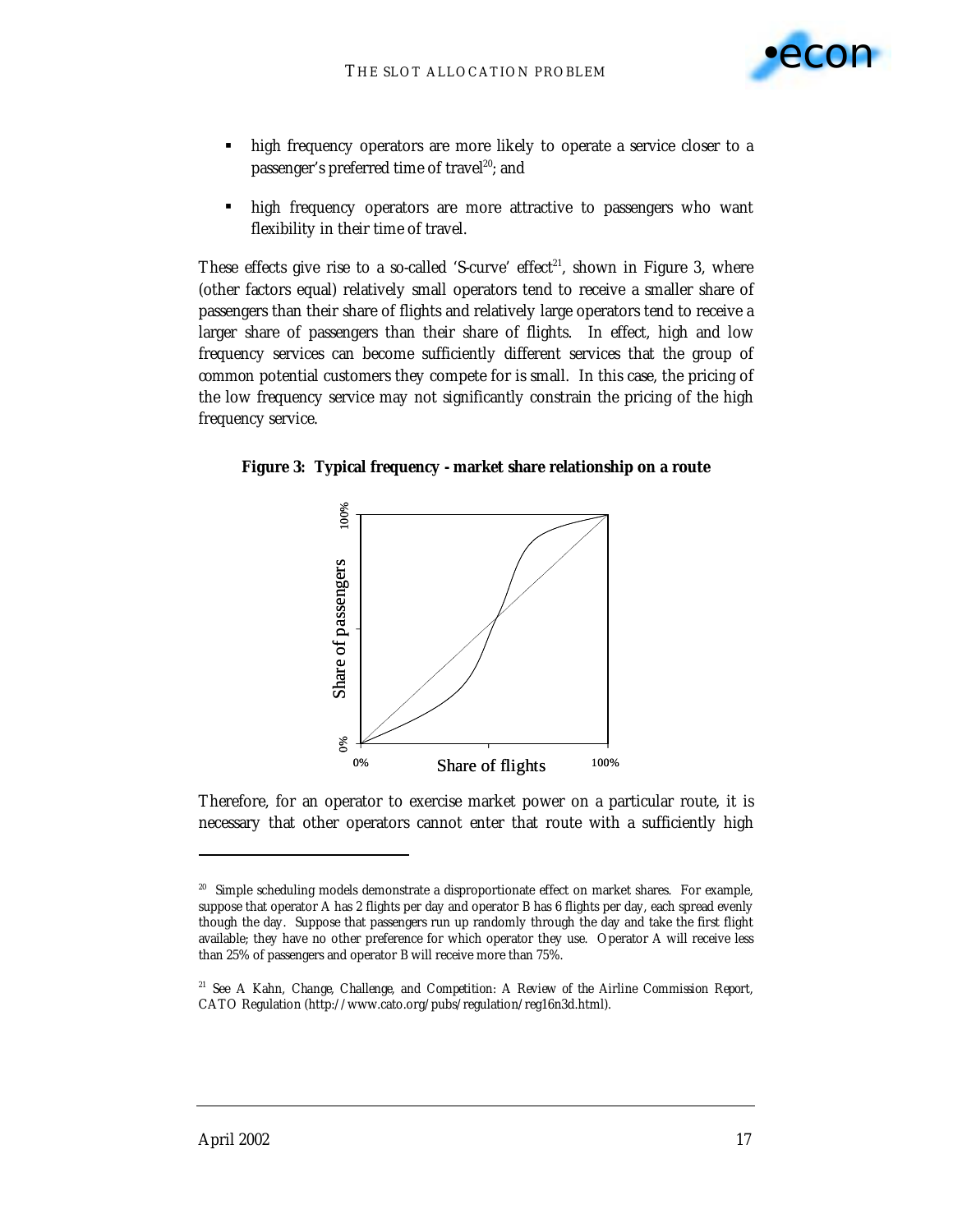- high frequency operators are more likely to operate a service closer to a passenger's preferred time of travel[20]; and
- high frequency operators are more attractive to passengers who want flexibility in their time of travel.

These effects give rise to a so-called 'S-curve' effect[21], shown in Figure 3, where (other factors equal) relatively small operators tend to receive a smaller share of passengers than their share of flights and relatively large operators tend to receive a larger share of passengers than their share of flights. In effect, high and low frequency services can become sufficiently different services that the group of common potential customers they compete for is small. In this case, the pricing of the low frequency service may not significantly constrain the pricing of the high frequency service.

**Figure 3: Typical frequency - market share relationship on a route**

Therefore, for an operator to exercise market power on a particular route, it is necessary that other operators cannot enter that route with a sufficiently high

---

[20] Simple scheduling models demonstrate a disproportionate effect on market shares. For example, suppose that operator A has 2 flights per day and operator B has 6 flights per day, each spread evenly though the day. Suppose that passengers run up randomly through the day and take the first flight available; they have no other preference for which operator they use. Operator A will receive less than 25% of passengers and operator B will receive more than 75%.

[21] See A Kahn, Change, Challenge, and Competition: A Review of the Airline Commission Report, CATO Regulation (http://www.cato.org/pubs/regulation/reg16n3d.html).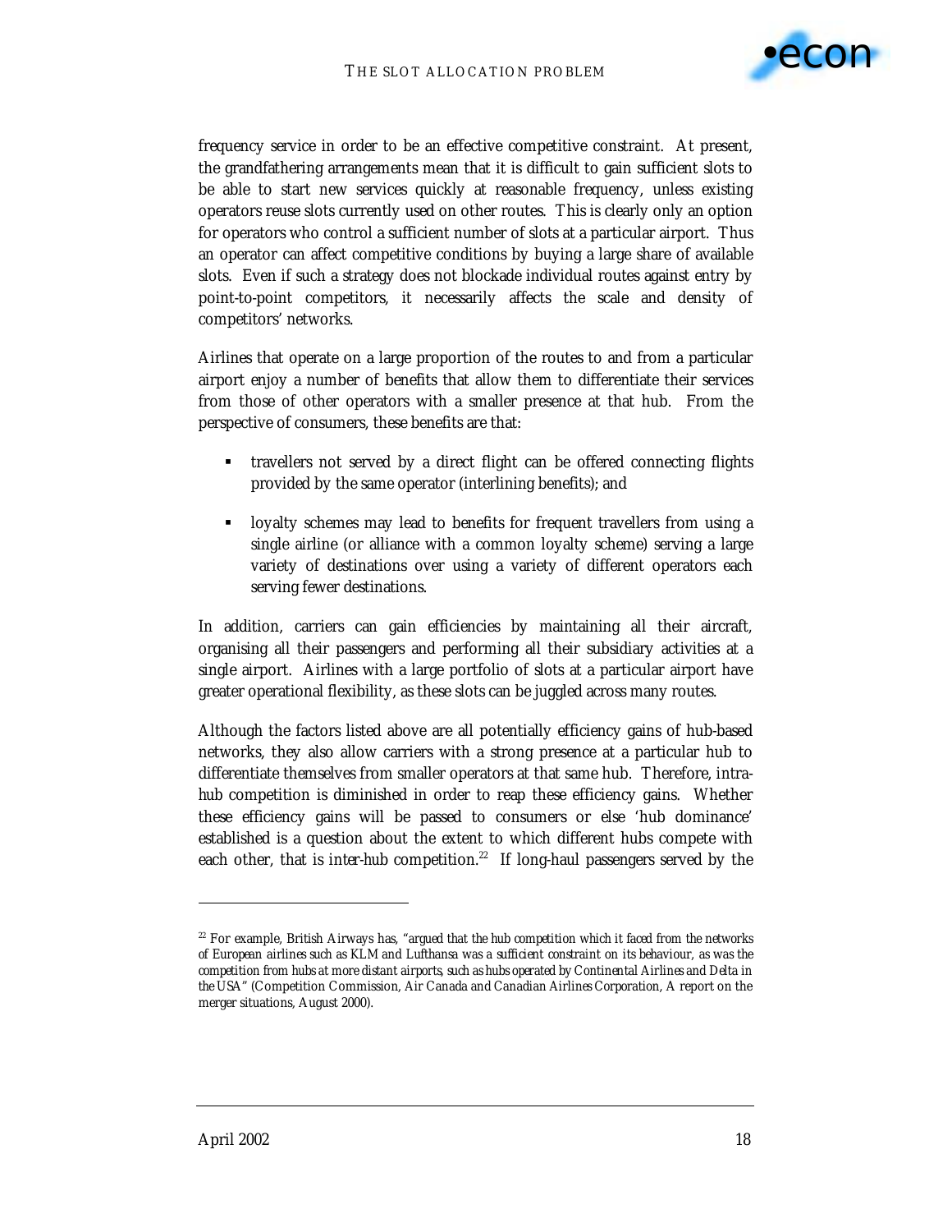frequency service in order to be an effective competitive constraint. At present, the grandfathering arrangements mean that it is difficult to gain sufficient slots to be able to start new services quickly at reasonable frequency, unless existing operators reuse slots currently used on other routes. This is clearly only an option for operators who control a sufficient number of slots at a particular airport. Thus an operator can affect competitive conditions by buying a large share of available slots. Even if such a strategy does not blockade individual routes against entry by point-to-point competitors, it necessarily affects the scale and density of competitors' networks.

Airlines that operate on a large proportion of the routes to and from a particular airport enjoy a number of benefits that allow them to differentiate their services from those of other operators with a smaller presence at that hub. From the perspective of consumers, these benefits are that:

- travellers not served by a direct flight can be offered connecting flights provided by the same operator (interlining benefits); and
- loyalty schemes may lead to benefits for frequent travellers from using a single airline (or alliance with a common loyalty scheme) serving a large variety of destinations over using a variety of different operators each serving fewer destinations.

In addition, carriers can gain efficiencies by maintaining all their aircraft, organising all their passengers and performing all their subsidiary activities at a single airport. Airlines with a large portfolio of slots at a particular airport have greater operational flexibility, as these slots can be juggled across many routes.

Although the factors listed above are all potentially efficiency gains of hub-based networks, they also allow carriers with a strong presence at a particular hub to differentiate themselves from smaller operators at that same hub. Therefore, intra-hub competition is diminished in order to reap these efficiency gains. Whether these efficiency gains will be passed to consumers or else 'hub dominance' established is a question about the extent to which different hubs compete with each other, that is inter-hub competition.[22] If long-haul passengers served by the

[22] For example, British Airways has, "argued that the hub competition which it faced from the networks of European airlines such as KLM and Lufthansa was a sufficient constraint on its behaviour, as was the competition from hubs at more distant airports, such as hubs operated by Continental Airlines and Delta in the USA" (Competition Commission, Air Canada and Canadian Airlines Corporation, A report on the merger situations, August 2000).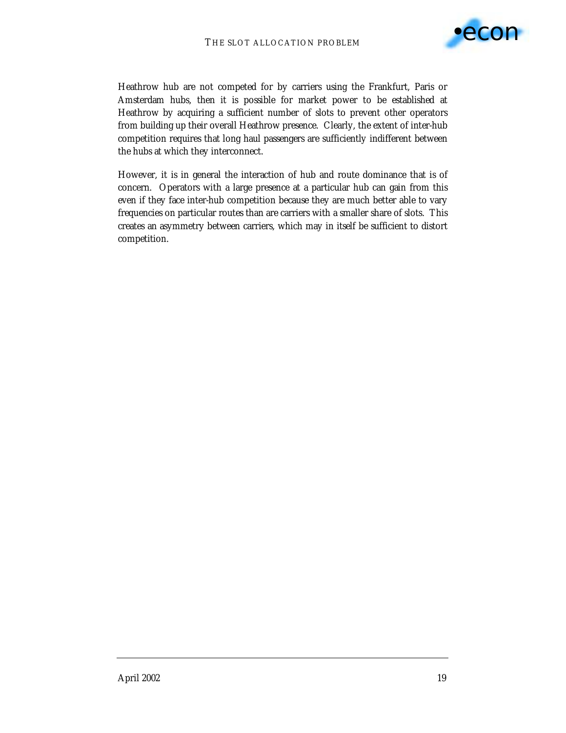Heathrow hub are not competed for by carriers using the Frankfurt, Paris or Amsterdam hubs, then it is possible for market power to be established at Heathrow by acquiring a sufficient number of slots to prevent other operators from building up their overall Heathrow presence. Clearly, the extent of inter-hub competition requires that long haul passengers are sufficiently indifferent between the hubs at which they interconnect.

However, it is in general the interaction of hub and route dominance that is of concern. Operators with a large presence at a particular hub can gain from this even if they face inter-hub competition because they are much better able to vary frequencies on particular routes than are carriers with a smaller share of slots. This creates an asymmetry between carriers, which may in itself be sufficient to distort competition.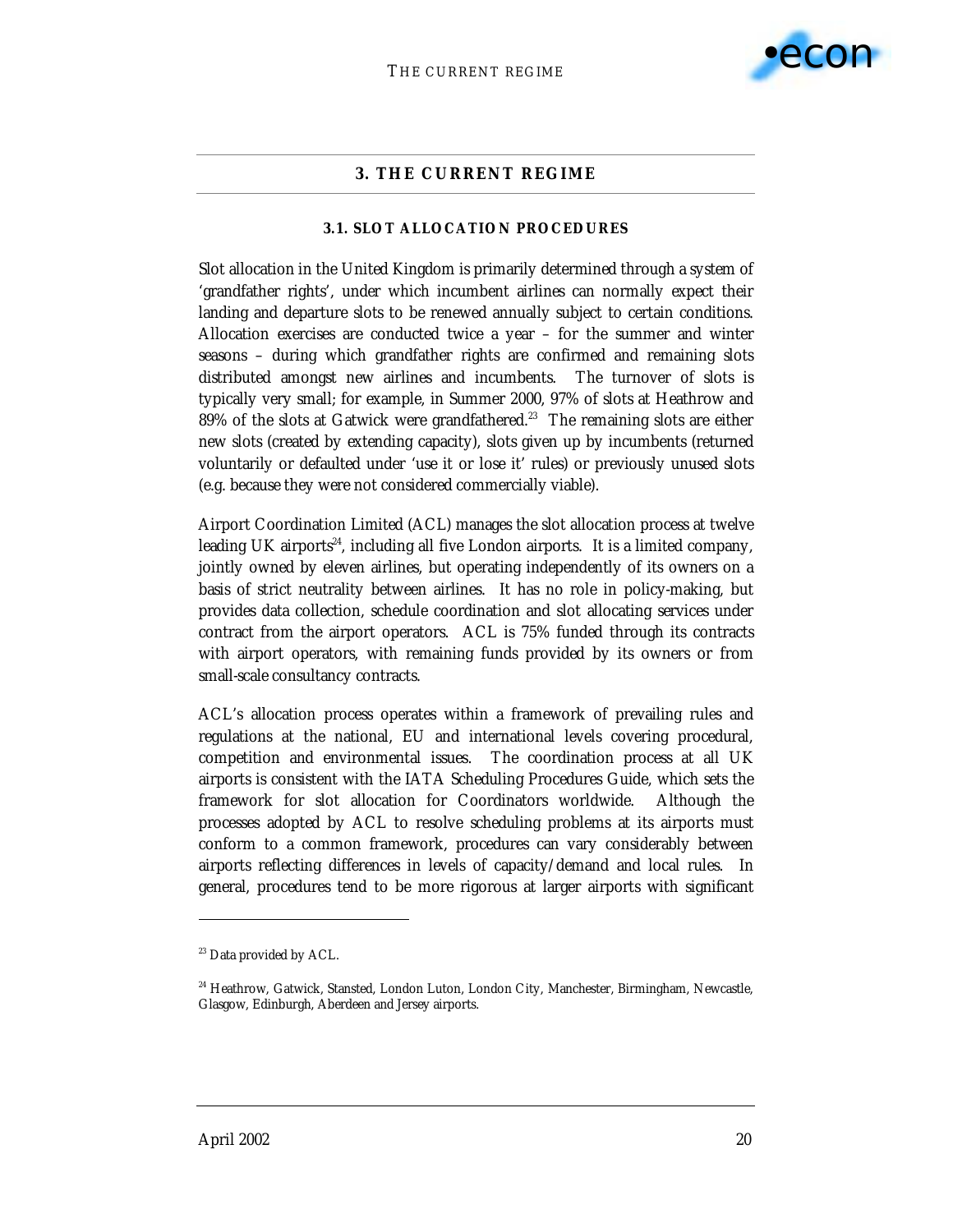# 3. THE CURRENT REGIME

## 3.1. SLOT ALLOCATION PROCEDURES

Slot allocation in the United Kingdom is primarily determined through a system of 'grandfather rights', under which incumbent airlines can normally expect their landing and departure slots to be renewed annually subject to certain conditions. Allocation exercises are conducted twice a year – for the summer and winter seasons – during which grandfather rights are confirmed and remaining slots distributed amongst new airlines and incumbents. The turnover of slots is typically very small; for example, in Summer 2000, 97% of slots at Heathrow and 89% of the slots at Gatwick were grandfathered.[23] The remaining slots are either new slots (created by extending capacity), slots given up by incumbents (returned voluntarily or defaulted under 'use it or lose it' rules) or previously unused slots (e.g. because they were not considered commercially viable).

Airport Coordination Limited (ACL) manages the slot allocation process at twelve leading UK airports[24], including all five London airports. It is a limited company, jointly owned by eleven airlines, but operating independently of its owners on a basis of strict neutrality between airlines. It has no role in policy-making, but provides data collection, schedule coordination and slot allocating services under contract from the airport operators. ACL is 75% funded through its contracts with airport operators, with remaining funds provided by its owners or from small-scale consultancy contracts.

ACL's allocation process operates within a framework of prevailing rules and regulations at the national, EU and international levels covering procedural, competition and environmental issues. The coordination process at all UK airports is consistent with the IATA Scheduling Procedures Guide, which sets the framework for slot allocation for Coordinators worldwide. Although the processes adopted by ACL to resolve scheduling problems at its airports must conform to a common framework, procedures can vary considerably between airports reflecting differences in levels of capacity/demand and local rules. In general, procedures tend to be more rigorous at larger airports with significant

---

[23] Data provided by ACL.

[24] Heathrow, Gatwick, Stansted, London Luton, London City, Manchester, Birmingham, Newcastle, Glasgow, Edinburgh, Aberdeen and Jersey airports.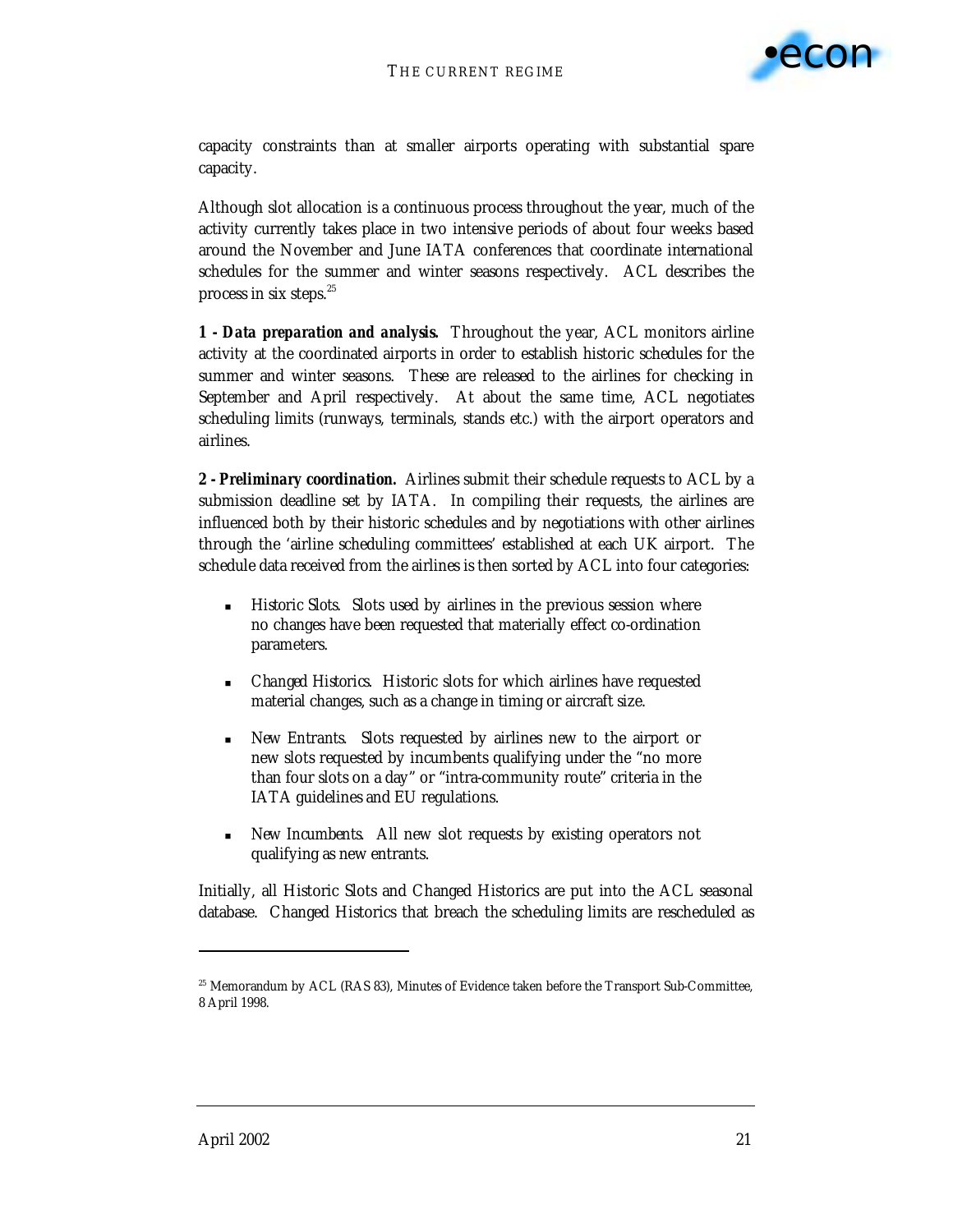capacity constraints than at smaller airports operating with substantial spare capacity.

Although slot allocation is a continuous process throughout the year, much of the activity currently takes place in two intensive periods of about four weeks based around the November and June IATA conferences that coordinate international schedules for the summer and winter seasons respectively. ACL describes the process in six steps.[25]

**1 - Data preparation and analysis.** Throughout the year, ACL monitors airline activity at the coordinated airports in order to establish historic schedules for the summer and winter seasons. These are released to the airlines for checking in September and April respectively. At about the same time, ACL negotiates scheduling limits (runways, terminals, stands etc.) with the airport operators and airlines.

**2 - Preliminary coordination.** Airlines submit their schedule requests to ACL by a submission deadline set by IATA. In compiling their requests, the airlines are influenced both by their historic schedules and by negotiations with other airlines through the 'airline scheduling committees' established at each UK airport. The schedule data received from the airlines is then sorted by ACL into four categories:

- *Historic Slots.* Slots used by airlines in the previous session where no changes have been requested that materially effect co-ordination parameters.
- *Changed Historics.* Historic slots for which airlines have requested material changes, such as a change in timing or aircraft size.
- *New Entrants.* Slots requested by airlines new to the airport or new slots requested by incumbents qualifying under the "no more than four slots on a day" or "intra-community route" criteria in the IATA guidelines and EU regulations.
- *New Incumbents.* All new slot requests by existing operators not qualifying as new entrants.

Initially, all Historic Slots and Changed Historics are put into the ACL seasonal database. Changed Historics that breach the scheduling limits are rescheduled as

[25] Memorandum by ACL (RAS 83), Minutes of Evidence taken before the Transport Sub-Committee, 8 April 1998.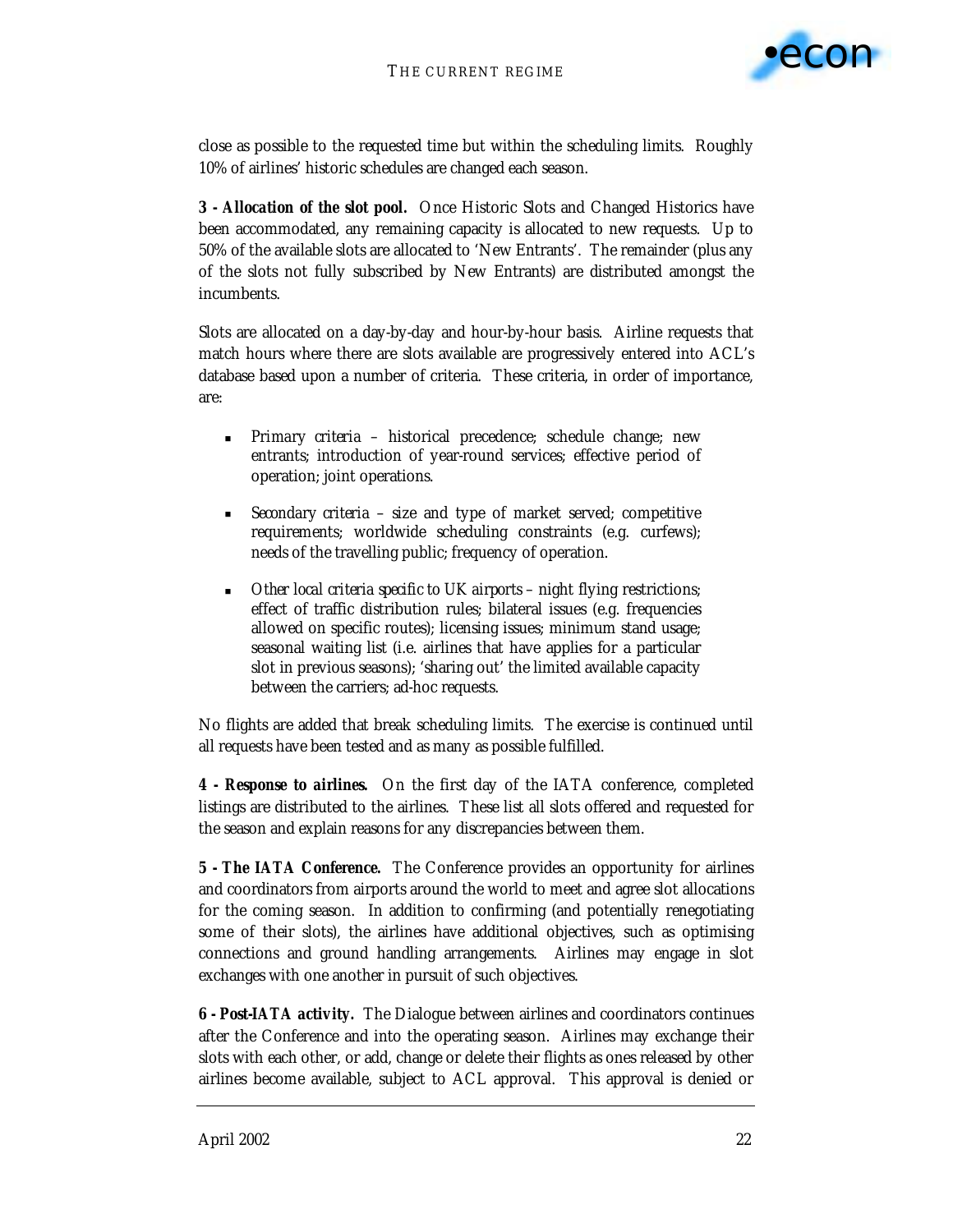close as possible to the requested time but within the scheduling limits. Roughly 10% of airlines' historic schedules are changed each season.

**3 - *Allocation of the slot pool.*** Once Historic Slots and Changed Historics have been accommodated, any remaining capacity is allocated to new requests. Up to 50% of the available slots are allocated to 'New Entrants'. The remainder (plus any of the slots not fully subscribed by New Entrants) are distributed amongst the incumbents.

Slots are allocated on a day-by-day and hour-by-hour basis. Airline requests that match hours where there are slots available are progressively entered into ACL's database based upon a number of criteria. These criteria, in order of importance, are:

- *Primary criteria* – historical precedence; schedule change; new entrants; introduction of year-round services; effective period of operation; joint operations.
- *Secondary criteria* – size and type of market served; competitive requirements; worldwide scheduling constraints (e.g. curfews); needs of the travelling public; frequency of operation.
- *Other local criteria specific to UK airports* – night flying restrictions; effect of traffic distribution rules; bilateral issues (e.g. frequencies allowed on specific routes); licensing issues; minimum stand usage; seasonal waiting list (i.e. airlines that have applies for a particular slot in previous seasons); 'sharing out' the limited available capacity between the carriers; ad-hoc requests.

No flights are added that break scheduling limits. The exercise is continued until all requests have been tested and as many as possible fulfilled.

**4 - *Response to airlines.*** On the first day of the IATA conference, completed listings are distributed to the airlines. These list all slots offered and requested for the season and explain reasons for any discrepancies between them.

**5 - *The IATA Conference.*** The Conference provides an opportunity for airlines and coordinators from airports around the world to meet and agree slot allocations for the coming season. In addition to confirming (and potentially renegotiating some of their slots), the airlines have additional objectives, such as optimising connections and ground handling arrangements. Airlines may engage in slot exchanges with one another in pursuit of such objectives.

**6 - *Post-IATA activity.*** The Dialogue between airlines and coordinators continues after the Conference and into the operating season. Airlines may exchange their slots with each other, or add, change or delete their flights as ones released by other airlines become available, subject to ACL approval. This approval is denied or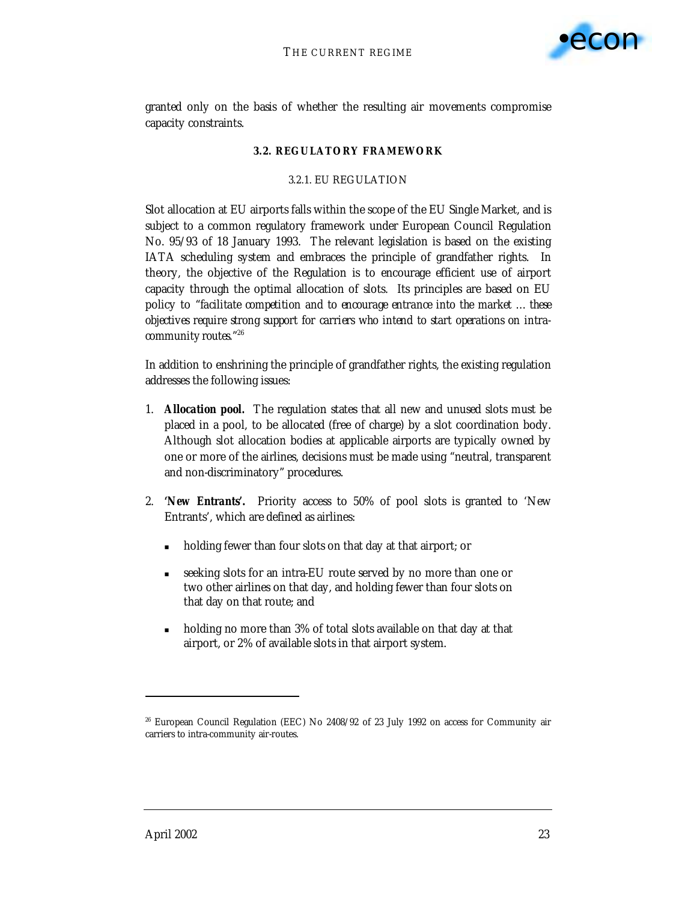granted only on the basis of whether the resulting air movements compromise capacity constraints.

## 3.2. REGULATORY FRAMEWORK

### 3.2.1. EU REGULATION

Slot allocation at EU airports falls within the scope of the EU Single Market, and is subject to a common regulatory framework under European Council Regulation No. 95/93 of 18 January 1993. The relevant legislation is based on the existing IATA scheduling system and embraces the principle of grandfather rights. In theory, the objective of the Regulation is to encourage efficient use of airport capacity through the optimal allocation of slots. Its principles are based on EU policy to "*facilitate competition and to encourage entrance into the market … these objectives require strong support for carriers who intend to start operations on intra-community routes.*"[26]

In addition to enshrining the principle of grandfather rights, the existing regulation addresses the following issues:

1. ***Allocation pool.*** The regulation states that all new and unused slots must be placed in a pool, to be allocated (free of charge) by a slot coordination body. Although slot allocation bodies at applicable airports are typically owned by one or more of the airlines, decisions must be made using "neutral, transparent and non-discriminatory" procedures.

2. ***'New Entrants'.*** Priority access to 50% of pool slots is granted to 'New Entrants', which are defined as airlines:

   - holding fewer than four slots on that day at that airport; or
   - seeking slots for an intra-EU route served by no more than one or two other airlines on that day, and holding fewer than four slots on that day on that route; and
   - holding no more than 3% of total slots available on that day at that airport, or 2% of available slots in that airport system.

[26] European Council Regulation (EEC) No 2408/92 of 23 July 1992 on access for Community air carriers to intra-community air-routes.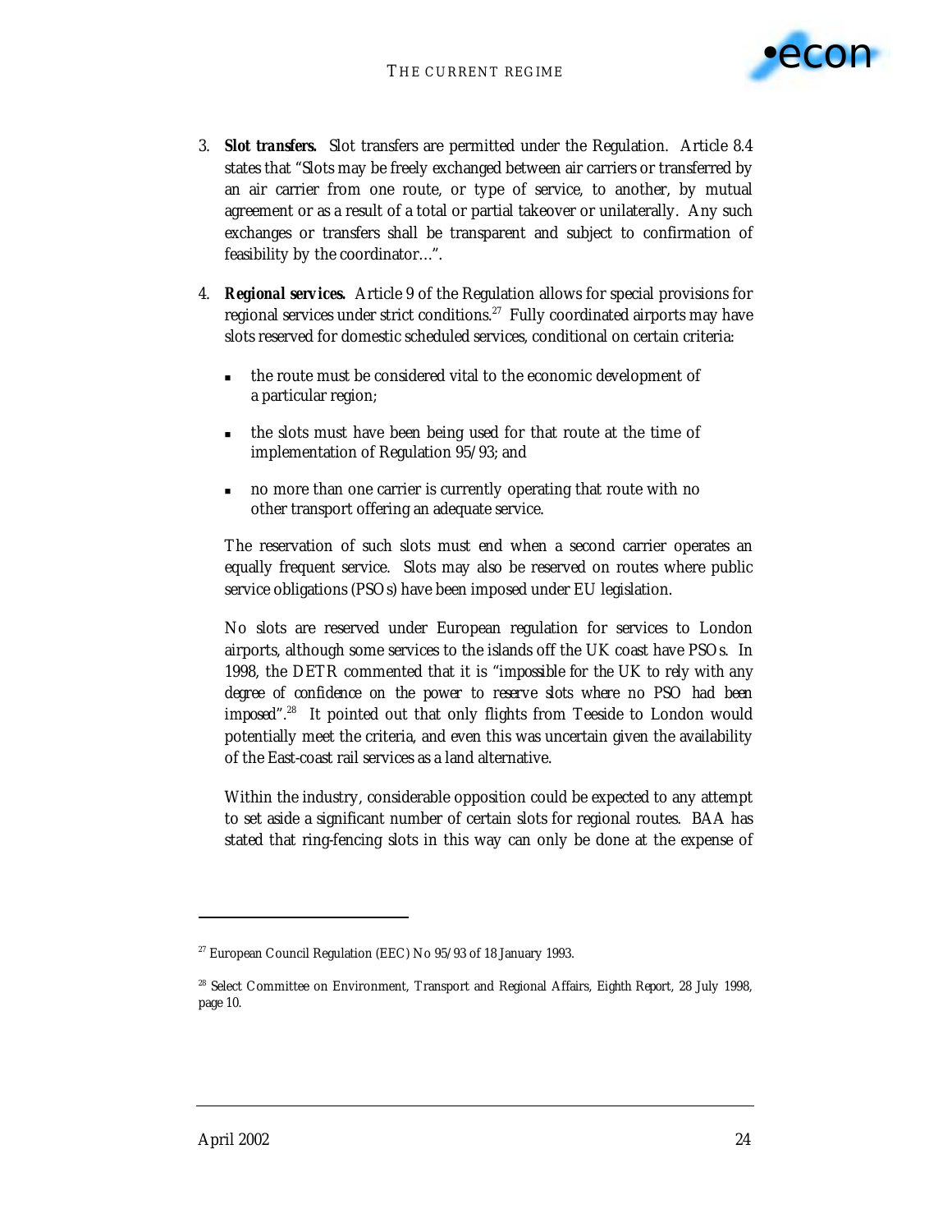3. **Slot transfers.** Slot transfers are permitted under the Regulation. Article 8.4 states that "Slots may be freely exchanged between air carriers or transferred by an air carrier from one route, or type of service, to another, by mutual agreement or as a result of a total or partial takeover or unilaterally. Any such exchanges or transfers shall be transparent and subject to confirmation of feasibility by the coordinator…".

4. **Regional services.** Article 9 of the Regulation allows for special provisions for regional services under strict conditions.[27] Fully coordinated airports may have slots reserved for domestic scheduled services, conditional on certain criteria:

   - the route must be considered vital to the economic development of a particular region;
   - the slots must have been being used for that route at the time of implementation of Regulation 95/93; and
   - no more than one carrier is currently operating that route with no other transport offering an adequate service.

   The reservation of such slots must end when a second carrier operates an equally frequent service. Slots may also be reserved on routes where public service obligations (PSOs) have been imposed under EU legislation.

   No slots are reserved under European regulation for services to London airports, although some services to the islands off the UK coast have PSOs. In 1998, the DETR commented that it is "*impossible for the UK to rely with any degree of confidence on the power to reserve slots where no PSO had been imposed*".[28] It pointed out that only flights from Teeside to London would potentially meet the criteria, and even this was uncertain given the availability of the East-coast rail services as a land alternative.

   Within the industry, considerable opposition could be expected to any attempt to set aside a significant number of certain slots for regional routes. BAA has stated that ring-fencing slots in this way can only be done at the expense of

---

[27] European Council Regulation (EEC) No 95/93 of 18 January 1993.

[28] Select Committee on Environment, Transport and Regional Affairs, Eighth Report, 28 July 1998, page 10.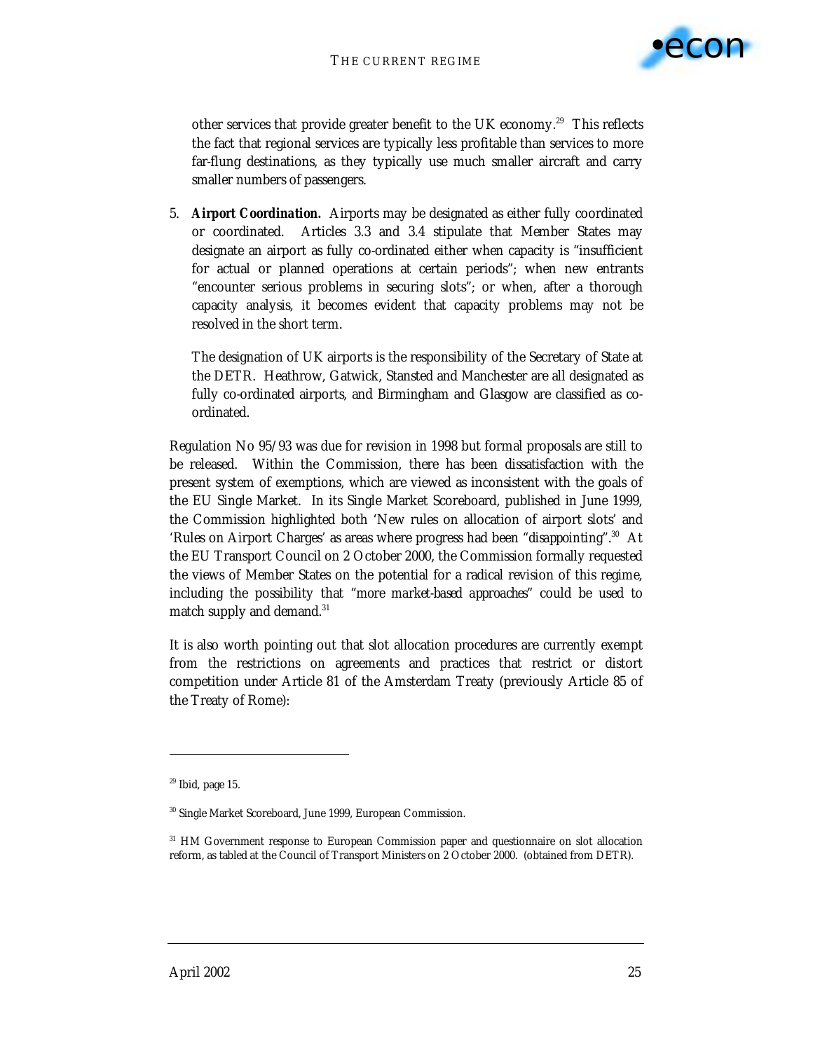other services that provide greater benefit to the UK economy.[29] This reflects the fact that regional services are typically less profitable than services to more far-flung destinations, as they typically use much smaller aircraft and carry smaller numbers of passengers.

5. ***Airport Coordination.*** Airports may be designated as either fully coordinated or coordinated. Articles 3.3 and 3.4 stipulate that Member States may designate an airport as fully co-ordinated either when capacity is "insufficient for actual or planned operations at certain periods"; when new entrants "encounter serious problems in securing slots"; or when, after a thorough capacity analysis, it becomes evident that capacity problems may not be resolved in the short term.

   The designation of UK airports is the responsibility of the Secretary of State at the DETR. Heathrow, Gatwick, Stansted and Manchester are all designated as fully co-ordinated airports, and Birmingham and Glasgow are classified as co-ordinated.

Regulation No 95/93 was due for revision in 1998 but formal proposals are still to be released. Within the Commission, there has been dissatisfaction with the present system of exemptions, which are viewed as inconsistent with the goals of the EU Single Market. In its Single Market Scoreboard, published in June 1999, the Commission highlighted both 'New rules on allocation of airport slots' and 'Rules on Airport Charges' as areas where progress had been "disappointing".[30] At the EU Transport Council on 2 October 2000, the Commission formally requested the views of Member States on the potential for a radical revision of this regime, including the possibility that "*more market-based approaches*" could be used to match supply and demand.[31]

It is also worth pointing out that slot allocation procedures are currently exempt from the restrictions on agreements and practices that restrict or distort competition under Article 81 of the Amsterdam Treaty (previously Article 85 of the Treaty of Rome):

---

[29] Ibid, page 15.

[30] Single Market Scoreboard, June 1999, European Commission.

[31] HM Government response to European Commission paper and questionnaire on slot allocation reform, as tabled at the Council of Transport Ministers on 2 October 2000. (obtained from DETR).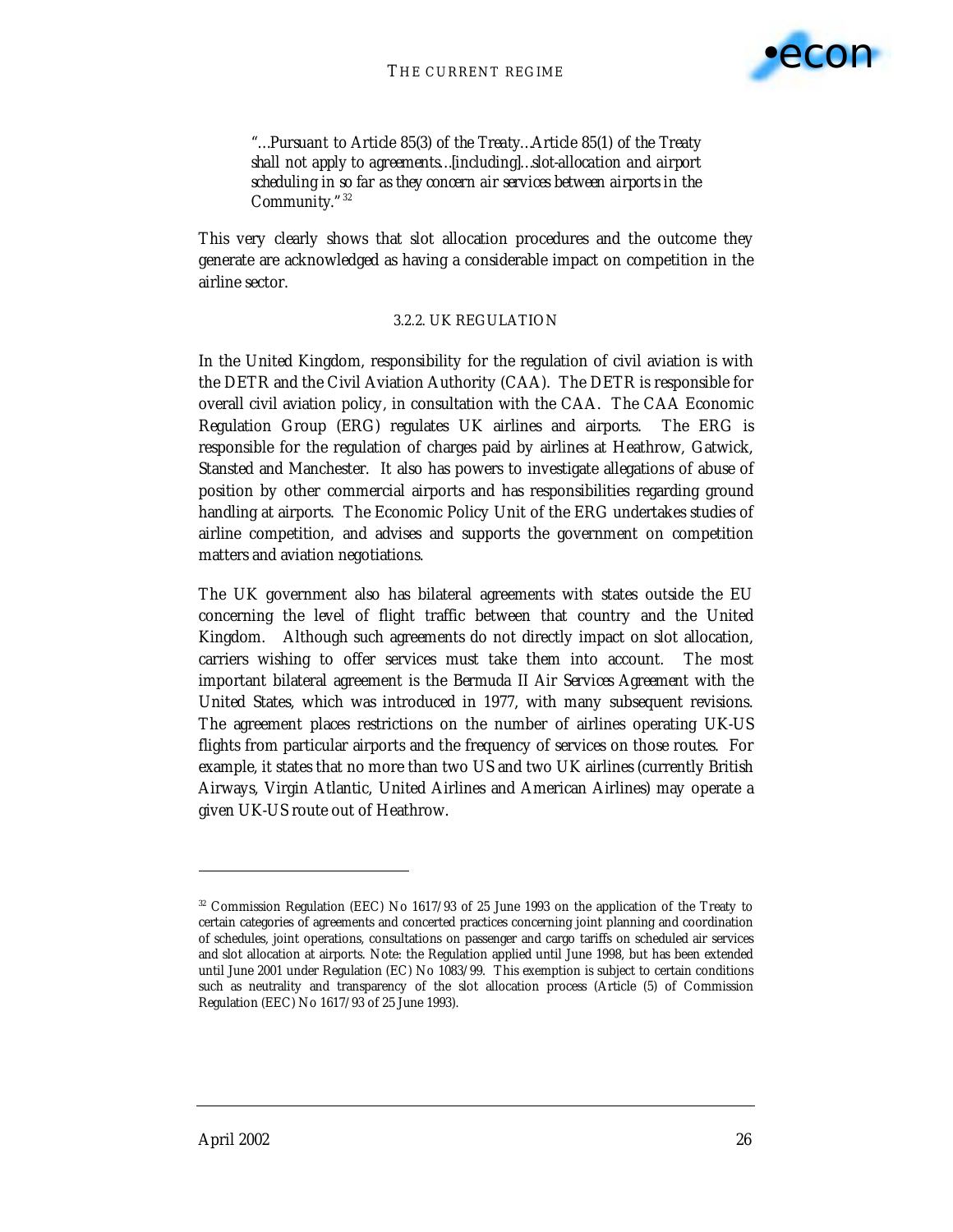> "…Pursuant to Article 85(3) of the Treaty…Article 85(1) of the Treaty shall not apply to agreements…[including]…slot-allocation and airport scheduling in so far as they concern air services between airports in the Community."[32]

This very clearly shows that slot allocation procedures and the outcome they generate are acknowledged as having a considerable impact on competition in the airline sector.

### 3.2.2. UK REGULATION

In the United Kingdom, responsibility for the regulation of civil aviation is with the DETR and the Civil Aviation Authority (CAA). The DETR is responsible for overall civil aviation policy, in consultation with the CAA. The CAA Economic Regulation Group (ERG) regulates UK airlines and airports. The ERG is responsible for the regulation of charges paid by airlines at Heathrow, Gatwick, Stansted and Manchester. It also has powers to investigate allegations of abuse of position by other commercial airports and has responsibilities regarding ground handling at airports. The Economic Policy Unit of the ERG undertakes studies of airline competition, and advises and supports the government on competition matters and aviation negotiations.

The UK government also has bilateral agreements with states outside the EU concerning the level of flight traffic between that country and the United Kingdom. Although such agreements do not directly impact on slot allocation, carriers wishing to offer services must take them into account. The most important bilateral agreement is the *Bermuda II Air Services Agreement* with the United States, which was introduced in 1977, with many subsequent revisions. The agreement places restrictions on the number of airlines operating UK-US flights from particular airports and the frequency of services on those routes. For example, it states that no more than two US and two UK airlines (currently British Airways, Virgin Atlantic, United Airlines and American Airlines) may operate a given UK-US route out of Heathrow.

---

[32] Commission Regulation (EEC) No 1617/93 of 25 June 1993 on the application of the Treaty to certain categories of agreements and concerted practices concerning joint planning and coordination of schedules, joint operations, consultations on passenger and cargo tariffs on scheduled air services and slot allocation at airports. Note: the Regulation applied until June 1998, but has been extended until June 2001 under Regulation (EC) No 1083/99. This exemption is subject to certain conditions such as neutrality and transparency of the slot allocation process (Article (5) of Commission Regulation (EEC) No 1617/93 of 25 June 1993).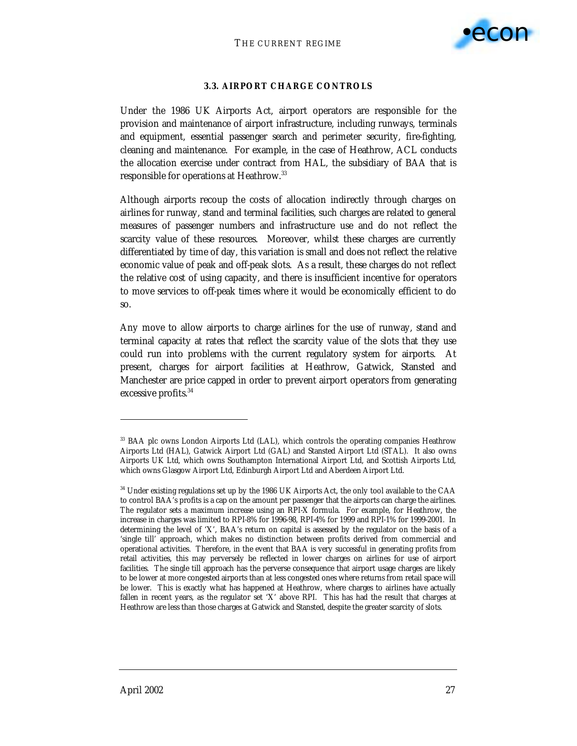### 3.3. AIRPORT CHARGE CONTROLS

Under the 1986 UK Airports Act, airport operators are responsible for the provision and maintenance of airport infrastructure, including runways, terminals and equipment, essential passenger search and perimeter security, fire-fighting, cleaning and maintenance. For example, in the case of Heathrow, ACL conducts the allocation exercise under contract from HAL, the subsidiary of BAA that is responsible for operations at Heathrow.[33]

Although airports recoup the costs of allocation indirectly through charges on airlines for runway, stand and terminal facilities, such charges are related to general measures of passenger numbers and infrastructure use and do not reflect the scarcity value of these resources. Moreover, whilst these charges are currently differentiated by time of day, this variation is small and does not reflect the relative economic value of peak and off-peak slots. As a result, these charges do not reflect the relative cost of using capacity, and there is insufficient incentive for operators to move services to off-peak times where it would be economically efficient to do so.

Any move to allow airports to charge airlines for the use of runway, stand and terminal capacity at rates that reflect the scarcity value of the slots that they use could run into problems with the current regulatory system for airports. At present, charges for airport facilities at Heathrow, Gatwick, Stansted and Manchester are price capped in order to prevent airport operators from generating excessive profits.[34]

---

[33] BAA plc owns London Airports Ltd (LAL), which controls the operating companies Heathrow Airports Ltd (HAL), Gatwick Airport Ltd (GAL) and Stansted Airport Ltd (STAL). It also owns Airports UK Ltd, which owns Southampton International Airport Ltd, and Scottish Airports Ltd, which owns Glasgow Airport Ltd, Edinburgh Airport Ltd and Aberdeen Airport Ltd.

[34] Under existing regulations set up by the 1986 UK Airports Act, the only tool available to the CAA to control BAA's profits is a cap on the amount per passenger that the airports can charge the airlines. The regulator sets a maximum increase using an RPI-X formula. For example, for Heathrow, the increase in charges was limited to RPI-8% for 1996-98, RPI-4% for 1999 and RPI-1% for 1999-2001. In determining the level of 'X', BAA's return on capital is assessed by the regulator on the basis of a 'single till' approach, which makes no distinction between profits derived from commercial and operational activities. Therefore, in the event that BAA is very successful in generating profits from retail activities, this may perversely be reflected in lower charges on airlines for use of airport facilities. The single till approach has the perverse consequence that airport usage charges are likely to be lower at more congested airports than at less congested ones where returns from retail space will be lower. This is exactly what has happened at Heathrow, where charges to airlines have actually fallen in recent years, as the regulator set 'X' above RPI. This has had the result that charges at Heathrow are less than those charges at Gatwick and Stansted, despite the greater scarcity of slots.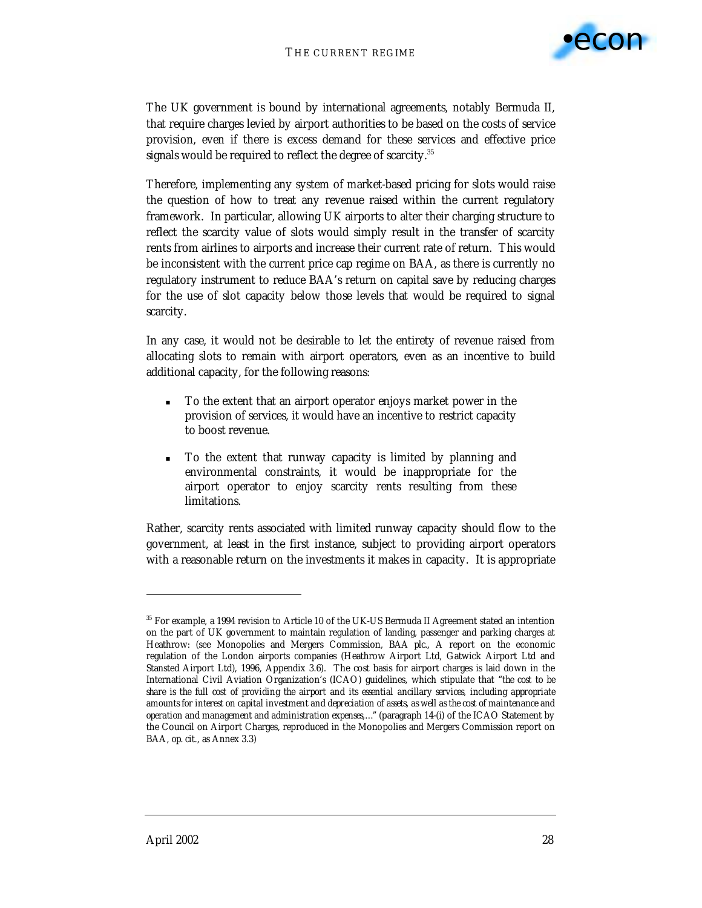The UK government is bound by international agreements, notably Bermuda II, that require charges levied by airport authorities to be based on the costs of service provision, even if there is excess demand for these services and effective price signals would be required to reflect the degree of scarcity.[35]

Therefore, implementing any system of market-based pricing for slots would raise the question of how to treat any revenue raised within the current regulatory framework. In particular, allowing UK airports to alter their charging structure to reflect the scarcity value of slots would simply result in the transfer of scarcity rents from airlines to airports and increase their current rate of return. This would be inconsistent with the current price cap regime on BAA, as there is currently no regulatory instrument to reduce BAA's return on capital save by reducing charges for the use of slot capacity below those levels that would be required to signal scarcity.

In any case, it would not be desirable to let the entirety of revenue raised from allocating slots to remain with airport operators, even as an incentive to build additional capacity, for the following reasons:

- To the extent that an airport operator enjoys market power in the provision of services, it would have an incentive to restrict capacity to boost revenue.
- To the extent that runway capacity is limited by planning and environmental constraints, it would be inappropriate for the airport operator to enjoy scarcity rents resulting from these limitations.

Rather, scarcity rents associated with limited runway capacity should flow to the government, at least in the first instance, subject to providing airport operators with a reasonable return on the investments it makes in capacity. It is appropriate

[35] For example, a 1994 revision to Article 10 of the UK-US Bermuda II Agreement stated an intention on the part of UK government to maintain regulation of landing, passenger and parking charges at Heathrow: (see Monopolies and Mergers Commission, BAA plc., A report on the economic regulation of the London airports companies (Heathrow Airport Ltd, Gatwick Airport Ltd and Stansted Airport Ltd), 1996, Appendix 3.6). The cost basis for airport charges is laid down in the International Civil Aviation Organization's (ICAO) guidelines, which stipulate that "the cost to be share is the full cost of providing the airport and its essential ancillary services, including appropriate amounts for interest on capital investment and depreciation of assets, as well as the cost of maintenance and operation and management and administration expenses,…" (paragraph 14-(i) of the ICAO Statement by the Council on Airport Charges, reproduced in the Monopolies and Mergers Commission report on BAA, op. cit., as Annex 3.3)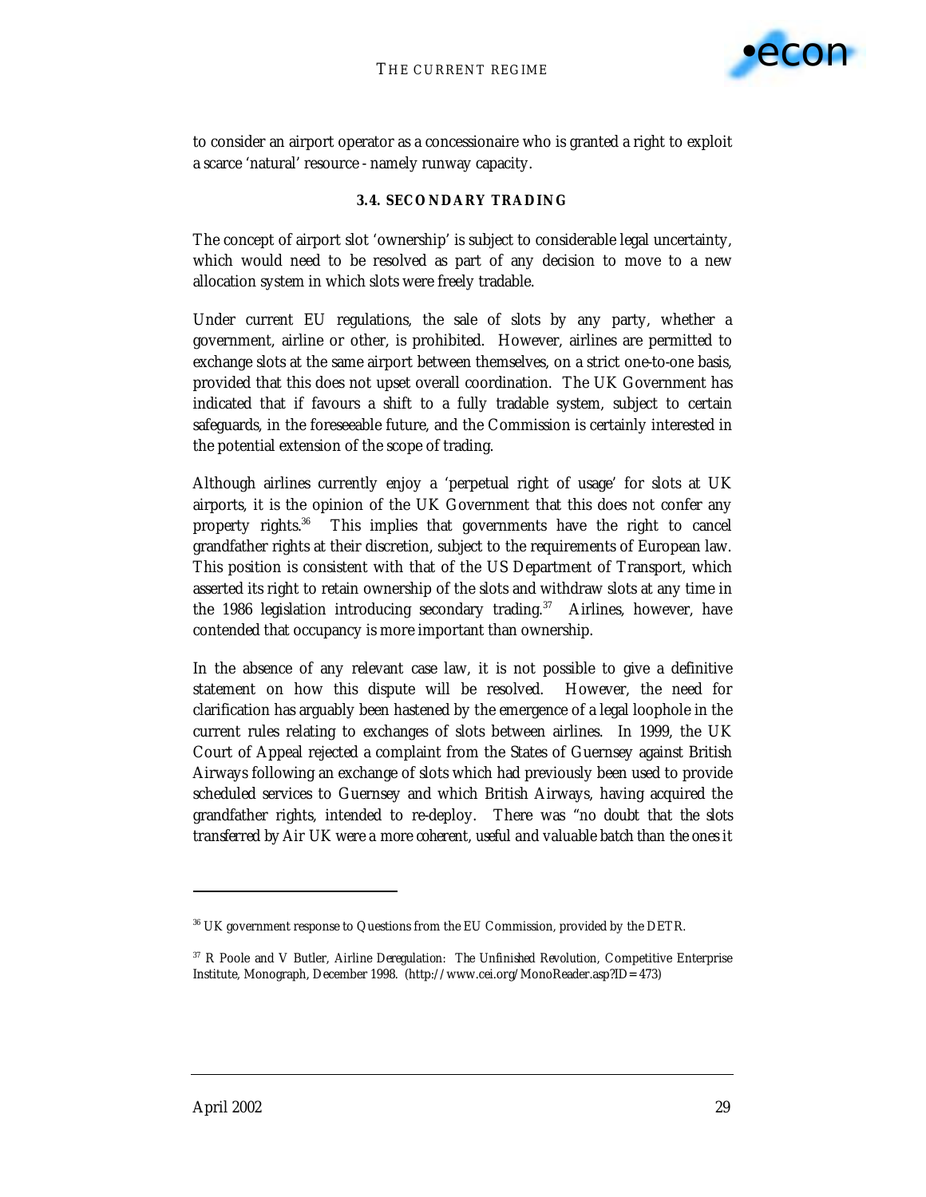to consider an airport operator as a concessionaire who is granted a right to exploit a scarce 'natural' resource - namely runway capacity.

### 3.4. SECONDARY TRADING

The concept of airport slot 'ownership' is subject to considerable legal uncertainty, which would need to be resolved as part of any decision to move to a new allocation system in which slots were freely tradable.

Under current EU regulations, the sale of slots by any party, whether a government, airline or other, is prohibited. However, airlines are permitted to exchange slots at the same airport between themselves, on a strict one-to-one basis, provided that this does not upset overall coordination. The UK Government has indicated that if favours a shift to a fully tradable system, subject to certain safeguards, in the foreseeable future, and the Commission is certainly interested in the potential extension of the scope of trading.

Although airlines currently enjoy a 'perpetual right of usage' for slots at UK airports, it is the opinion of the UK Government that this does not confer any property rights.[36] This implies that governments have the right to cancel grandfather rights at their discretion, subject to the requirements of European law. This position is consistent with that of the US Department of Transport, which asserted its right to retain ownership of the slots and withdraw slots at any time in the 1986 legislation introducing secondary trading.[37] Airlines, however, have contended that occupancy is more important than ownership.

In the absence of any relevant case law, it is not possible to give a definitive statement on how this dispute will be resolved. However, the need for clarification has arguably been hastened by the emergence of a legal loophole in the current rules relating to exchanges of slots between airlines. In 1999, the UK Court of Appeal rejected a complaint from the States of Guernsey against British Airways following an exchange of slots which had previously been used to provide scheduled services to Guernsey and which British Airways, having acquired the grandfather rights, intended to re-deploy. There was "no doubt that the slots transferred by Air UK were a more coherent, useful and valuable batch than the ones it

---

[36] UK government response to Questions from the EU Commission, provided by the DETR.

[37] R Poole and V Butler, *Airline Deregulation: The Unfinished Revolution*, Competitive Enterprise Institute, Monograph, December 1998. (http://www.cei.org/MonoReader.asp?ID=473)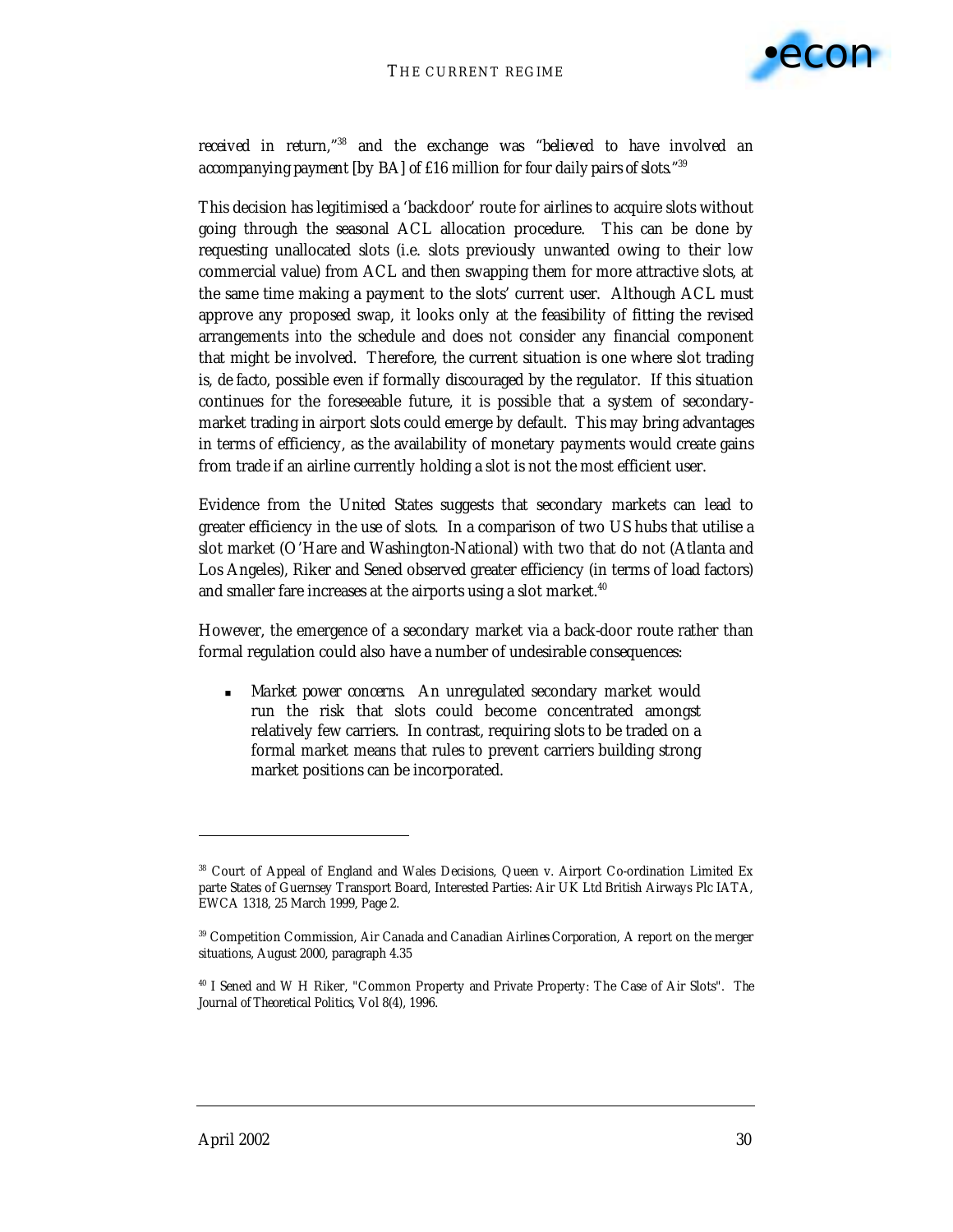*received in return*,"[38] and the exchange was "*believed to have involved an accompanying payment [by BA] of £16 million for four daily pairs of slots.*"[39]

This decision has legitimised a 'backdoor' route for airlines to acquire slots without going through the seasonal ACL allocation procedure. This can be done by requesting unallocated slots (i.e. slots previously unwanted owing to their low commercial value) from ACL and then swapping them for more attractive slots, at the same time making a payment to the slots' current user. Although ACL must approve any proposed swap, it looks only at the feasibility of fitting the revised arrangements into the schedule and does not consider any financial component that might be involved. Therefore, the current situation is one where slot trading is, *de facto*, possible even if formally discouraged by the regulator. If this situation continues for the foreseeable future, it is possible that a system of secondary-market trading in airport slots could emerge by default. This may bring advantages in terms of efficiency, as the availability of monetary payments would create gains from trade if an airline currently holding a slot is not the most efficient user.

Evidence from the United States suggests that secondary markets can lead to greater efficiency in the use of slots. In a comparison of two US hubs that utilise a slot market (O'Hare and Washington-National) with two that do not (Atlanta and Los Angeles), Riker and Sened observed greater efficiency (in terms of load factors) and smaller fare increases at the airports using a slot market.[40]

However, the emergence of a secondary market via a back-door route rather than formal regulation could also have a number of undesirable consequences:

- *Market power concerns*. An unregulated secondary market would run the risk that slots could become concentrated amongst relatively few carriers. In contrast, requiring slots to be traded on a formal market means that rules to prevent carriers building strong market positions can be incorporated.

---

[38] Court of Appeal of England and Wales Decisions, Queen v. Airport Co-ordination Limited Ex parte States of Guernsey Transport Board, Interested Parties: Air UK Ltd British Airways Plc IATA, EWCA 1318, 25 March 1999, Page 2.

[39] Competition Commission, Air Canada and Canadian Airlines Corporation, A report on the merger situations, August 2000, paragraph 4.35

[40] I Sened and W H Riker, "Common Property and Private Property: The Case of Air Slots". *The Journal of Theoretical Politics*, Vol 8(4), 1996.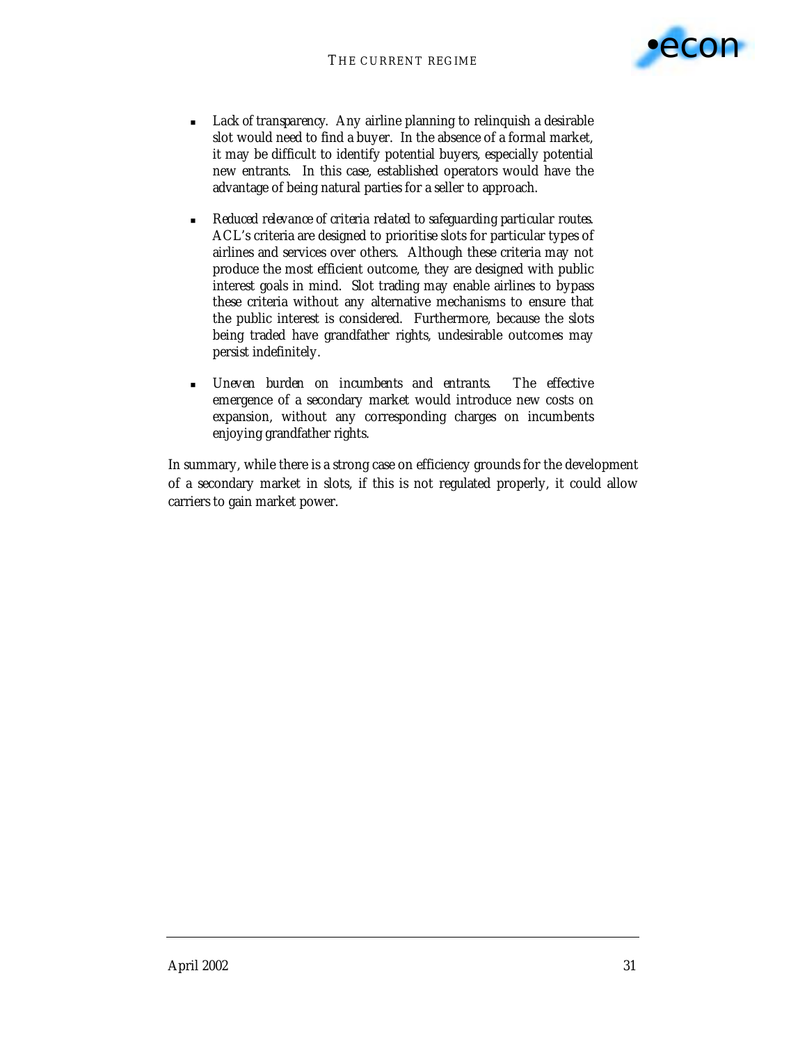- *Lack of transparency.* Any airline planning to relinquish a desirable slot would need to find a buyer. In the absence of a formal market, it may be difficult to identify potential buyers, especially potential new entrants. In this case, established operators would have the advantage of being natural parties for a seller to approach.

- *Reduced relevance of criteria related to safeguarding particular routes.* ACL's criteria are designed to prioritise slots for particular types of airlines and services over others. Although these criteria may not produce the most efficient outcome, they are designed with public interest goals in mind. Slot trading may enable airlines to bypass these criteria without any alternative mechanisms to ensure that the public interest is considered. Furthermore, because the slots being traded have grandfather rights, undesirable outcomes may persist indefinitely.

- *Uneven burden on incumbents and entrants.* The effective emergence of a secondary market would introduce new costs on expansion, without any corresponding charges on incumbents enjoying grandfather rights.

In summary, while there is a strong case on efficiency grounds for the development of a secondary market in slots, if this is not regulated properly, it could allow carriers to gain market power.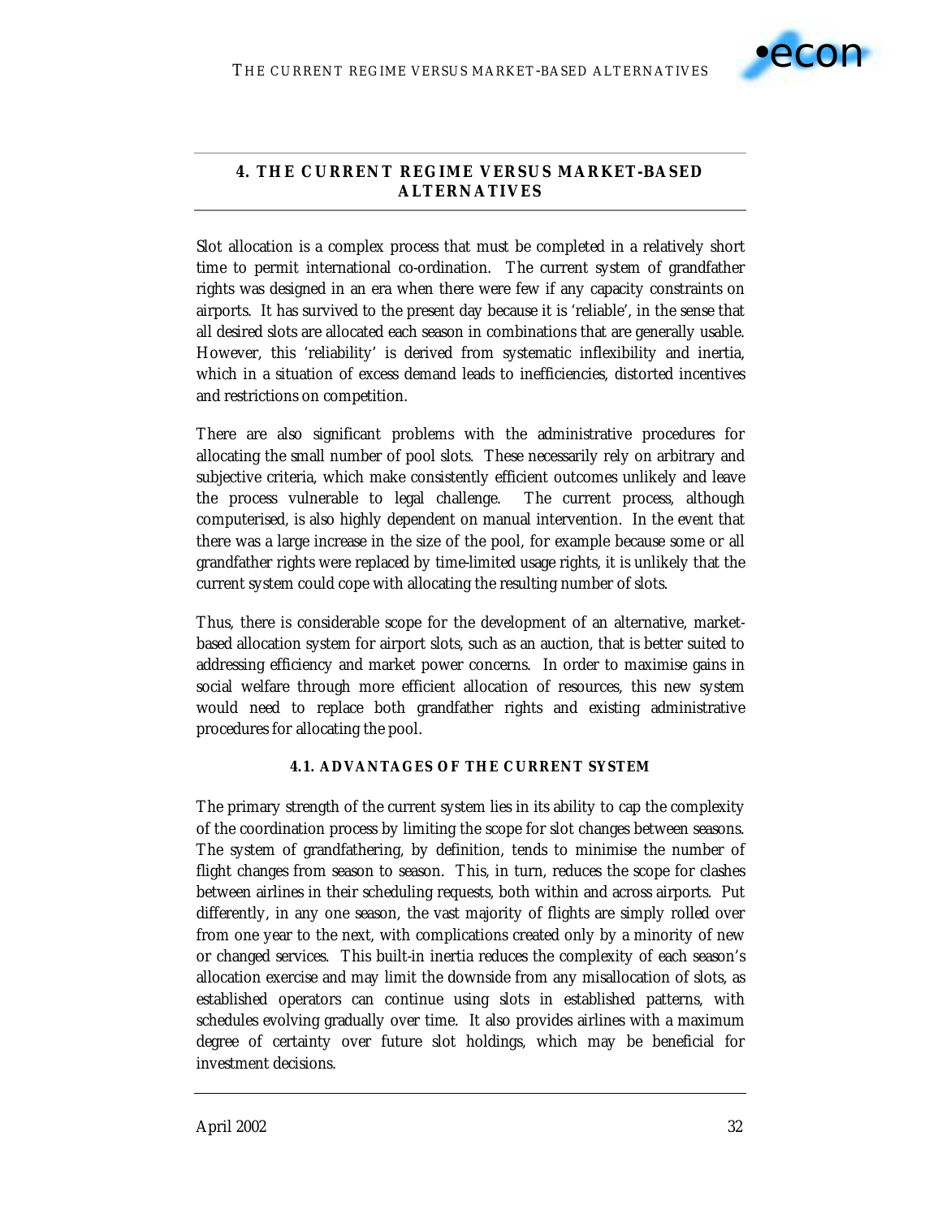# 4. THE CURRENT REGIME VERSUS MARKET-BASED ALTERNATIVES

Slot allocation is a complex process that must be completed in a relatively short time to permit international co-ordination. The current system of grandfather rights was designed in an era when there were few if any capacity constraints on airports. It has survived to the present day because it is 'reliable', in the sense that all desired slots are allocated each season in combinations that are generally usable. However, this 'reliability' is derived from systematic inflexibility and inertia, which in a situation of excess demand leads to inefficiencies, distorted incentives and restrictions on competition.

There are also significant problems with the administrative procedures for allocating the small number of pool slots. These necessarily rely on arbitrary and subjective criteria, which make consistently efficient outcomes unlikely and leave the process vulnerable to legal challenge. The current process, although computerised, is also highly dependent on manual intervention. In the event that there was a large increase in the size of the pool, for example because some or all grandfather rights were replaced by time-limited usage rights, it is unlikely that the current system could cope with allocating the resulting number of slots.

Thus, there is considerable scope for the development of an alternative, market-based allocation system for airport slots, such as an auction, that is better suited to addressing efficiency and market power concerns. In order to maximise gains in social welfare through more efficient allocation of resources, this new system would need to replace both grandfather rights and existing administrative procedures for allocating the pool.

## 4.1. ADVANTAGES OF THE CURRENT SYSTEM

The primary strength of the current system lies in its ability to cap the complexity of the coordination process by limiting the scope for slot changes between seasons. The system of grandfathering, by definition, tends to minimise the number of flight changes from season to season. This, in turn, reduces the scope for clashes between airlines in their scheduling requests, both within and across airports. Put differently, in any one season, the vast majority of flights are simply rolled over from one year to the next, with complications created only by a minority of new or changed services. This built-in inertia reduces the complexity of each season's allocation exercise and may limit the downside from any misallocation of slots, as established operators can continue using slots in established patterns, with schedules evolving gradually over time. It also provides airlines with a maximum degree of certainty over future slot holdings, which may be beneficial for investment decisions.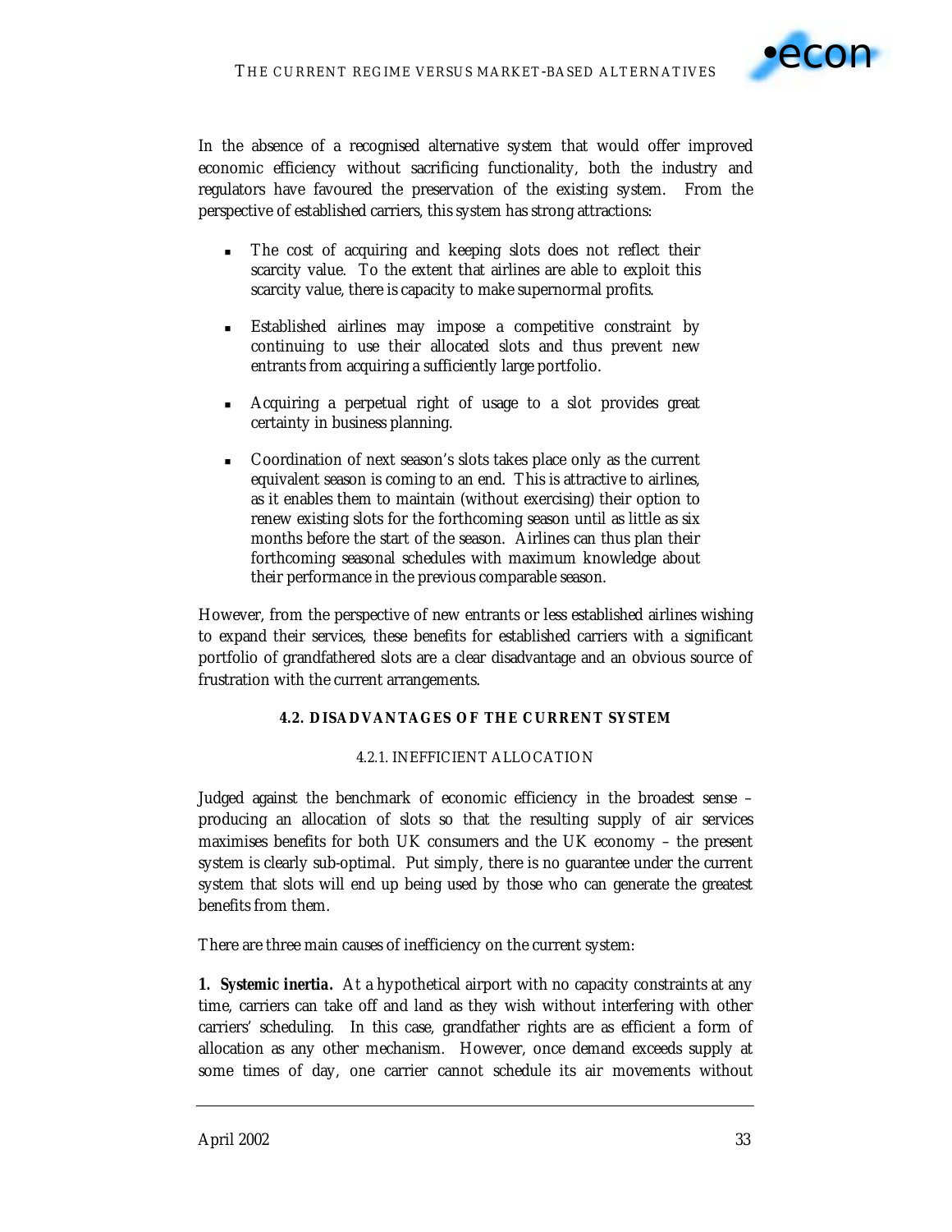In the absence of a recognised alternative system that would offer improved economic efficiency without sacrificing functionality, both the industry and regulators have favoured the preservation of the existing system. From the perspective of established carriers, this system has strong attractions:

- The cost of acquiring and keeping slots does not reflect their scarcity value. To the extent that airlines are able to exploit this scarcity value, there is capacity to make supernormal profits.
- Established airlines may impose a competitive constraint by continuing to use their allocated slots and thus prevent new entrants from acquiring a sufficiently large portfolio.
- Acquiring a perpetual right of usage to a slot provides great certainty in business planning.
- Coordination of next season's slots takes place only as the current equivalent season is coming to an end. This is attractive to airlines, as it enables them to maintain (without exercising) their option to renew existing slots for the forthcoming season until as little as six months before the start of the season. Airlines can thus plan their forthcoming seasonal schedules with maximum knowledge about their performance in the previous comparable season.

However, from the perspective of new entrants or less established airlines wishing to expand their services, these benefits for established carriers with a significant portfolio of grandfathered slots are a clear disadvantage and an obvious source of frustration with the current arrangements.

## 4.2. DISADVANTAGES OF THE CURRENT SYSTEM

### 4.2.1. INEFFICIENT ALLOCATION

Judged against the benchmark of economic efficiency in the broadest sense – producing an allocation of slots so that the resulting supply of air services maximises benefits for both UK consumers and the UK economy – the present system is clearly sub-optimal. Put simply, there is no guarantee under the current system that slots will end up being used by those who can generate the greatest benefits from them.

There are three main causes of inefficiency on the current system:

**1. Systemic inertia.** At a hypothetical airport with no capacity constraints at any time, carriers can take off and land as they wish without interfering with other carriers' scheduling. In this case, grandfather rights are as efficient a form of allocation as any other mechanism. However, once demand exceeds supply at some times of day, one carrier cannot schedule its air movements without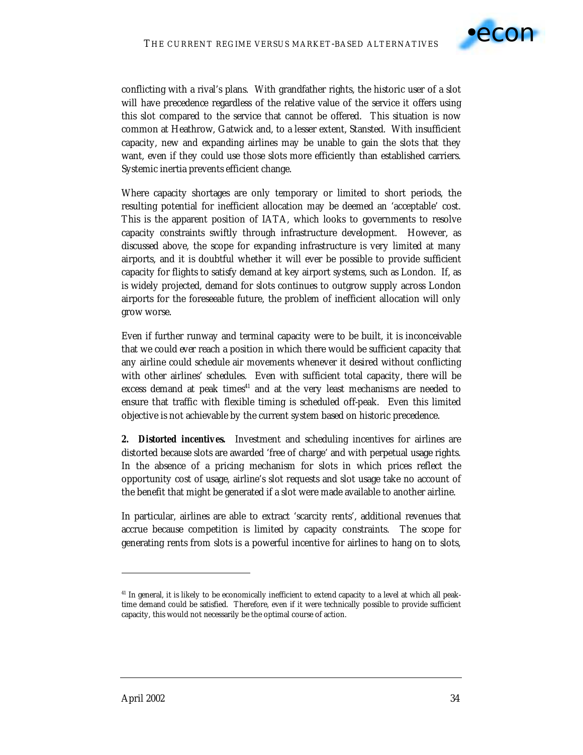conflicting with a rival's plans. With grandfather rights, the historic user of a slot will have precedence regardless of the relative value of the service it offers using this slot compared to the service that cannot be offered. This situation is now common at Heathrow, Gatwick and, to a lesser extent, Stansted. With insufficient capacity, new and expanding airlines may be unable to gain the slots that they want, even if they could use those slots more efficiently than established carriers. Systemic inertia prevents efficient change.

Where capacity shortages are only temporary or limited to short periods, the resulting potential for inefficient allocation may be deemed an 'acceptable' cost. This is the apparent position of IATA, which looks to governments to resolve capacity constraints swiftly through infrastructure development. However, as discussed above, the scope for expanding infrastructure is very limited at many airports, and it is doubtful whether it will ever be possible to provide sufficient capacity for flights to satisfy demand at key airport systems, such as London. If, as is widely projected, demand for slots continues to outgrow supply across London airports for the foreseeable future, the problem of inefficient allocation will only grow worse.

Even if further runway and terminal capacity were to be built, it is inconceivable that we could *ever* reach a position in which there would be sufficient capacity that any airline could schedule air movements whenever it desired without conflicting with other airlines' schedules. Even with sufficient total capacity, there will be excess demand at peak times[41] and at the very least mechanisms are needed to ensure that traffic with flexible timing is scheduled off-peak. Even this limited objective is not achievable by the current system based on historic precedence.

**2. Distorted incentives.** Investment and scheduling incentives for airlines are distorted because slots are awarded 'free of charge' and with perpetual usage rights. In the absence of a pricing mechanism for slots in which prices reflect the opportunity cost of usage, airline's slot requests and slot usage take no account of the benefit that might be generated if a slot were made available to another airline.

In particular, airlines are able to extract 'scarcity rents', additional revenues that accrue because competition is limited by capacity constraints. The scope for generating rents from slots is a powerful incentive for airlines to hang on to slots,

---

[41] In general, it is likely to be economically inefficient to extend capacity to a level at which all peak-time demand could be satisfied. Therefore, even if it were technically possible to provide sufficient capacity, this would not necessarily be the optimal course of action.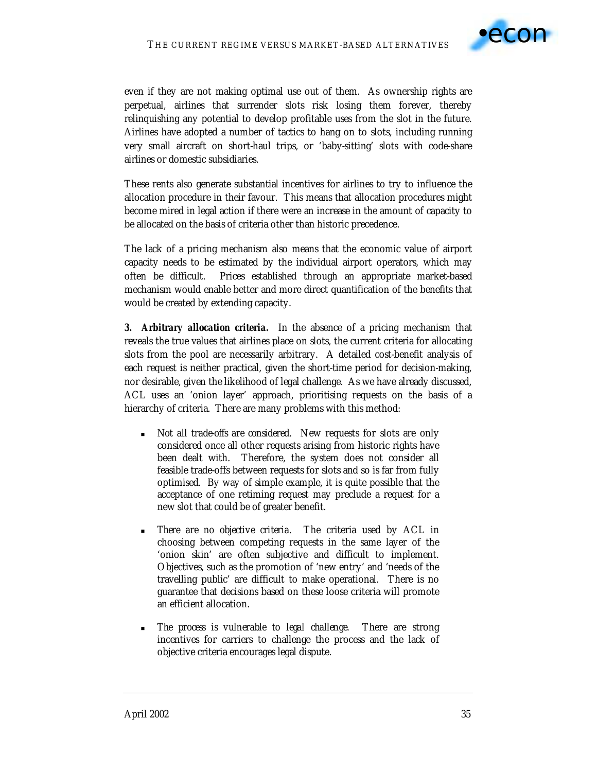even if they are not making optimal use out of them. As ownership rights are perpetual, airlines that surrender slots risk losing them forever, thereby relinquishing any potential to develop profitable uses from the slot in the future. Airlines have adopted a number of tactics to hang on to slots, including running very small aircraft on short-haul trips, or 'baby-sitting' slots with code-share airlines or domestic subsidiaries.

These rents also generate substantial incentives for airlines to try to influence the allocation procedure in their favour. This means that allocation procedures might become mired in legal action if there were an increase in the amount of capacity to be allocated on the basis of criteria other than historic precedence.

The lack of a pricing mechanism also means that the economic value of airport capacity needs to be estimated by the individual airport operators, which may often be difficult. Prices established through an appropriate market-based mechanism would enable better and more direct quantification of the benefits that would be created by extending capacity.

***3. Arbitrary allocation criteria.*** In the absence of a pricing mechanism that reveals the true values that airlines place on slots, the current criteria for allocating slots from the pool are necessarily arbitrary. A detailed cost-benefit analysis of each request is neither practical, given the short-time period for decision-making, nor desirable, given the likelihood of legal challenge. As we have already discussed, ACL uses an 'onion layer' approach, prioritising requests on the basis of a hierarchy of criteria. There are many problems with this method:

- *Not all trade-offs are considered.* New requests for slots are only considered once all other requests arising from historic rights have been dealt with. Therefore, the system does not consider all feasible trade-offs between requests for slots and so is far from fully optimised. By way of simple example, it is quite possible that the acceptance of one retiming request may preclude a request for a new slot that could be of greater benefit.

- *There are no objective criteria.* The criteria used by ACL in choosing between competing requests in the same layer of the 'onion skin' are often subjective and difficult to implement. Objectives, such as the promotion of 'new entry' and 'needs of the travelling public' are difficult to make operational. There is no guarantee that decisions based on these loose criteria will promote an efficient allocation.

- *The process is vulnerable to legal challenge.* There are strong incentives for carriers to challenge the process and the lack of objective criteria encourages legal dispute.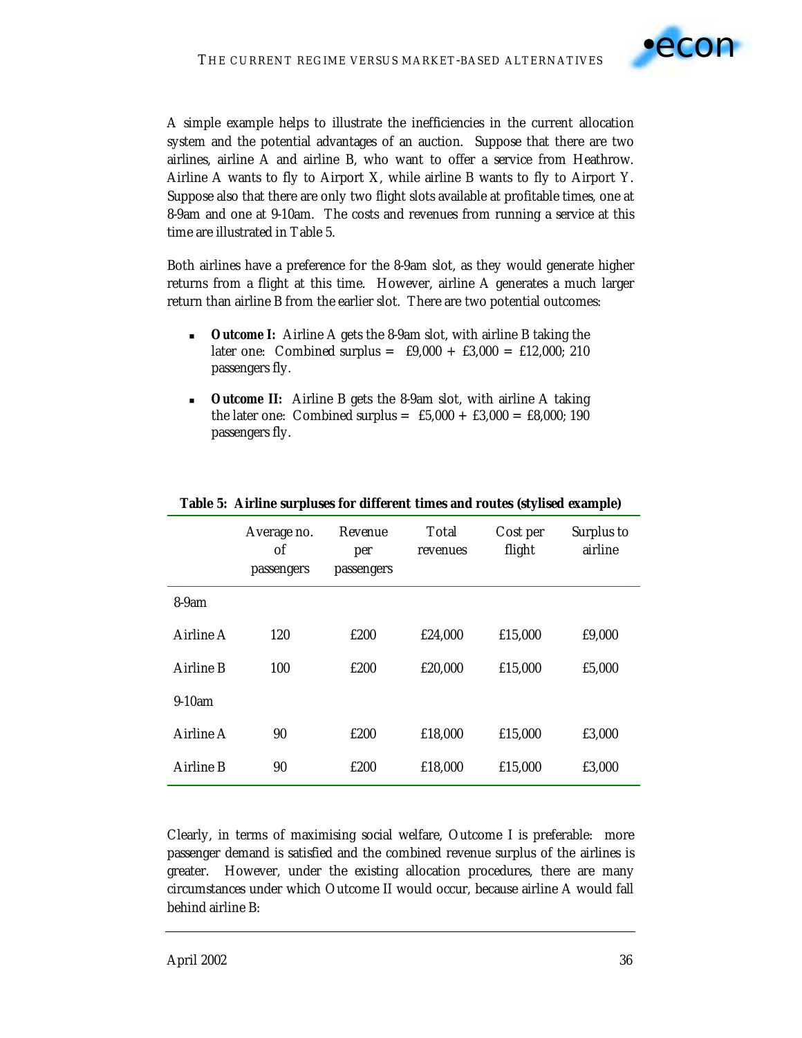A simple example helps to illustrate the inefficiencies in the current allocation system and the potential advantages of an auction. Suppose that there are two airlines, airline A and airline B, who want to offer a service from Heathrow. Airline A wants to fly to Airport X, while airline B wants to fly to Airport Y. Suppose also that there are only two flight slots available at profitable times, one at 8-9am and one at 9-10am. The costs and revenues from running a service at this time are illustrated in Table 5.

Both airlines have a preference for the 8-9am slot, as they would generate higher returns from a flight at this time. However, airline A generates a much larger return than airline B from the earlier slot. There are two potential outcomes:

- **Outcome I:** Airline A gets the 8-9am slot, with airline B taking the later one: Combined surplus = £9,000 + £3,000 = £12,000; 210 passengers fly.
- **Outcome II:** Airline B gets the 8-9am slot, with airline A taking the later one: Combined surplus = £5,000 + £3,000 = £8,000; 190 passengers fly.

**Table 5: Airline surpluses for different times and routes (stylised example)**

| | Average no. of passengers | Revenue per passengers | Total revenues | Cost per flight | Surplus to airline |
|---|---|---|---|---|---|
| 8-9am | | | | | |
| Airline A | 120 | £200 | £24,000 | £15,000 | £9,000 |
| Airline B | 100 | £200 | £20,000 | £15,000 | £5,000 |
| 9-10am | | | | | |
| Airline A | 90 | £200 | £18,000 | £15,000 | £3,000 |
| Airline B | 90 | £200 | £18,000 | £15,000 | £3,000 |

Clearly, in terms of maximising social welfare, Outcome I is preferable: more passenger demand is satisfied and the combined revenue surplus of the airlines is greater. However, under the existing allocation procedures, there are many circumstances under which Outcome II would occur, because airline A would fall behind airline B: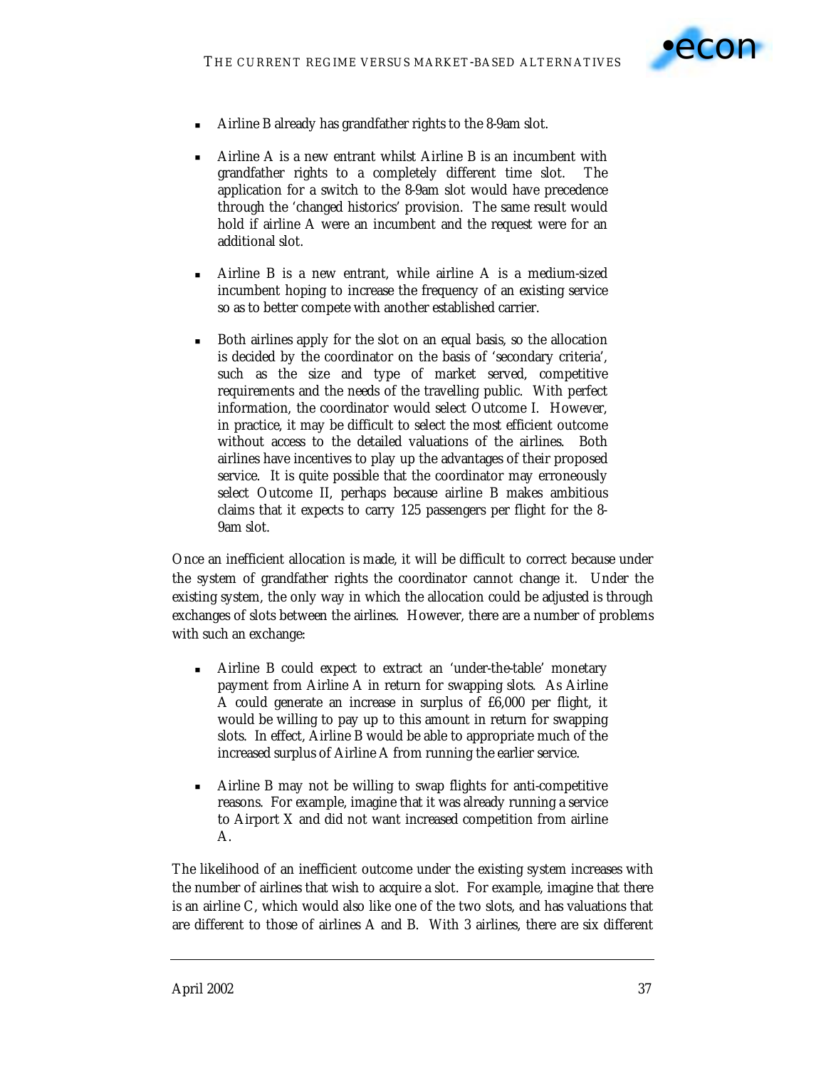- Airline B already has grandfather rights to the 8-9am slot.

- Airline A is a new entrant whilst Airline B is an incumbent with grandfather rights to a completely different time slot. The application for a switch to the 8-9am slot would have precedence through the 'changed historics' provision. The same result would hold if airline A were an incumbent and the request were for an additional slot.

- Airline B is a new entrant, while airline A is a medium-sized incumbent hoping to increase the frequency of an existing service so as to better compete with another established carrier.

- Both airlines apply for the slot on an equal basis, so the allocation is decided by the coordinator on the basis of 'secondary criteria', such as the size and type of market served, competitive requirements and the needs of the travelling public. With perfect information, the coordinator would select Outcome I. However, in practice, it may be difficult to select the most efficient outcome without access to the detailed valuations of the airlines. Both airlines have incentives to play up the advantages of their proposed service. It is quite possible that the coordinator may erroneously select Outcome II, perhaps because airline B makes ambitious claims that it expects to carry 125 passengers per flight for the 8-9am slot.

Once an inefficient allocation is made, it will be difficult to correct because under the system of grandfather rights the coordinator cannot change it. Under the existing system, the only way in which the allocation could be adjusted is through exchanges of slots between the airlines. However, there are a number of problems with such an exchange:

- Airline B could expect to extract an 'under-the-table' monetary payment from Airline A in return for swapping slots. As Airline A could generate an increase in surplus of £6,000 per flight, it would be willing to pay up to this amount in return for swapping slots. In effect, Airline B would be able to appropriate much of the increased surplus of Airline A from running the earlier service.

- Airline B may not be willing to swap flights for anti-competitive reasons. For example, imagine that it was already running a service to Airport X and did not want increased competition from airline A.

The likelihood of an inefficient outcome under the existing system increases with the number of airlines that wish to acquire a slot. For example, imagine that there is an airline C, which would also like one of the two slots, and has valuations that are different to those of airlines A and B. With 3 airlines, there are six different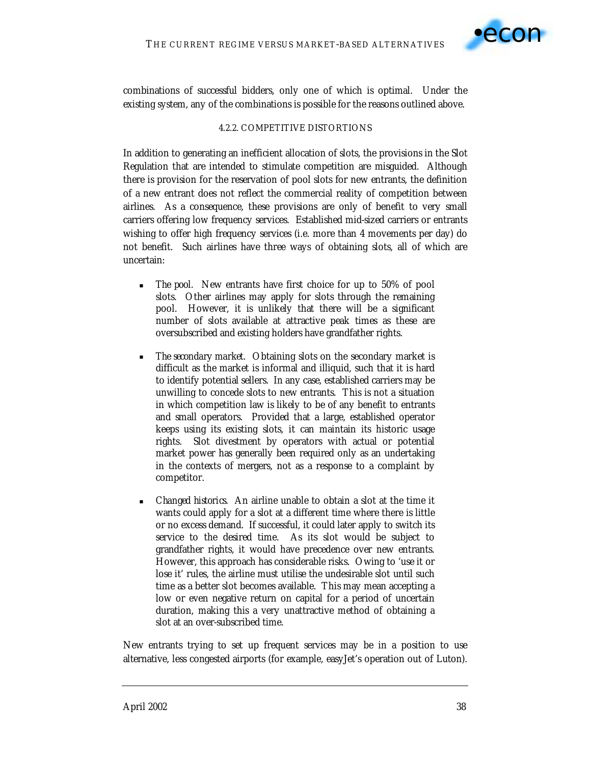combinations of successful bidders, only one of which is optimal. Under the existing system, any of the combinations is possible for the reasons outlined above.

#### 4.2.2. COMPETITIVE DISTORTIONS

In addition to generating an inefficient allocation of slots, the provisions in the Slot Regulation that are intended to stimulate competition are misguided. Although there is provision for the reservation of pool slots for new entrants, the definition of a new entrant does not reflect the commercial reality of competition between airlines. As a consequence, these provisions are only of benefit to very small carriers offering low frequency services. Established mid-sized carriers or entrants wishing to offer high frequency services (i.e. more than 4 movements per day) do not benefit. Such airlines have three ways of obtaining slots, all of which are uncertain:

- *The pool.* New entrants have first choice for up to 50% of pool slots. Other airlines may apply for slots through the remaining pool. However, it is unlikely that there will be a significant number of slots available at attractive peak times as these are oversubscribed and existing holders have grandfather rights.

- *The secondary market.* Obtaining slots on the secondary market is difficult as the market is informal and illiquid, such that it is hard to identify potential sellers. In any case, established carriers may be unwilling to concede slots to new entrants. This is not a situation in which competition law is likely to be of any benefit to entrants and small operators. Provided that a large, established operator keeps using its existing slots, it can maintain its historic usage rights. Slot divestment by operators with actual or potential market power has generally been required only as an undertaking in the contexts of mergers, not as a response to a complaint by competitor.

- *Changed historics.* An airline unable to obtain a slot at the time it wants could apply for a slot at a different time where there is little or no excess demand. If successful, it could later apply to switch its service to the desired time. As its slot would be subject to grandfather rights, it would have precedence over new entrants. However, this approach has considerable risks. Owing to 'use it or lose it' rules, the airline must utilise the undesirable slot until such time as a better slot becomes available. This may mean accepting a low or even negative return on capital for a period of uncertain duration, making this a very unattractive method of obtaining a slot at an over-subscribed time.

New entrants trying to set up frequent services may be in a position to use alternative, less congested airports (for example, easyJet's operation out of Luton).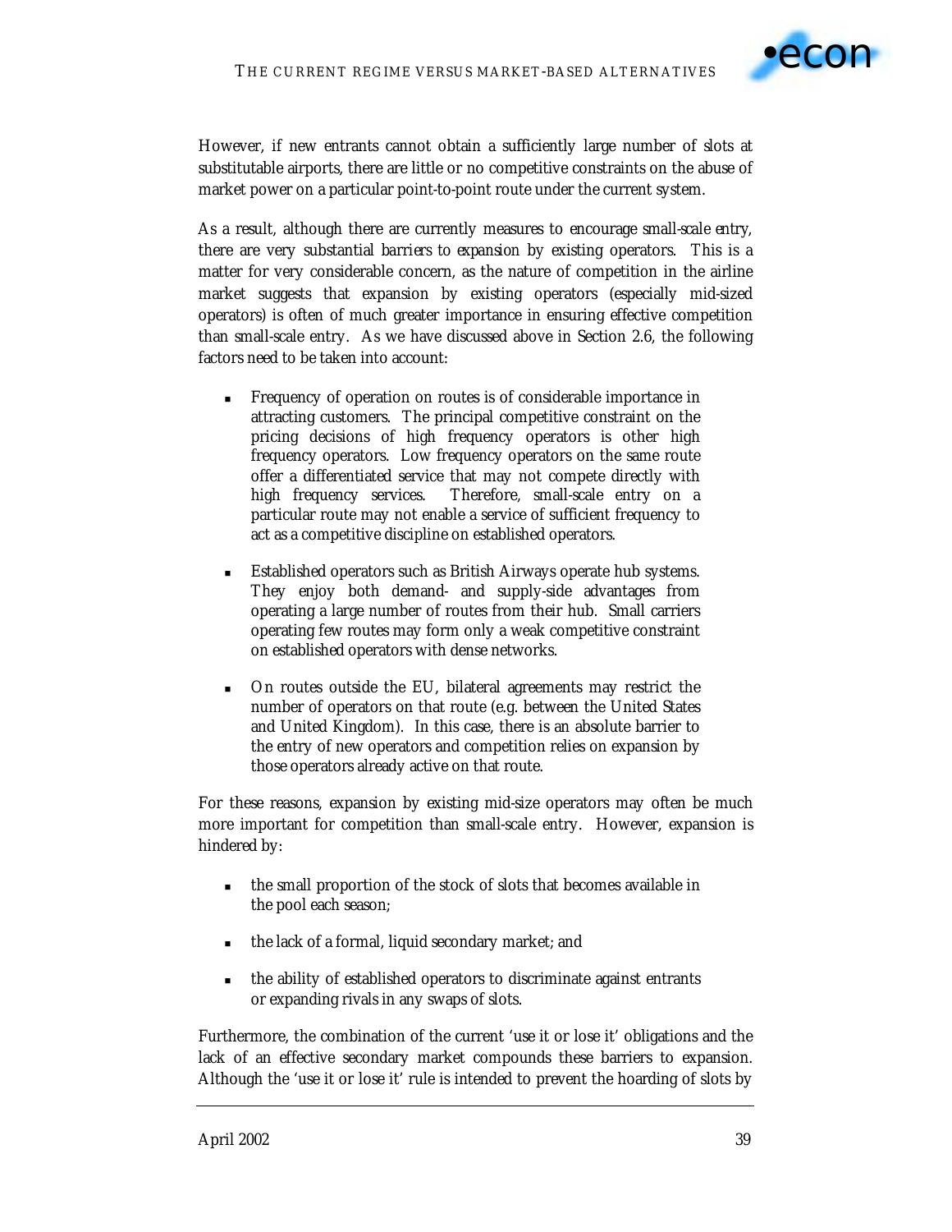However, if new entrants cannot obtain a sufficiently large number of slots at substitutable airports, there are little or no competitive constraints on the abuse of market power on a particular point-to-point route under the current system.

As a result, although there are currently measures to encourage *small-scale entry*, there are very substantial *barriers to expansion* by existing operators. This is a matter for very considerable concern, as the nature of competition in the airline market suggests that expansion by existing operators (especially mid-sized operators) is often of much greater importance in ensuring effective competition than small-scale entry. As we have discussed above in Section 2.6, the following factors need to be taken into account:

- Frequency of operation on routes is of considerable importance in attracting customers. The principal competitive constraint on the pricing decisions of high frequency operators is other high frequency operators. Low frequency operators on the same route offer a differentiated service that may not compete directly with high frequency services. Therefore, small-scale entry on a particular route may not enable a service of sufficient frequency to act as a competitive discipline on established operators.

- Established operators such as British Airways operate hub systems. They enjoy both demand- and supply-side advantages from operating a large number of routes from their hub. Small carriers operating few routes may form only a weak competitive constraint on established operators with dense networks.

- On routes outside the EU, bilateral agreements may restrict the number of operators on that route (e.g. between the United States and United Kingdom). In this case, there is an absolute barrier to the entry of new operators and competition relies on expansion by those operators already active on that route.

For these reasons, expansion by existing mid-size operators may often be much more important for competition than small-scale entry. However, expansion is hindered by:

- the small proportion of the stock of slots that becomes available in the pool each season;

- the lack of a formal, liquid secondary market; and

- the ability of established operators to discriminate against entrants or expanding rivals in any swaps of slots.

Furthermore, the combination of the current 'use it or lose it' obligations and the lack of an effective secondary market compounds these barriers to expansion. Although the 'use it or lose it' rule is intended to prevent the hoarding of slots by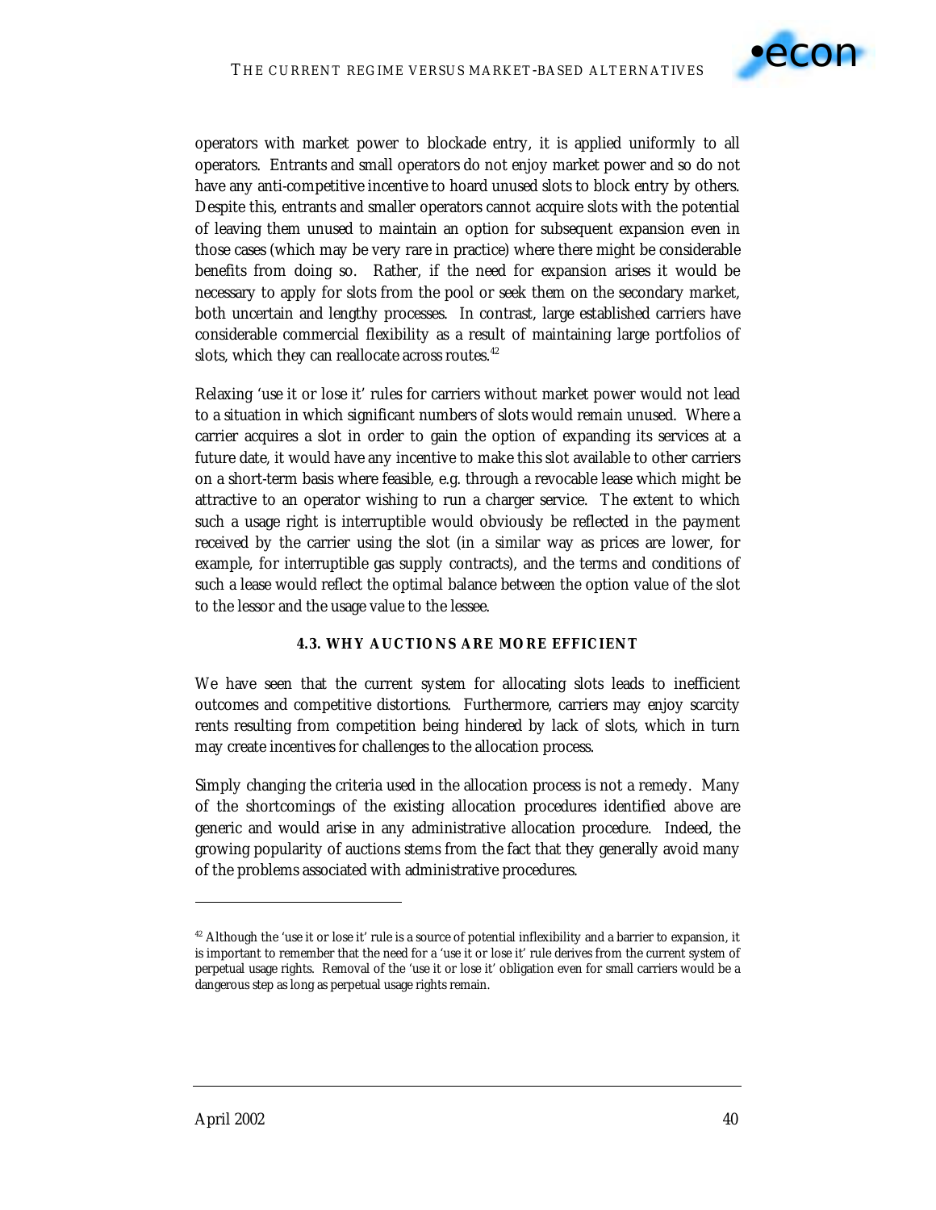operators with market power to blockade entry, it is applied uniformly to all operators. Entrants and small operators do not enjoy market power and so do not have any anti-competitive incentive to hoard unused slots to block entry by others. Despite this, entrants and smaller operators cannot acquire slots with the potential of leaving them unused to maintain an option for subsequent expansion even in those cases (which may be very rare in practice) where there might be considerable benefits from doing so. Rather, if the need for expansion arises it would be necessary to apply for slots from the pool or seek them on the secondary market, both uncertain and lengthy processes. In contrast, large established carriers have considerable commercial flexibility as a result of maintaining large portfolios of slots, which they can reallocate across routes.[42]

Relaxing 'use it or lose it' rules for carriers without market power would not lead to a situation in which significant numbers of slots would remain unused. Where a carrier acquires a slot in order to gain the option of expanding its services at a future date, it would have any incentive to make this slot available to other carriers on a short-term basis where feasible, e.g. through a revocable lease which might be attractive to an operator wishing to run a charger service. The extent to which such a usage right is interruptible would obviously be reflected in the payment received by the carrier using the slot (in a similar way as prices are lower, for example, for interruptible gas supply contracts), and the terms and conditions of such a lease would reflect the optimal balance between the option value of the slot to the lessor and the usage value to the lessee.

### 4.3. WHY AUCTIONS ARE MORE EFFICIENT

We have seen that the current system for allocating slots leads to inefficient outcomes and competitive distortions. Furthermore, carriers may enjoy scarcity rents resulting from competition being hindered by lack of slots, which in turn may create incentives for challenges to the allocation process.

Simply changing the criteria used in the allocation process is not a remedy. Many of the shortcomings of the existing allocation procedures identified above are generic and would arise in any administrative allocation procedure. Indeed, the growing popularity of auctions stems from the fact that they generally avoid many of the problems associated with administrative procedures.

---

[42] Although the 'use it or lose it' rule is a source of potential inflexibility and a barrier to expansion, it is important to remember that the need for a 'use it or lose it' rule derives from the current system of perpetual usage rights. Removal of the 'use it or lose it' obligation even for small carriers would be a dangerous step as long as perpetual usage rights remain.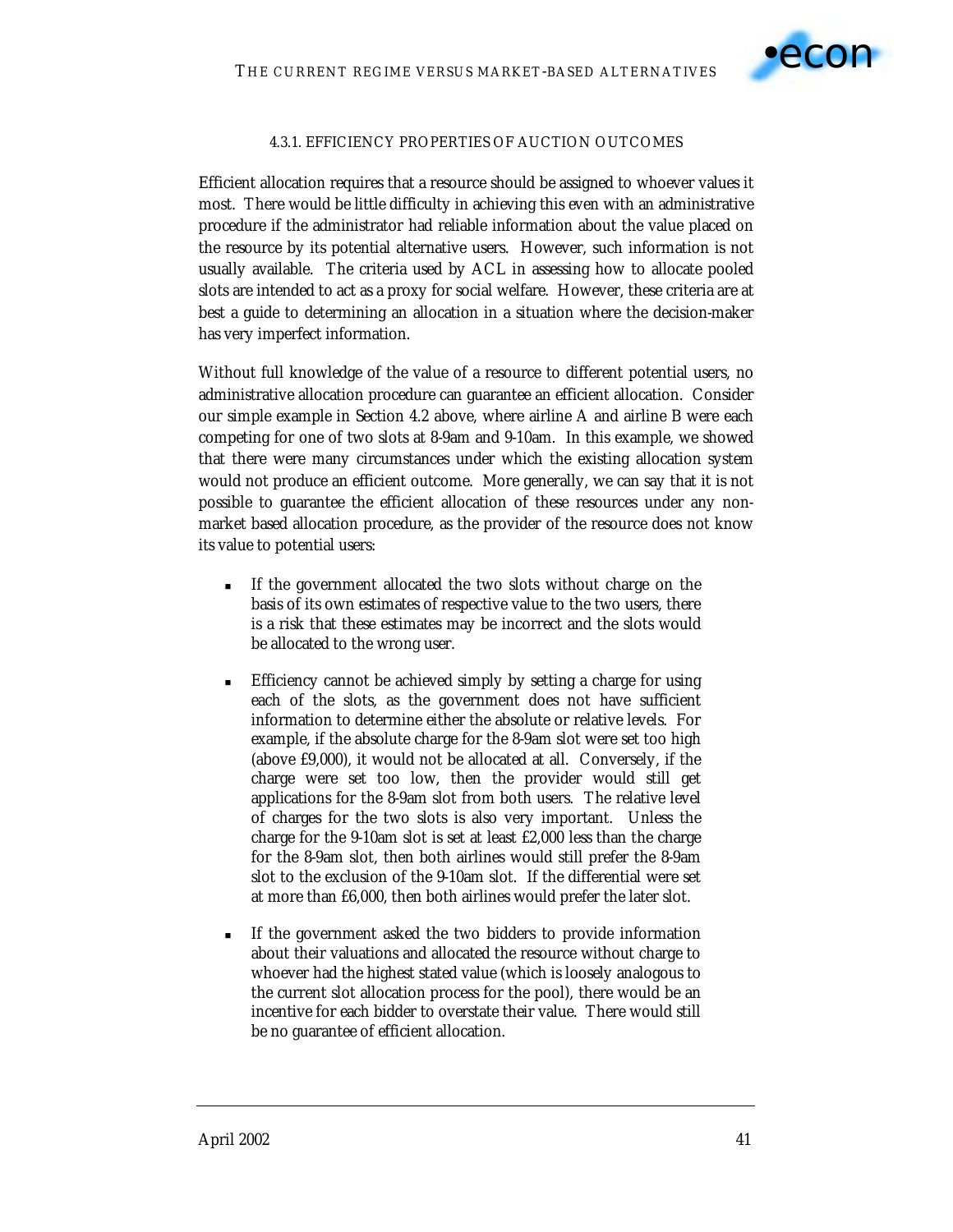#### 4.3.1. Efficiency properties of auction outcomes

Efficient allocation requires that a resource should be assigned to whoever values it most. There would be little difficulty in achieving this even with an administrative procedure if the administrator had reliable information about the value placed on the resource by its potential alternative users. However, such information is not usually available. The criteria used by ACL in assessing how to allocate pooled slots are intended to act as a proxy for social welfare. However, these criteria are at best a guide to determining an allocation in a situation where the decision-maker has very imperfect information.

Without full knowledge of the value of a resource to different potential users, no administrative allocation procedure can guarantee an efficient allocation. Consider our simple example in Section 4.2 above, where airline A and airline B were each competing for one of two slots at 8-9am and 9-10am. In this example, we showed that there were many circumstances under which the existing allocation system would not produce an efficient outcome. More generally, we can say that it is not possible to guarantee the efficient allocation of these resources under any non-market based allocation procedure, as the provider of the resource does not know its value to potential users:

- If the government allocated the two slots without charge on the basis of its own estimates of respective value to the two users, there is a risk that these estimates may be incorrect and the slots would be allocated to the wrong user.

- Efficiency cannot be achieved simply by setting a charge for using each of the slots, as the government does not have sufficient information to determine either the absolute or relative levels. For example, if the absolute charge for the 8-9am slot were set too high (above £9,000), it would not be allocated at all. Conversely, if the charge were set too low, then the provider would still get applications for the 8-9am slot from both users. The relative level of charges for the two slots is also very important. Unless the charge for the 9-10am slot is set at least £2,000 less than the charge for the 8-9am slot, then both airlines would still prefer the 8-9am slot to the exclusion of the 9-10am slot. If the differential were set at more than £6,000, then both airlines would prefer the later slot.

- If the government asked the two bidders to provide information about their valuations and allocated the resource without charge to whoever had the highest stated value (which is loosely analogous to the current slot allocation process for the pool), there would be an incentive for each bidder to overstate their value. There would still be no guarantee of efficient allocation.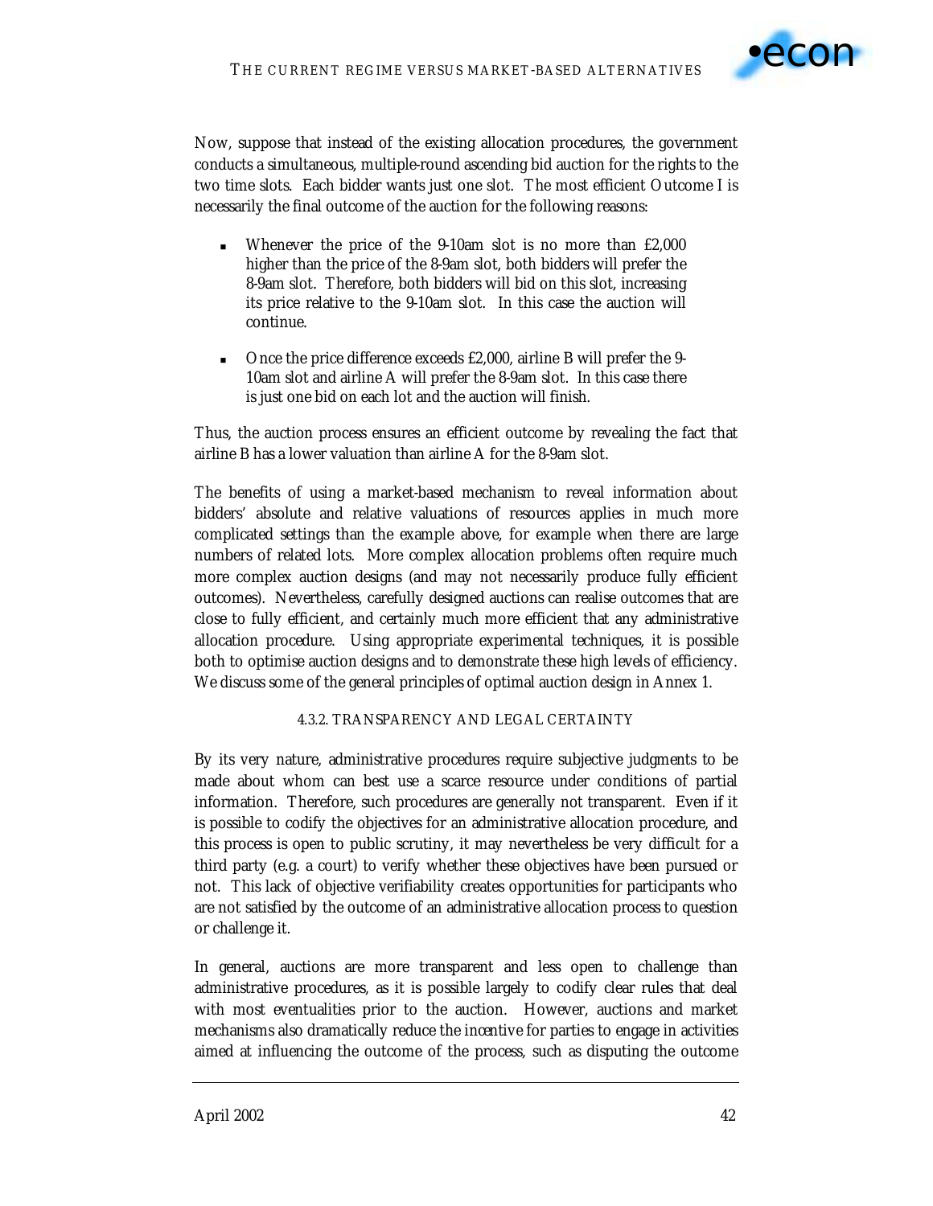Now, suppose that instead of the existing allocation procedures, the government conducts a simultaneous, multiple-round ascending bid auction for the rights to the two time slots. Each bidder wants just one slot. The most efficient Outcome I is necessarily the final outcome of the auction for the following reasons:

- Whenever the price of the 9-10am slot is no more than £2,000 higher than the price of the 8-9am slot, both bidders will prefer the 8-9am slot. Therefore, both bidders will bid on this slot, increasing its price relative to the 9-10am slot. In this case the auction will continue.
- Once the price difference exceeds £2,000, airline B will prefer the 9-10am slot and airline A will prefer the 8-9am slot. In this case there is just one bid on each lot and the auction will finish.

Thus, the auction process ensures an efficient outcome by revealing the fact that airline B has a lower valuation than airline A for the 8-9am slot.

The benefits of using a market-based mechanism to reveal information about bidders' absolute and relative valuations of resources applies in much more complicated settings than the example above, for example when there are large numbers of related lots. More complex allocation problems often require much more complex auction designs (and may not necessarily produce fully efficient outcomes). Nevertheless, carefully designed auctions can realise outcomes that are close to fully efficient, and certainly much more efficient that any administrative allocation procedure. Using appropriate experimental techniques, it is possible both to optimise auction designs and to demonstrate these high levels of efficiency. We discuss some of the general principles of optimal auction design in Annex 1.

#### 4.3.2. TRANSPARENCY AND LEGAL CERTAINTY

By its very nature, administrative procedures require subjective judgments to be made about whom can best use a scarce resource under conditions of partial information. Therefore, such procedures are generally not transparent. Even if it is possible to codify the objectives for an administrative allocation procedure, and this process is open to public scrutiny, it may nevertheless be very difficult for a third party (e.g. a court) to verify whether these objectives have been pursued or not. This lack of objective verifiability creates opportunities for participants who are not satisfied by the outcome of an administrative allocation process to question or challenge it.

In general, auctions are more transparent and less open to challenge than administrative procedures, as it is possible largely to codify clear rules that deal with most eventualities prior to the auction. However, auctions and market mechanisms also dramatically reduce the incentive for parties to engage in activities aimed at influencing the outcome of the process, such as disputing the outcome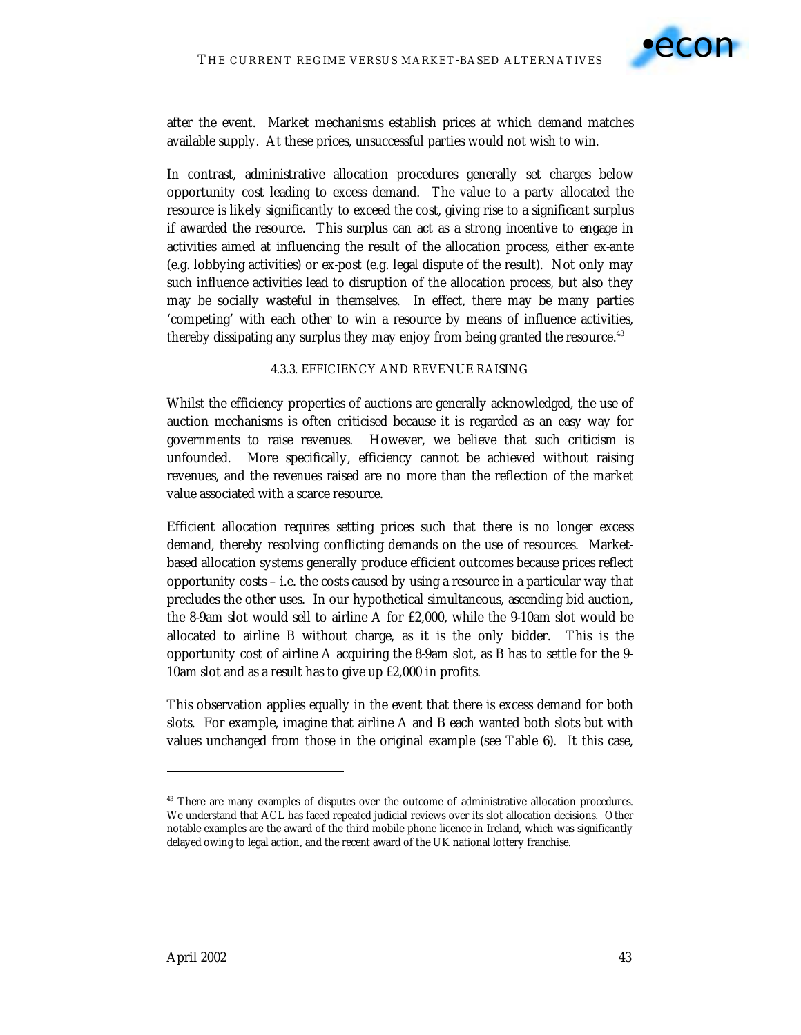after the event. Market mechanisms establish prices at which demand matches available supply. At these prices, unsuccessful parties would not wish to win.

In contrast, administrative allocation procedures generally set charges below opportunity cost leading to excess demand. The value to a party allocated the resource is likely significantly to exceed the cost, giving rise to a significant surplus if awarded the resource. This surplus can act as a strong incentive to engage in activities aimed at influencing the result of the allocation process, either ex-ante (e.g. lobbying activities) or ex-post (e.g. legal dispute of the result). Not only may such influence activities lead to disruption of the allocation process, but also they may be socially wasteful in themselves. In effect, there may be many parties 'competing' with each other to win a resource by means of influence activities, thereby dissipating any surplus they may enjoy from being granted the resource.[43]

#### 4.3.3. EFFICIENCY AND REVENUE RAISING

Whilst the efficiency properties of auctions are generally acknowledged, the use of auction mechanisms is often criticised because it is regarded as an easy way for governments to raise revenues. However, we believe that such criticism is unfounded. More specifically, efficiency cannot be achieved without raising revenues, and the revenues raised are no more than the reflection of the market value associated with a scarce resource.

Efficient allocation requires setting prices such that there is no longer excess demand, thereby resolving conflicting demands on the use of resources. Market-based allocation systems generally produce efficient outcomes because prices reflect opportunity costs – i.e. the costs caused by using a resource in a particular way that precludes the other uses. In our hypothetical simultaneous, ascending bid auction, the 8-9am slot would sell to airline A for £2,000, while the 9-10am slot would be allocated to airline B without charge, as it is the only bidder. This is the opportunity cost of airline A acquiring the 8-9am slot, as B has to settle for the 9-10am slot and as a result has to give up £2,000 in profits.

This observation applies equally in the event that there is excess demand for both slots. For example, imagine that airline A and B each wanted both slots but with values unchanged from those in the original example (see Table 6). It this case,

---

[43] There are many examples of disputes over the outcome of administrative allocation procedures. We understand that ACL has faced repeated judicial reviews over its slot allocation decisions. Other notable examples are the award of the third mobile phone licence in Ireland, which was significantly delayed owing to legal action, and the recent award of the UK national lottery franchise.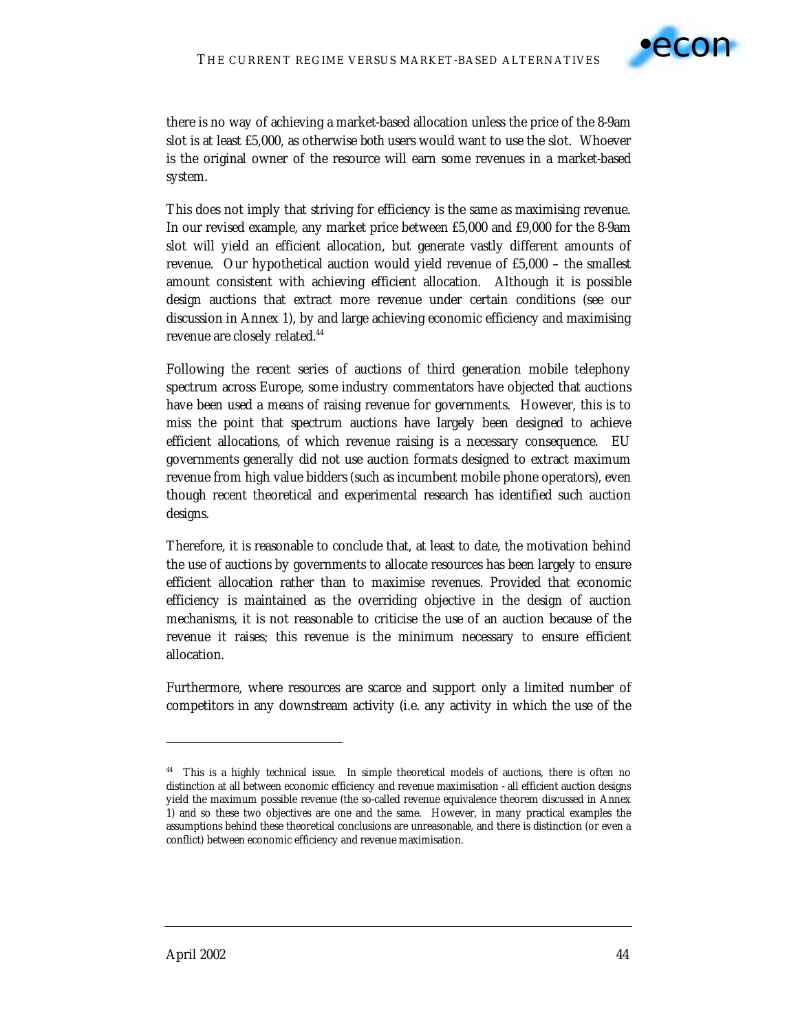there is no way of achieving a market-based allocation unless the price of the 8-9am slot is at least £5,000, as otherwise both users would want to use the slot. Whoever is the original owner of the resource will earn some revenues in a market-based system.

This does not imply that striving for efficiency is the same as maximising revenue. In our revised example, any market price between £5,000 and £9,000 for the 8-9am slot will yield an efficient allocation, but generate vastly different amounts of revenue. Our hypothetical auction would yield revenue of £5,000 – the smallest amount consistent with achieving efficient allocation. Although it is possible design auctions that extract more revenue under certain conditions (see our discussion in Annex 1), by and large achieving economic efficiency and maximising revenue are closely related.[44]

Following the recent series of auctions of third generation mobile telephony spectrum across Europe, some industry commentators have objected that auctions have been used a means of raising revenue for governments. However, this is to miss the point that spectrum auctions have largely been designed to achieve efficient allocations, of which revenue raising is a necessary consequence. EU governments generally did not use auction formats designed to extract maximum revenue from high value bidders (such as incumbent mobile phone operators), even though recent theoretical and experimental research has identified such auction designs.

Therefore, it is reasonable to conclude that, at least to date, the motivation behind the use of auctions by governments to allocate resources has been largely to ensure efficient allocation rather than to maximise revenues. Provided that economic efficiency is maintained as the overriding objective in the design of auction mechanisms, it is not reasonable to criticise the use of an auction because of the revenue it raises; this revenue is the minimum necessary to ensure efficient allocation.

Furthermore, where resources are scarce and support only a limited number of competitors in any downstream activity (i.e. any activity in which the use of the

---

[44] This is a highly technical issue. In simple theoretical models of auctions, there is often no distinction at all between economic efficiency and revenue maximisation - all efficient auction designs yield the maximum possible revenue (the so-called revenue equivalence theorem discussed in Annex 1) and so these two objectives are one and the same. However, in many practical examples the assumptions behind these theoretical conclusions are unreasonable, and there is distinction (or even a conflict) between economic efficiency and revenue maximisation.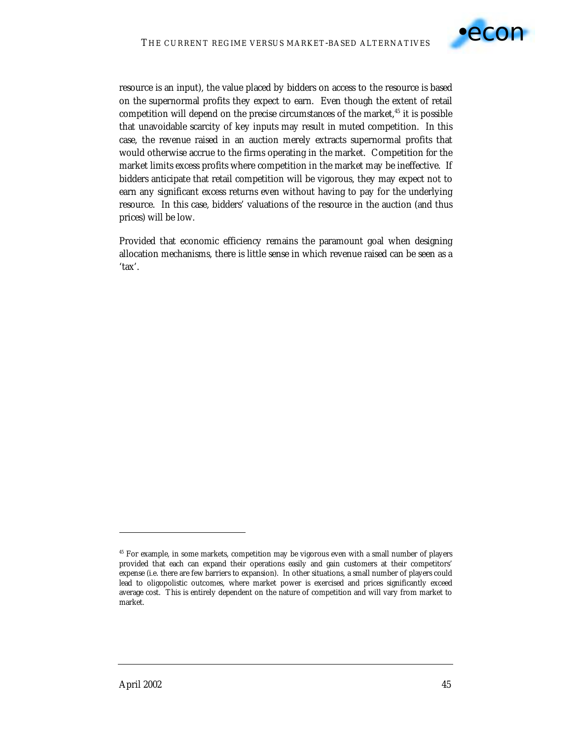resource is an input), the value placed by bidders on access to the resource is based on the supernormal profits they expect to earn. Even though the extent of retail competition will depend on the precise circumstances of the market,[45] it is possible that unavoidable scarcity of key inputs may result in muted competition. In this case, the revenue raised in an auction merely extracts supernormal profits that would otherwise accrue to the firms operating in the market. Competition for the market limits excess profits where competition in the market may be ineffective. If bidders anticipate that retail competition will be vigorous, they may expect not to earn any significant excess returns even without having to pay for the underlying resource. In this case, bidders' valuations of the resource in the auction (and thus prices) will be low.

Provided that economic efficiency remains the paramount goal when designing allocation mechanisms, there is little sense in which revenue raised can be seen as a 'tax'.

---

[45] For example, in some markets, competition may be vigorous even with a small number of players provided that each can expand their operations easily and gain customers at their competitors' expense (i.e. there are few barriers to expansion). In other situations, a small number of players could lead to oligopolistic outcomes, where market power is exercised and prices significantly exceed average cost. This is entirely dependent on the nature of competition and will vary from market to market.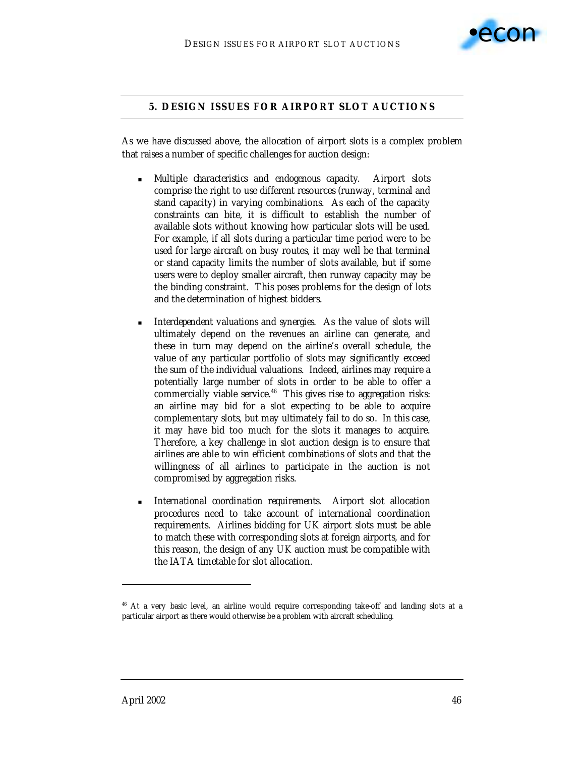## 5. DESIGN ISSUES FOR AIRPORT SLOT AUCTIONS

As we have discussed above, the allocation of airport slots is a complex problem that raises a number of specific challenges for auction design:

- *Multiple characteristics and endogenous capacity.* Airport slots comprise the right to use different resources (runway, terminal and stand capacity) in varying combinations. As each of the capacity constraints can bite, it is difficult to establish the number of available slots without knowing how particular slots will be used. For example, if all slots during a particular time period were to be used for large aircraft on busy routes, it may well be that terminal or stand capacity limits the number of slots available, but if some users were to deploy smaller aircraft, then runway capacity may be the binding constraint. This poses problems for the design of lots and the determination of highest bidders.

- *Interdependent valuations and synergies.* As the value of slots will ultimately depend on the revenues an airline can generate, and these in turn may depend on the airline's overall schedule, the value of any particular portfolio of slots may significantly exceed the sum of the individual valuations. Indeed, airlines may require a potentially large number of slots in order to be able to offer a commercially viable service.[46] This gives rise to aggregation risks: an airline may bid for a slot expecting to be able to acquire complementary slots, but may ultimately fail to do so. In this case, it may have bid too much for the slots it manages to acquire. Therefore, a key challenge in slot auction design is to ensure that airlines are able to win efficient combinations of slots and that the willingness of all airlines to participate in the auction is not compromised by aggregation risks.

- *International coordination requirements.* Airport slot allocation procedures need to take account of international coordination requirements. Airlines bidding for UK airport slots must be able to match these with corresponding slots at foreign airports, and for this reason, the design of any UK auction must be compatible with the IATA timetable for slot allocation.

---

[46] At a very basic level, an airline would require corresponding take-off and landing slots at a particular airport as there would otherwise be a problem with aircraft scheduling.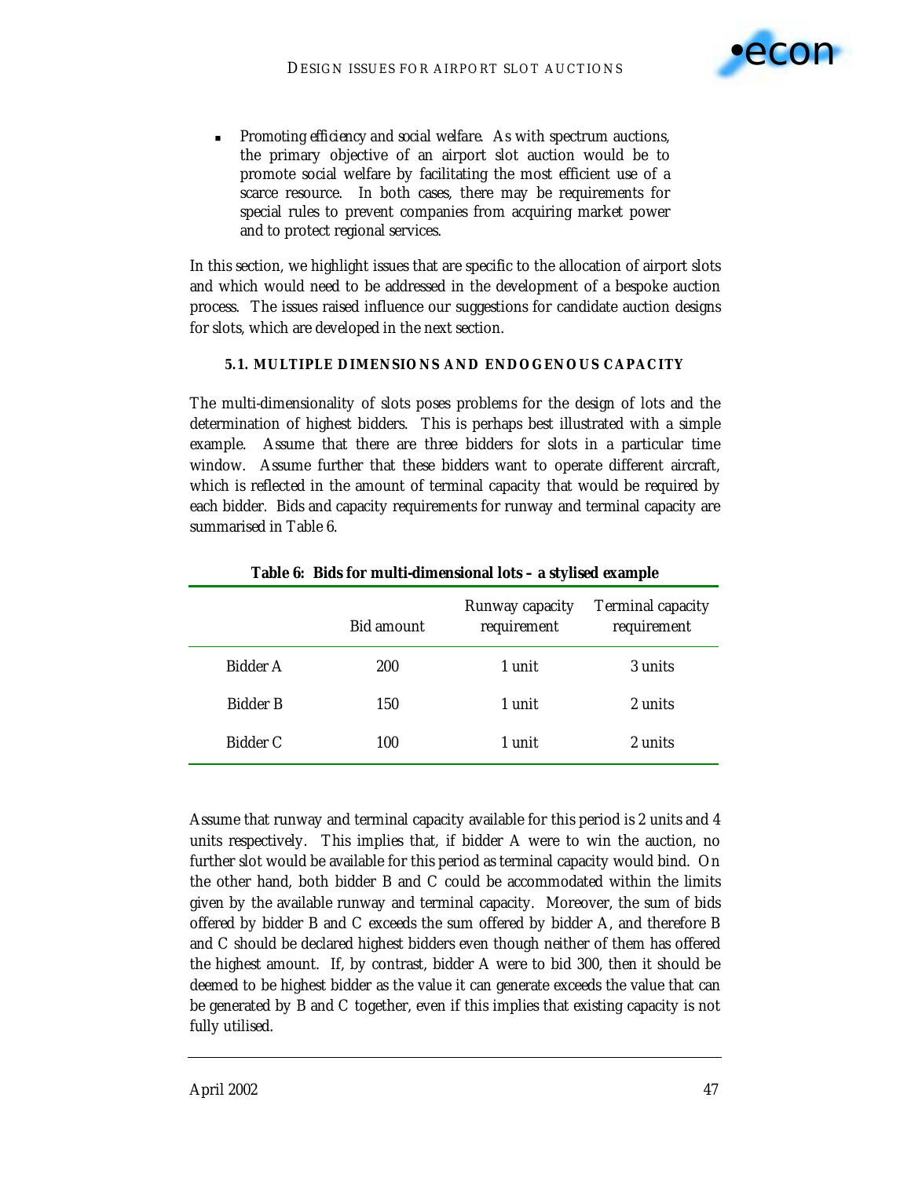- *Promoting efficiency and social welfare.* As with spectrum auctions, the primary objective of an airport slot auction would be to promote social welfare by facilitating the most efficient use of a scarce resource. In both cases, there may be requirements for special rules to prevent companies from acquiring market power and to protect regional services.

In this section, we highlight issues that are specific to the allocation of airport slots and which would need to be addressed in the development of a bespoke auction process. The issues raised influence our suggestions for candidate auction designs for slots, which are developed in the next section.

### 5.1. MULTIPLE DIMENSIONS AND ENDOGENOUS CAPACITY

The multi-dimensionality of slots poses problems for the design of lots and the determination of highest bidders. This is perhaps best illustrated with a simple example. Assume that there are three bidders for slots in a particular time window. Assume further that these bidders want to operate different aircraft, which is reflected in the amount of terminal capacity that would be required by each bidder. Bids and capacity requirements for runway and terminal capacity are summarised in Table 6.

**Table 6: Bids for multi-dimensional lots – a stylised example**

| | Bid amount | Runway capacity requirement | Terminal capacity requirement |
|---|---|---|---|
| Bidder A | 200 | 1 unit | 3 units |
| Bidder B | 150 | 1 unit | 2 units |
| Bidder C | 100 | 1 unit | 2 units |

Assume that runway and terminal capacity available for this period is 2 units and 4 units respectively. This implies that, if bidder A were to win the auction, no further slot would be available for this period as terminal capacity would bind. On the other hand, both bidder B and C could be accommodated within the limits given by the available runway and terminal capacity. Moreover, the sum of bids offered by bidder B and C exceeds the sum offered by bidder A, and therefore B and C should be declared highest bidders even though neither of them has offered the highest amount. If, by contrast, bidder A were to bid 300, then it should be deemed to be highest bidder as the value it can generate exceeds the value that can be generated by B and C together, even if this implies that existing capacity is not fully utilised.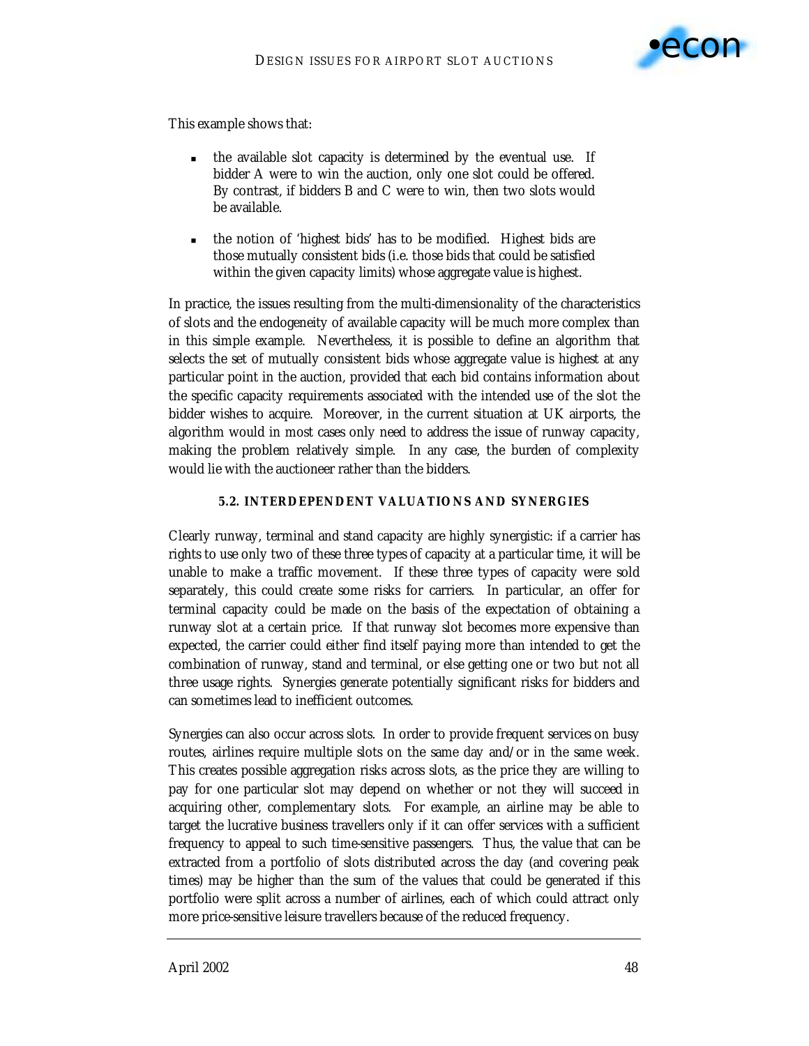This example shows that:

- the available slot capacity is determined by the eventual use. If bidder A were to win the auction, only one slot could be offered. By contrast, if bidders B and C were to win, then two slots would be available.

- the notion of 'highest bids' has to be modified. Highest bids are those mutually consistent bids (i.e. those bids that could be satisfied within the given capacity limits) whose aggregate value is highest.

In practice, the issues resulting from the multi-dimensionality of the characteristics of slots and the endogeneity of available capacity will be much more complex than in this simple example. Nevertheless, it is possible to define an algorithm that selects the set of mutually consistent bids whose aggregate value is highest at any particular point in the auction, provided that each bid contains information about the specific capacity requirements associated with the intended use of the slot the bidder wishes to acquire. Moreover, in the current situation at UK airports, the algorithm would in most cases only need to address the issue of runway capacity, making the problem relatively simple. In any case, the burden of complexity would lie with the auctioneer rather than the bidders.

### 5.2. INTERDEPENDENT VALUATIONS AND SYNERGIES

Clearly runway, terminal and stand capacity are highly synergistic: if a carrier has rights to use only two of these three types of capacity at a particular time, it will be unable to make a traffic movement. If these three types of capacity were sold separately, this could create some risks for carriers. In particular, an offer for terminal capacity could be made on the basis of the expectation of obtaining a runway slot at a certain price. If that runway slot becomes more expensive than expected, the carrier could either find itself paying more than intended to get the combination of runway, stand and terminal, or else getting one or two but not all three usage rights. Synergies generate potentially significant risks for bidders and can sometimes lead to inefficient outcomes.

Synergies can also occur across slots. In order to provide frequent services on busy routes, airlines require multiple slots on the same day and/or in the same week. This creates possible aggregation risks across slots, as the price they are willing to pay for one particular slot may depend on whether or not they will succeed in acquiring other, complementary slots. For example, an airline may be able to target the lucrative business travellers only if it can offer services with a sufficient frequency to appeal to such time-sensitive passengers. Thus, the value that can be extracted from a portfolio of slots distributed across the day (and covering peak times) may be higher than the sum of the values that could be generated if this portfolio were split across a number of airlines, each of which could attract only more price-sensitive leisure travellers because of the reduced frequency.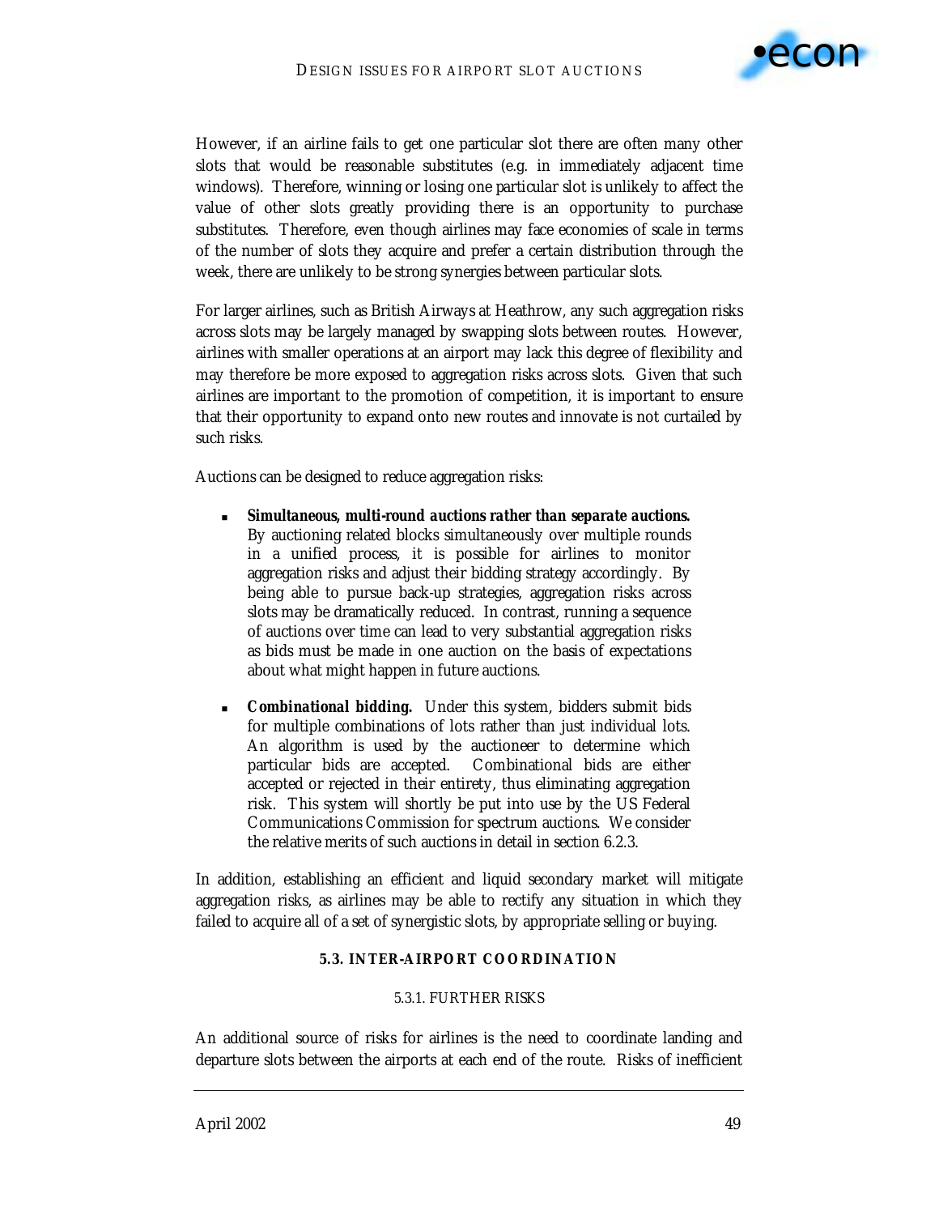However, if an airline fails to get one particular slot there are often many other slots that would be reasonable substitutes (e.g. in immediately adjacent time windows). Therefore, winning or losing one particular slot is unlikely to affect the value of other slots greatly providing there is an opportunity to purchase substitutes. Therefore, even though airlines may face economies of scale in terms of the number of slots they acquire and prefer a certain distribution through the week, there are unlikely to be strong synergies between particular slots.

For larger airlines, such as British Airways at Heathrow, any such aggregation risks across slots may be largely managed by swapping slots between routes. However, airlines with smaller operations at an airport may lack this degree of flexibility and may therefore be more exposed to aggregation risks across slots. Given that such airlines are important to the promotion of competition, it is important to ensure that their opportunity to expand onto new routes and innovate is not curtailed by such risks.

Auctions can be designed to reduce aggregation risks:

- ***Simultaneous, multi-round auctions rather than separate auctions.*** By auctioning related blocks simultaneously over multiple rounds in a unified process, it is possible for airlines to monitor aggregation risks and adjust their bidding strategy accordingly. By being able to pursue back-up strategies, aggregation risks across slots may be dramatically reduced. In contrast, running a sequence of auctions over time can lead to very substantial aggregation risks as bids must be made in one auction on the basis of expectations about what might happen in future auctions.

- ***Combinational bidding.*** Under this system, bidders submit bids for multiple combinations of lots rather than just individual lots. An algorithm is used by the auctioneer to determine which particular bids are accepted. Combinational bids are either accepted or rejected in their entirety, thus eliminating aggregation risk. This system will shortly be put into use by the US Federal Communications Commission for spectrum auctions. We consider the relative merits of such auctions in detail in section 6.2.3.

In addition, establishing an efficient and liquid secondary market will mitigate aggregation risks, as airlines may be able to rectify any situation in which they failed to acquire all of a set of synergistic slots, by appropriate selling or buying.

## 5.3. INTER-AIRPORT COORDINATION

### 5.3.1. FURTHER RISKS

An additional source of risks for airlines is the need to coordinate landing and departure slots between the airports at each end of the route. Risks of inefficient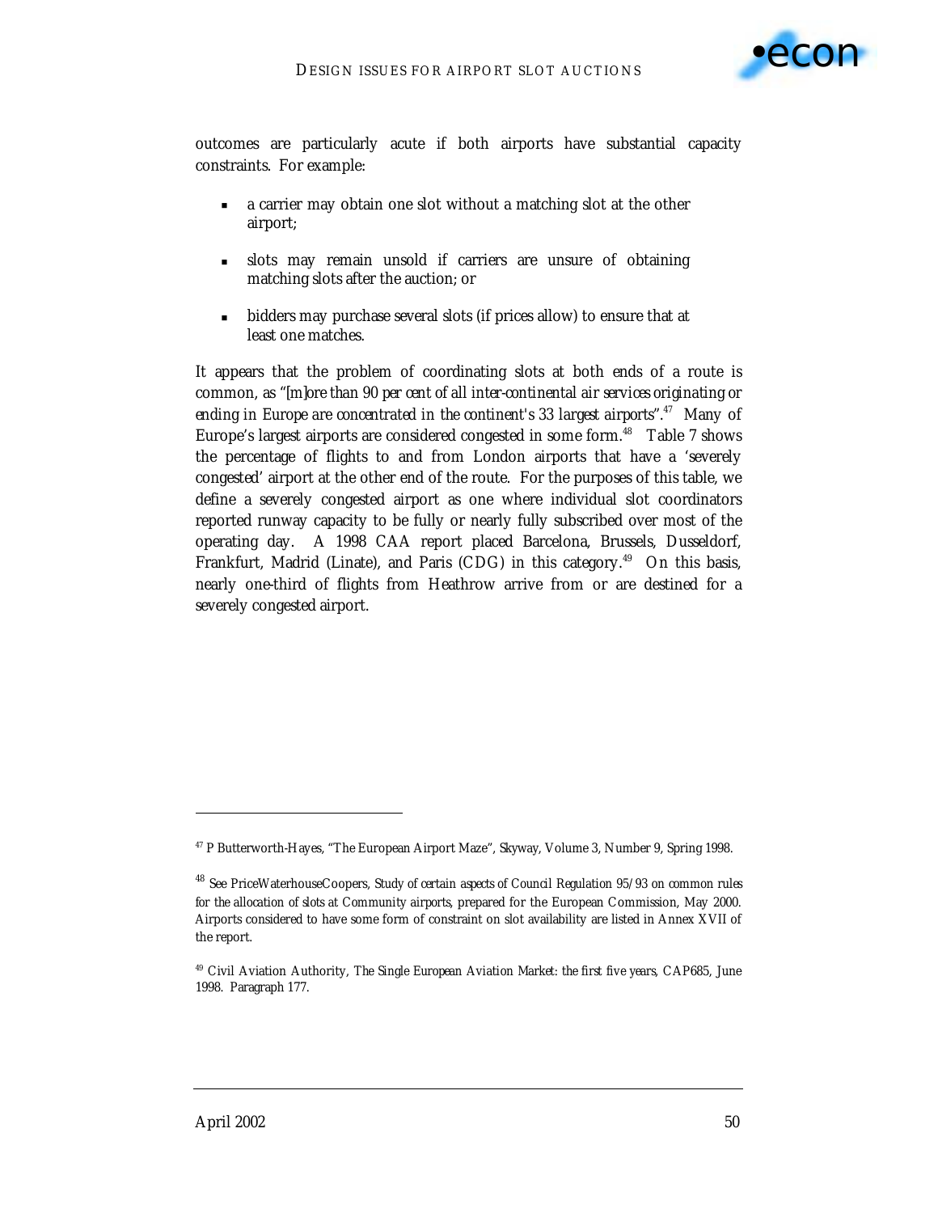outcomes are particularly acute if both airports have substantial capacity constraints. For example:

- a carrier may obtain one slot without a matching slot at the other airport;
- slots may remain unsold if carriers are unsure of obtaining matching slots after the auction; or
- bidders may purchase several slots (if prices allow) to ensure that at least one matches.

It appears that the problem of coordinating slots at both ends of a route is common, as "*[m]ore than 90 per cent of all inter-continental air services originating or ending in Europe are concentrated in the continent's 33 largest airports*".[47] Many of Europe's largest airports are considered congested in some form.[48] Table 7 shows the percentage of flights to and from London airports that have a 'severely congested' airport at the other end of the route. For the purposes of this table, we define a severely congested airport as one where individual slot coordinators reported runway capacity to be fully or nearly fully subscribed over most of the operating day. A 1998 CAA report placed Barcelona, Brussels, Dusseldorf, Frankfurt, Madrid (Linate), and Paris (CDG) in this category.[49] On this basis, nearly one-third of flights from Heathrow arrive from or are destined for a severely congested airport.

---

[47] P Butterworth-Hayes, "The European Airport Maze", *Skyway*, Volume 3, Number 9, Spring 1998.

[48] See PriceWaterhouseCoopers, *Study of certain aspects of Council Regulation 95/93 on common rules for the allocation of slots at Community airports*, prepared for the European Commission, May 2000. Airports considered to have some form of constraint on slot availability are listed in Annex XVII of the report.

[49] Civil Aviation Authority, *The Single European Aviation Market: the first five years*, CAP685, June 1998. Paragraph 177.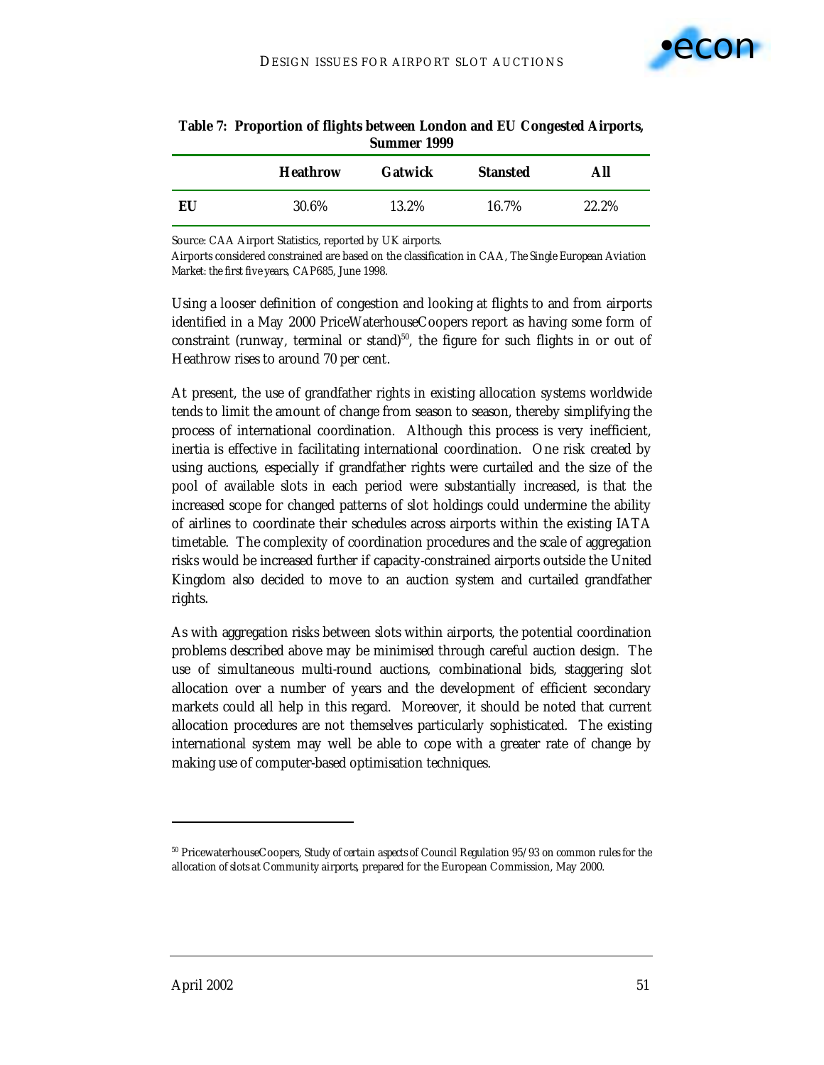**Table 7: Proportion of flights between London and EU Congested Airports, Summer 1999**

| | Heathrow | Gatwick | Stansted | All |
|---|---|---|---|---|
| **EU** | 30.6% | 13.2% | 16.7% | 22.2% |

Source: CAA Airport Statistics, reported by UK airports.
Airports considered constrained are based on the classification in CAA, *The Single European Aviation Market: the first five years*, CAP685, June 1998.

Using a looser definition of congestion and looking at flights to and from airports identified in a May 2000 PriceWaterhouseCoopers report as having some form of constraint (runway, terminal or stand)[50], the figure for such flights in or out of Heathrow rises to around 70 per cent.

At present, the use of grandfather rights in existing allocation systems worldwide tends to limit the amount of change from season to season, thereby simplifying the process of international coordination. Although this process is very inefficient, inertia is effective in facilitating international coordination. One risk created by using auctions, especially if grandfather rights were curtailed and the size of the pool of available slots in each period were substantially increased, is that the increased scope for changed patterns of slot holdings could undermine the ability of airlines to coordinate their schedules across airports within the existing IATA timetable. The complexity of coordination procedures and the scale of aggregation risks would be increased further if capacity-constrained airports outside the United Kingdom also decided to move to an auction system and curtailed grandfather rights.

As with aggregation risks between slots within airports, the potential coordination problems described above may be minimised through careful auction design. The use of simultaneous multi-round auctions, combinational bids, staggering slot allocation over a number of years and the development of efficient secondary markets could all help in this regard. Moreover, it should be noted that current allocation procedures are not themselves particularly sophisticated. The existing international system may well be able to cope with a greater rate of change by making use of computer-based optimisation techniques.

---

[50] PricewaterhouseCoopers, *Study of certain aspects of Council Regulation 95/93 on common rules for the allocation of slots at Community airports*, prepared for the European Commission, May 2000.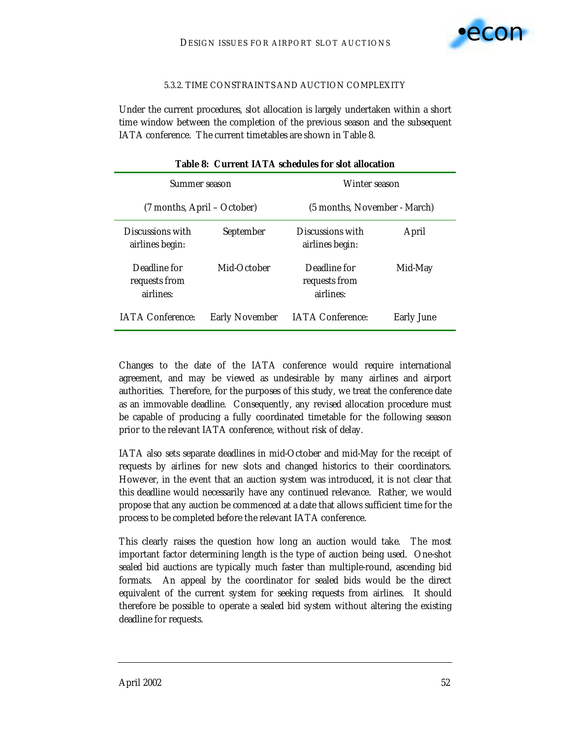#### 5.3.2. TIME CONSTRAINTS AND AUCTION COMPLEXITY

Under the current procedures, slot allocation is largely undertaken within a short time window between the completion of the previous season and the subsequent IATA conference. The current timetables are shown in Table 8.

**Table 8: Current IATA schedules for slot allocation**

| Summer season (7 months, April – October) | | Winter season (5 months, November - March) | |
|---|---|---|---|
| Discussions with airlines begin: | September | Discussions with airlines begin: | April |
| Deadline for requests from airlines: | Mid-October | Deadline for requests from airlines: | Mid-May |
| IATA Conference: | Early November | IATA Conference: | Early June |

Changes to the date of the IATA conference would require international agreement, and may be viewed as undesirable by many airlines and airport authorities. Therefore, for the purposes of this study, we treat the conference date as an immovable deadline. Consequently, any revised allocation procedure must be capable of producing a fully coordinated timetable for the following season prior to the relevant IATA conference, without risk of delay.

IATA also sets separate deadlines in mid-October and mid-May for the receipt of requests by airlines for new slots and changed historics to their coordinators. However, in the event that an auction system was introduced, it is not clear that this deadline would necessarily have any continued relevance. Rather, we would propose that any auction be commenced at a date that allows sufficient time for the process to be completed before the relevant IATA conference.

This clearly raises the question how long an auction would take. The most important factor determining length is the type of auction being used. One-shot sealed bid auctions are typically much faster than multiple-round, ascending bid formats. An appeal by the coordinator for sealed bids would be the direct equivalent of the current system for seeking requests from airlines. It should therefore be possible to operate a sealed bid system without altering the existing deadline for requests.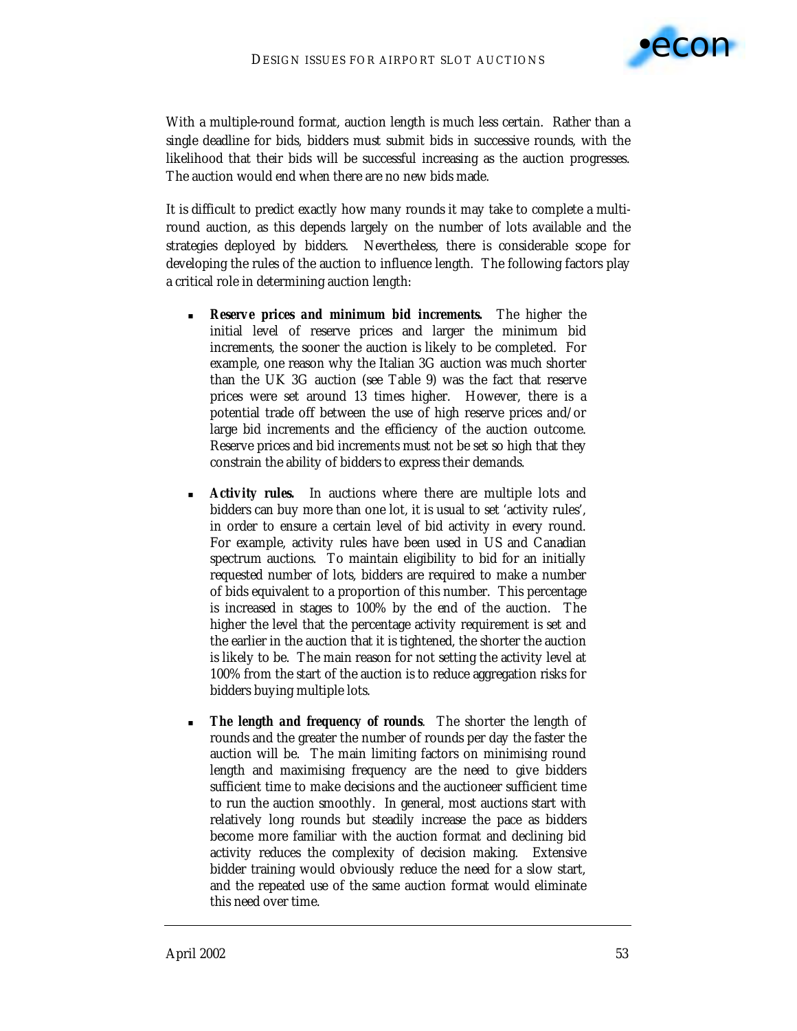With a multiple-round format, auction length is much less certain. Rather than a single deadline for bids, bidders must submit bids in successive rounds, with the likelihood that their bids will be successful increasing as the auction progresses. The auction would end when there are no new bids made.

It is difficult to predict exactly how many rounds it may take to complete a multi-round auction, as this depends largely on the number of lots available and the strategies deployed by bidders. Nevertheless, there is considerable scope for developing the rules of the auction to influence length. The following factors play a critical role in determining auction length:

- **Reserve prices and minimum bid increments.** The higher the initial level of reserve prices and larger the minimum bid increments, the sooner the auction is likely to be completed. For example, one reason why the Italian 3G auction was much shorter than the UK 3G auction (see Table 9) was the fact that reserve prices were set around 13 times higher. However, there is a potential trade off between the use of high reserve prices and/or large bid increments and the efficiency of the auction outcome. Reserve prices and bid increments must not be set so high that they constrain the ability of bidders to express their demands.

- **Activity rules.** In auctions where there are multiple lots and bidders can buy more than one lot, it is usual to set 'activity rules', in order to ensure a certain level of bid activity in every round. For example, activity rules have been used in US and Canadian spectrum auctions. To maintain eligibility to bid for an initially requested number of lots, bidders are required to make a number of bids equivalent to a proportion of this number. This percentage is increased in stages to 100% by the end of the auction. The higher the level that the percentage activity requirement is set and the earlier in the auction that it is tightened, the shorter the auction is likely to be. The main reason for not setting the activity level at 100% from the start of the auction is to reduce aggregation risks for bidders buying multiple lots.

- **The length and frequency of rounds**. The shorter the length of rounds and the greater the number of rounds per day the faster the auction will be. The main limiting factors on minimising round length and maximising frequency are the need to give bidders sufficient time to make decisions and the auctioneer sufficient time to run the auction smoothly. In general, most auctions start with relatively long rounds but steadily increase the pace as bidders become more familiar with the auction format and declining bid activity reduces the complexity of decision making. Extensive bidder training would obviously reduce the need for a slow start, and the repeated use of the same auction format would eliminate this need over time.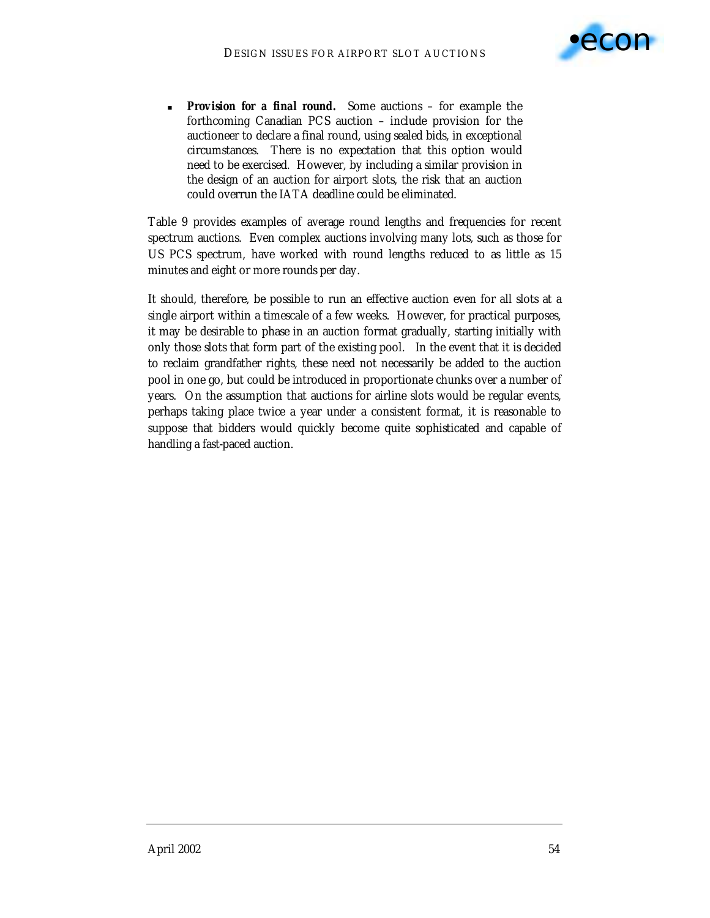- **Provision for a final round.** Some auctions – for example the forthcoming Canadian PCS auction – include provision for the auctioneer to declare a final round, using sealed bids, in exceptional circumstances. There is no expectation that this option would need to be exercised. However, by including a similar provision in the design of an auction for airport slots, the risk that an auction could overrun the IATA deadline could be eliminated.

Table 9 provides examples of average round lengths and frequencies for recent spectrum auctions. Even complex auctions involving many lots, such as those for US PCS spectrum, have worked with round lengths reduced to as little as 15 minutes and eight or more rounds per day.

It should, therefore, be possible to run an effective auction even for all slots at a single airport within a timescale of a few weeks. However, for practical purposes, it may be desirable to phase in an auction format gradually, starting initially with only those slots that form part of the existing pool. In the event that it is decided to reclaim grandfather rights, these need not necessarily be added to the auction pool in one go, but could be introduced in proportionate chunks over a number of years. On the assumption that auctions for airline slots would be regular events, perhaps taking place twice a year under a consistent format, it is reasonable to suppose that bidders would quickly become quite sophisticated and capable of handling a fast-paced auction.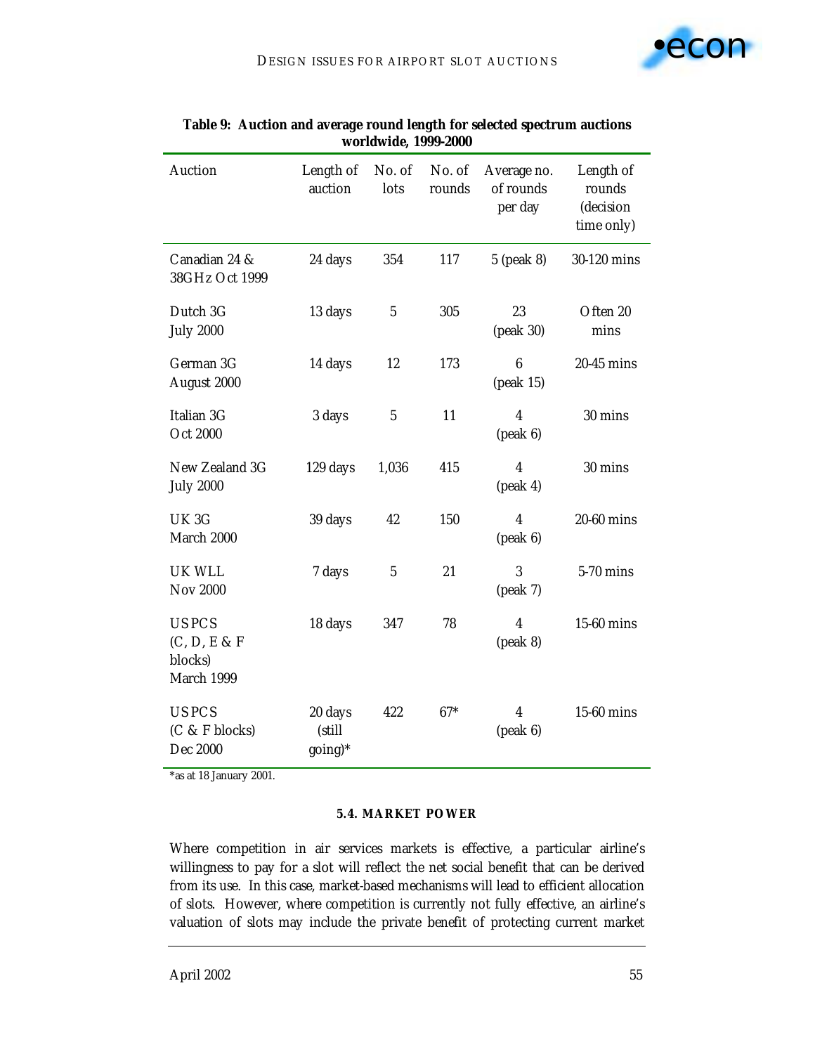**Table 9: Auction and average round length for selected spectrum auctions worldwide, 1999-2000**

| Auction | Length of auction | No. of lots | No. of rounds | Average no. of rounds per day | Length of rounds (decision time only) |
|---|---|---|---|---|---|
| Canadian 24 & 38GHz Oct 1999 | 24 days | 354 | 117 | 5 (peak 8) | 30-120 mins |
| Dutch 3G July 2000 | 13 days | 5 | 305 | 23 (peak 30) | Often 20 mins |
| German 3G August 2000 | 14 days | 12 | 173 | 6 (peak 15) | 20-45 mins |
| Italian 3G Oct 2000 | 3 days | 5 | 11 | 4 (peak 6) | 30 mins |
| New Zealand 3G July 2000 | 129 days | 1,036 | 415 | 4 (peak 4) | 30 mins |
| UK 3G March 2000 | 39 days | 42 | 150 | 4 (peak 6) | 20-60 mins |
| UK WLL Nov 2000 | 7 days | 5 | 21 | 3 (peak 7) | 5-70 mins |
| US PCS (C, D, E & F blocks) March 1999 | 18 days | 347 | 78 | 4 (peak 8) | 15-60 mins |
| US PCS (C & F blocks) Dec 2000 | 20 days (still going)* | 422 | 67* | 4 (peak 6) | 15-60 mins |

*as at 18 January 2001.

### 5.4. MARKET POWER

Where competition in air services markets is effective, a particular airline's willingness to pay for a slot will reflect the net social benefit that can be derived from its use. In this case, market-based mechanisms will lead to efficient allocation of slots. However, where competition is currently not fully effective, an airline's valuation of slots may include the private benefit of protecting current market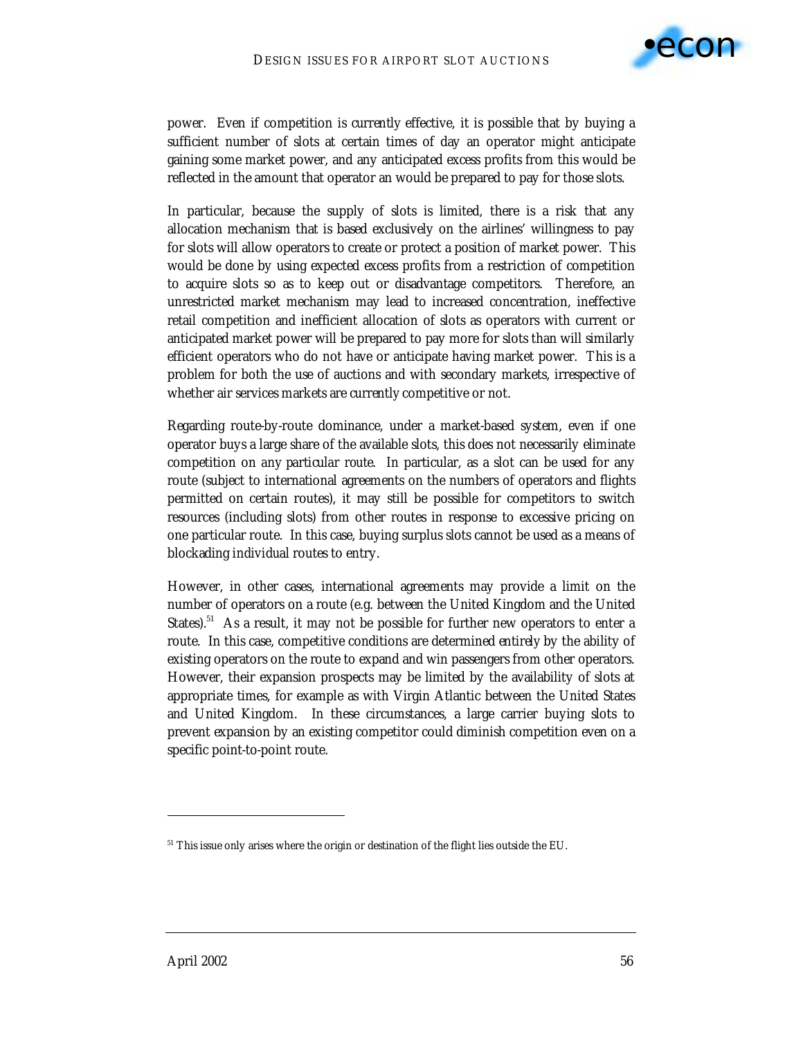power. Even if competition is currently effective, it is possible that by buying a sufficient number of slots at certain times of day an operator might anticipate gaining some market power, and any anticipated excess profits from this would be reflected in the amount that operator an would be prepared to pay for those slots.

In particular, because the supply of slots is limited, there is a risk that any allocation mechanism that is based exclusively on the airlines' willingness to pay for slots will allow operators to create or protect a position of market power. This would be done by using expected excess profits from a restriction of competition to acquire slots so as to keep out or disadvantage competitors. Therefore, an unrestricted market mechanism may lead to increased concentration, ineffective retail competition and inefficient allocation of slots as operators with current or anticipated market power will be prepared to pay more for slots than will similarly efficient operators who do not have or anticipate having market power. This is a problem for both the use of auctions and with secondary markets, irrespective of whether air services markets are currently competitive or not.

Regarding route-by-route dominance, under a market-based system, even if one operator buys a large share of the available slots, this does not necessarily eliminate competition on any particular route. In particular, as a slot can be used for any route (subject to international agreements on the numbers of operators and flights permitted on certain routes), it may still be possible for competitors to switch resources (including slots) from other routes in response to excessive pricing on one particular route. In this case, buying surplus slots cannot be used as a means of blockading individual routes to entry.

However, in other cases, international agreements may provide a limit on the number of operators on a route (e.g. between the United Kingdom and the United States).[51] As a result, it may not be possible for further new operators to enter a route. In this case, competitive conditions are determined entirely by the ability of existing operators on the route to expand and win passengers from other operators. However, their expansion prospects may be limited by the availability of slots at appropriate times, for example as with Virgin Atlantic between the United States and United Kingdom. In these circumstances, a large carrier buying slots to prevent expansion by an existing competitor could diminish competition even on a specific point-to-point route.

---

[51] This issue only arises where the origin or destination of the flight lies outside the EU.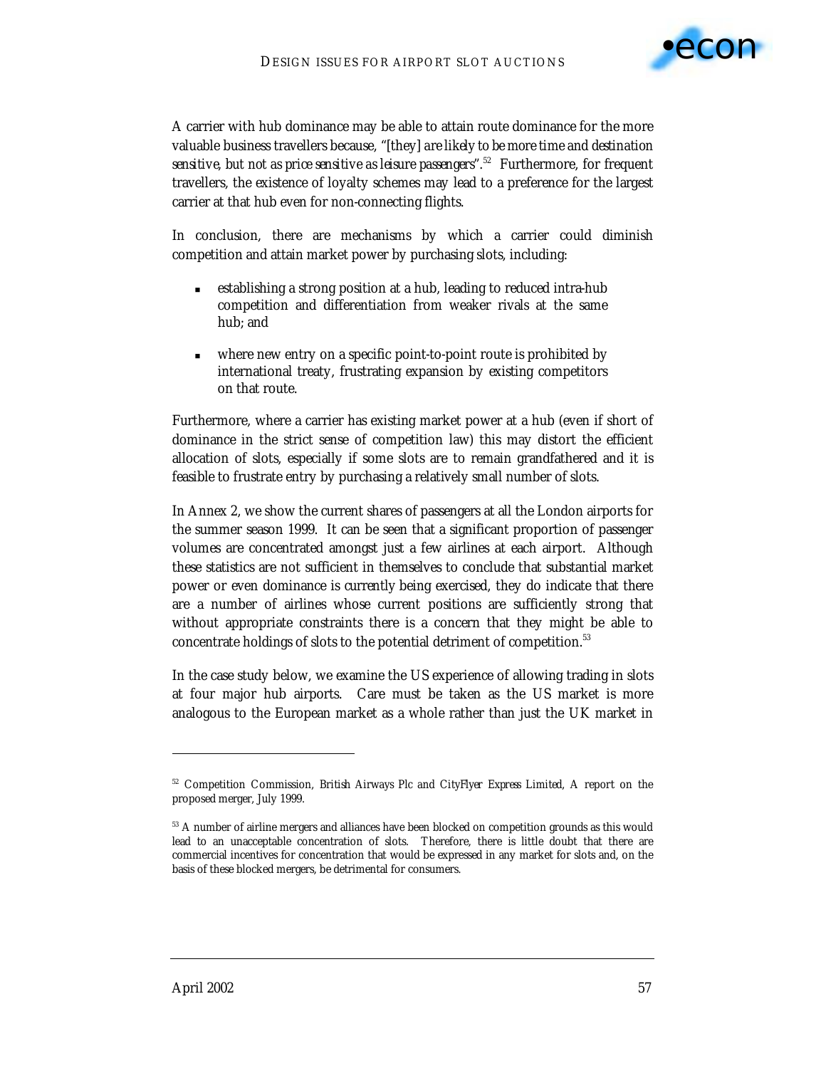A carrier with hub dominance may be able to attain route dominance for the more valuable business travellers because, "*[they] are likely to be more time and destination sensitive, but not as price sensitive as leisure passengers*".[52] Furthermore, for frequent travellers, the existence of loyalty schemes may lead to a preference for the largest carrier at that hub even for non-connecting flights.

In conclusion, there are mechanisms by which a carrier could diminish competition and attain market power by purchasing slots, including:

- establishing a strong position at a hub, leading to reduced intra-hub competition and differentiation from weaker rivals at the same hub; and
- where new entry on a specific point-to-point route is prohibited by international treaty, frustrating expansion by existing competitors on that route.

Furthermore, where a carrier has existing market power at a hub (even if short of dominance in the strict sense of competition law) this may distort the efficient allocation of slots, especially if some slots are to remain grandfathered and it is feasible to frustrate entry by purchasing a relatively small number of slots.

In Annex 2, we show the current shares of passengers at all the London airports for the summer season 1999. It can be seen that a significant proportion of passenger volumes are concentrated amongst just a few airlines at each airport. Although these statistics are not sufficient in themselves to conclude that substantial market power or even dominance is currently being exercised, they do indicate that there are a number of airlines whose current positions are sufficiently strong that without appropriate constraints there is a concern that they might be able to concentrate holdings of slots to the potential detriment of competition.[53]

In the case study below, we examine the US experience of allowing trading in slots at four major hub airports. Care must be taken as the US market is more analogous to the European market as a whole rather than just the UK market in

---

[52] Competition Commission, *British Airways Plc and CityFlyer Express Limited*, A report on the proposed merger, July 1999.

[53] A number of airline mergers and alliances have been blocked on competition grounds as this would lead to an unacceptable concentration of slots. Therefore, there is little doubt that there are commercial incentives for concentration that would be expressed in any market for slots and, on the basis of these blocked mergers, be detrimental for consumers.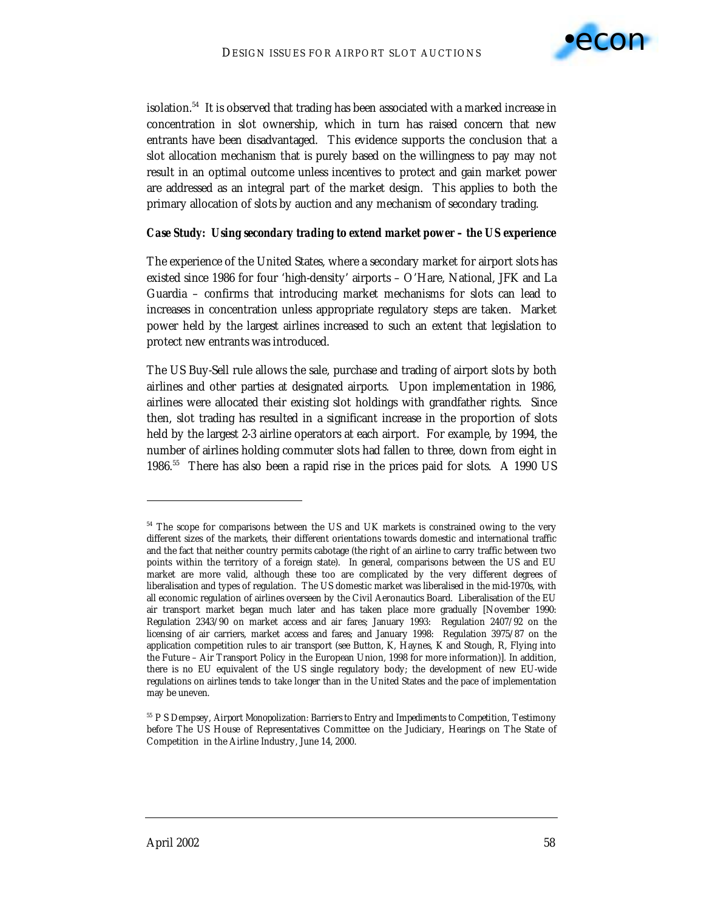isolation.[54] It is observed that trading has been associated with a marked increase in concentration in slot ownership, which in turn has raised concern that new entrants have been disadvantaged. This evidence supports the conclusion that a slot allocation mechanism that is purely based on the willingness to pay may not result in an optimal outcome unless incentives to protect and gain market power are addressed as an integral part of the market design. This applies to both the primary allocation of slots by auction and any mechanism of secondary trading.

***Case Study: Using secondary trading to extend market power – the US experience***

The experience of the United States, where a secondary market for airport slots has existed since 1986 for four 'high-density' airports – O'Hare, National, JFK and La Guardia – confirms that introducing market mechanisms for slots can lead to increases in concentration unless appropriate regulatory steps are taken. Market power held by the largest airlines increased to such an extent that legislation to protect new entrants was introduced.

The US Buy-Sell rule allows the sale, purchase and trading of airport slots by both airlines and other parties at designated airports. Upon implementation in 1986, airlines were allocated their existing slot holdings with grandfather rights. Since then, slot trading has resulted in a significant increase in the proportion of slots held by the largest 2-3 airline operators at each airport. For example, by 1994, the number of airlines holding commuter slots had fallen to three, down from eight in 1986.[55] There has also been a rapid rise in the prices paid for slots. A 1990 US

---

[54] The scope for comparisons between the US and UK markets is constrained owing to the very different sizes of the markets, their different orientations towards domestic and international traffic and the fact that neither country permits cabotage (the right of an airline to carry traffic between two points within the territory of a foreign state). In general, comparisons between the US and EU market are more valid, although these too are complicated by the very different degrees of liberalisation and types of regulation. The US domestic market was liberalised in the mid-1970s, with all economic regulation of airlines overseen by the Civil Aeronautics Board. Liberalisation of the EU air transport market began much later and has taken place more gradually [November 1990: Regulation 2343/90 on market access and air fares; January 1993: Regulation 2407/92 on the licensing of air carriers, market access and fares; and January 1998: Regulation 3975/87 on the application competition rules to air transport (see Button, K, Haynes, K and Stough, R, Flying into the Future – Air Transport Policy in the European Union, 1998 for more information)]. In addition, there is no EU equivalent of the US single regulatory body; the development of new EU-wide regulations on airlines tends to take longer than in the United States and the pace of implementation may be uneven.

[55] P S Dempsey, *Airport Monopolization: Barriers to Entry and Impediments to Competition*, Testimony before The US House of Representatives Committee on the Judiciary, Hearings on The State of Competition in the Airline Industry, June 14, 2000.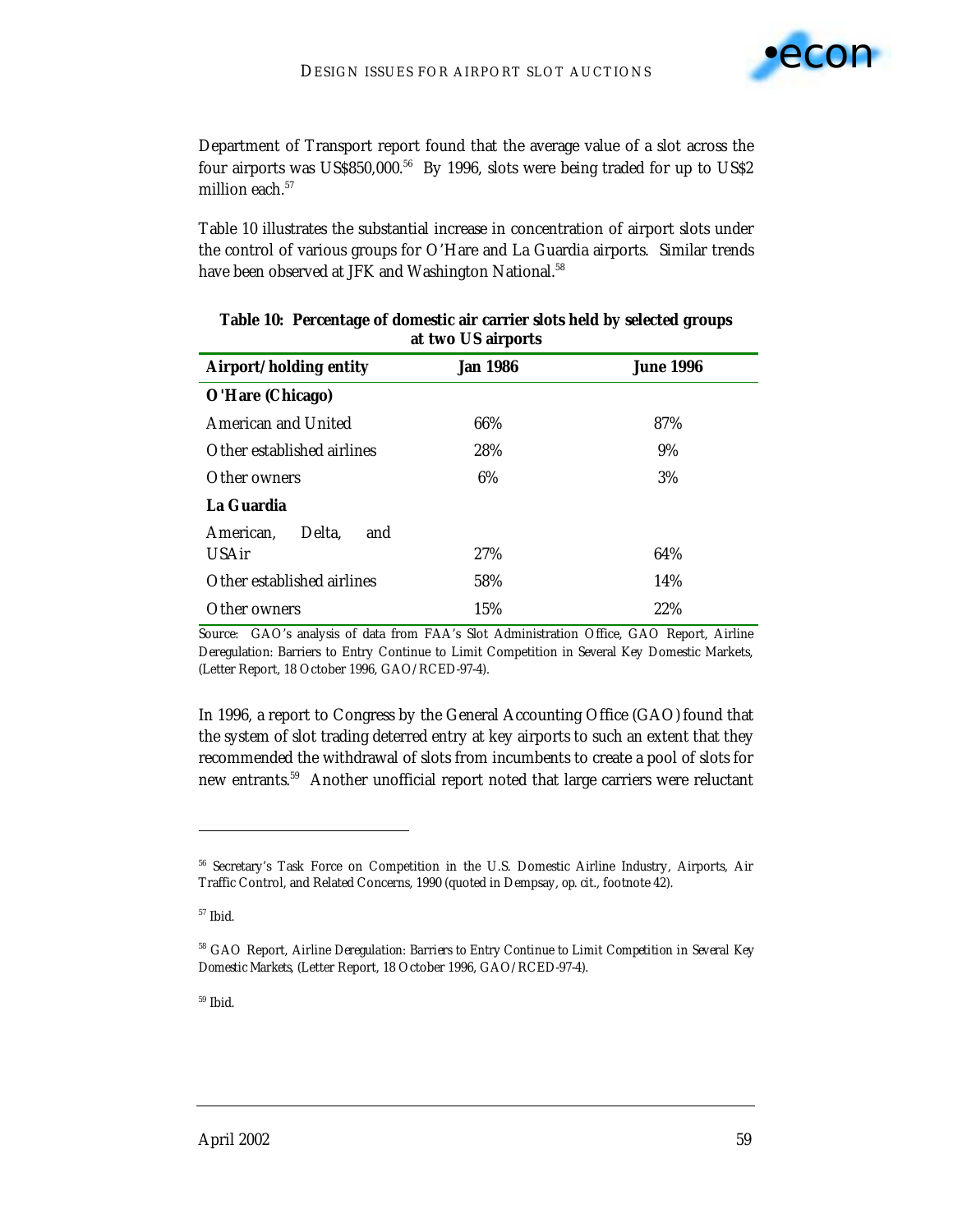Department of Transport report found that the average value of a slot across the four airports was US$850,000.[56] By 1996, slots were being traded for up to US$2 million each.[57]

Table 10 illustrates the substantial increase in concentration of airport slots under the control of various groups for O'Hare and La Guardia airports. Similar trends have been observed at JFK and Washington National.[58]

**Table 10: Percentage of domestic air carrier slots held by selected groups at two US airports**

| Airport/holding entity | Jan 1986 | June 1996 |
|---|---|---|
| **O'Hare (Chicago)** | | |
| American and United | 66% | 87% |
| Other established airlines | 28% | 9% |
| Other owners | 6% | 3% |
| **La Guardia** | | |
| American, Delta, and USAir | 27% | 64% |
| Other established airlines | 58% | 14% |
| Other owners | 15% | 22% |

Source: GAO's analysis of data from FAA's Slot Administration Office, GAO Report, Airline Deregulation: Barriers to Entry Continue to Limit Competition in Several Key Domestic Markets, (Letter Report, 18 October 1996, GAO/RCED-97-4).

In 1996, a report to Congress by the General Accounting Office (GAO) found that the system of slot trading deterred entry at key airports to such an extent that they recommended the withdrawal of slots from incumbents to create a pool of slots for new entrants.[59] Another unofficial report noted that large carriers were reluctant

---

[56] Secretary's Task Force on Competition in the U.S. Domestic Airline Industry, Airports, Air Traffic Control, and Related Concerns, 1990 (quoted in Dempsay, op. cit., footnote 42).

[57] Ibid.

[58] GAO Report, *Airline Deregulation: Barriers to Entry Continue to Limit Competition in Several Key Domestic Markets*, (Letter Report, 18 October 1996, GAO/RCED-97-4).

[59] Ibid.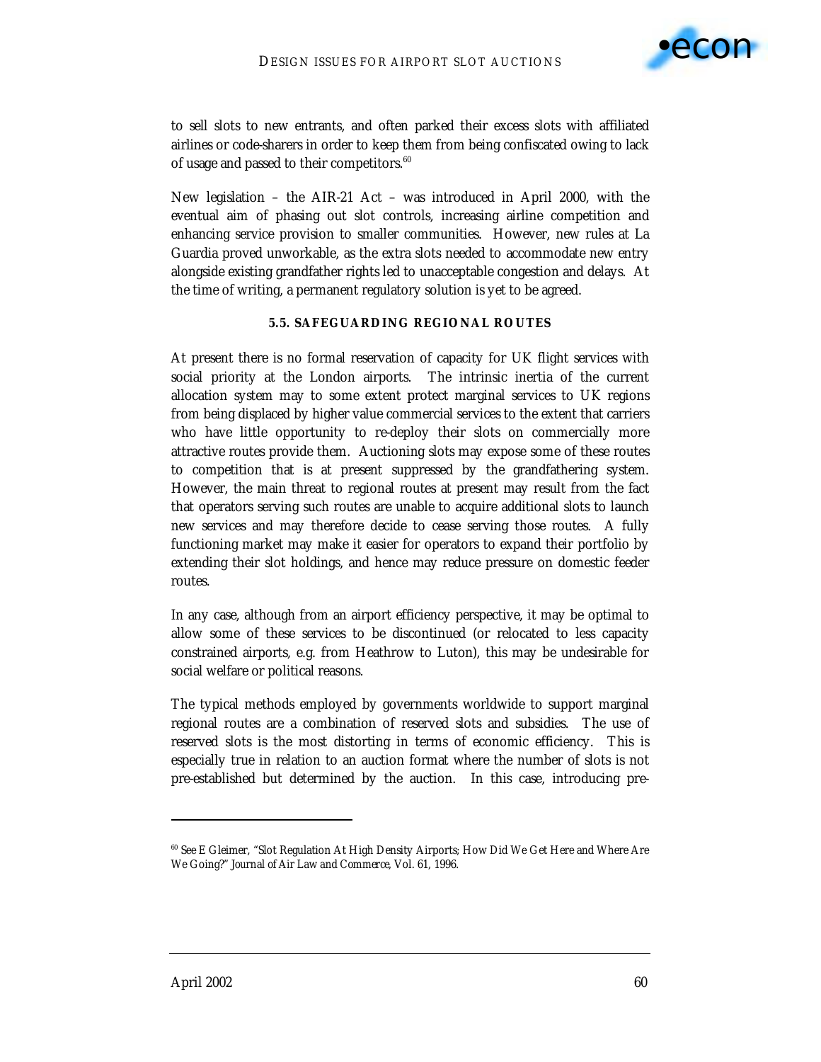to sell slots to new entrants, and often parked their excess slots with affiliated airlines or code-sharers in order to keep them from being confiscated owing to lack of usage and passed to their competitors.[60]

New legislation – the AIR-21 Act – was introduced in April 2000, with the eventual aim of phasing out slot controls, increasing airline competition and enhancing service provision to smaller communities. However, new rules at La Guardia proved unworkable, as the extra slots needed to accommodate new entry alongside existing grandfather rights led to unacceptable congestion and delays. At the time of writing, a permanent regulatory solution is yet to be agreed.

### 5.5. SAFEGUARDING REGIONAL ROUTES

At present there is no formal reservation of capacity for UK flight services with social priority at the London airports. The intrinsic inertia of the current allocation system may to some extent protect marginal services to UK regions from being displaced by higher value commercial services to the extent that carriers who have little opportunity to re-deploy their slots on commercially more attractive routes provide them. Auctioning slots may expose some of these routes to competition that is at present suppressed by the grandfathering system. However, the main threat to regional routes at present may result from the fact that operators serving such routes are unable to acquire additional slots to launch new services and may therefore decide to cease serving those routes. A fully functioning market may make it easier for operators to expand their portfolio by extending their slot holdings, and hence may reduce pressure on domestic feeder routes.

In any case, although from an airport efficiency perspective, it may be optimal to allow some of these services to be discontinued (or relocated to less capacity constrained airports, e.g. from Heathrow to Luton), this may be undesirable for social welfare or political reasons.

The typical methods employed by governments worldwide to support marginal regional routes are a combination of reserved slots and subsidies. The use of reserved slots is the most distorting in terms of economic efficiency. This is especially true in relation to an auction format where the number of slots is not pre-established but determined by the auction. In this case, introducing pre-

---

[60] See E Gleimer, "Slot Regulation At High Density Airports; How Did We Get Here and Where Are We Going?" *Journal of Air Law and Commerce*, Vol. 61, 1996.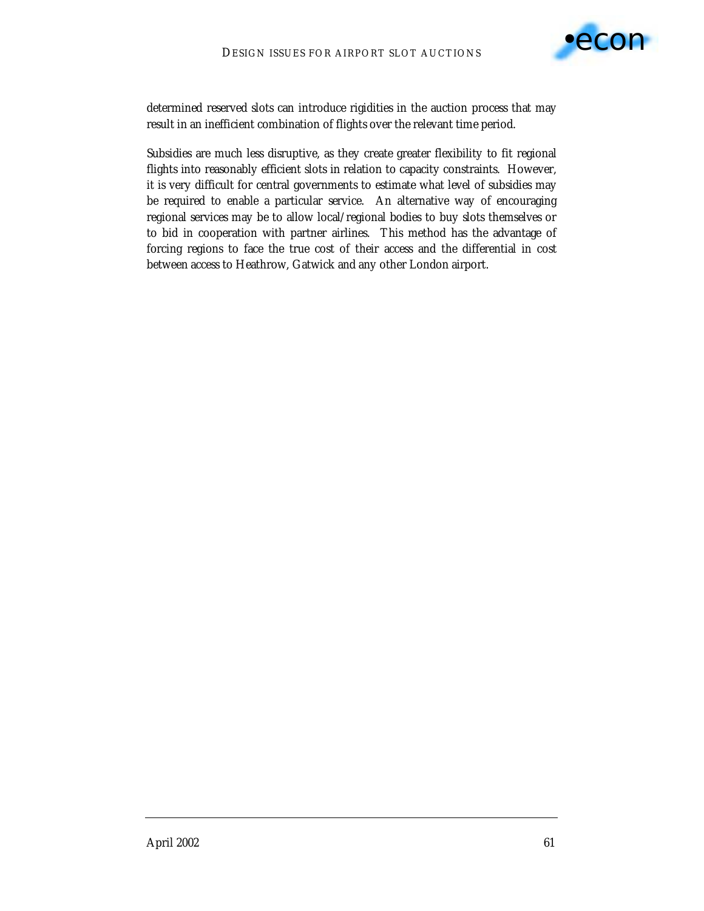determined reserved slots can introduce rigidities in the auction process that may result in an inefficient combination of flights over the relevant time period.

Subsidies are much less disruptive, as they create greater flexibility to fit regional flights into reasonably efficient slots in relation to capacity constraints. However, it is very difficult for central governments to estimate what level of subsidies may be required to enable a particular service. An alternative way of encouraging regional services may be to allow local/regional bodies to buy slots themselves or to bid in cooperation with partner airlines. This method has the advantage of forcing regions to face the true cost of their access and the differential in cost between access to Heathrow, Gatwick and any other London airport.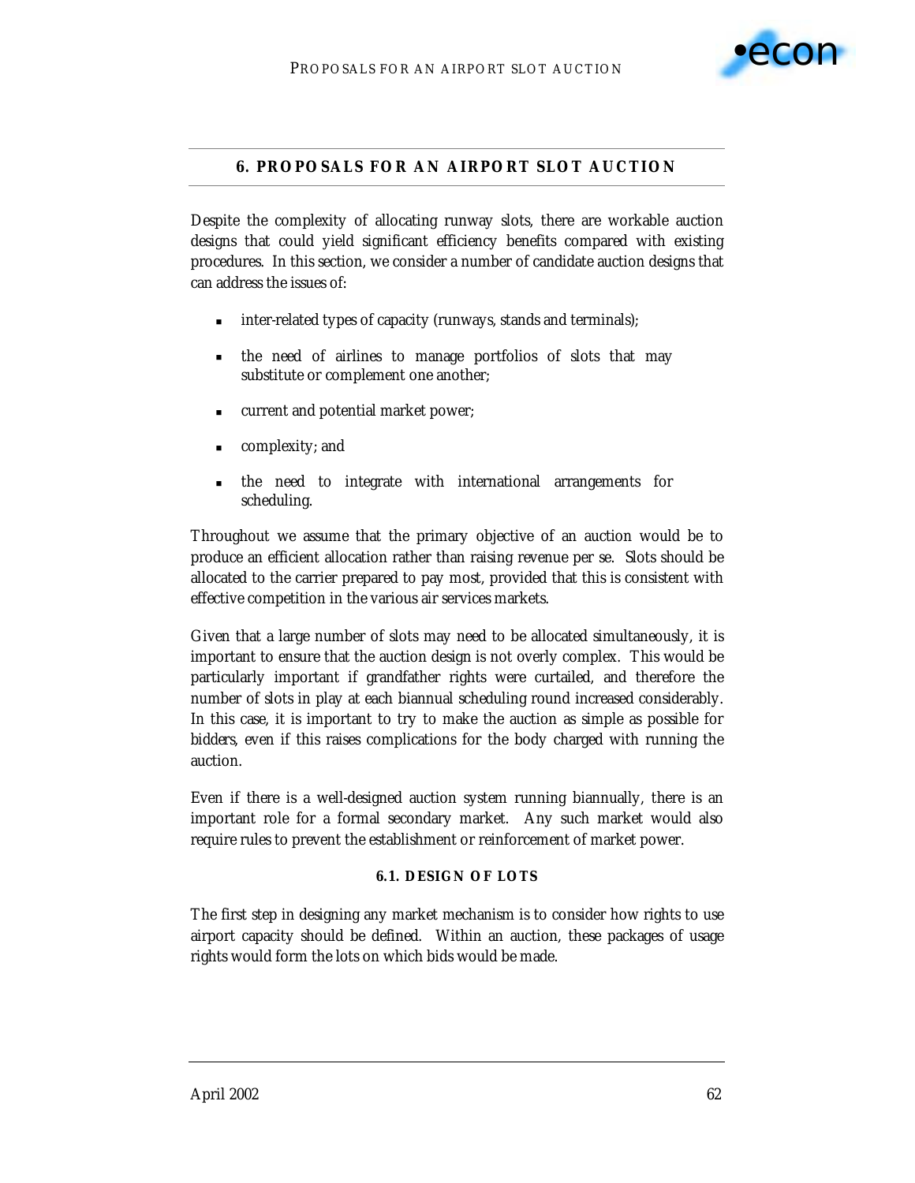## 6. PROPOSALS FOR AN AIRPORT SLOT AUCTION

Despite the complexity of allocating runway slots, there are workable auction designs that could yield significant efficiency benefits compared with existing procedures. In this section, we consider a number of candidate auction designs that can address the issues of:

- inter-related types of capacity (runways, stands and terminals);
- the need of airlines to manage portfolios of slots that may substitute or complement one another;
- current and potential market power;
- complexity; and
- the need to integrate with international arrangements for scheduling.

Throughout we assume that the primary objective of an auction would be to produce an efficient allocation rather than raising revenue per se. Slots should be allocated to the carrier prepared to pay most, provided that this is consistent with effective competition in the various air services markets.

Given that a large number of slots may need to be allocated simultaneously, it is important to ensure that the auction design is not overly complex. This would be particularly important if grandfather rights were curtailed, and therefore the number of slots in play at each biannual scheduling round increased considerably. In this case, it is important to try to make the auction as simple as possible for bidders, even if this raises complications for the body charged with running the auction.

Even if there is a well-designed auction system running biannually, there is an important role for a formal secondary market. Any such market would also require rules to prevent the establishment or reinforcement of market power.

### 6.1. DESIGN OF LOTS

The first step in designing any market mechanism is to consider how rights to use airport capacity should be defined. Within an auction, these packages of usage rights would form the lots on which bids would be made.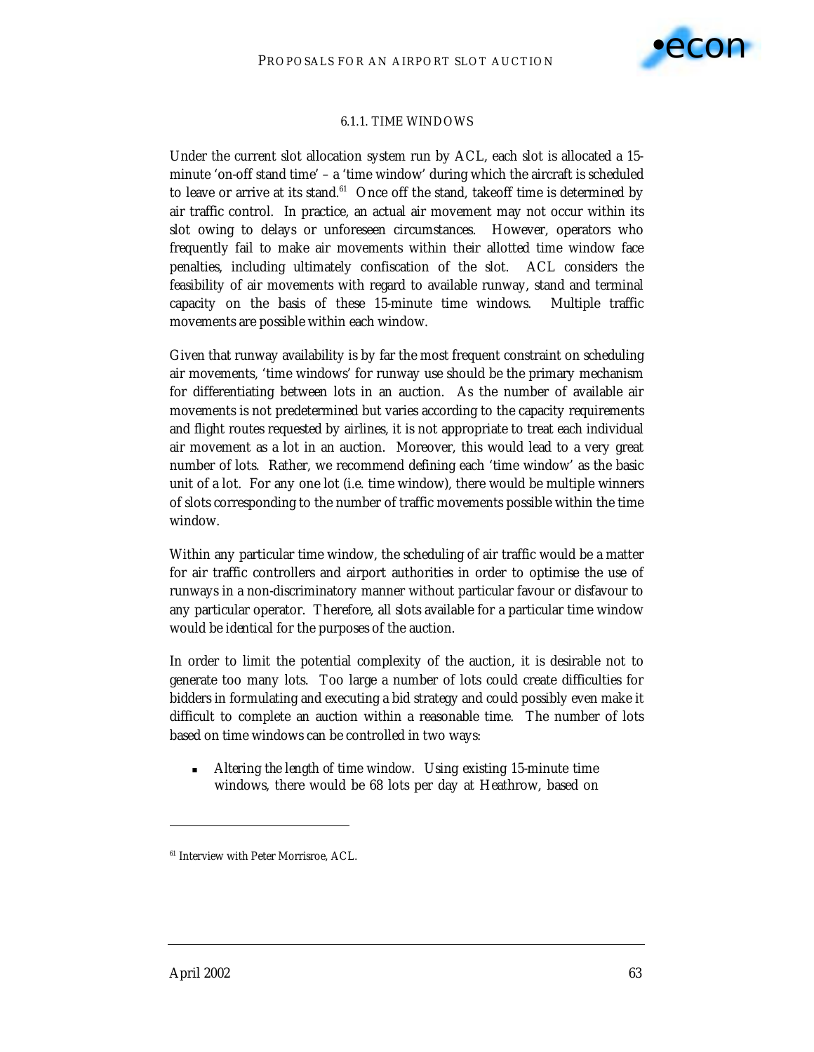#### 6.1.1. TIME WINDOWS

Under the current slot allocation system run by ACL, each slot is allocated a 15-minute 'on-off stand time' – a 'time window' during which the aircraft is scheduled to leave or arrive at its stand.[61] Once off the stand, takeoff time is determined by air traffic control. In practice, an actual air movement may not occur within its slot owing to delays or unforeseen circumstances. However, operators who frequently fail to make air movements within their allotted time window face penalties, including ultimately confiscation of the slot. ACL considers the feasibility of air movements with regard to available runway, stand and terminal capacity on the basis of these 15-minute time windows. Multiple traffic movements are possible within each window.

Given that runway availability is by far the most frequent constraint on scheduling air movements, 'time windows' for runway use should be the primary mechanism for differentiating between lots in an auction. As the number of available air movements is not predetermined but varies according to the capacity requirements and flight routes requested by airlines, it is not appropriate to treat each individual air movement as a lot in an auction. Moreover, this would lead to a very great number of lots. Rather, we recommend defining each 'time window' as the basic unit of a lot. For any one lot (i.e. time window), there would be multiple winners of slots corresponding to the number of traffic movements possible within the time window.

Within any particular time window, the scheduling of air traffic would be a matter for air traffic controllers and airport authorities in order to optimise the use of runways in a non-discriminatory manner without particular favour or disfavour to any particular operator. Therefore, all slots available for a particular time window would be *identical* for the purposes of the auction.

In order to limit the potential complexity of the auction, it is desirable not to generate too many lots. Too large a number of lots could create difficulties for bidders in formulating and executing a bid strategy and could possibly even make it difficult to complete an auction within a reasonable time. The number of lots based on time windows can be controlled in two ways:

- *Altering the length of time window.* Using existing 15-minute time windows, there would be 68 lots per day at Heathrow, based on

---

[61] Interview with Peter Morrisroe, ACL.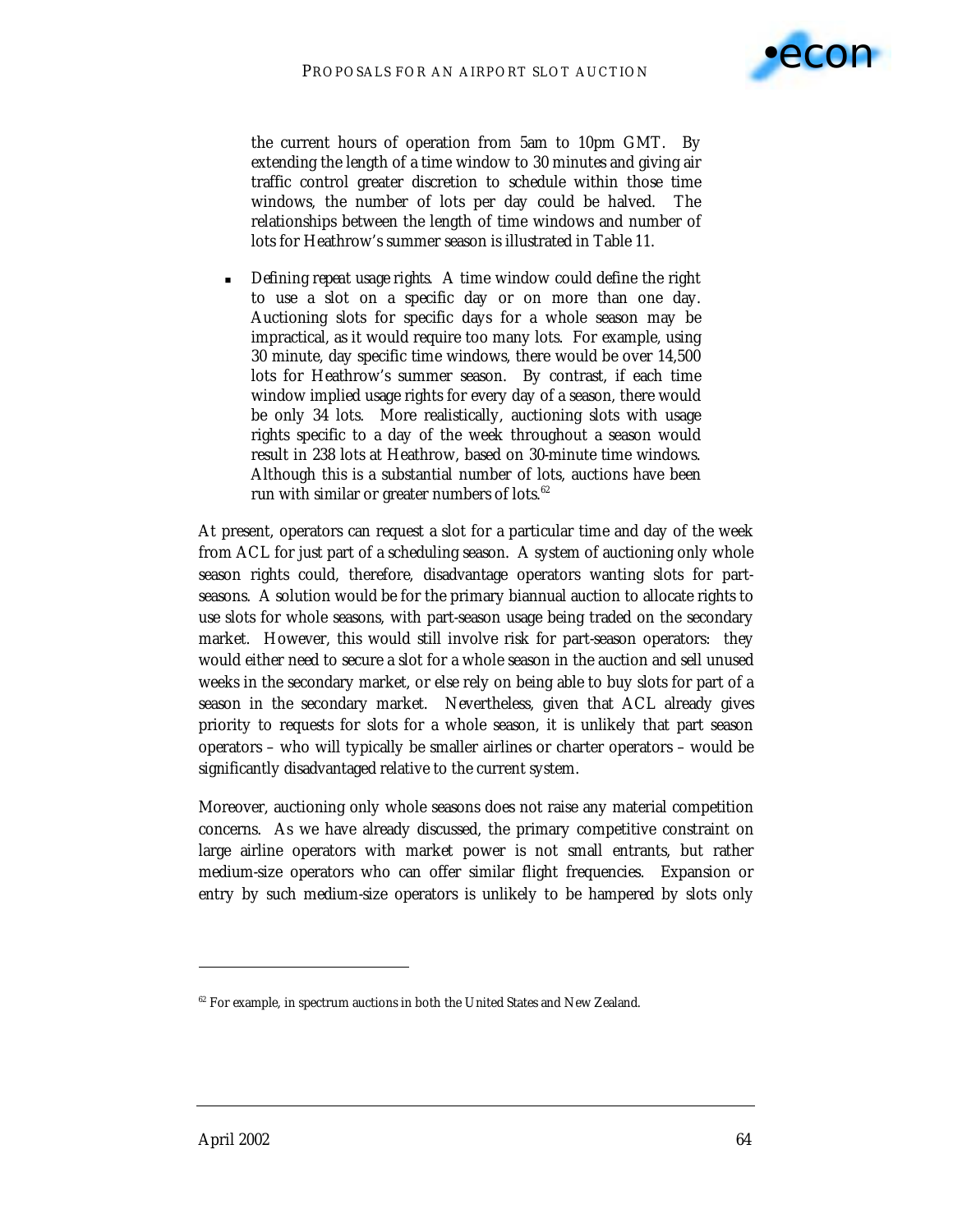the current hours of operation from 5am to 10pm GMT. By extending the length of a time window to 30 minutes and giving air traffic control greater discretion to schedule within those time windows, the number of lots per day could be halved. The relationships between the length of time windows and number of lots for Heathrow's summer season is illustrated in Table 11.

- *Defining repeat usage rights.* A time window could define the right to use a slot on a specific day or on more than one day. Auctioning slots for specific days for a whole season may be impractical, as it would require too many lots. For example, using 30 minute, day specific time windows, there would be over 14,500 lots for Heathrow's summer season. By contrast, if each time window implied usage rights for every day of a season, there would be only 34 lots. More realistically, auctioning slots with usage rights specific to a day of the week throughout a season would result in 238 lots at Heathrow, based on 30-minute time windows. Although this is a substantial number of lots, auctions have been run with similar or greater numbers of lots.[62]

At present, operators can request a slot for a particular time and day of the week from ACL for just part of a scheduling season. A system of auctioning only whole season rights could, therefore, disadvantage operators wanting slots for part-seasons. A solution would be for the primary biannual auction to allocate rights to use slots for whole seasons, with part-season usage being traded on the secondary market. However, this would still involve risk for part-season operators: they would either need to secure a slot for a whole season in the auction and sell unused weeks in the secondary market, or else rely on being able to buy slots for part of a season in the secondary market. Nevertheless, given that ACL already gives priority to requests for slots for a whole season, it is unlikely that part season operators – who will typically be smaller airlines or charter operators – would be significantly disadvantaged relative to the current system.

Moreover, auctioning only whole seasons does not raise any material competition concerns. As we have already discussed, the primary competitive constraint on large airline operators with market power is not small entrants, but rather medium-size operators who can offer similar flight frequencies. Expansion or entry by such medium-size operators is unlikely to be hampered by slots only

[62] For example, in spectrum auctions in both the United States and New Zealand.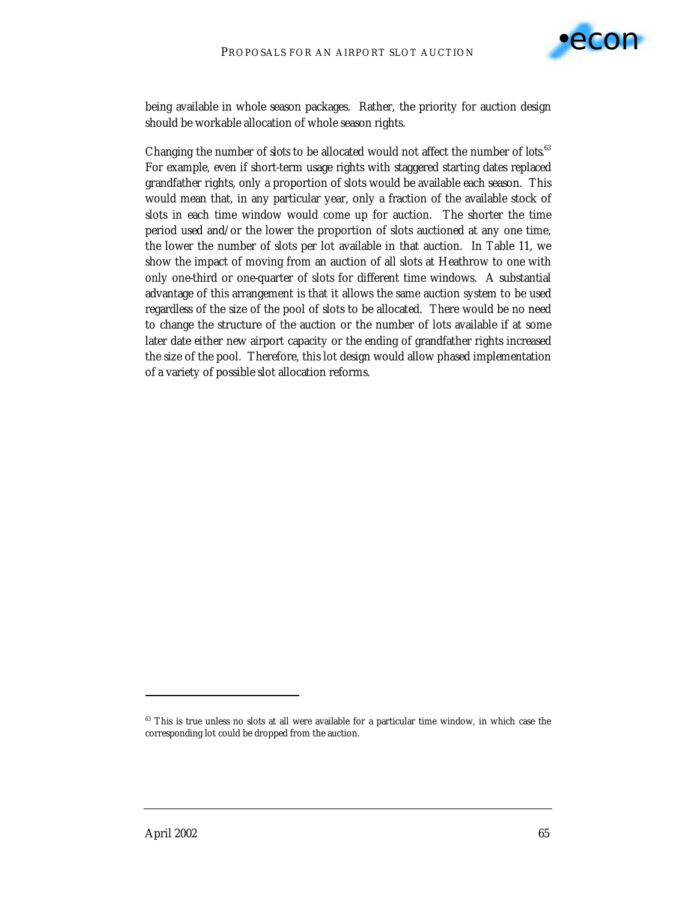being available in whole season packages. Rather, the priority for auction design should be workable allocation of whole season rights.

Changing the number of slots to be allocated would not affect the number of lots.[63] For example, even if short-term usage rights with staggered starting dates replaced grandfather rights, only a proportion of slots would be available each season. This would mean that, in any particular year, only a fraction of the available stock of slots in each time window would come up for auction. The shorter the time period used and/or the lower the proportion of slots auctioned at any one time, the lower the number of slots per lot available in that auction. In Table 11, we show the impact of moving from an auction of all slots at Heathrow to one with only one-third or one-quarter of slots for different time windows. A substantial advantage of this arrangement is that it allows the same auction system to be used regardless of the size of the pool of slots to be allocated. There would be no need to change the structure of the auction or the number of lots available if at some later date either new airport capacity or the ending of grandfather rights increased the size of the pool. Therefore, this lot design would allow phased implementation of a variety of possible slot allocation reforms.

[63] This is true unless no slots at all were available for a particular time window, in which case the corresponding lot could be dropped from the auction.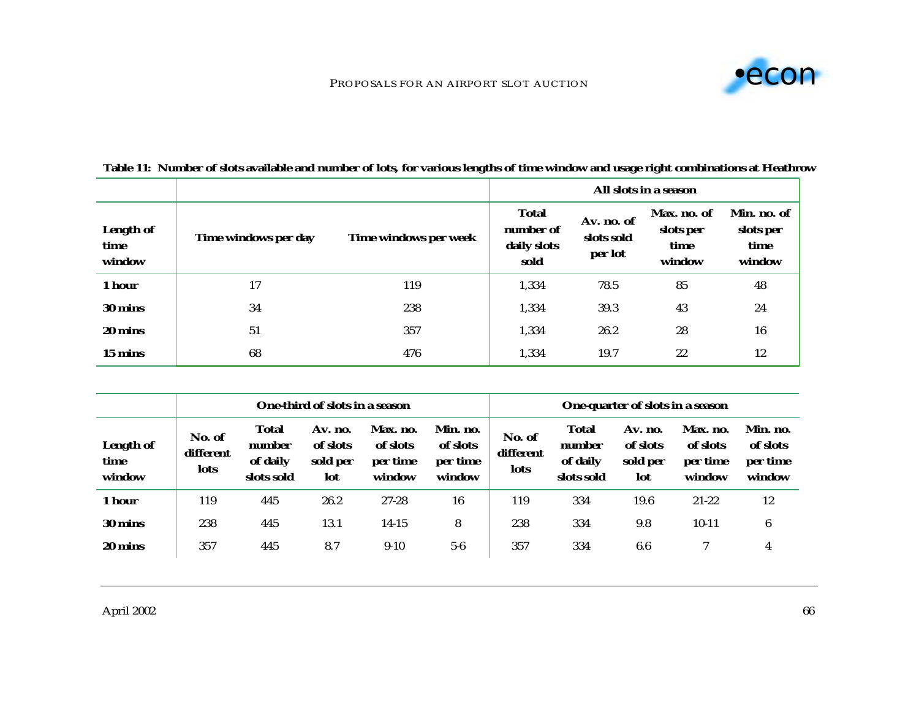**Table 11: Number of slots available and number of lots, for various lengths of time window and usage right combinations at Heathrow**

| | | | All slots in a season | | | |
|---|---|---|---|---|---|---|
| Length of time window | Time windows per day | Time windows per week | Total number of daily slots sold | Av. no. of slots sold per lot | Max. no. of slots per time window | Min. no. of slots per time window |
| 1 hour | 17 | 119 | 1,334 | 78.5 | 85 | 48 |
| 30 mins | 34 | 238 | 1,334 | 39.3 | 43 | 24 |
| 20 mins | 51 | 357 | 1,334 | 26.2 | 28 | 16 |
| 15 mins | 68 | 476 | 1,334 | 19.7 | 22 | 12 |

| | One-third of slots in a season | | | | | One-quarter of slots in a season | | | | |
|---|---|---|---|---|---|---|---|---|---|---|
| Length of time window | No. of different lots | Total number of daily slots sold | Av. no. of slots sold per lot | Max. no. of slots per time window | Min. no. of slots per time window | No. of different lots | Total number of daily slots sold | Av. no. of slots sold per lot | Max. no. of slots per time window | Min. no. of slots per time window |
| 1 hour | 119 | 445 | 26.2 | 27-28 | 16 | 119 | 334 | 19.6 | 21-22 | 12 |
| 30 mins | 238 | 445 | 13.1 | 14-15 | 8 | 238 | 334 | 9.8 | 10-11 | 6 |
| 20 mins | 357 | 445 | 8.7 | 9-10 | 5-6 | 357 | 334 | 6.6 | 7 | 4 |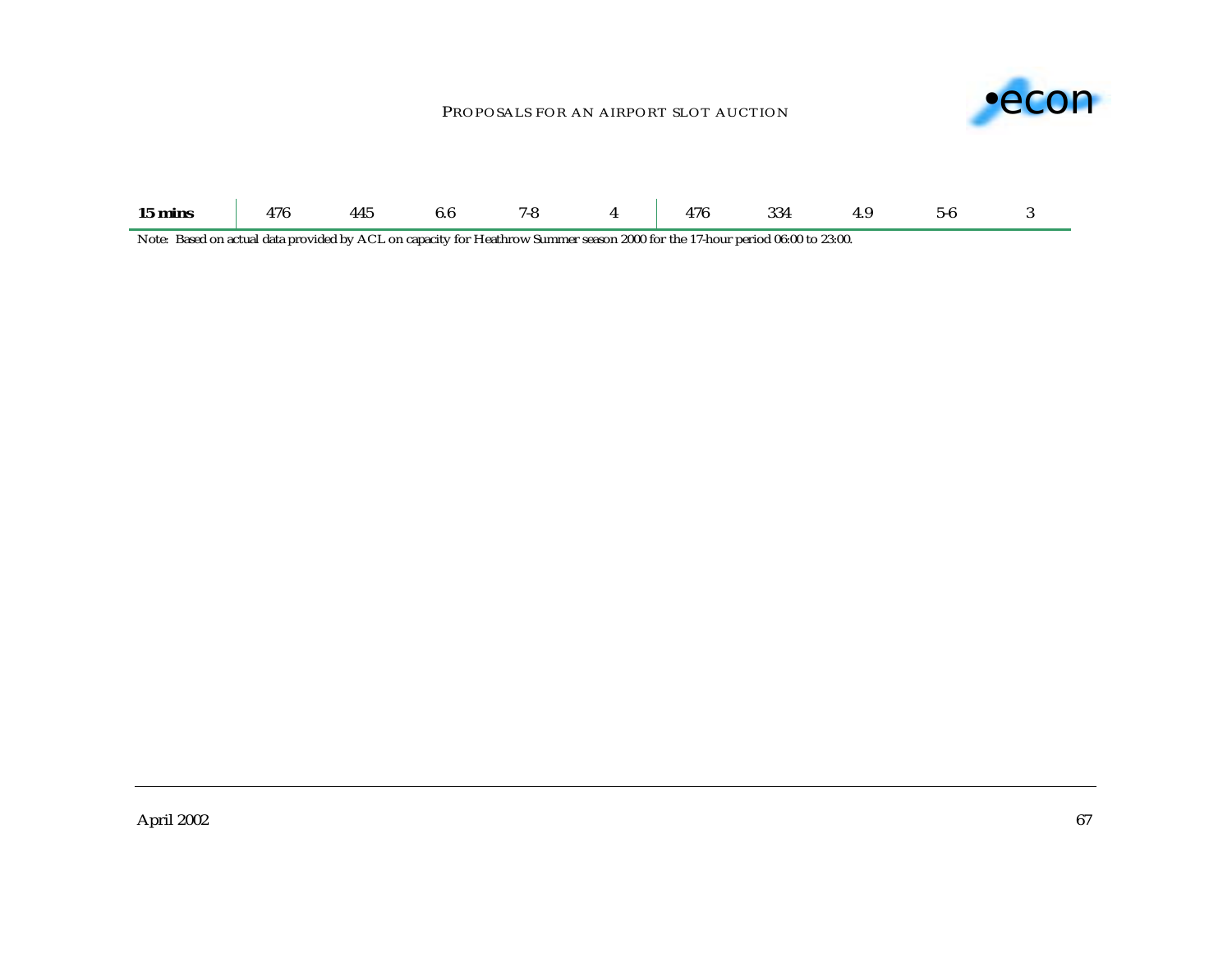| | | | | | | | | | | |
|---|---|---|---|---|---|---|---|---|---|---|
| **15 mins** | 476 | 445 | 6.6 | 7-8 | 4 | 476 | 334 | 4.9 | 5-6 | 3 |

Note: Based on actual data provided by ACL on capacity for Heathrow Summer season 2000 for the 17-hour period 06:00 to 23:00.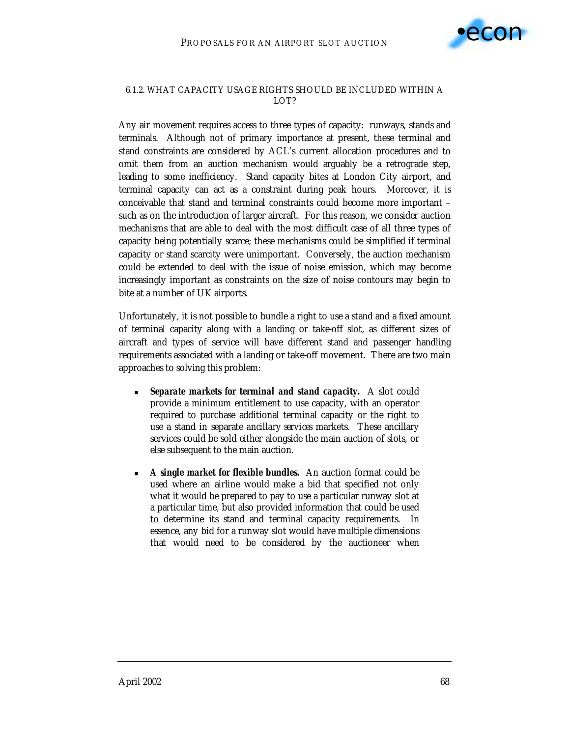#### 6.1.2. WHAT CAPACITY USAGE RIGHTS SHOULD BE INCLUDED WITHIN A LOT?

Any air movement requires access to three types of capacity: runways, stands and terminals. Although not of primary importance at present, these terminal and stand constraints are considered by ACL's current allocation procedures and to omit them from an auction mechanism would arguably be a retrograde step, leading to some inefficiency. Stand capacity bites at London City airport, and terminal capacity can act as a constraint during peak hours. Moreover, it is conceivable that stand and terminal constraints could become more important – such as on the introduction of larger aircraft. For this reason, we consider auction mechanisms that are able to deal with the most difficult case of all three types of capacity being potentially scarce; these mechanisms could be simplified if terminal capacity or stand scarcity were unimportant. Conversely, the auction mechanism could be extended to deal with the issue of noise emission, which may become increasingly important as constraints on the size of noise contours may begin to bite at a number of UK airports.

Unfortunately, it is not possible to bundle a right to use a stand and a fixed amount of terminal capacity along with a landing or take-off slot, as different sizes of aircraft and types of service will have different stand and passenger handling requirements associated with a landing or take-off movement. There are two main approaches to solving this problem:

- **Separate markets for terminal and stand capacity.** A slot could provide a minimum entitlement to use capacity, with an operator required to purchase additional terminal capacity or the right to use a stand in separate ancillary services markets. These ancillary services could be sold either alongside the main auction of slots, or else subsequent to the main auction.
- **A single market for flexible bundles.** An auction format could be used where an airline would make a bid that specified not only what it would be prepared to pay to use a particular runway slot at a particular time, but also provided information that could be used to determine its stand and terminal capacity requirements. In essence, any bid for a runway slot would have multiple dimensions that would need to be considered by the auctioneer when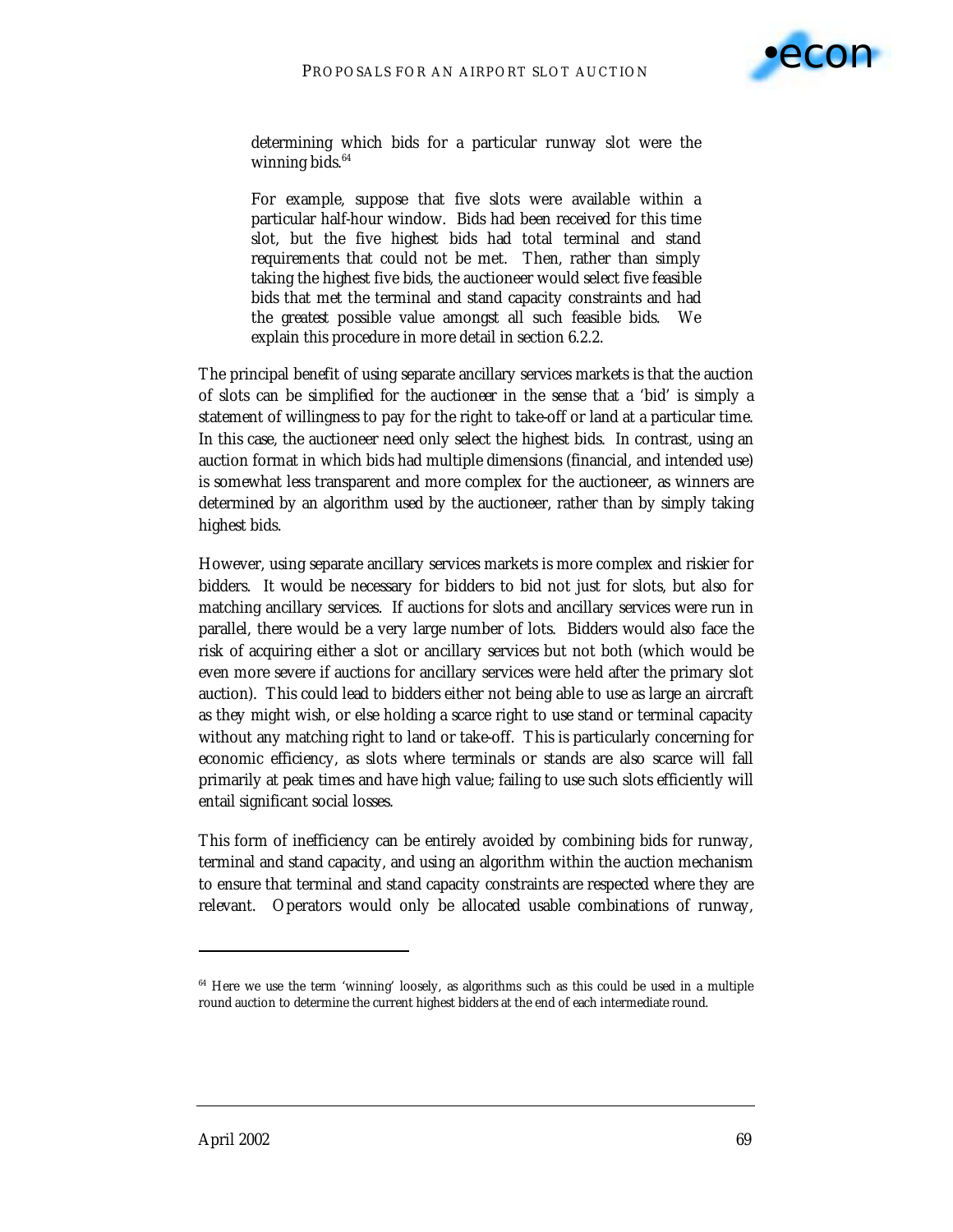determining which bids for a particular runway slot were the winning bids.[64]

> For example, suppose that five slots were available within a particular half-hour window. Bids had been received for this time slot, but the five highest bids had total terminal and stand requirements that could not be met. Then, rather than simply taking the highest five bids, the auctioneer would select five feasible bids that met the terminal and stand capacity constraints and had the greatest possible value amongst all such feasible bids. We explain this procedure in more detail in section 6.2.2.

The principal benefit of using separate ancillary services markets is that the auction of slots can be simplified for the auctioneer in the sense that a 'bid' is simply a statement of willingness to pay for the right to take-off or land at a particular time. In this case, the auctioneer need only select the highest bids. In contrast, using an auction format in which bids had multiple dimensions (financial, and intended use) is somewhat less transparent and more complex for the auctioneer, as winners are determined by an algorithm used by the auctioneer, rather than by simply taking highest bids.

However, using separate ancillary services markets is more complex and riskier for bidders. It would be necessary for bidders to bid not just for slots, but also for matching ancillary services. If auctions for slots and ancillary services were run in parallel, there would be a very large number of lots. Bidders would also face the risk of acquiring either a slot or ancillary services but not both (which would be even more severe if auctions for ancillary services were held after the primary slot auction). This could lead to bidders either not being able to use as large an aircraft as they might wish, or else holding a scarce right to use stand or terminal capacity without any matching right to land or take-off. This is particularly concerning for economic efficiency, as slots where terminals or stands are also scarce will fall primarily at peak times and have high value; failing to use such slots efficiently will entail significant social losses.

This form of inefficiency can be entirely avoided by combining bids for runway, terminal and stand capacity, and using an algorithm within the auction mechanism to ensure that terminal and stand capacity constraints are respected where they are relevant. Operators would only be allocated usable combinations of runway,

---

[64] Here we use the term 'winning' loosely, as algorithms such as this could be used in a multiple round auction to determine the current highest bidders at the end of each intermediate round.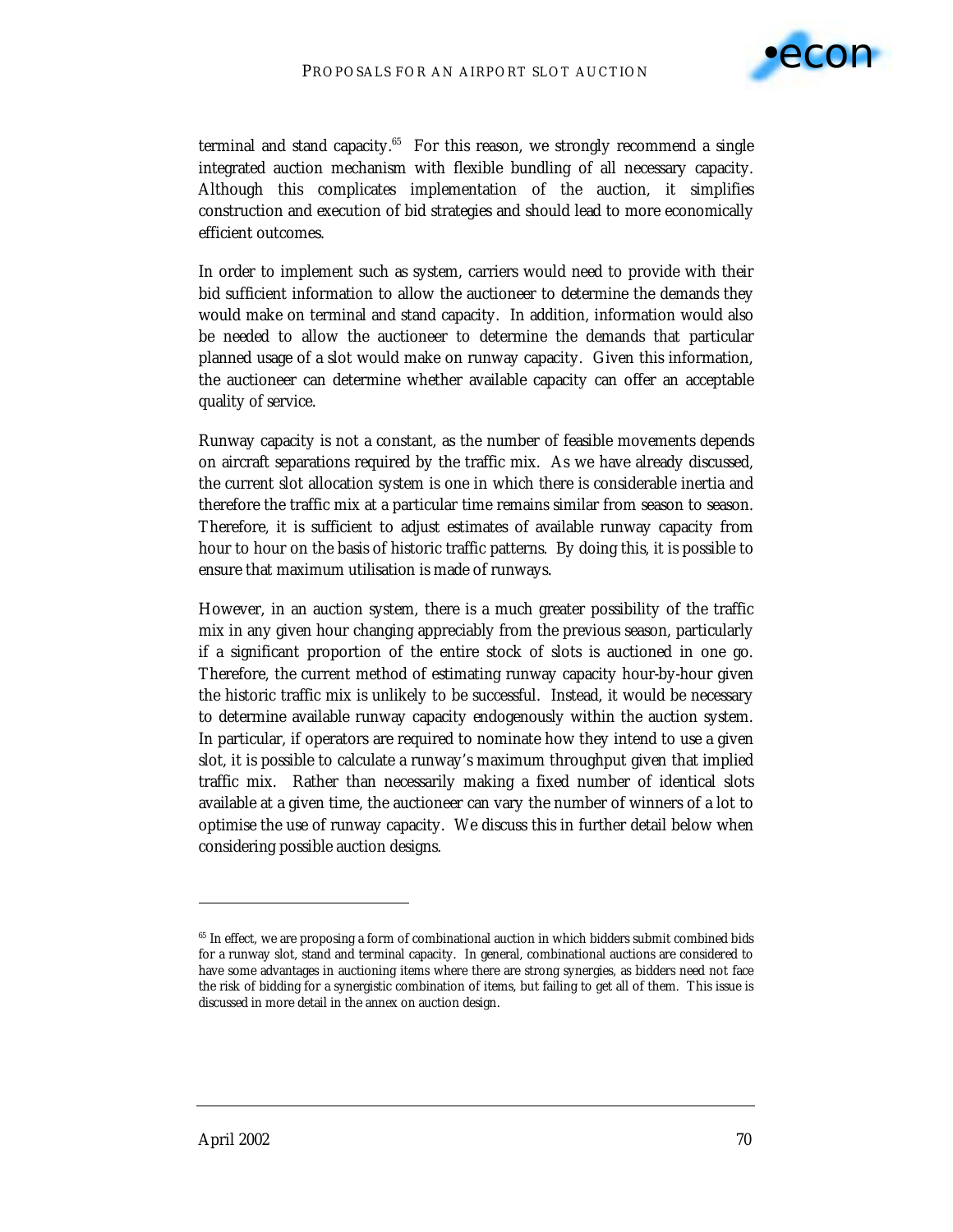terminal and stand capacity.[65] For this reason, we strongly recommend a single integrated auction mechanism with flexible bundling of all necessary capacity. Although this complicates implementation of the auction, it simplifies construction and execution of bid strategies and should lead to more economically efficient outcomes.

In order to implement such as system, carriers would need to provide with their bid sufficient information to allow the auctioneer to determine the demands they would make on terminal and stand capacity. In addition, information would also be needed to allow the auctioneer to determine the demands that particular planned usage of a slot would make on runway capacity. Given this information, the auctioneer can determine whether available capacity can offer an acceptable quality of service.

Runway capacity is not a constant, as the number of feasible movements depends on aircraft separations required by the traffic mix. As we have already discussed, the current slot allocation system is one in which there is considerable inertia and therefore the traffic mix at a particular time remains similar from season to season. Therefore, it is sufficient to adjust estimates of available runway capacity from hour to hour on the basis of historic traffic patterns. By doing this, it is possible to ensure that maximum utilisation is made of runways.

However, in an auction system, there is a much greater possibility of the traffic mix in any given hour changing appreciably from the previous season, particularly if a significant proportion of the entire stock of slots is auctioned in one go. Therefore, the current method of estimating runway capacity hour-by-hour given the historic traffic mix is unlikely to be successful. Instead, it would be necessary to determine available runway capacity endogenously within the auction system. In particular, if operators are required to nominate how they intend to use a given slot, it is possible to calculate a runway's maximum throughput given that implied traffic mix. Rather than necessarily making a fixed number of identical slots available at a given time, the auctioneer can vary the number of winners of a lot to optimise the use of runway capacity. We discuss this in further detail below when considering possible auction designs.

---

[65] In effect, we are proposing a form of combinational auction in which bidders submit combined bids for a runway slot, stand and terminal capacity. In general, combinational auctions are considered to have some advantages in auctioning items where there are strong synergies, as bidders need not face the risk of bidding for a synergistic combination of items, but failing to get all of them. This issue is discussed in more detail in the annex on auction design.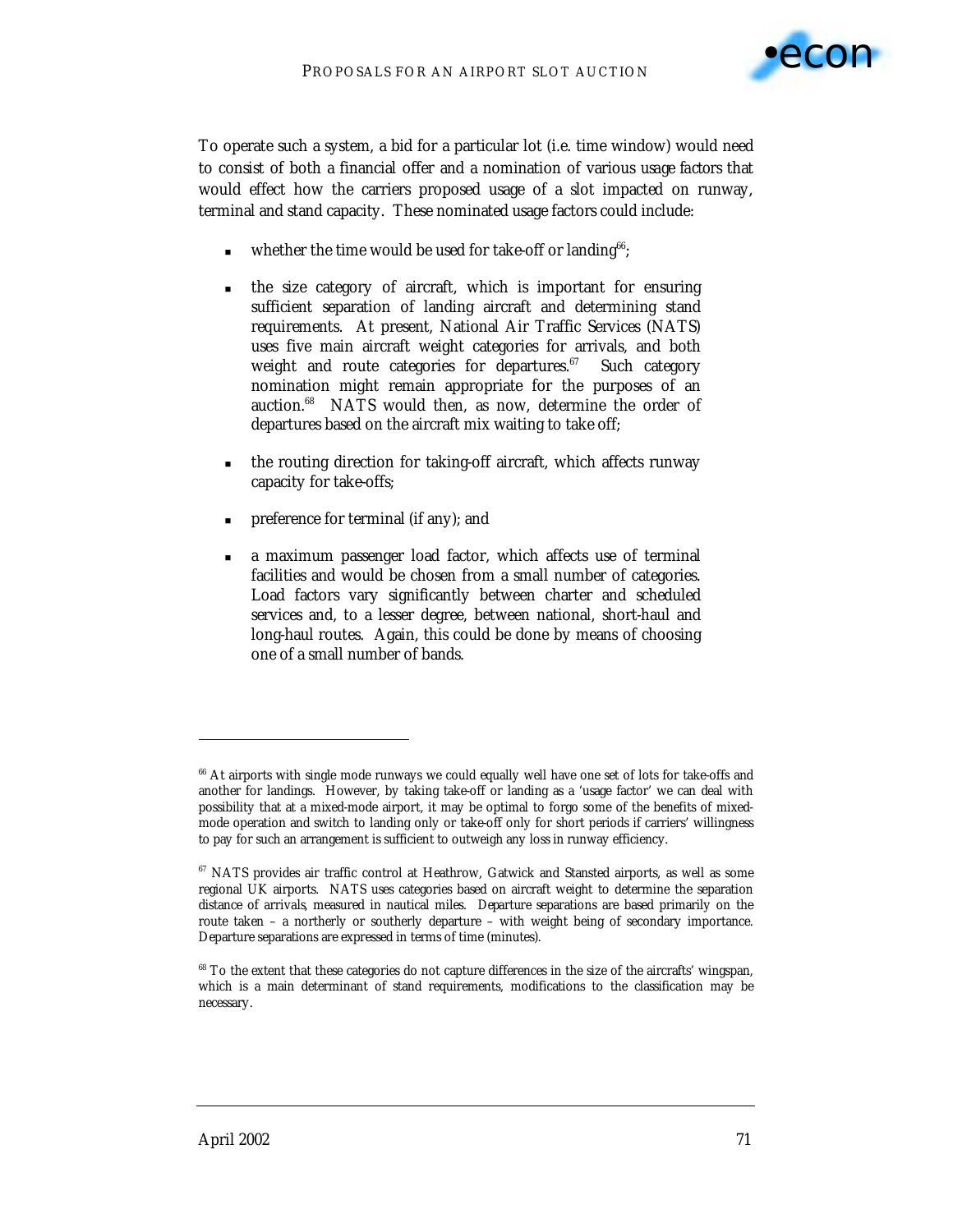To operate such a system, a bid for a particular lot (i.e. time window) would need to consist of both a financial offer and a nomination of various usage factors that would effect how the carriers proposed usage of a slot impacted on runway, terminal and stand capacity. These nominated usage factors could include:

- whether the time would be used for take-off or landing[66];
- the size category of aircraft, which is important for ensuring sufficient separation of landing aircraft and determining stand requirements. At present, National Air Traffic Services (NATS) uses five main aircraft weight categories for arrivals, and both weight and route categories for departures.[67] Such category nomination might remain appropriate for the purposes of an auction.[68] NATS would then, as now, determine the order of departures based on the aircraft mix waiting to take off;
- the routing direction for taking-off aircraft, which affects runway capacity for take-offs;
- preference for terminal (if any); and
- a maximum passenger load factor, which affects use of terminal facilities and would be chosen from a small number of categories. Load factors vary significantly between charter and scheduled services and, to a lesser degree, between national, short-haul and long-haul routes. Again, this could be done by means of choosing one of a small number of bands.

---

[66] At airports with single mode runways we could equally well have one set of lots for take-offs and another for landings. However, by taking take-off or landing as a 'usage factor' we can deal with possibility that at a mixed-mode airport, it may be optimal to forgo some of the benefits of mixed-mode operation and switch to landing only or take-off only for short periods if carriers' willingness to pay for such an arrangement is sufficient to outweigh any loss in runway efficiency.

[67] NATS provides air traffic control at Heathrow, Gatwick and Stansted airports, as well as some regional UK airports. NATS uses categories based on aircraft weight to determine the separation distance of arrivals, measured in nautical miles. Departure separations are based primarily on the route taken – a northerly or southerly departure – with weight being of secondary importance. Departure separations are expressed in terms of time (minutes).

[68] To the extent that these categories do not capture differences in the size of the aircrafts' wingspan, which is a main determinant of stand requirements, modifications to the classification may be necessary.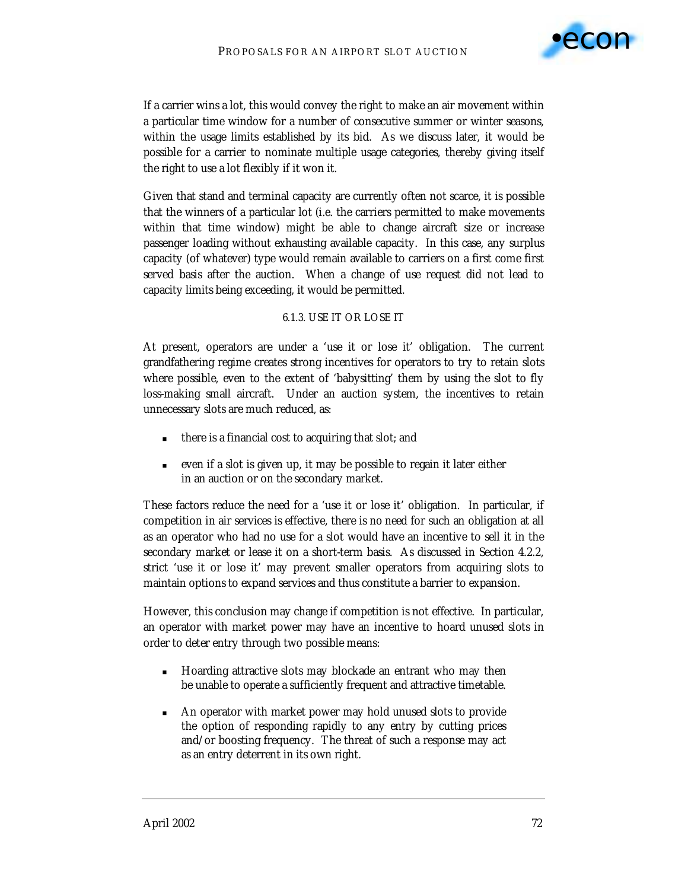If a carrier wins a lot, this would convey the right to make an air movement within a particular time window for a number of consecutive summer or winter seasons, within the usage limits established by its bid. As we discuss later, it would be possible for a carrier to nominate multiple usage categories, thereby giving itself the right to use a lot flexibly if it won it.

Given that stand and terminal capacity are currently often not scarce, it is possible that the winners of a particular lot (i.e. the carriers permitted to make movements within that time window) might be able to change aircraft size or increase passenger loading without exhausting available capacity. In this case, any surplus capacity (of whatever) type would remain available to carriers on a first come first served basis after the auction. When a change of use request did not lead to capacity limits being exceeding, it would be permitted.

### 6.1.3. USE IT OR LOSE IT

At present, operators are under a 'use it or lose it' obligation. The current grandfathering regime creates strong incentives for operators to try to retain slots where possible, even to the extent of 'babysitting' them by using the slot to fly loss-making small aircraft. Under an auction system, the incentives to retain unnecessary slots are much reduced, as:

- there is a financial cost to acquiring that slot; and
- even if a slot is given up, it may be possible to regain it later either in an auction or on the secondary market.

These factors reduce the need for a 'use it or lose it' obligation. In particular, if competition in air services is effective, there is no need for such an obligation at all as an operator who had no use for a slot would have an incentive to sell it in the secondary market or lease it on a short-term basis. As discussed in Section 4.2.2, strict 'use it or lose it' may prevent smaller operators from acquiring slots to maintain options to expand services and thus constitute a barrier to expansion.

However, this conclusion may change if competition is not effective. In particular, an operator with market power may have an incentive to hoard unused slots in order to deter entry through two possible means:

- Hoarding attractive slots may blockade an entrant who may then be unable to operate a sufficiently frequent and attractive timetable.
- An operator with market power may hold unused slots to provide the option of responding rapidly to any entry by cutting prices and/or boosting frequency. The threat of such a response may act as an entry deterrent in its own right.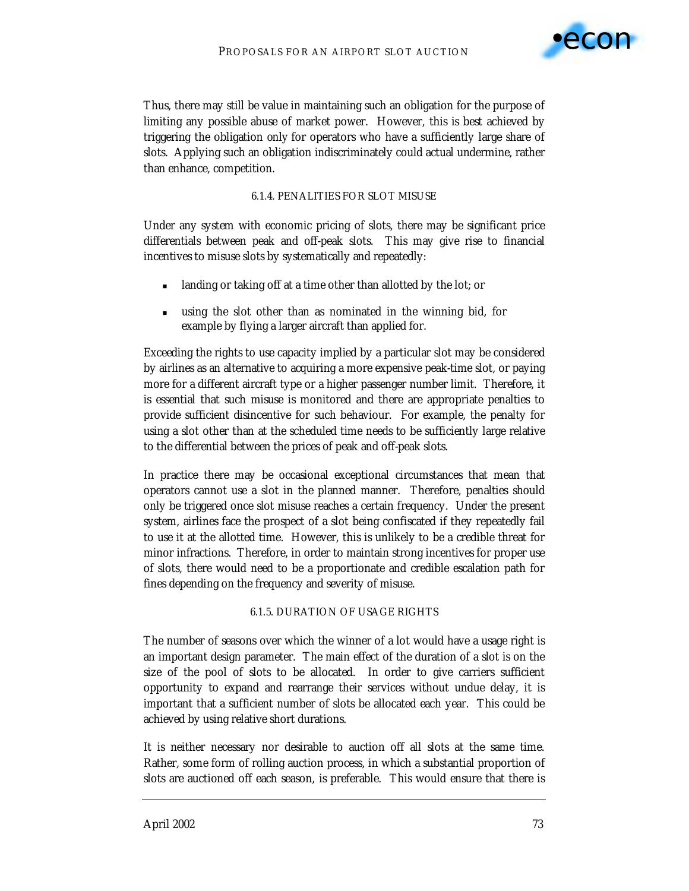Thus, there may still be value in maintaining such an obligation for the purpose of limiting any possible abuse of market power. However, this is best achieved by triggering the obligation only for operators who have a sufficiently large share of slots. Applying such an obligation indiscriminately could actual undermine, rather than enhance, competition.

#### 6.1.4. PENALITIES FOR SLOT MISUSE

Under any system with economic pricing of slots, there may be significant price differentials between peak and off-peak slots. This may give rise to financial incentives to misuse slots by systematically and repeatedly:

- landing or taking off at a time other than allotted by the lot; or
- using the slot other than as nominated in the winning bid, for example by flying a larger aircraft than applied for.

Exceeding the rights to use capacity implied by a particular slot may be considered by airlines as an alternative to acquiring a more expensive peak-time slot, or paying more for a different aircraft type or a higher passenger number limit. Therefore, it is essential that such misuse is monitored and there are appropriate penalties to provide sufficient disincentive for such behaviour. For example, the penalty for using a slot other than at the scheduled time needs to be sufficiently large relative to the differential between the prices of peak and off-peak slots.

In practice there may be occasional exceptional circumstances that mean that operators cannot use a slot in the planned manner. Therefore, penalties should only be triggered once slot misuse reaches a certain frequency. Under the present system, airlines face the prospect of a slot being confiscated if they repeatedly fail to use it at the allotted time. However, this is unlikely to be a credible threat for minor infractions. Therefore, in order to maintain strong incentives for proper use of slots, there would need to be a proportionate and credible escalation path for fines depending on the frequency and severity of misuse.

#### 6.1.5. DURATION OF USAGE RIGHTS

The number of seasons over which the winner of a lot would have a usage right is an important design parameter. The main effect of the duration of a slot is on the size of the pool of slots to be allocated. In order to give carriers sufficient opportunity to expand and rearrange their services without undue delay, it is important that a sufficient number of slots be allocated each year. This could be achieved by using relative short durations.

It is neither necessary nor desirable to auction off all slots at the same time. Rather, some form of rolling auction process, in which a substantial proportion of slots are auctioned off each season, is preferable. This would ensure that there is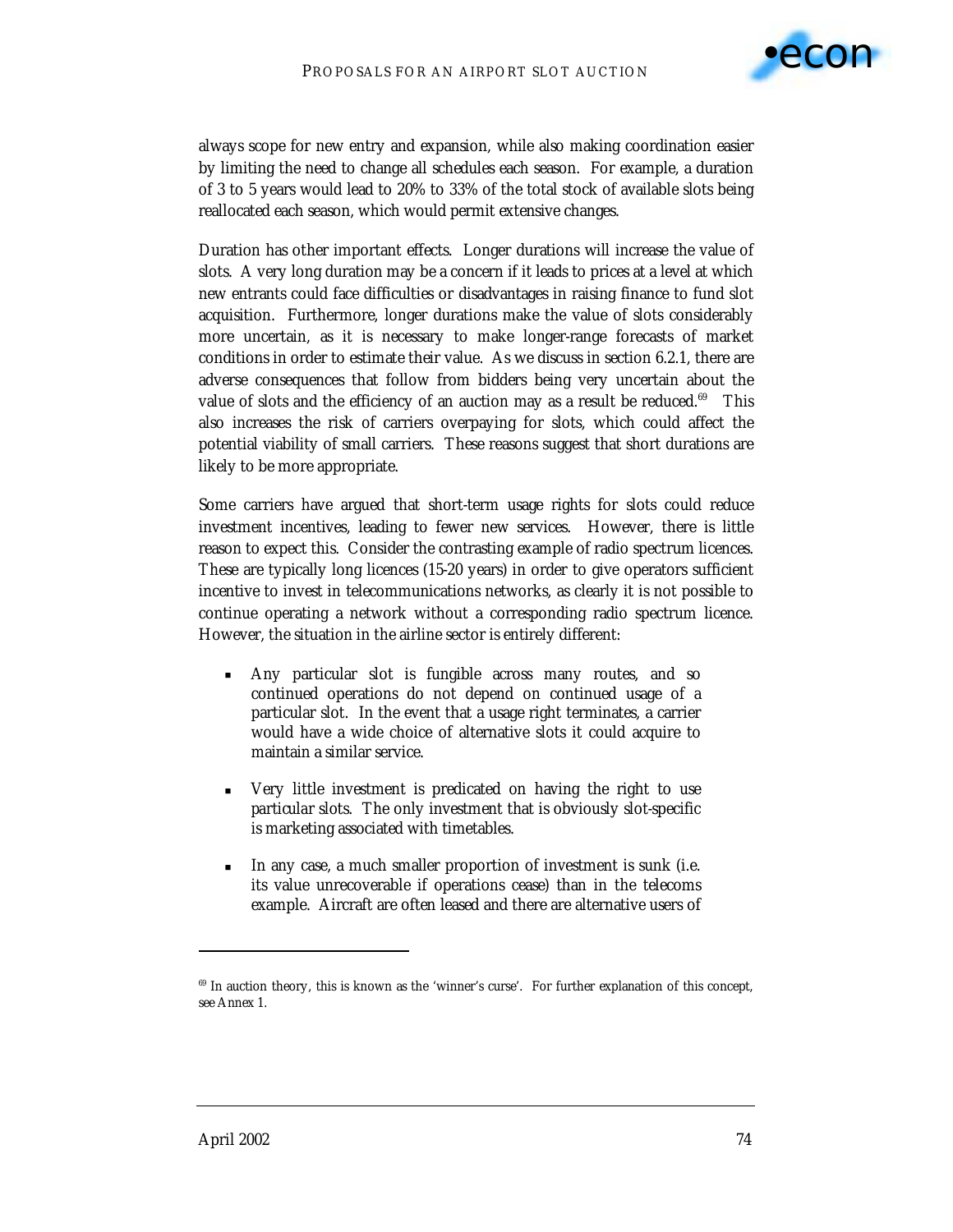always scope for new entry and expansion, while also making coordination easier by limiting the need to change all schedules each season. For example, a duration of 3 to 5 years would lead to 20% to 33% of the total stock of available slots being reallocated each season, which would permit extensive changes.

Duration has other important effects. Longer durations will increase the value of slots. A very long duration may be a concern if it leads to prices at a level at which new entrants could face difficulties or disadvantages in raising finance to fund slot acquisition. Furthermore, longer durations make the value of slots considerably more uncertain, as it is necessary to make longer-range forecasts of market conditions in order to estimate their value. As we discuss in section 6.2.1, there are adverse consequences that follow from bidders being very uncertain about the value of slots and the efficiency of an auction may as a result be reduced.[69] This also increases the risk of carriers overpaying for slots, which could affect the potential viability of small carriers. These reasons suggest that short durations are likely to be more appropriate.

Some carriers have argued that short-term usage rights for slots could reduce investment incentives, leading to fewer new services. However, there is little reason to expect this. Consider the contrasting example of radio spectrum licences. These are typically long licences (15-20 years) in order to give operators sufficient incentive to invest in telecommunications networks, as clearly it is not possible to continue operating a network without a corresponding radio spectrum licence. However, the situation in the airline sector is entirely different:

- Any particular slot is fungible across many routes, and so continued operations do not depend on continued usage of a particular slot. In the event that a usage right terminates, a carrier would have a wide choice of alternative slots it could acquire to maintain a similar service.
- Very little investment is predicated on having the right to use particular slots. The only investment that is obviously slot-specific is marketing associated with timetables.
- In any case, a much smaller proportion of investment is sunk (i.e. its value unrecoverable if operations cease) than in the telecoms example. Aircraft are often leased and there are alternative users of

[69] In auction theory, this is known as the 'winner's curse'. For further explanation of this concept, see Annex 1.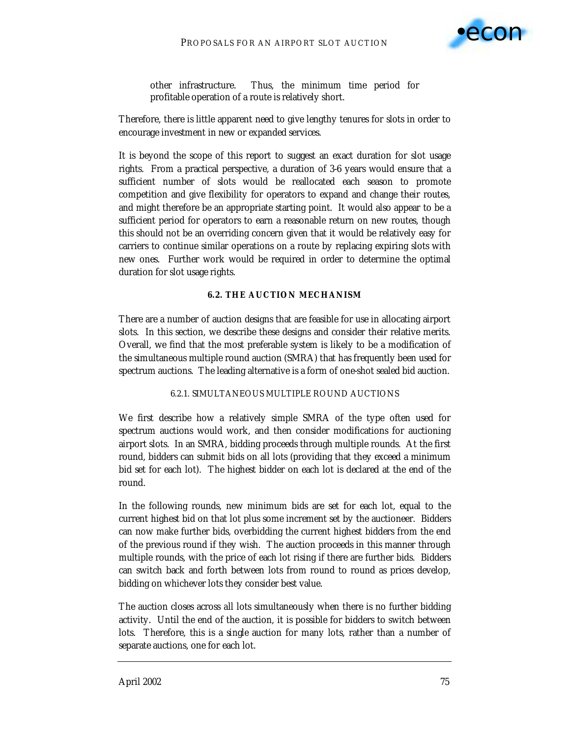other infrastructure. Thus, the minimum time period for profitable operation of a route is relatively short.

Therefore, there is little apparent need to give lengthy tenures for slots in order to encourage investment in new or expanded services.

It is beyond the scope of this report to suggest an exact duration for slot usage rights. From a practical perspective, a duration of 3-6 years would ensure that a sufficient number of slots would be reallocated each season to promote competition and give flexibility for operators to expand and change their routes, and might therefore be an appropriate starting point. It would also appear to be a sufficient period for operators to earn a reasonable return on new routes, though this should not be an overriding concern given that it would be relatively easy for carriers to continue similar operations on a route by replacing expiring slots with new ones. Further work would be required in order to determine the optimal duration for slot usage rights.

## 6.2. THE AUCTION MECHANISM

There are a number of auction designs that are feasible for use in allocating airport slots. In this section, we describe these designs and consider their relative merits. Overall, we find that the most preferable system is likely to be a modification of the simultaneous multiple round auction (SMRA) that has frequently been used for spectrum auctions. The leading alternative is a form of one-shot sealed bid auction.

### 6.2.1. SIMULTANEOUS MULTIPLE ROUND AUCTIONS

We first describe how a relatively simple SMRA of the type often used for spectrum auctions would work, and then consider modifications for auctioning airport slots. In an SMRA, bidding proceeds through multiple rounds. At the first round, bidders can submit bids on all lots (providing that they exceed a minimum bid set for each lot). The highest bidder on each lot is declared at the end of the round.

In the following rounds, new minimum bids are set for each lot, equal to the current highest bid on that lot plus some increment set by the auctioneer. Bidders can now make further bids, overbidding the current highest bidders from the end of the previous round if they wish. The auction proceeds in this manner through multiple rounds, with the price of each lot rising if there are further bids. Bidders can switch back and forth between lots from round to round as prices develop, bidding on whichever lots they consider best value.

The auction closes across all lots simultaneously when there is no further bidding activity. Until the end of the auction, it is possible for bidders to switch between lots. Therefore, this is a single auction for many lots, rather than a number of separate auctions, one for each lot.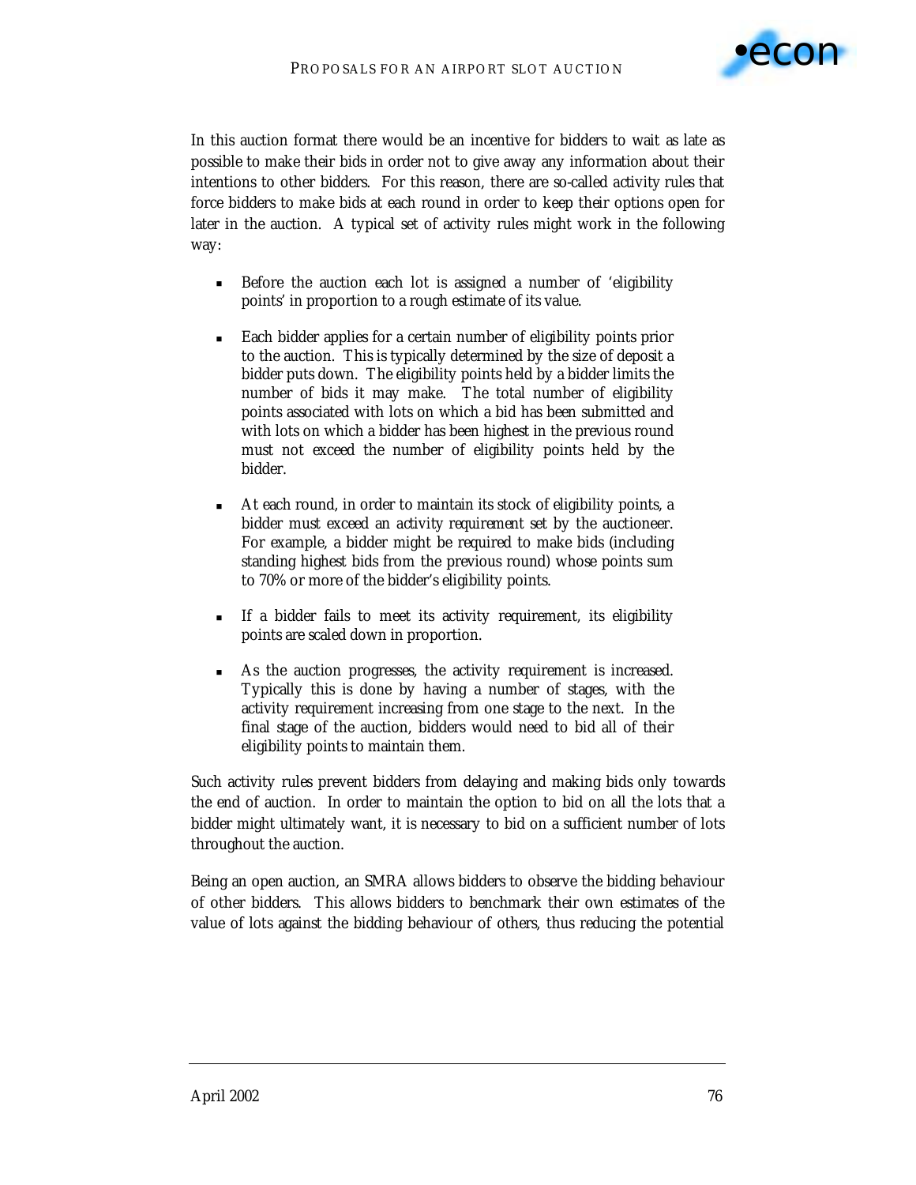In this auction format there would be an incentive for bidders to wait as late as possible to make their bids in order not to give away any information about their intentions to other bidders. For this reason, there are so-called activity rules that force bidders to make bids at each round in order to keep their options open for later in the auction. A typical set of activity rules might work in the following way:

- Before the auction each lot is assigned a number of 'eligibility points' in proportion to a rough estimate of its value.
- Each bidder applies for a certain number of eligibility points prior to the auction. This is typically determined by the size of deposit a bidder puts down. The eligibility points held by a bidder limits the number of bids it may make. The total number of eligibility points associated with lots on which a bid has been submitted and with lots on which a bidder has been highest in the previous round must not exceed the number of eligibility points held by the bidder.
- At each round, in order to maintain its stock of eligibility points, a bidder must exceed an *activity requirement* set by the auctioneer. For example, a bidder might be required to make bids (including standing highest bids from the previous round) whose points sum to 70% or more of the bidder's eligibility points.
- If a bidder fails to meet its activity requirement, its eligibility points are scaled down in proportion.
- As the auction progresses, the activity requirement is increased. Typically this is done by having a number of stages, with the activity requirement increasing from one stage to the next. In the final stage of the auction, bidders would need to bid all of their eligibility points to maintain them.

Such activity rules prevent bidders from delaying and making bids only towards the end of auction. In order to maintain the option to bid on all the lots that a bidder might ultimately want, it is necessary to bid on a sufficient number of lots throughout the auction.

Being an open auction, an SMRA allows bidders to observe the bidding behaviour of other bidders. This allows bidders to benchmark their own estimates of the value of lots against the bidding behaviour of others, thus reducing the potential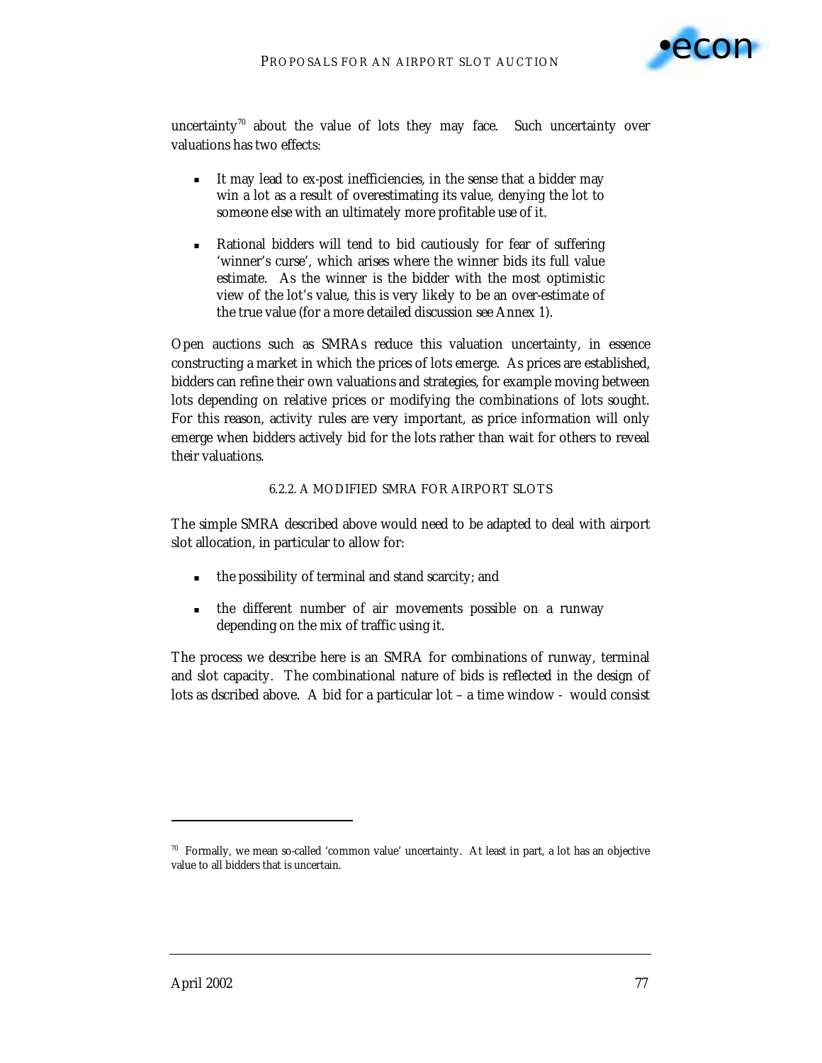uncertainty[70] about the value of lots they may face. Such uncertainty over valuations has two effects:

- It may lead to ex-post inefficiencies, in the sense that a bidder may win a lot as a result of overestimating its value, denying the lot to someone else with an ultimately more profitable use of it.
- Rational bidders will tend to bid cautiously for fear of suffering 'winner's curse', which arises where the winner bids its full value estimate. As the winner is the bidder with the most optimistic view of the lot's value, this is very likely to be an over-estimate of the true value (for a more detailed discussion see Annex 1).

Open auctions such as SMRAs reduce this valuation uncertainty, in essence constructing a market in which the prices of lots emerge. As prices are established, bidders can refine their own valuations and strategies, for example moving between lots depending on relative prices or modifying the combinations of lots sought. For this reason, activity rules are very important, as price information will only emerge when bidders actively bid for the lots rather than wait for others to reveal their valuations.

### 6.2.2. A MODIFIED SMRA FOR AIRPORT SLOTS

The simple SMRA described above would need to be adapted to deal with airport slot allocation, in particular to allow for:

- the possibility of terminal and stand scarcity; and
- the different number of air movements possible on a runway depending on the mix of traffic using it.

The process we describe here is an SMRA for combinations of runway, terminal and slot capacity. The combinational nature of bids is reflected in the design of lots as dscribed above. A bid for a particular lot – a time window - would consist

[70] Formally, we mean so-called 'common value' uncertainty. At least in part, a lot has an objective value to all bidders that is uncertain.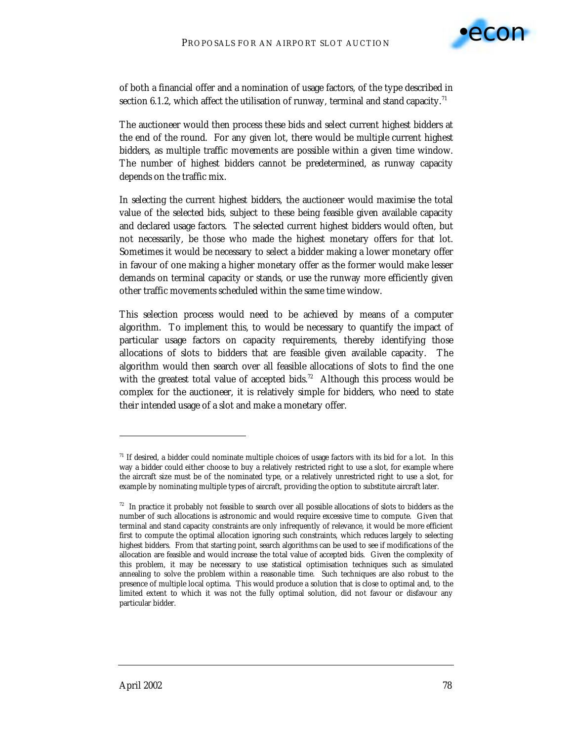of both a financial offer and a nomination of usage factors, of the type described in section 6.1.2, which affect the utilisation of runway, terminal and stand capacity.[71]

The auctioneer would then process these bids and select current highest bidders at the end of the round. For any given lot, there would be multiple current highest bidders, as multiple traffic movements are possible within a given time window. The number of highest bidders cannot be predetermined, as runway capacity depends on the traffic mix.

In selecting the current highest bidders, the auctioneer would maximise the total value of the selected bids, subject to these being feasible given available capacity and declared usage factors. The selected current highest bidders would often, but not necessarily, be those who made the highest monetary offers for that lot. Sometimes it would be necessary to select a bidder making a lower monetary offer in favour of one making a higher monetary offer as the former would make lesser demands on terminal capacity or stands, or use the runway more efficiently given other traffic movements scheduled within the same time window.

This selection process would need to be achieved by means of a computer algorithm. To implement this, to would be necessary to quantify the impact of particular usage factors on capacity requirements, thereby identifying those allocations of slots to bidders that are feasible given available capacity. The algorithm would then search over all feasible allocations of slots to find the one with the greatest total value of accepted bids.[72] Although this process would be complex for the auctioneer, it is relatively simple for bidders, who need to state their intended usage of a slot and make a monetary offer.

---

[71] If desired, a bidder could nominate multiple choices of usage factors with its bid for a lot. In this way a bidder could either choose to buy a relatively restricted right to use a slot, for example where the aircraft size must be of the nominated type, or a relatively unrestricted right to use a slot, for example by nominating multiple types of aircraft, providing the option to substitute aircraft later.

[72] In practice it probably not feasible to search over all possible allocations of slots to bidders as the number of such allocations is astronomic and would require excessive time to compute. Given that terminal and stand capacity constraints are only infrequently of relevance, it would be more efficient first to compute the optimal allocation ignoring such constraints, which reduces largely to selecting highest bidders. From that starting point, search algorithms can be used to see if modifications of the allocation are feasible and would increase the total value of accepted bids. Given the complexity of this problem, it may be necessary to use statistical optimisation techniques such as simulated annealing to solve the problem within a reasonable time. Such techniques are also robust to the presence of multiple local optima. This would produce a solution that is close to optimal and, to the limited extent to which it was not the fully optimal solution, did not favour or disfavour any particular bidder.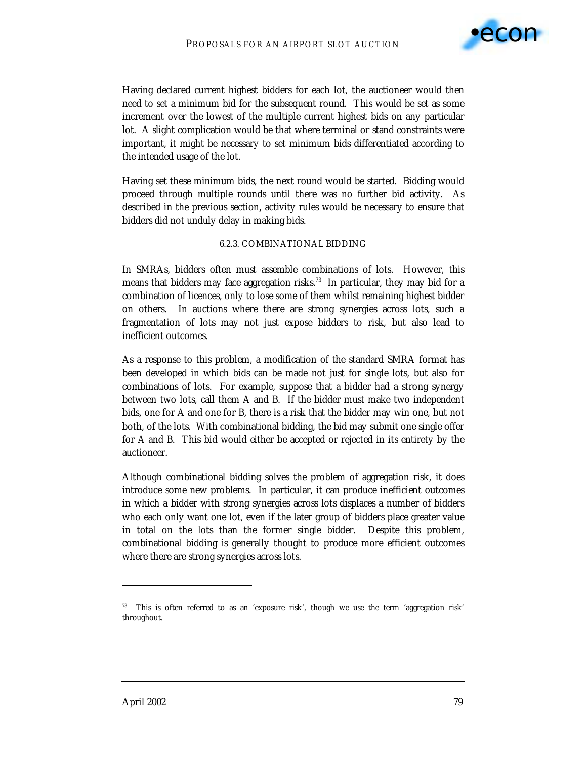Having declared current highest bidders for each lot, the auctioneer would then need to set a minimum bid for the subsequent round. This would be set as some increment over the lowest of the multiple current highest bids on any particular lot. A slight complication would be that where terminal or stand constraints were important, it might be necessary to set minimum bids differentiated according to the intended usage of the lot.

Having set these minimum bids, the next round would be started. Bidding would proceed through multiple rounds until there was no further bid activity. As described in the previous section, activity rules would be necessary to ensure that bidders did not unduly delay in making bids.

### 6.2.3. COMBINATIONAL BIDDING

In SMRAs, bidders often must assemble combinations of lots. However, this means that bidders may face aggregation risks.[73] In particular, they may bid for a combination of licences, only to lose some of them whilst remaining highest bidder on others. In auctions where there are strong synergies across lots, such a fragmentation of lots may not just expose bidders to risk, but also lead to inefficient outcomes.

As a response to this problem, a modification of the standard SMRA format has been developed in which bids can be made not just for single lots, but also for combinations of lots. For example, suppose that a bidder had a strong synergy between two lots, call them A and B. If the bidder must make two independent bids, one for A and one for B, there is a risk that the bidder may win one, but not both, of the lots. With combinational bidding, the bid may submit one single offer for A and B. This bid would either be accepted or rejected in its entirety by the auctioneer.

Although combinational bidding solves the problem of aggregation risk, it does introduce some new problems. In particular, it can produce inefficient outcomes in which a bidder with strong synergies across lots displaces a number of bidders who each only want one lot, even if the later group of bidders place greater value in total on the lots than the former single bidder. Despite this problem, combinational bidding is generally thought to produce more efficient outcomes where there are strong synergies across lots.

---

[73] This is often referred to as an 'exposure risk', though we use the term 'aggregation risk' throughout.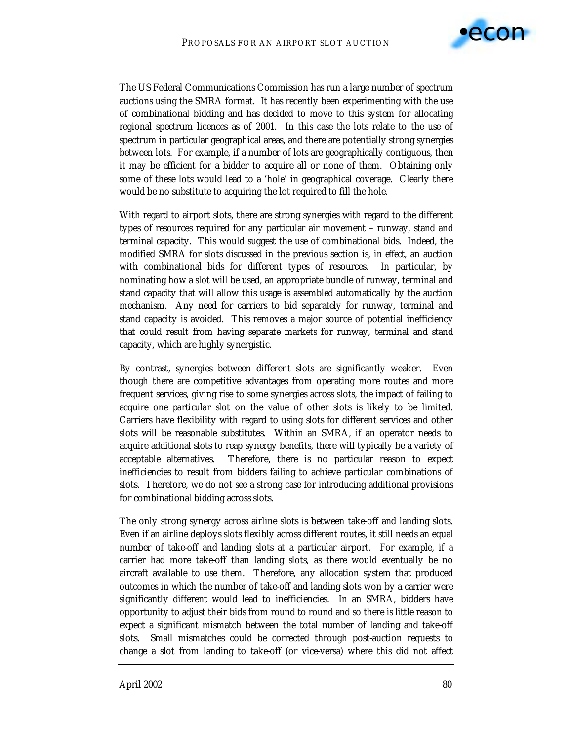The US Federal Communications Commission has run a large number of spectrum auctions using the SMRA format. It has recently been experimenting with the use of combinational bidding and has decided to move to this system for allocating regional spectrum licences as of 2001. In this case the lots relate to the use of spectrum in particular geographical areas, and there are potentially strong synergies between lots. For example, if a number of lots are geographically contiguous, then it may be efficient for a bidder to acquire all or none of them. Obtaining only some of these lots would lead to a 'hole' in geographical coverage. Clearly there would be no substitute to acquiring the lot required to fill the hole.

With regard to airport slots, there are strong synergies with regard to the different types of resources required for any particular air movement – runway, stand and terminal capacity. This would suggest the use of combinational bids. Indeed, the modified SMRA for slots discussed in the previous section is, in effect, an auction with combinational bids for different types of resources. In particular, by nominating how a slot will be used, an appropriate bundle of runway, terminal and stand capacity that will allow this usage is assembled automatically by the auction mechanism. Any need for carriers to bid separately for runway, terminal and stand capacity is avoided. This removes a major source of potential inefficiency that could result from having separate markets for runway, terminal and stand capacity, which are highly synergistic.

By contrast, synergies between different slots are significantly weaker. Even though there are competitive advantages from operating more routes and more frequent services, giving rise to some synergies across slots, the impact of failing to acquire one particular slot on the value of other slots is likely to be limited. Carriers have flexibility with regard to using slots for different services and other slots will be reasonable substitutes. Within an SMRA, if an operator needs to acquire additional slots to reap synergy benefits, there will typically be a variety of acceptable alternatives. Therefore, there is no particular reason to expect inefficiencies to result from bidders failing to achieve particular combinations of slots. Therefore, we do not see a strong case for introducing additional provisions for combinational bidding across slots.

The only strong synergy across airline slots is between take-off and landing slots. Even if an airline deploys slots flexibly across different routes, it still needs an equal number of take-off and landing slots at a particular airport. For example, if a carrier had more take-off than landing slots, as there would eventually be no aircraft available to use them. Therefore, any allocation system that produced outcomes in which the number of take-off and landing slots won by a carrier were significantly different would lead to inefficiencies. In an SMRA, bidders have opportunity to adjust their bids from round to round and so there is little reason to expect a significant mismatch between the total number of landing and take-off slots. Small mismatches could be corrected through post-auction requests to change a slot from landing to take-off (or vice-versa) where this did not affect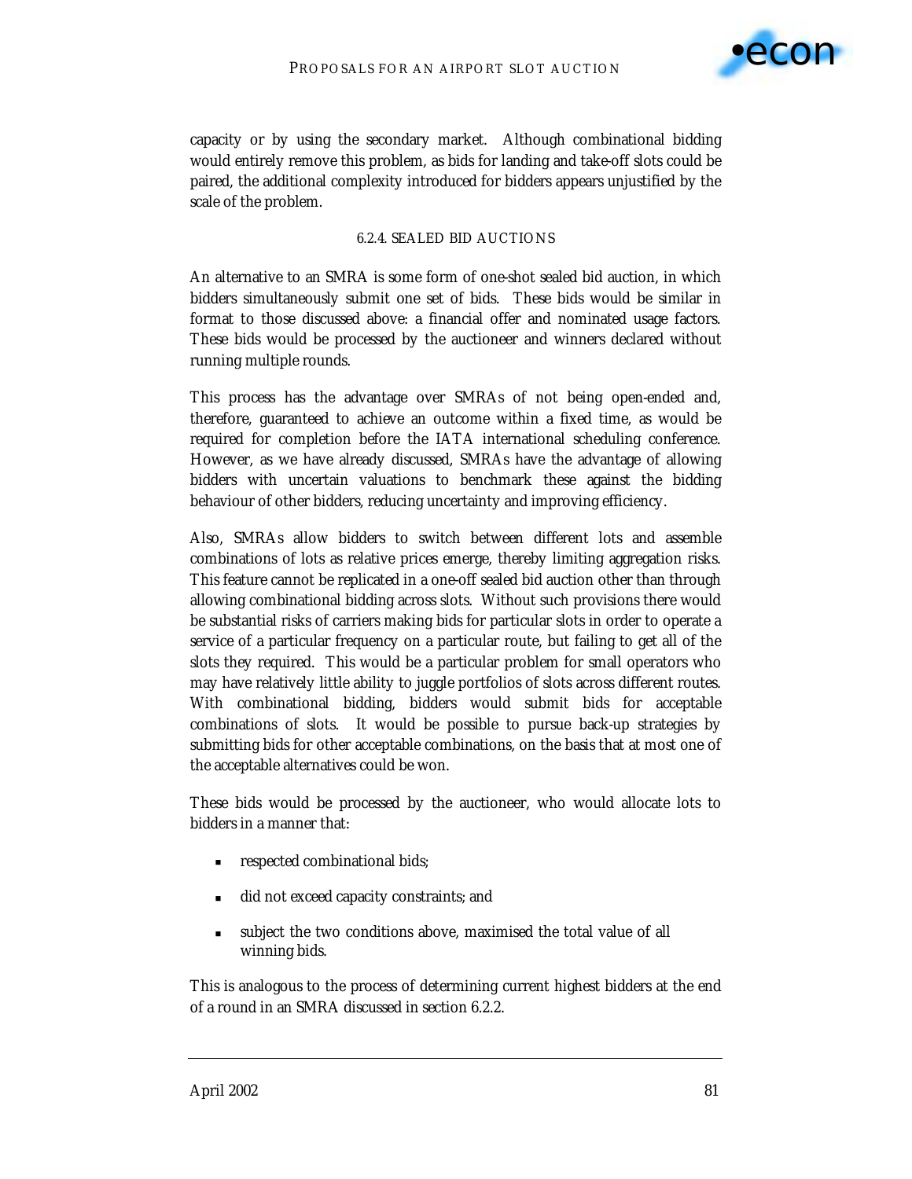capacity or by using the secondary market. Although combinational bidding would entirely remove this problem, as bids for landing and take-off slots could be paired, the additional complexity introduced for bidders appears unjustified by the scale of the problem.

#### 6.2.4. SEALED BID AUCTIONS

An alternative to an SMRA is some form of one-shot sealed bid auction, in which bidders simultaneously submit one set of bids. These bids would be similar in format to those discussed above: a financial offer and nominated usage factors. These bids would be processed by the auctioneer and winners declared without running multiple rounds.

This process has the advantage over SMRAs of not being open-ended and, therefore, guaranteed to achieve an outcome within a fixed time, as would be required for completion before the IATA international scheduling conference. However, as we have already discussed, SMRAs have the advantage of allowing bidders with uncertain valuations to benchmark these against the bidding behaviour of other bidders, reducing uncertainty and improving efficiency.

Also, SMRAs allow bidders to switch between different lots and assemble combinations of lots as relative prices emerge, thereby limiting aggregation risks. This feature cannot be replicated in a one-off sealed bid auction other than through allowing combinational bidding across slots. Without such provisions there would be substantial risks of carriers making bids for particular slots in order to operate a service of a particular frequency on a particular route, but failing to get all of the slots they required. This would be a particular problem for small operators who may have relatively little ability to juggle portfolios of slots across different routes. With combinational bidding, bidders would submit bids for acceptable combinations of slots. It would be possible to pursue back-up strategies by submitting bids for other acceptable combinations, on the basis that at most one of the acceptable alternatives could be won.

These bids would be processed by the auctioneer, who would allocate lots to bidders in a manner that:

- respected combinational bids;
- did not exceed capacity constraints; and
- subject the two conditions above, maximised the total value of all winning bids.

This is analogous to the process of determining current highest bidders at the end of a round in an SMRA discussed in section 6.2.2.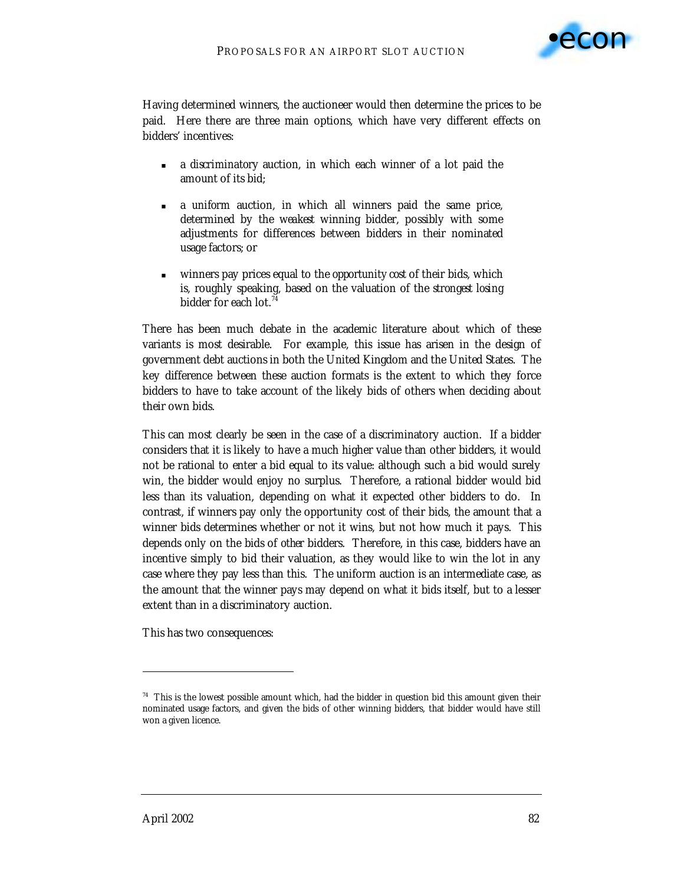Having determined winners, the auctioneer would then determine the prices to be paid. Here there are three main options, which have very different effects on bidders' incentives:

- a discriminatory auction, in which each winner of a lot paid the amount of its bid;
- a uniform auction, in which all winners paid the same price, determined by the *weakest* winning bidder, possibly with some adjustments for differences between bidders in their nominated usage factors; or
- winners pay prices equal to the *opportunity cost* of their bids, which is, roughly speaking, based on the valuation of the *strongest losing* bidder for each lot.[74]

There has been much debate in the academic literature about which of these variants is most desirable. For example, this issue has arisen in the design of government debt auctions in both the United Kingdom and the United States. The key difference between these auction formats is the extent to which they force bidders to have to take account of the likely bids of others when deciding about their own bids.

This can most clearly be seen in the case of a discriminatory auction. If a bidder considers that it is likely to have a much higher value than other bidders, it would not be rational to enter a bid equal to its value: although such a bid would surely win, the bidder would enjoy no surplus. Therefore, a rational bidder would bid less than its valuation, depending on what it expected other bidders to do. In contrast, if winners pay only the opportunity cost of their bids, the amount that a winner bids determines whether or not it wins, but not how much it pays. This depends only on the bids of *other* bidders. Therefore, in this case, bidders have an incentive simply to bid their valuation, as they would like to win the lot in any case where they pay less than this. The uniform auction is an intermediate case, as the amount that the winner pays may depend on what it bids itself, but to a lesser extent than in a discriminatory auction.

This has two consequences:

---

[74] This is the lowest possible amount which, had the bidder in question bid this amount given their nominated usage factors, and given the bids of other winning bidders, that bidder would have still won a given licence.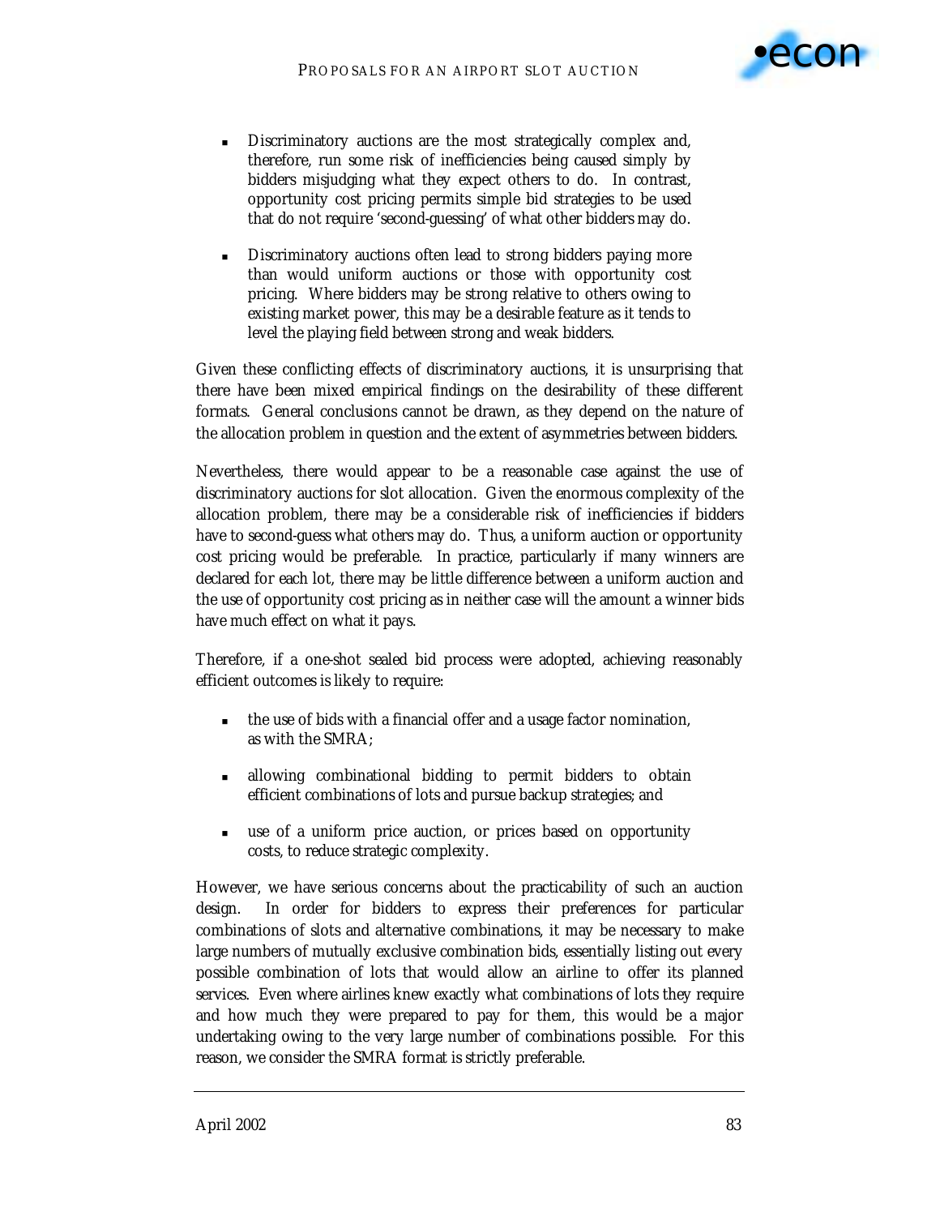- Discriminatory auctions are the most strategically complex and, therefore, run some risk of inefficiencies being caused simply by bidders misjudging what they expect others to do. In contrast, opportunity cost pricing permits simple bid strategies to be used that do not require 'second-guessing' of what other bidders may do.

- Discriminatory auctions often lead to strong bidders paying more than would uniform auctions or those with opportunity cost pricing. Where bidders may be strong relative to others owing to existing market power, this may be a desirable feature as it tends to level the playing field between strong and weak bidders.

Given these conflicting effects of discriminatory auctions, it is unsurprising that there have been mixed empirical findings on the desirability of these different formats. General conclusions cannot be drawn, as they depend on the nature of the allocation problem in question and the extent of asymmetries between bidders.

Nevertheless, there would appear to be a reasonable case against the use of discriminatory auctions for slot allocation. Given the enormous complexity of the allocation problem, there may be a considerable risk of inefficiencies if bidders have to second-guess what others may do. Thus, a uniform auction or opportunity cost pricing would be preferable. In practice, particularly if many winners are declared for each lot, there may be little difference between a uniform auction and the use of opportunity cost pricing as in neither case will the amount a winner bids have much effect on what it pays.

Therefore, if a one-shot sealed bid process were adopted, achieving reasonably efficient outcomes is likely to require:

- the use of bids with a financial offer and a usage factor nomination, as with the SMRA;

- allowing combinational bidding to permit bidders to obtain efficient combinations of lots and pursue backup strategies; and

- use of a uniform price auction, or prices based on opportunity costs, to reduce strategic complexity.

However, we have serious concerns about the practicability of such an auction design. In order for bidders to express their preferences for particular combinations of slots and alternative combinations, it may be necessary to make large numbers of mutually exclusive combination bids, essentially listing out every possible combination of lots that would allow an airline to offer its planned services. Even where airlines knew exactly what combinations of lots they require and how much they were prepared to pay for them, this would be a major undertaking owing to the very large number of combinations possible. For this reason, we consider the SMRA format is strictly preferable.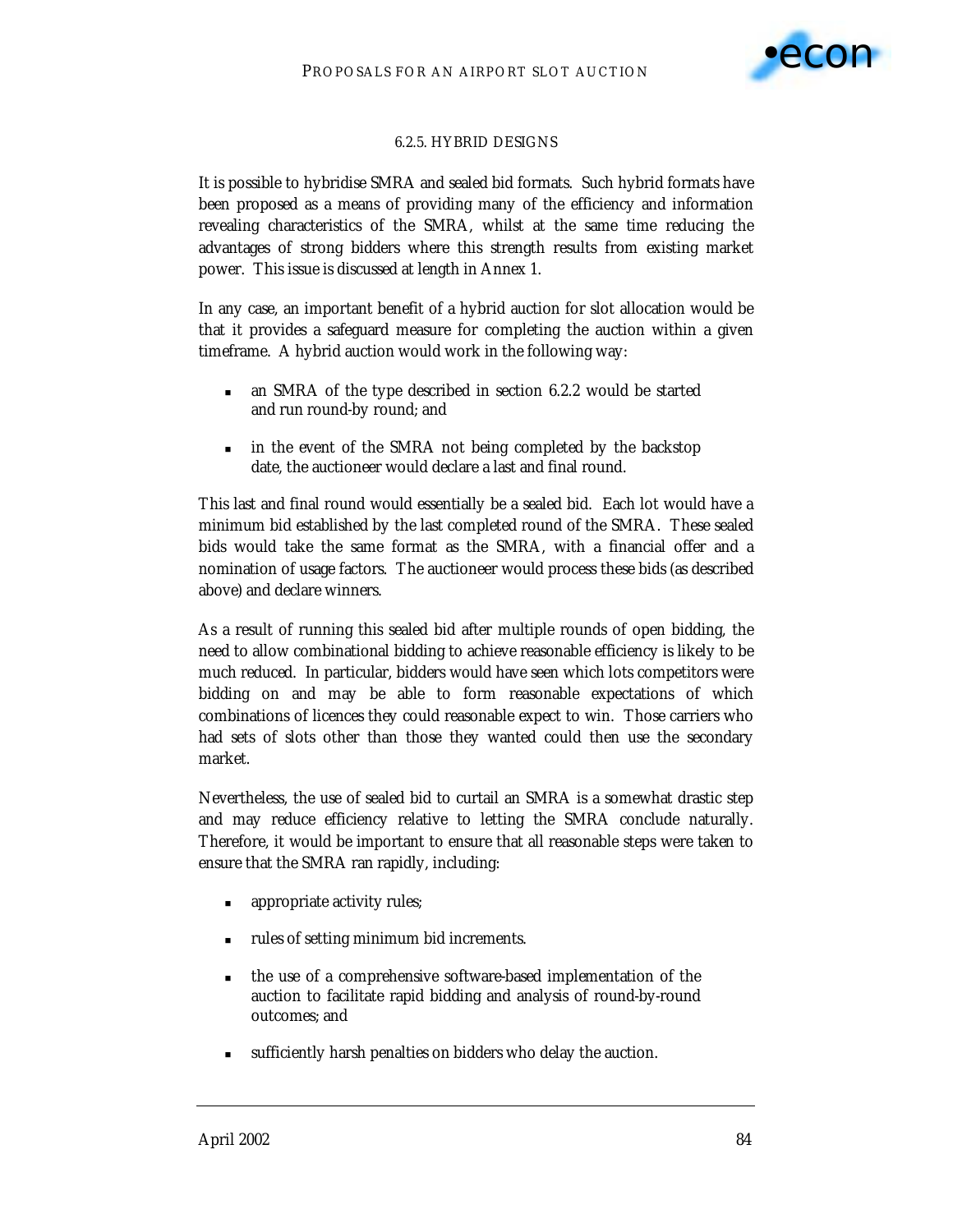### 6.2.5. HYBRID DESIGNS

It is possible to hybridise SMRA and sealed bid formats. Such hybrid formats have been proposed as a means of providing many of the efficiency and information revealing characteristics of the SMRA, whilst at the same time reducing the advantages of strong bidders where this strength results from existing market power. This issue is discussed at length in Annex 1.

In any case, an important benefit of a hybrid auction for slot allocation would be that it provides a safeguard measure for completing the auction within a given timeframe. A hybrid auction would work in the following way:

- an SMRA of the type described in section 6.2.2 would be started and run round-by round; and
- in the event of the SMRA not being completed by the backstop date, the auctioneer would declare a last and final round.

This last and final round would essentially be a sealed bid. Each lot would have a minimum bid established by the last completed round of the SMRA. These sealed bids would take the same format as the SMRA, with a financial offer and a nomination of usage factors. The auctioneer would process these bids (as described above) and declare winners.

As a result of running this sealed bid after multiple rounds of open bidding, the need to allow combinational bidding to achieve reasonable efficiency is likely to be much reduced. In particular, bidders would have seen which lots competitors were bidding on and may be able to form reasonable expectations of which combinations of licences they could reasonable expect to win. Those carriers who had sets of slots other than those they wanted could then use the secondary market.

Nevertheless, the use of sealed bid to curtail an SMRA is a somewhat drastic step and may reduce efficiency relative to letting the SMRA conclude naturally. Therefore, it would be important to ensure that all reasonable steps were taken to ensure that the SMRA ran rapidly, including:

- appropriate activity rules;
- rules of setting minimum bid increments.
- the use of a comprehensive software-based implementation of the auction to facilitate rapid bidding and analysis of round-by-round outcomes; and
- sufficiently harsh penalties on bidders who delay the auction.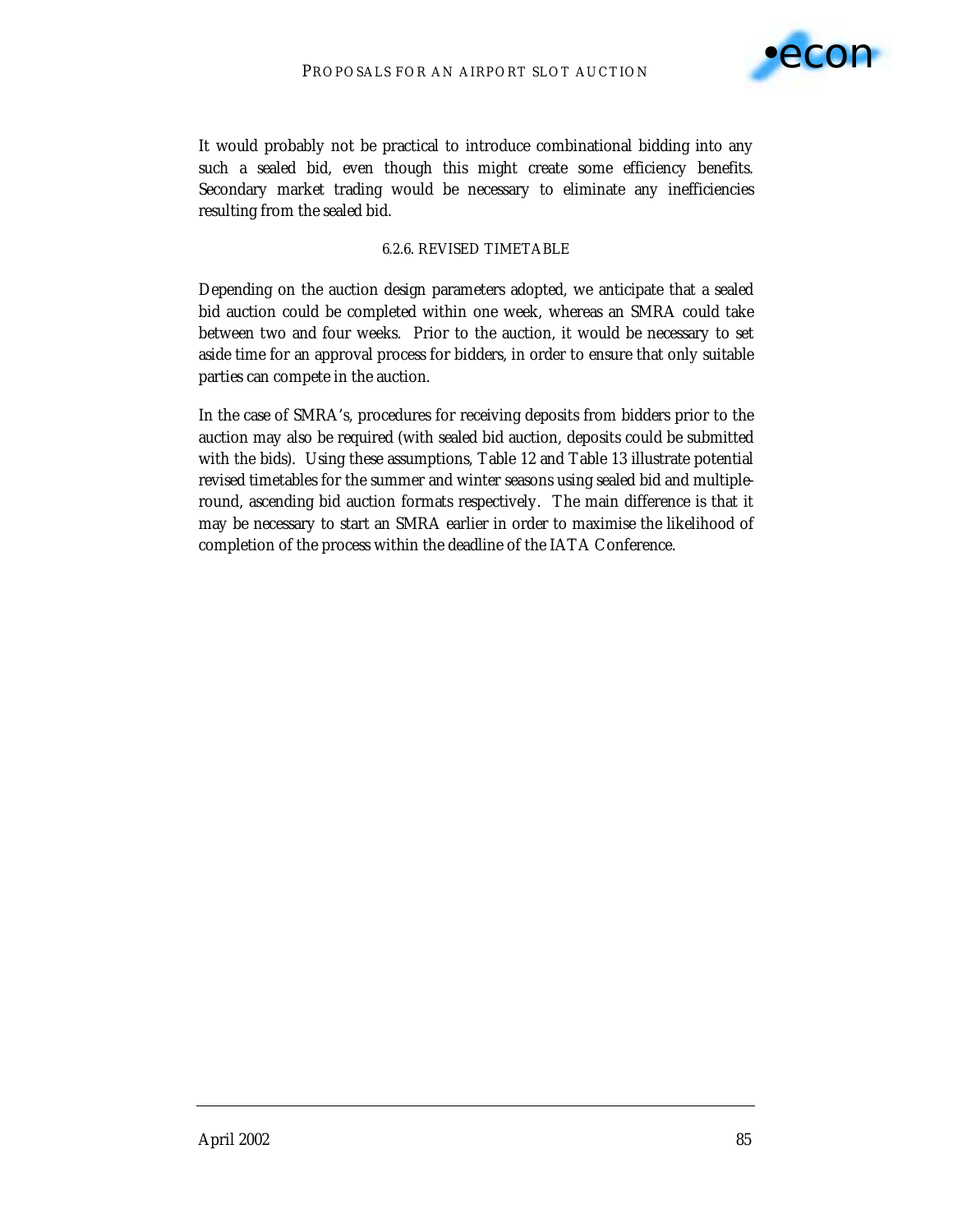It would probably not be practical to introduce combinational bidding into any such a sealed bid, even though this might create some efficiency benefits. Secondary market trading would be necessary to eliminate any inefficiencies resulting from the sealed bid.

#### 6.2.6. REVISED TIMETABLE

Depending on the auction design parameters adopted, we anticipate that a sealed bid auction could be completed within one week, whereas an SMRA could take between two and four weeks. Prior to the auction, it would be necessary to set aside time for an approval process for bidders, in order to ensure that only suitable parties can compete in the auction.

In the case of SMRA's, procedures for receiving deposits from bidders prior to the auction may also be required (with sealed bid auction, deposits could be submitted with the bids). Using these assumptions, Table 12 and Table 13 illustrate potential revised timetables for the summer and winter seasons using sealed bid and multiple-round, ascending bid auction formats respectively. The main difference is that it may be necessary to start an SMRA earlier in order to maximise the likelihood of completion of the process within the deadline of the IATA Conference.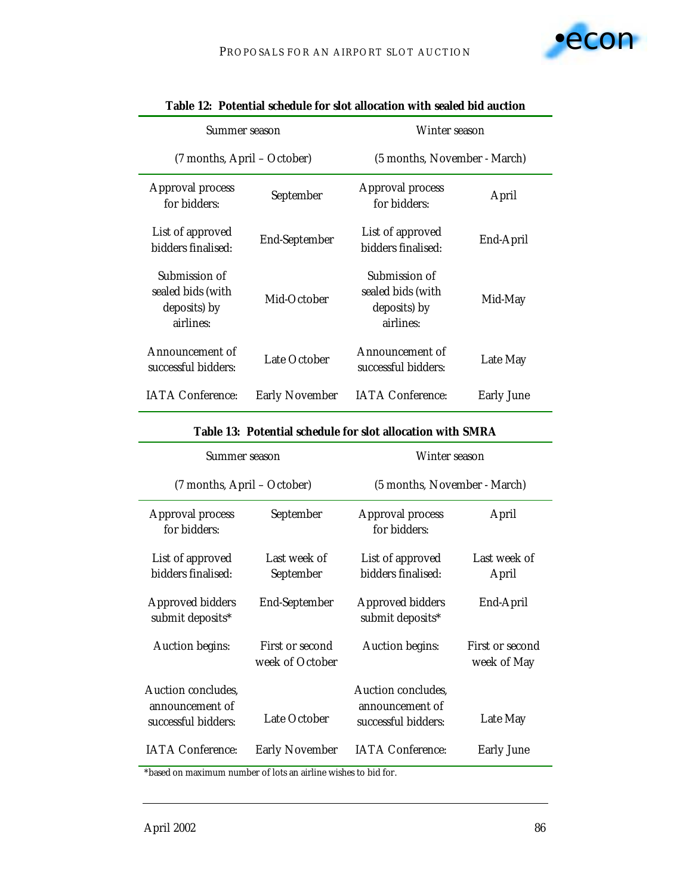**Table 12: Potential schedule for slot allocation with sealed bid auction**

| Summer season | | Winter season | |
|---|---|---|---|
| (7 months, April – October) | | (5 months, November - March) | |
| Approval process for bidders: | September | Approval process for bidders: | April |
| List of approved bidders finalised: | End-September | List of approved bidders finalised: | End-April |
| Submission of sealed bids (with deposits) by airlines: | Mid-October | Submission of sealed bids (with deposits) by airlines: | Mid-May |
| Announcement of successful bidders: | Late October | Announcement of successful bidders: | Late May |
| IATA Conference: | Early November | IATA Conference: | Early June |

**Table 13: Potential schedule for slot allocation with SMRA**

| Summer season | | Winter season | |
|---|---|---|---|
| (7 months, April – October) | | (5 months, November - March) | |
| Approval process for bidders: | September | Approval process for bidders: | April |
| List of approved bidders finalised: | Last week of September | List of approved bidders finalised: | Last week of April |
| Approved bidders submit deposits* | End-September | Approved bidders submit deposits* | End-April |
| Auction begins: | First or second week of October | Auction begins: | First or second week of May |
| Auction concludes, announcement of successful bidders: | Late October | Auction concludes, announcement of successful bidders: | Late May |
| IATA Conference: | Early November | IATA Conference: | Early June |

*based on maximum number of lots an airline wishes to bid for.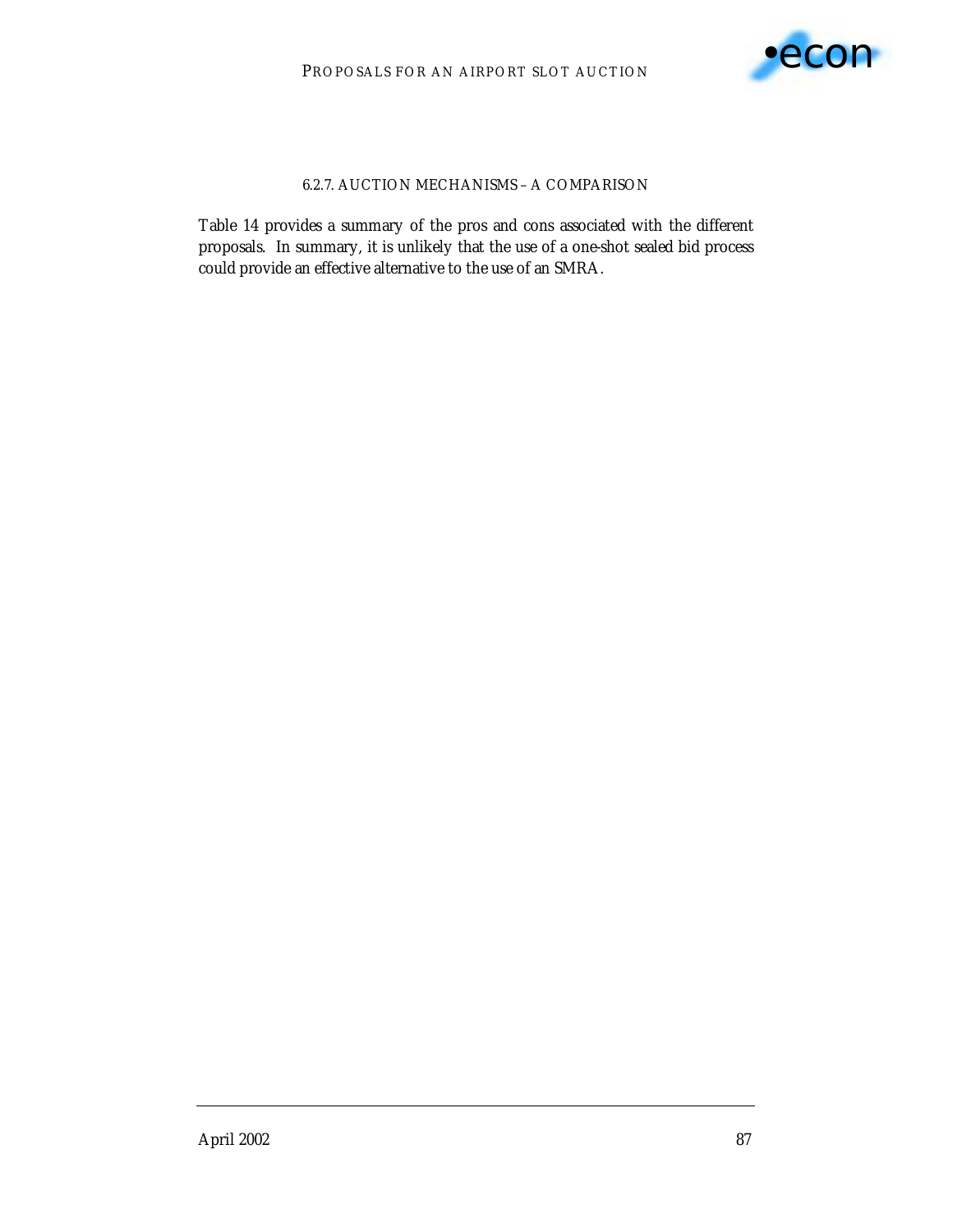#### 6.2.7. AUCTION MECHANISMS – A COMPARISON

Table 14 provides a summary of the pros and cons associated with the different proposals. In summary, it is unlikely that the use of a one-shot sealed bid process could provide an effective alternative to the use of an SMRA.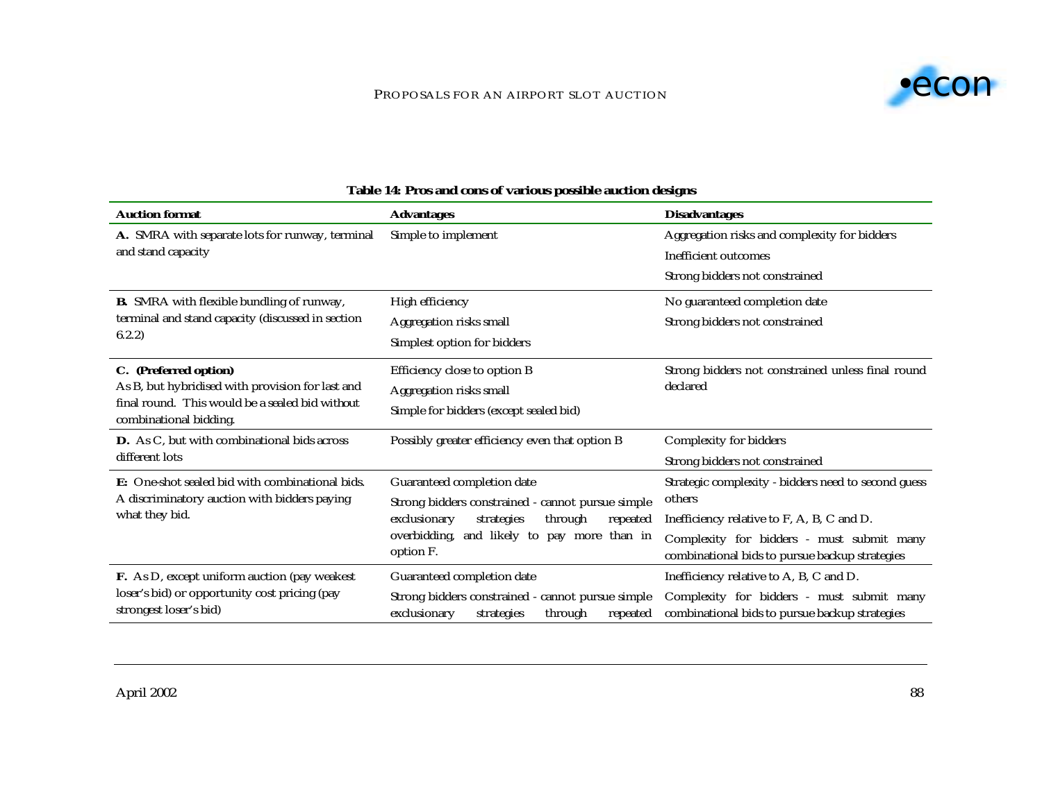**Table 14: Pros and cons of various possible auction designs**

| Auction format | Advantages | Disadvantages |
|---|---|---|
| **A.** SMRA with separate lots for runway, terminal and stand capacity | Simple to implement | Aggregation risks and complexity for bidders<br>Inefficient outcomes<br>Strong bidders not constrained |
| **B.** SMRA with flexible bundling of runway, terminal and stand capacity (discussed in section 6.2.2) | High efficiency<br>Aggregation risks small<br>Simplest option for bidders | No guaranteed completion date<br>Strong bidders not constrained |
| **C. (Preferred option)**<br>As B, but hybridised with provision for last and final round. This would be a sealed bid without combinational bidding. | Efficiency close to option B<br>Aggregation risks small<br>Simple for bidders (except sealed bid) | Strong bidders not constrained unless final round declared |
| **D.** As C, but with combinational bids across different lots | Possibly greater efficiency even that option B | Complexity for bidders<br>Strong bidders not constrained |
| **E:** One-shot sealed bid with combinational bids. A discriminatory auction with bidders paying what they bid. | Guaranteed completion date<br>Strong bidders constrained - cannot pursue simple exclusionary strategies through repeated overbidding, and likely to pay more than in option F. | Strategic complexity - bidders need to second guess others<br>Inefficiency relative to F, A, B, C and D.<br>Complexity for bidders - must submit many combinational bids to pursue backup strategies |
| **F.** As D, except uniform auction (pay weakest loser's bid) or opportunity cost pricing (pay strongest loser's bid) | Guaranteed completion date<br>Strong bidders constrained - cannot pursue simple exclusionary strategies through repeated | Inefficiency relative to A, B, C and D.<br>Complexity for bidders - must submit many combinational bids to pursue backup strategies |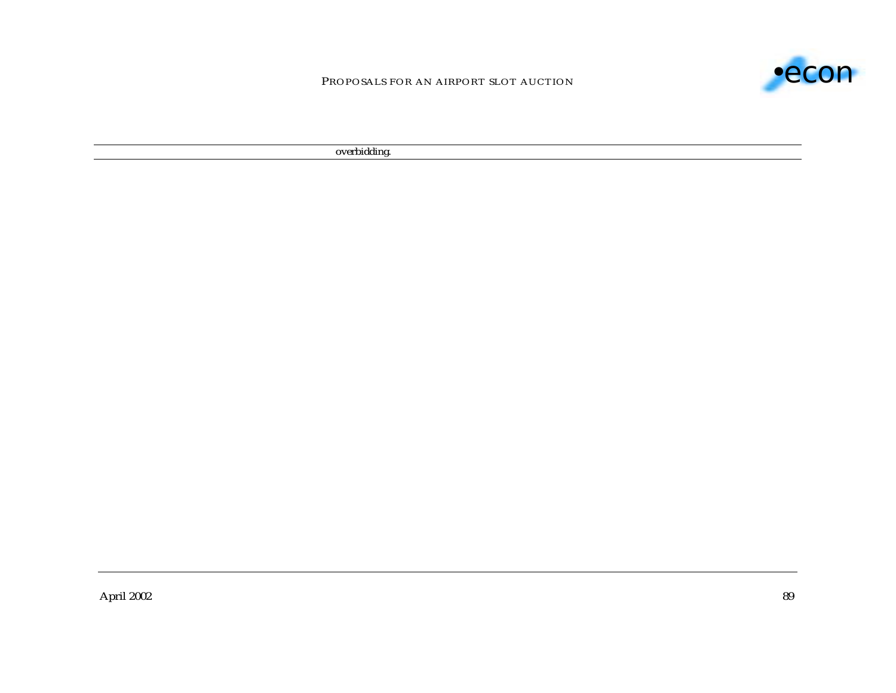| | overbidding. |
|---|---|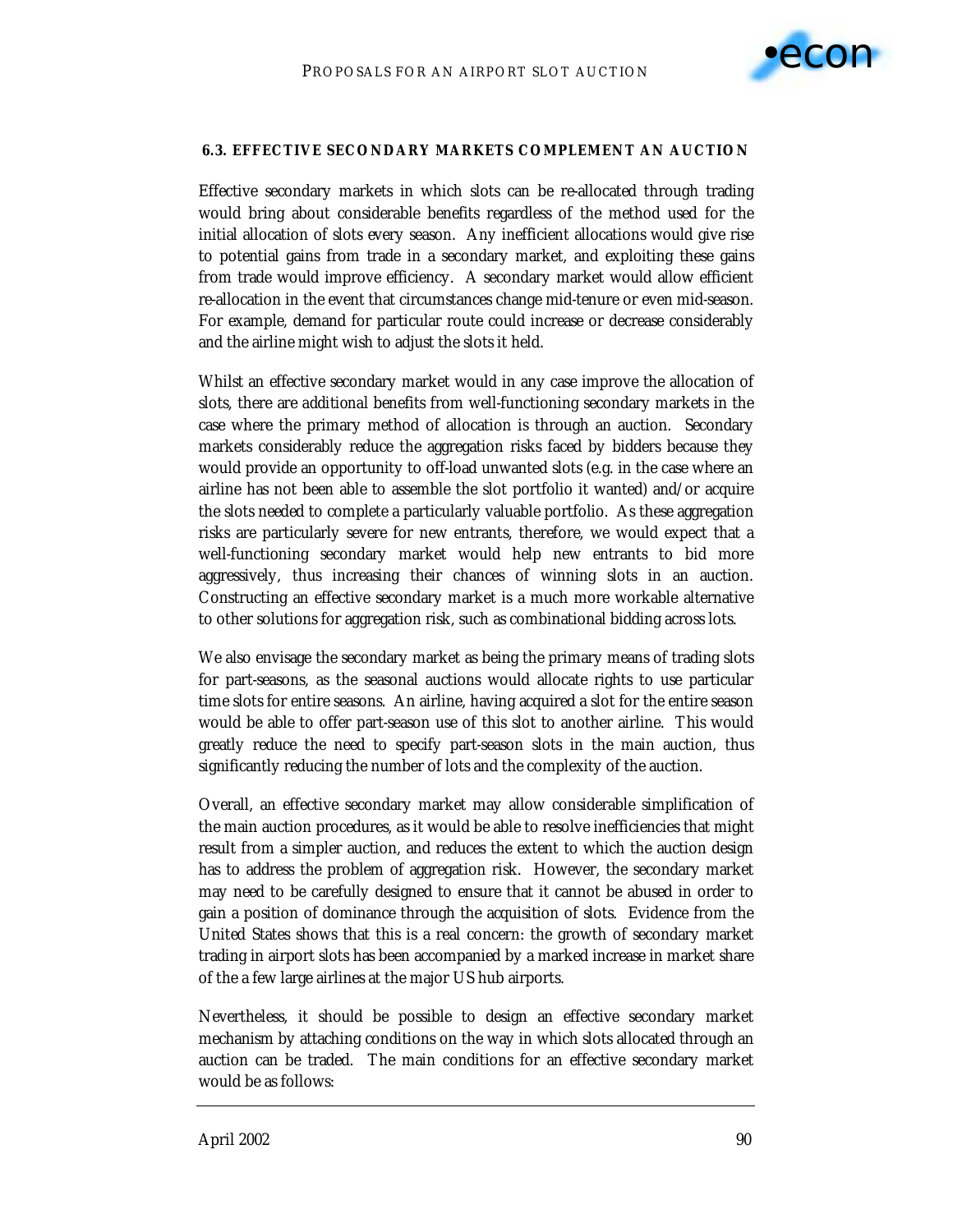### 6.3. EFFECTIVE SECONDARY MARKETS COMPLEMENT AN AUCTION

Effective secondary markets in which slots can be re-allocated through trading would bring about considerable benefits regardless of the method used for the initial allocation of slots every season. Any inefficient allocations would give rise to potential gains from trade in a secondary market, and exploiting these gains from trade would improve efficiency. A secondary market would allow efficient re-allocation in the event that circumstances change mid-tenure or even mid-season. For example, demand for particular route could increase or decrease considerably and the airline might wish to adjust the slots it held.

Whilst an effective secondary market would in any case improve the allocation of slots, there are additional benefits from well-functioning secondary markets in the case where the primary method of allocation is through an auction. Secondary markets considerably reduce the aggregation risks faced by bidders because they would provide an opportunity to off-load unwanted slots (e.g. in the case where an airline has not been able to assemble the slot portfolio it wanted) and/or acquire the slots needed to complete a particularly valuable portfolio. As these aggregation risks are particularly severe for new entrants, therefore, we would expect that a well-functioning secondary market would help new entrants to bid more aggressively, thus increasing their chances of winning slots in an auction. Constructing an effective secondary market is a much more workable alternative to other solutions for aggregation risk, such as combinational bidding across lots.

We also envisage the secondary market as being the primary means of trading slots for part-seasons, as the seasonal auctions would allocate rights to use particular time slots for entire seasons. An airline, having acquired a slot for the entire season would be able to offer part-season use of this slot to another airline. This would greatly reduce the need to specify part-season slots in the main auction, thus significantly reducing the number of lots and the complexity of the auction.

Overall, an effective secondary market may allow considerable simplification of the main auction procedures, as it would be able to resolve inefficiencies that might result from a simpler auction, and reduces the extent to which the auction design has to address the problem of aggregation risk. However, the secondary market may need to be carefully designed to ensure that it cannot be abused in order to gain a position of dominance through the acquisition of slots. Evidence from the United States shows that this is a real concern: the growth of secondary market trading in airport slots has been accompanied by a marked increase in market share of the a few large airlines at the major US hub airports.

Nevertheless, it should be possible to design an effective secondary market mechanism by attaching conditions on the way in which slots allocated through an auction can be traded. The main conditions for an effective secondary market would be as follows: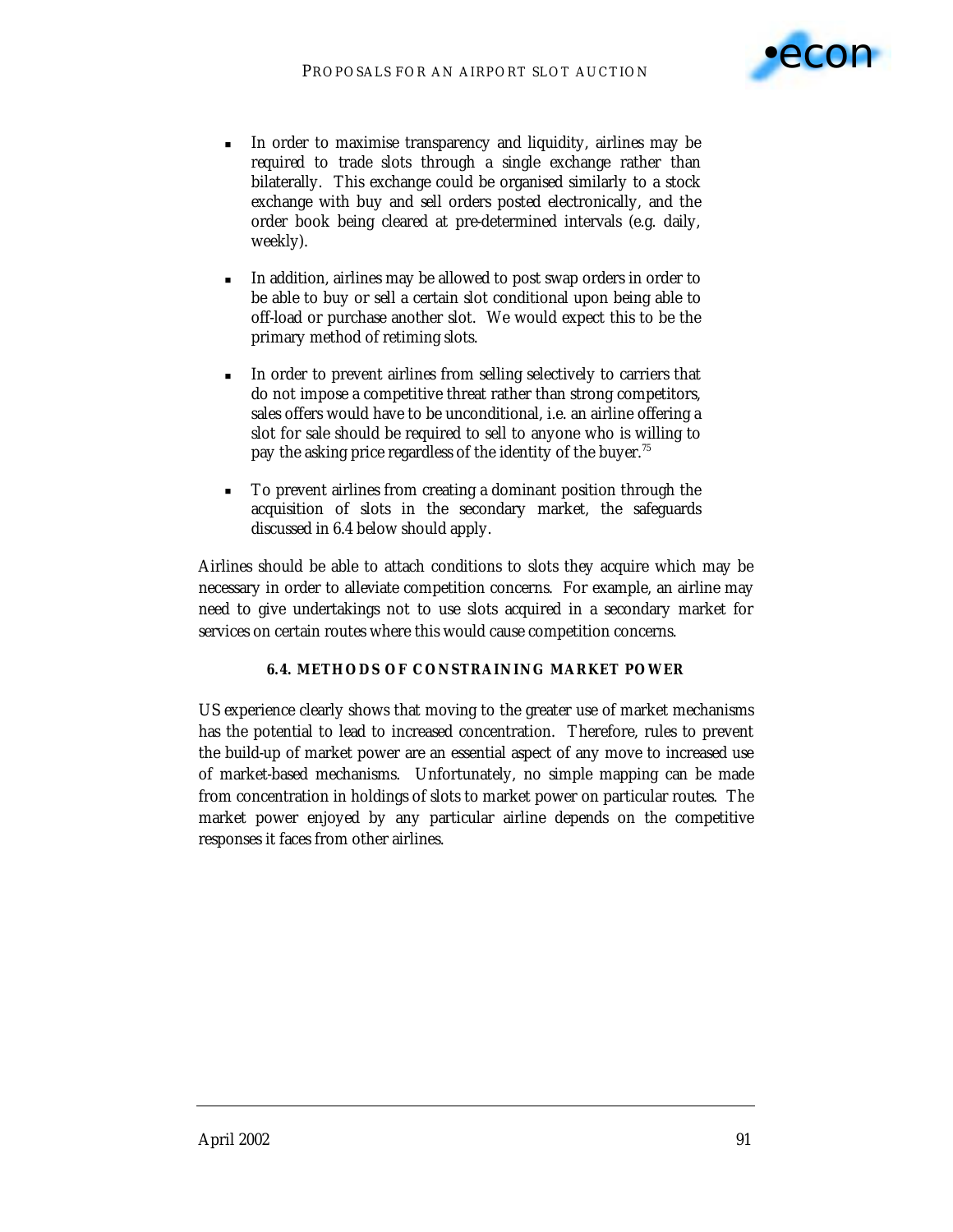- In order to maximise transparency and liquidity, airlines may be required to trade slots through a single exchange rather than bilaterally. This exchange could be organised similarly to a stock exchange with buy and sell orders posted electronically, and the order book being cleared at pre-determined intervals (e.g. daily, weekly).

- In addition, airlines may be allowed to post swap orders in order to be able to buy or sell a certain slot conditional upon being able to off-load or purchase another slot. We would expect this to be the primary method of retiming slots.

- In order to prevent airlines from selling selectively to carriers that do not impose a competitive threat rather than strong competitors, sales offers would have to be unconditional, i.e. an airline offering a slot for sale should be required to sell to anyone who is willing to pay the asking price regardless of the identity of the buyer.[75]

- To prevent airlines from creating a dominant position through the acquisition of slots in the secondary market, the safeguards discussed in 6.4 below should apply.

Airlines should be able to attach conditions to slots they acquire which may be necessary in order to alleviate competition concerns. For example, an airline may need to give undertakings not to use slots acquired in a secondary market for services on certain routes where this would cause competition concerns.

### 6.4. METHODS OF CONSTRAINING MARKET POWER

US experience clearly shows that moving to the greater use of market mechanisms has the potential to lead to increased concentration. Therefore, rules to prevent the build-up of market power are an essential aspect of any move to increased use of market-based mechanisms. Unfortunately, no simple mapping can be made from concentration in holdings of slots to market power on particular routes. The market power enjoyed by any particular airline depends on the competitive responses it faces from other airlines.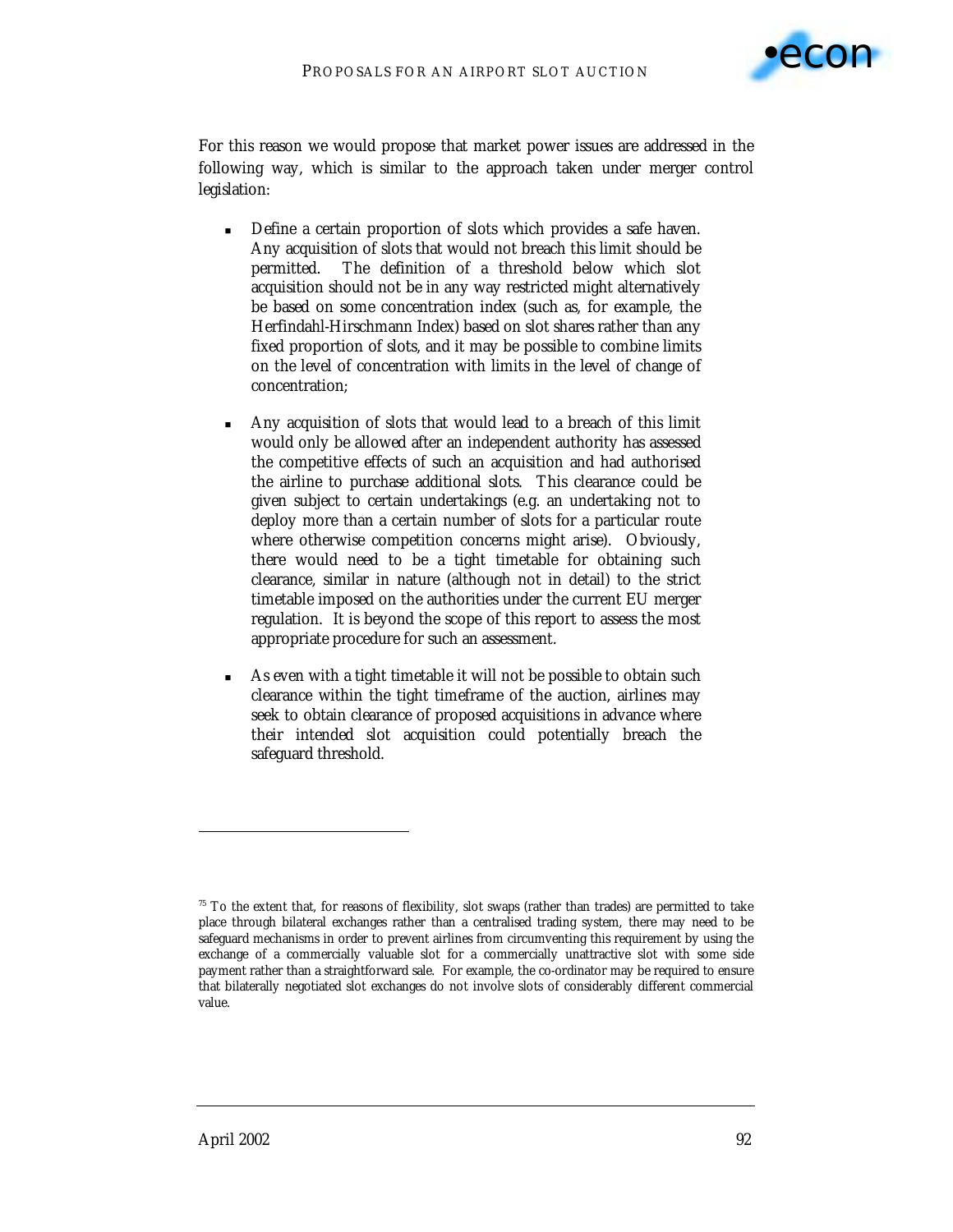For this reason we would propose that market power issues are addressed in the following way, which is similar to the approach taken under merger control legislation:

- Define a certain proportion of slots which provides a safe haven. Any acquisition of slots that would not breach this limit should be permitted. The definition of a threshold below which slot acquisition should not be in any way restricted might alternatively be based on some concentration index (such as, for example, the Herfindahl-Hirschmann Index) based on slot shares rather than any fixed proportion of slots, and it may be possible to combine limits on the level of concentration with limits in the level of change of concentration;

- Any acquisition of slots that would lead to a breach of this limit would only be allowed after an independent authority has assessed the competitive effects of such an acquisition and had authorised the airline to purchase additional slots. This clearance could be given subject to certain undertakings (e.g. an undertaking not to deploy more than a certain number of slots for a particular route where otherwise competition concerns might arise). Obviously, there would need to be a tight timetable for obtaining such clearance, similar in nature (although not in detail) to the strict timetable imposed on the authorities under the current EU merger regulation. It is beyond the scope of this report to assess the most appropriate procedure for such an assessment.

- As even with a tight timetable it will not be possible to obtain such clearance within the tight timeframe of the auction, airlines may seek to obtain clearance of proposed acquisitions in advance where their intended slot acquisition could potentially breach the safeguard threshold.

---

[75] To the extent that, for reasons of flexibility, slot swaps (rather than trades) are permitted to take place through bilateral exchanges rather than a centralised trading system, there may need to be safeguard mechanisms in order to prevent airlines from circumventing this requirement by using the exchange of a commercially valuable slot for a commercially unattractive slot with some side payment rather than a straightforward sale. For example, the co-ordinator may be required to ensure that bilaterally negotiated slot exchanges do not involve slots of considerably different commercial value.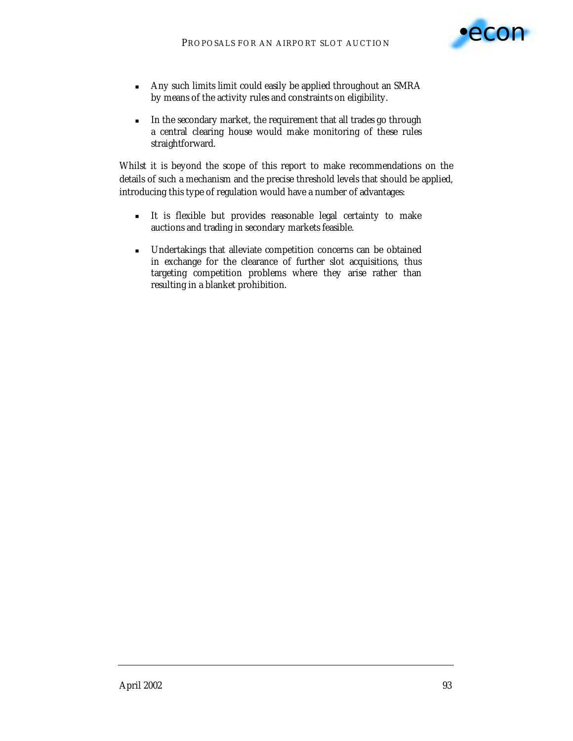- Any such limits limit could easily be applied throughout an SMRA by means of the activity rules and constraints on eligibility.
- In the secondary market, the requirement that all trades go through a central clearing house would make monitoring of these rules straightforward.

Whilst it is beyond the scope of this report to make recommendations on the details of such a mechanism and the precise threshold levels that should be applied, introducing this type of regulation would have a number of advantages:

- It is flexible but provides reasonable legal certainty to make auctions and trading in secondary markets feasible.
- Undertakings that alleviate competition concerns can be obtained in exchange for the clearance of further slot acquisitions, thus targeting competition problems where they arise rather than resulting in a blanket prohibition.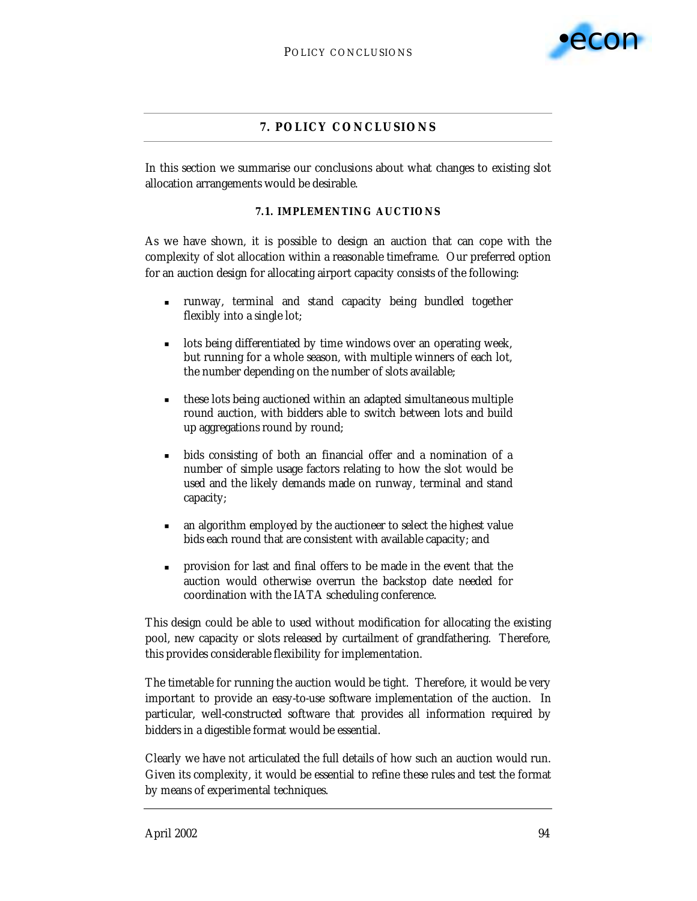# 7. POLICY CONCLUSIONS

In this section we summarise our conclusions about what changes to existing slot allocation arrangements would be desirable.

## 7.1. IMPLEMENTING AUCTIONS

As we have shown, it is possible to design an auction that can cope with the complexity of slot allocation within a reasonable timeframe. Our preferred option for an auction design for allocating airport capacity consists of the following:

- runway, terminal and stand capacity being bundled together flexibly into a single lot;
- lots being differentiated by time windows over an operating week, but running for a whole season, with multiple winners of each lot, the number depending on the number of slots available;
- these lots being auctioned within an adapted simultaneous multiple round auction, with bidders able to switch between lots and build up aggregations round by round;
- bids consisting of both an financial offer and a nomination of a number of simple usage factors relating to how the slot would be used and the likely demands made on runway, terminal and stand capacity;
- an algorithm employed by the auctioneer to select the highest value bids each round that are consistent with available capacity; and
- provision for last and final offers to be made in the event that the auction would otherwise overrun the backstop date needed for coordination with the IATA scheduling conference.

This design could be able to used without modification for allocating the existing pool, new capacity or slots released by curtailment of grandfathering. Therefore, this provides considerable flexibility for implementation.

The timetable for running the auction would be tight. Therefore, it would be very important to provide an easy-to-use software implementation of the auction. In particular, well-constructed software that provides all information required by bidders in a digestible format would be essential.

Clearly we have not articulated the full details of how such an auction would run. Given its complexity, it would be essential to refine these rules and test the format by means of experimental techniques.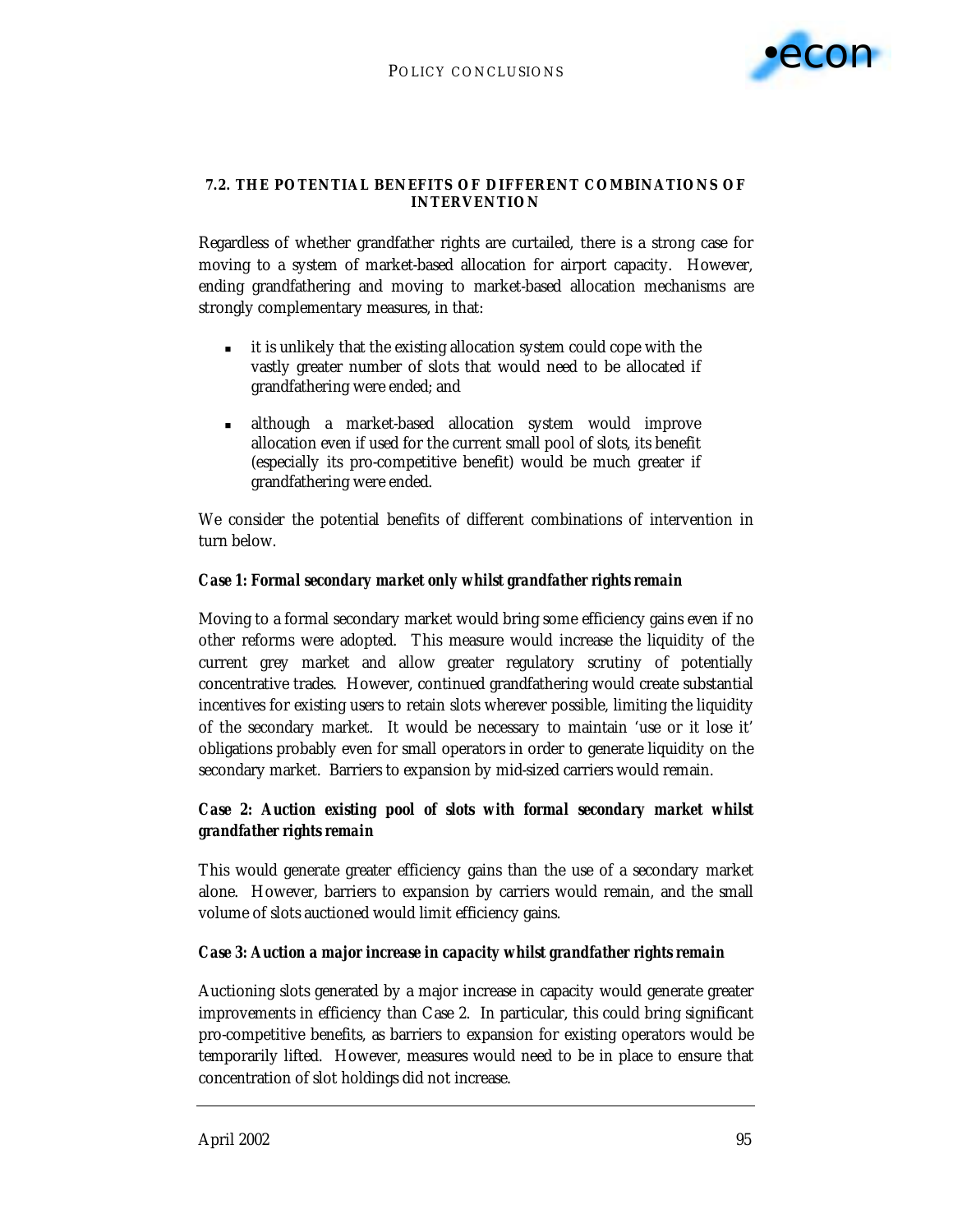### 7.2. THE POTENTIAL BENEFITS OF DIFFERENT COMBINATIONS OF INTERVENTION

Regardless of whether grandfather rights are curtailed, there is a strong case for moving to a system of market-based allocation for airport capacity. However, ending grandfathering and moving to market-based allocation mechanisms are strongly complementary measures, in that:

- it is unlikely that the existing allocation system could cope with the vastly greater number of slots that would need to be allocated if grandfathering were ended; and
- although a market-based allocation system would improve allocation even if used for the current small pool of slots, its benefit (especially its pro-competitive benefit) would be much greater if grandfathering were ended.

We consider the potential benefits of different combinations of intervention in turn below.

**Case 1: Formal secondary market only whilst grandfather rights remain**

Moving to a formal secondary market would bring some efficiency gains even if no other reforms were adopted. This measure would increase the liquidity of the current grey market and allow greater regulatory scrutiny of potentially concentrative trades. However, continued grandfathering would create substantial incentives for existing users to retain slots wherever possible, limiting the liquidity of the secondary market. It would be necessary to maintain 'use or it lose it' obligations probably even for small operators in order to generate liquidity on the secondary market. Barriers to expansion by mid-sized carriers would remain.

**Case 2: Auction existing pool of slots with formal secondary market whilst grandfather rights remain**

This would generate greater efficiency gains than the use of a secondary market alone. However, barriers to expansion by carriers would remain, and the small volume of slots auctioned would limit efficiency gains.

**Case 3: Auction a major increase in capacity whilst grandfather rights remain**

Auctioning slots generated by a major increase in capacity would generate greater improvements in efficiency than Case 2. In particular, this could bring significant pro-competitive benefits, as barriers to expansion for existing operators would be temporarily lifted. However, measures would need to be in place to ensure that concentration of slot holdings did not increase.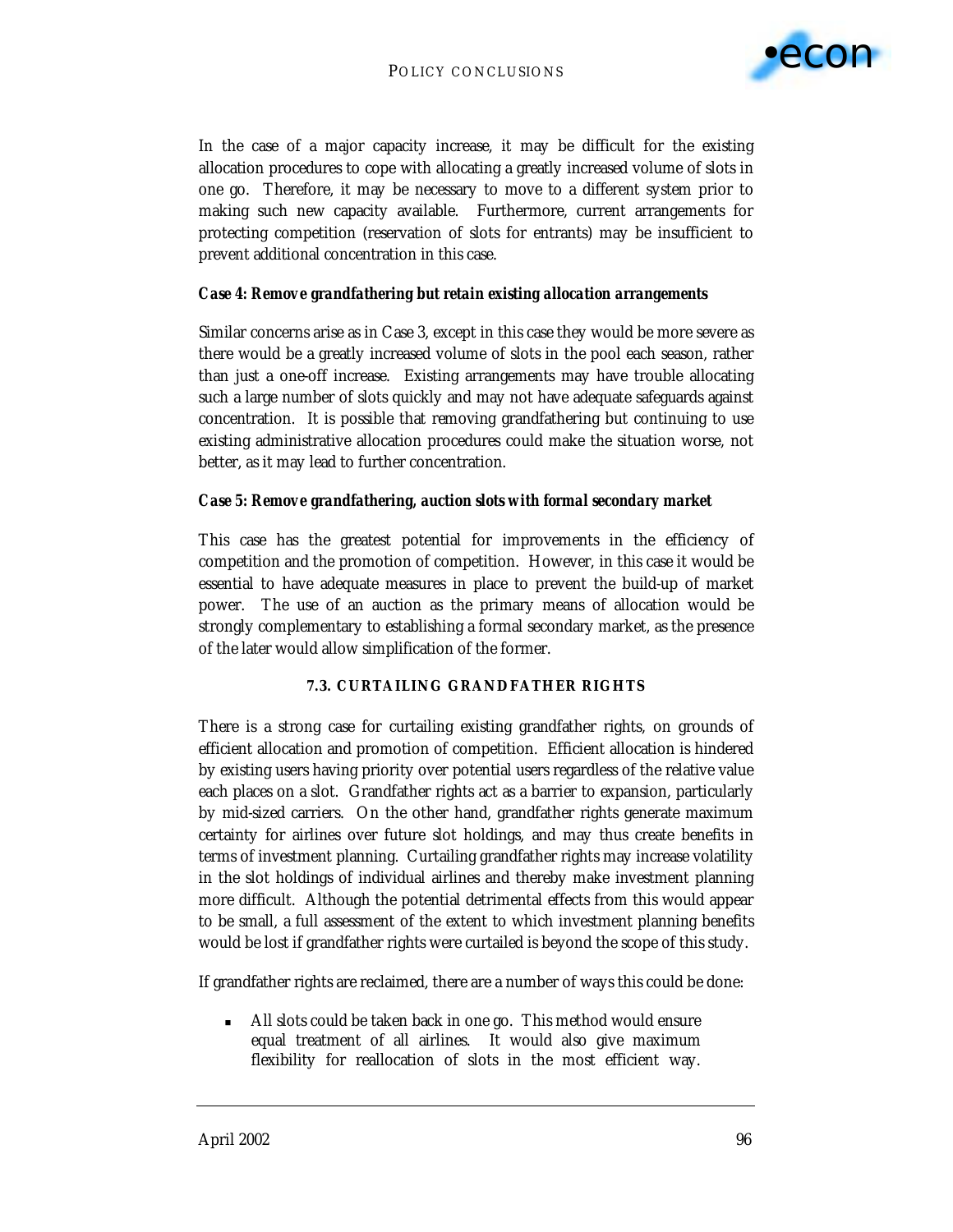In the case of a major capacity increase, it may be difficult for the existing allocation procedures to cope with allocating a greatly increased volume of slots in one go. Therefore, it may be necessary to move to a different system prior to making such new capacity available. Furthermore, current arrangements for protecting competition (reservation of slots for entrants) may be insufficient to prevent additional concentration in this case.

***Case 4: Remove grandfathering but retain existing allocation arrangements***

Similar concerns arise as in Case 3, except in this case they would be more severe as there would be a greatly increased volume of slots in the pool each season, rather than just a one-off increase. Existing arrangements may have trouble allocating such a large number of slots quickly and may not have adequate safeguards against concentration. It is possible that removing grandfathering but continuing to use existing administrative allocation procedures could make the situation worse, not better, as it may lead to further concentration.

***Case 5: Remove grandfathering, auction slots with formal secondary market***

This case has the greatest potential for improvements in the efficiency of competition and the promotion of competition. However, in this case it would be essential to have adequate measures in place to prevent the build-up of market power. The use of an auction as the primary means of allocation would be strongly complementary to establishing a formal secondary market, as the presence of the later would allow simplification of the former.

### 7.3. CURTAILING GRANDFATHER RIGHTS

There is a strong case for curtailing existing grandfather rights, on grounds of efficient allocation and promotion of competition. Efficient allocation is hindered by existing users having priority over potential users regardless of the relative value each places on a slot. Grandfather rights act as a barrier to expansion, particularly by mid-sized carriers. On the other hand, grandfather rights generate maximum certainty for airlines over future slot holdings, and may thus create benefits in terms of investment planning. Curtailing grandfather rights may increase volatility in the slot holdings of individual airlines and thereby make investment planning more difficult. Although the potential detrimental effects from this would appear to be small, a full assessment of the extent to which investment planning benefits would be lost if grandfather rights were curtailed is beyond the scope of this study.

If grandfather rights are reclaimed, there are a number of ways this could be done:

- All slots could be taken back in one go. This method would ensure equal treatment of all airlines. It would also give maximum flexibility for reallocation of slots in the most efficient way.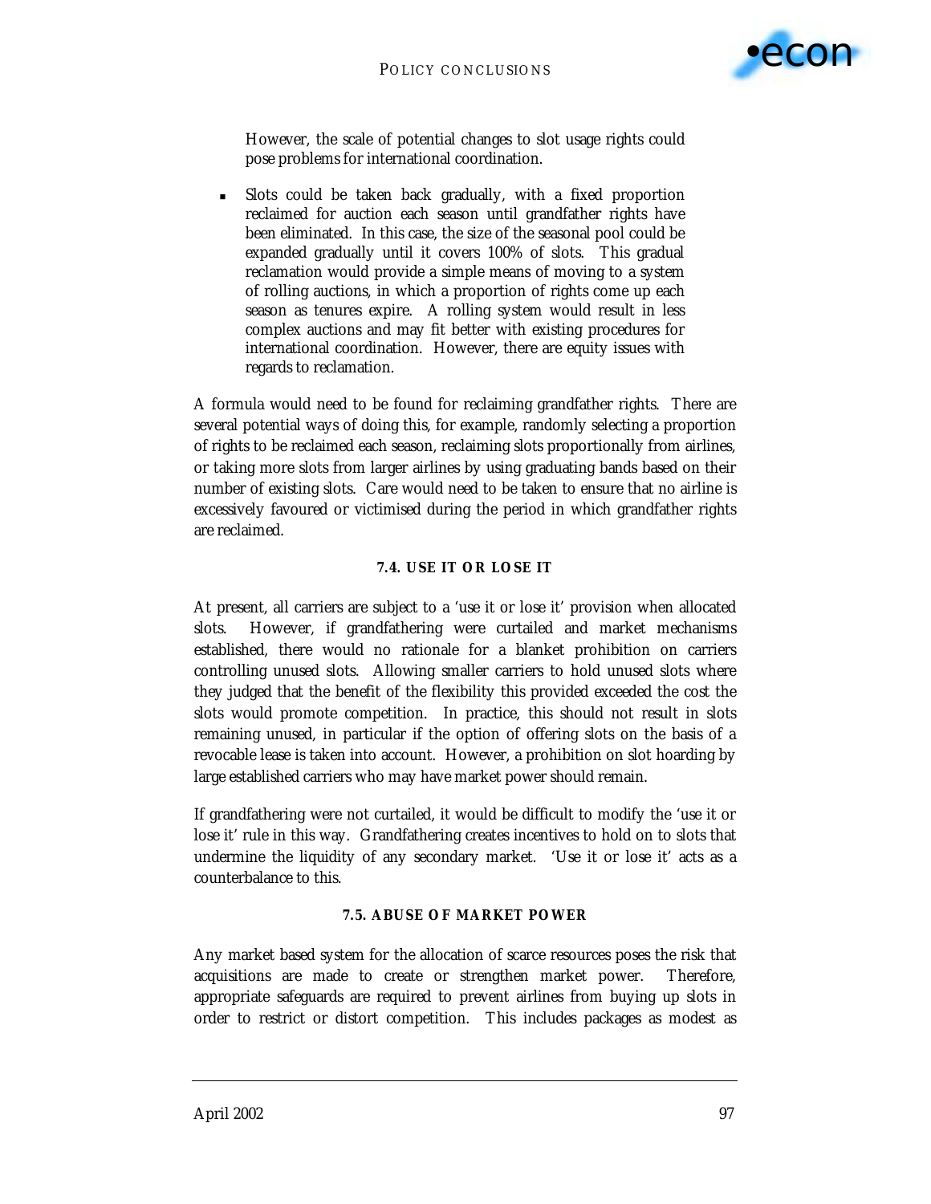However, the scale of potential changes to slot usage rights could pose problems for international coordination.

- Slots could be taken back gradually, with a fixed proportion reclaimed for auction each season until grandfather rights have been eliminated. In this case, the size of the seasonal pool could be expanded gradually until it covers 100% of slots. This gradual reclamation would provide a simple means of moving to a system of rolling auctions, in which a proportion of rights come up each season as tenures expire. A rolling system would result in less complex auctions and may fit better with existing procedures for international coordination. However, there are equity issues with regards to reclamation.

A formula would need to be found for reclaiming grandfather rights. There are several potential ways of doing this, for example, randomly selecting a proportion of rights to be reclaimed each season, reclaiming slots proportionally from airlines, or taking more slots from larger airlines by using graduating bands based on their number of existing slots. Care would need to be taken to ensure that no airline is excessively favoured or victimised during the period in which grandfather rights are reclaimed.

### 7.4. USE IT OR LOSE IT

At present, all carriers are subject to a 'use it or lose it' provision when allocated slots. However, if grandfathering were curtailed and market mechanisms established, there would no rationale for a blanket prohibition on carriers controlling unused slots. Allowing smaller carriers to hold unused slots where they judged that the benefit of the flexibility this provided exceeded the cost the slots would promote competition. In practice, this should not result in slots remaining unused, in particular if the option of offering slots on the basis of a revocable lease is taken into account. However, a prohibition on slot hoarding by large established carriers who may have market power should remain.

If grandfathering were not curtailed, it would be difficult to modify the 'use it or lose it' rule in this way. Grandfathering creates incentives to hold on to slots that undermine the liquidity of any secondary market. 'Use it or lose it' acts as a counterbalance to this.

### 7.5. ABUSE OF MARKET POWER

Any market based system for the allocation of scarce resources poses the risk that acquisitions are made to create or strengthen market power. Therefore, appropriate safeguards are required to prevent airlines from buying up slots in order to restrict or distort competition. This includes packages as modest as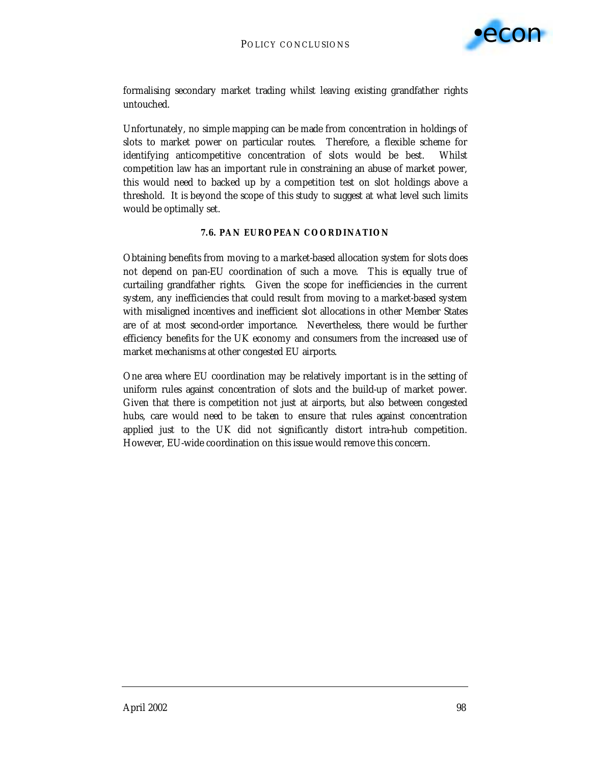formalising secondary market trading whilst leaving existing grandfather rights untouched.

Unfortunately, no simple mapping can be made from concentration in holdings of slots to market power on particular routes. Therefore, a flexible scheme for identifying anticompetitive concentration of slots would be best. Whilst competition law has an important rule in constraining an abuse of market power, this would need to backed up by a competition test on slot holdings above a threshold. It is beyond the scope of this study to suggest at what level such limits would be optimally set.

### 7.6. PAN EUROPEAN COORDINATION

Obtaining benefits from moving to a market-based allocation system for slots does not depend on pan-EU coordination of such a move. This is equally true of curtailing grandfather rights. Given the scope for inefficiencies in the current system, any inefficiencies that could result from moving to a market-based system with misaligned incentives and inefficient slot allocations in other Member States are of at most second-order importance. Nevertheless, there would be further efficiency benefits for the UK economy and consumers from the increased use of market mechanisms at other congested EU airports.

One area where EU coordination may be relatively important is in the setting of uniform rules against concentration of slots and the build-up of market power. Given that there is competition not just at airports, but also between congested hubs, care would need to be taken to ensure that rules against concentration applied just to the UK did not significantly distort intra-hub competition. However, EU-wide coordination on this issue would remove this concern.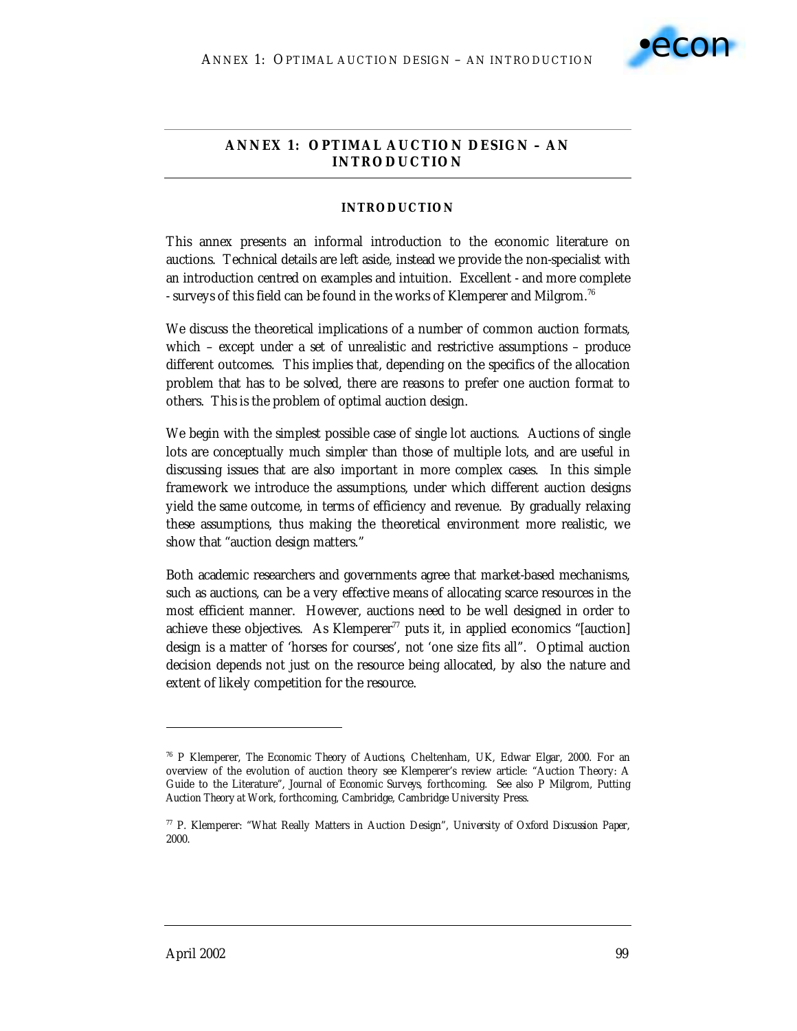# ANNEX 1: OPTIMAL AUCTION DESIGN – AN INTRODUCTION

## INTRODUCTION

This annex presents an informal introduction to the economic literature on auctions. Technical details are left aside, instead we provide the non-specialist with an introduction centred on examples and intuition. Excellent - and more complete - surveys of this field can be found in the works of Klemperer and Milgrom.[76]

We discuss the theoretical implications of a number of common auction formats, which – except under a set of unrealistic and restrictive assumptions – produce different outcomes. This implies that, depending on the specifics of the allocation problem that has to be solved, there are reasons to prefer one auction format to others. This is the problem of optimal auction design.

We begin with the simplest possible case of single lot auctions. Auctions of single lots are conceptually much simpler than those of multiple lots, and are useful in discussing issues that are also important in more complex cases. In this simple framework we introduce the assumptions, under which different auction designs yield the same outcome, in terms of efficiency and revenue. By gradually relaxing these assumptions, thus making the theoretical environment more realistic, we show that "auction design matters."

Both academic researchers and governments agree that market-based mechanisms, such as auctions, can be a very effective means of allocating scarce resources in the most efficient manner. However, auctions need to be well designed in order to achieve these objectives. As Klemperer[77] puts it, in applied economics "[auction] design is a matter of 'horses for courses', not 'one size fits all". Optimal auction decision depends not just on the resource being allocated, by also the nature and extent of likely competition for the resource.

---

[76] P Klemperer, *The Economic Theory of Auctions*, Cheltenham, UK, Edwar Elgar, 2000. For an overview of the evolution of auction theory see Klemperer's review article: "Auction Theory: A Guide to the Literature", *Journal of Economic Surveys*, forthcoming. See also P Milgrom, *Putting Auction Theory at Work*, forthcoming, Cambridge, Cambridge University Press.

[77] P. Klemperer: "What Really Matters in Auction Design", *University of Oxford Discussion Paper*, 2000.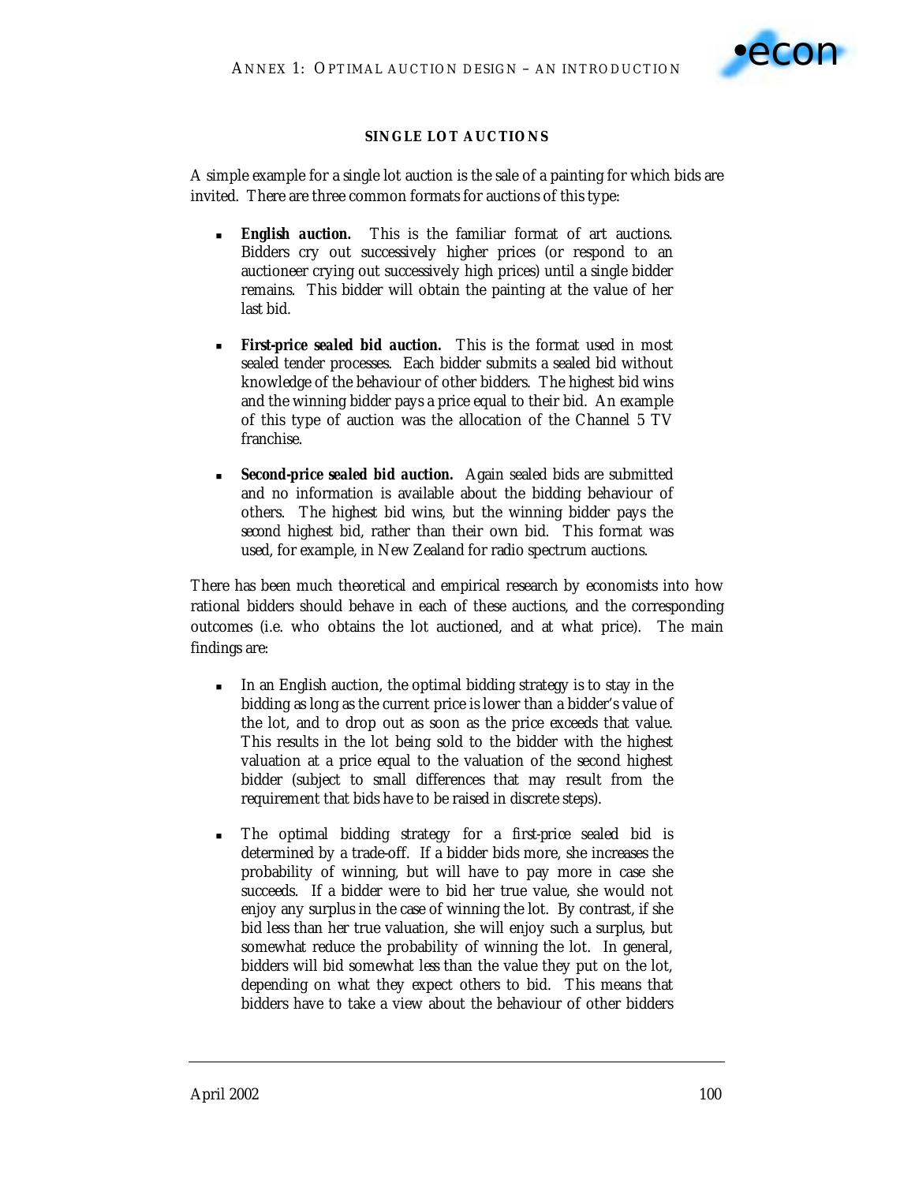### SINGLE LOT AUCTIONS

A simple example for a single lot auction is the sale of a painting for which bids are invited. There are three common formats for auctions of this type:

- ***English auction.*** This is the familiar format of art auctions. Bidders cry out successively higher prices (or respond to an auctioneer crying out successively high prices) until a single bidder remains. This bidder will obtain the painting at the value of her last bid.

- ***First-price sealed bid auction.*** This is the format used in most sealed tender processes. Each bidder submits a sealed bid without knowledge of the behaviour of other bidders. The highest bid wins and the winning bidder pays a price equal to their bid. An example of this type of auction was the allocation of the Channel 5 TV franchise.

- ***Second-price sealed bid auction.*** Again sealed bids are submitted and no information is available about the bidding behaviour of others. The highest bid wins, but the winning bidder pays the *second* highest bid, rather than their own bid. This format was used, for example, in New Zealand for radio spectrum auctions.

There has been much theoretical and empirical research by economists into how rational bidders should behave in each of these auctions, and the corresponding outcomes (i.e. who obtains the lot auctioned, and at what price). The main findings are:

- In an English auction, the optimal bidding strategy is to stay in the bidding as long as the current price is lower than a bidder's value of the lot, and to drop out as soon as the price exceeds that value. This results in the lot being sold to the bidder with the highest valuation at a price equal to the valuation of the second highest bidder (subject to small differences that may result from the requirement that bids have to be raised in discrete steps).

- The optimal bidding strategy for a first-price sealed bid is determined by a trade-off. If a bidder bids more, she increases the probability of winning, but will have to pay more in case she succeeds. If a bidder were to bid her true value, she would not enjoy any surplus in the case of winning the lot. By contrast, if she bid less than her true valuation, she will enjoy such a surplus, but somewhat reduce the probability of winning the lot. In general, bidders will bid somewhat less than the value they put on the lot, depending on what they expect others to bid. This means that bidders have to take a view about the behaviour of other bidders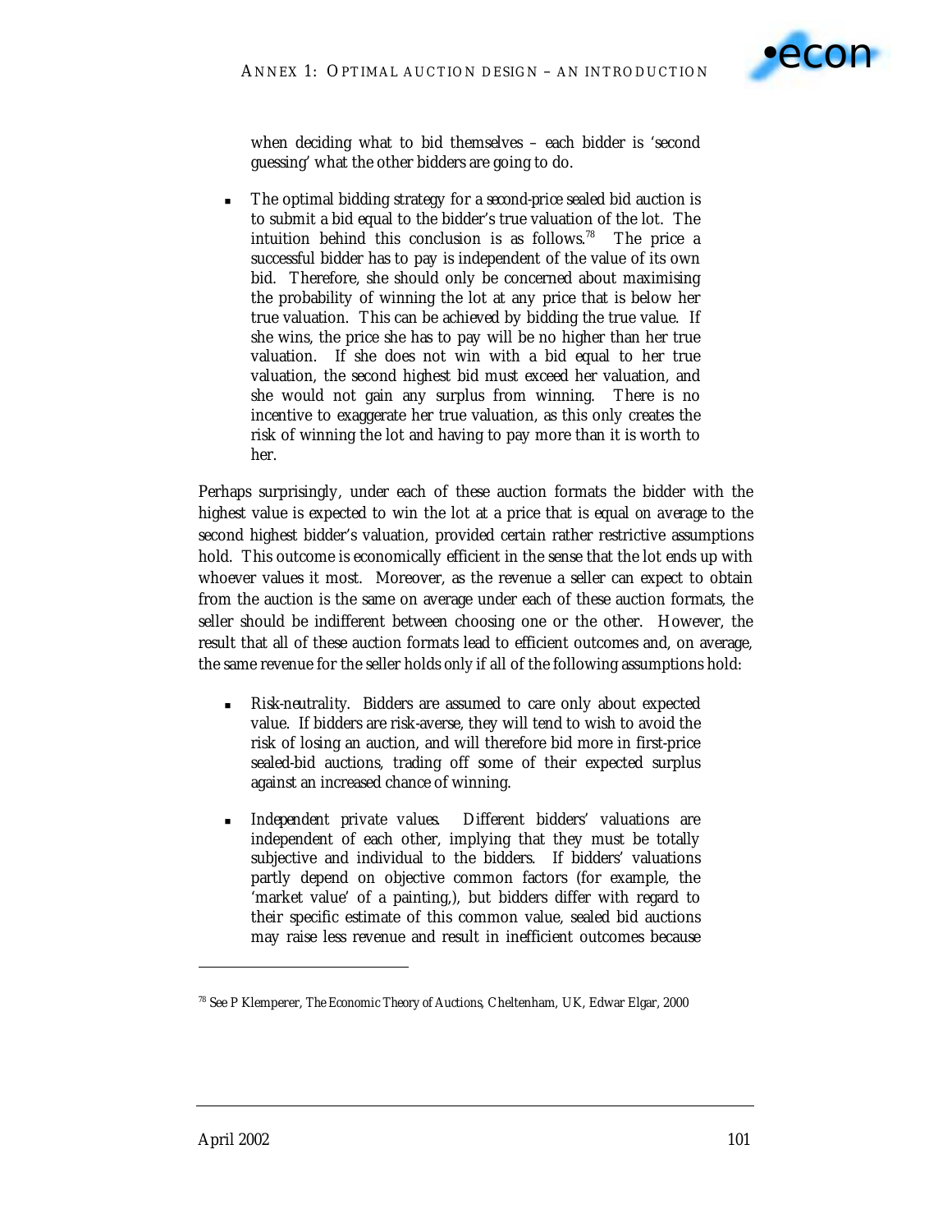when deciding what to bid themselves – each bidder is 'second guessing' what the other bidders are going to do.

- The optimal bidding strategy for a *second-price sealed bid auction* is to submit a bid equal to the bidder's true valuation of the lot. The intuition behind this conclusion is as follows.[78] The price a successful bidder has to pay is independent of the value of its own bid. Therefore, she should only be concerned about maximising the probability of winning the lot at any price that is below her true valuation. This can be achieved by bidding the true value. If she wins, the price she has to pay will be no higher than her true valuation. If she does not win with a bid equal to her true valuation, the second highest bid must exceed her valuation, and she would not gain any surplus from winning. There is no incentive to exaggerate her true valuation, as this only creates the risk of winning the lot and having to pay more than it is worth to her.

Perhaps surprisingly, under each of these auction formats the bidder with the highest value is expected to win the lot at a price that is equal *on average* to the second highest bidder's valuation, provided certain rather restrictive assumptions hold. This outcome is economically efficient in the sense that the lot ends up with whoever values it most. Moreover, as the revenue a seller can expect to obtain from the auction is the same on average under each of these auction formats, the seller should be indifferent between choosing one or the other. However, the result that all of these auction formats lead to efficient outcomes and, on average, the same revenue for the seller holds only if all of the following assumptions hold:

- *Risk-neutrality*. Bidders are assumed to care only about expected value. If bidders are risk-averse, they will tend to wish to avoid the risk of losing an auction, and will therefore bid more in first-price sealed-bid auctions, trading off some of their expected surplus against an increased chance of winning.

- *Independent private values*. Different bidders' valuations are independent of each other, implying that they must be totally subjective and individual to the bidders. If bidders' valuations partly depend on objective common factors (for example, the 'market value' of a painting,), but bidders differ with regard to their specific estimate of this common value, sealed bid auctions may raise less revenue and result in inefficient outcomes because

[78] See P Klemperer, *The Economic Theory of Auctions*, Cheltenham, UK, Edward Elgar, 2000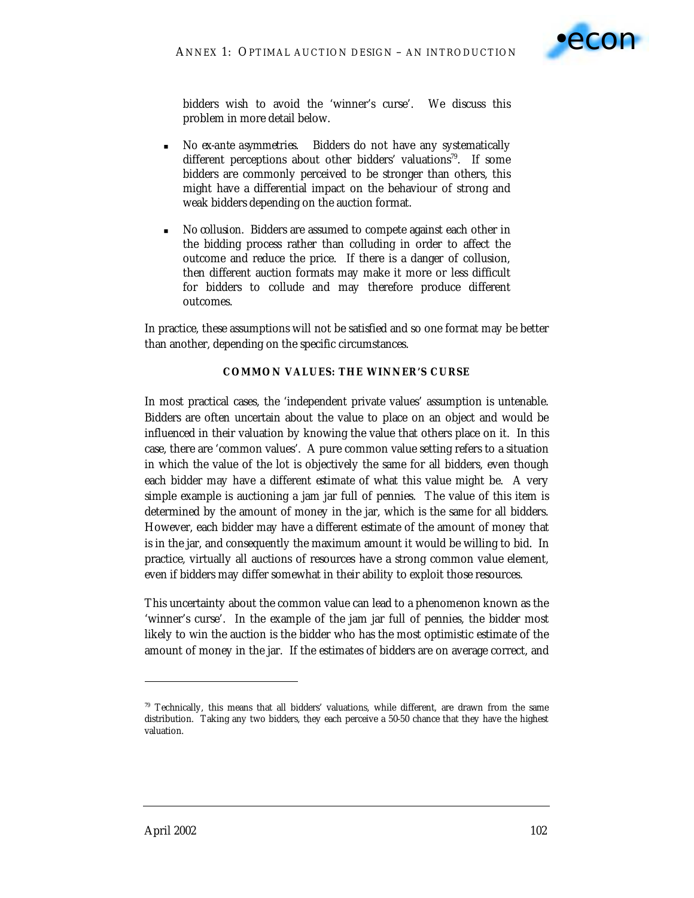bidders wish to avoid the 'winner's curse'. We discuss this problem in more detail below.

- *No ex-ante asymmetries.* Bidders do not have any systematically different perceptions about other bidders' valuations[79]. If some bidders are commonly perceived to be stronger than others, this might have a differential impact on the behaviour of strong and weak bidders depending on the auction format.

- *No collusion.* Bidders are assumed to compete against each other in the bidding process rather than colluding in order to affect the outcome and reduce the price. If there is a danger of collusion, then different auction formats may make it more or less difficult for bidders to collude and may therefore produce different outcomes.

In practice, these assumptions will not be satisfied and so one format may be better than another, depending on the specific circumstances.

#### COMMON VALUES: THE WINNER'S CURSE

In most practical cases, the 'independent private values' assumption is untenable. Bidders are often uncertain about the value to place on an object and would be influenced in their valuation by knowing the value that others place on it. In this case, there are 'common values'. A pure common value setting refers to a situation in which the value of the lot is objectively the same for all bidders, even though each bidder may have a different estimate of what this value might be. A very simple example is auctioning a jam jar full of pennies. The value of this item is determined by the amount of money in the jar, which is the same for all bidders. However, each bidder may have a different estimate of the amount of money that is in the jar, and consequently the maximum amount it would be willing to bid. In practice, virtually all auctions of resources have a strong common value element, even if bidders may differ somewhat in their ability to exploit those resources.

This uncertainty about the common value can lead to a phenomenon known as the 'winner's curse'. In the example of the jam jar full of pennies, the bidder most likely to win the auction is the bidder who has the most optimistic estimate of the amount of money in the jar. If the estimates of bidders are on average correct, and

---

[79] Technically, this means that all bidders' valuations, while different, are drawn from the same distribution. Taking any two bidders, they each perceive a 50-50 chance that they have the highest valuation.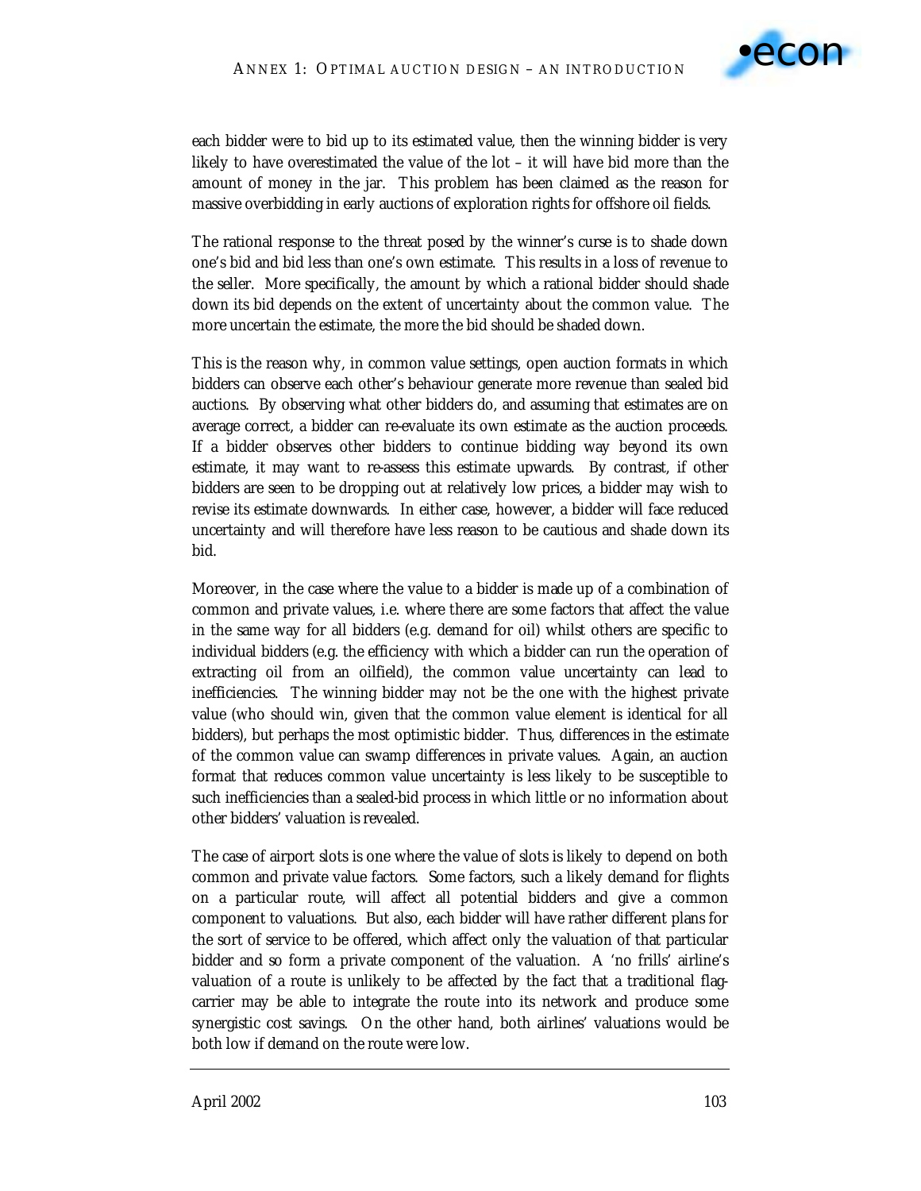each bidder were to bid up to its estimated value, then the winning bidder is very likely to have overestimated the value of the lot – it will have bid more than the amount of money in the jar. This problem has been claimed as the reason for massive overbidding in early auctions of exploration rights for offshore oil fields.

The rational response to the threat posed by the winner's curse is to shade down one's bid and bid less than one's own estimate. This results in a loss of revenue to the seller. More specifically, the amount by which a rational bidder should shade down its bid depends on the extent of uncertainty about the common value. The more uncertain the estimate, the more the bid should be shaded down.

This is the reason why, in common value settings, open auction formats in which bidders can observe each other's behaviour generate more revenue than sealed bid auctions. By observing what other bidders do, and assuming that estimates are on average correct, a bidder can re-evaluate its own estimate as the auction proceeds. If a bidder observes other bidders to continue bidding way beyond its own estimate, it may want to re-assess this estimate upwards. By contrast, if other bidders are seen to be dropping out at relatively low prices, a bidder may wish to revise its estimate downwards. In either case, however, a bidder will face reduced uncertainty and will therefore have less reason to be cautious and shade down its bid.

Moreover, in the case where the value to a bidder is made up of a combination of common and private values, i.e. where there are some factors that affect the value in the same way for all bidders (e.g. demand for oil) whilst others are specific to individual bidders (e.g. the efficiency with which a bidder can run the operation of extracting oil from an oilfield), the common value uncertainty can lead to inefficiencies. The winning bidder may not be the one with the highest private value (who should win, given that the common value element is identical for all bidders), but perhaps the most optimistic bidder. Thus, differences in the estimate of the common value can swamp differences in private values. Again, an auction format that reduces common value uncertainty is less likely to be susceptible to such inefficiencies than a sealed-bid process in which little or no information about other bidders' valuation is revealed.

The case of airport slots is one where the value of slots is likely to depend on both common and private value factors. Some factors, such a likely demand for flights on a particular route, will affect all potential bidders and give a common component to valuations. But also, each bidder will have rather different plans for the sort of service to be offered, which affect only the valuation of that particular bidder and so form a private component of the valuation. A 'no frills' airline's valuation of a route is unlikely to be affected by the fact that a traditional flag-carrier may be able to integrate the route into its network and produce some synergistic cost savings. On the other hand, both airlines' valuations would be both low if demand on the route were low.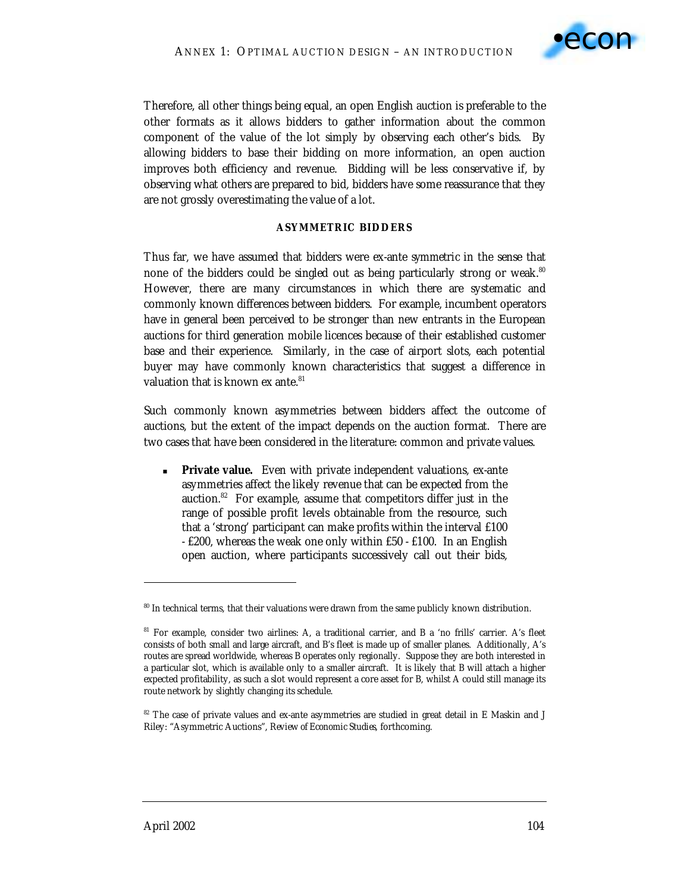Therefore, all other things being equal, an open English auction is preferable to the other formats as it allows bidders to gather information about the common component of the value of the lot simply by observing each other's bids. By allowing bidders to base their bidding on more information, an open auction improves both efficiency and revenue. Bidding will be less conservative if, by observing what others are prepared to bid, bidders have some reassurance that they are not grossly overestimating the value of a lot.

#### ASYMMETRIC BIDDERS

Thus far, we have assumed that bidders were ex-ante symmetric in the sense that none of the bidders could be singled out as being particularly strong or weak.[80] However, there are many circumstances in which there are systematic and commonly known differences between bidders. For example, incumbent operators have in general been perceived to be stronger than new entrants in the European auctions for third generation mobile licences because of their established customer base and their experience. Similarly, in the case of airport slots, each potential buyer may have commonly known characteristics that suggest a difference in valuation that is known ex ante.[81]

Such commonly known asymmetries between bidders affect the outcome of auctions, but the extent of the impact depends on the auction format. There are two cases that have been considered in the literature: common and private values.

- **Private value.** Even with private independent valuations, ex-ante asymmetries affect the likely revenue that can be expected from the auction.[82] For example, assume that competitors differ just in the range of possible profit levels obtainable from the resource, such that a 'strong' participant can make profits within the interval £100 - £200, whereas the weak one only within £50 - £100. In an English open auction, where participants successively call out their bids,

---

[80] In technical terms, that their valuations were drawn from the same publicly known distribution.

[81] For example, consider two airlines: A, a traditional carrier, and B a 'no frills' carrier. A's fleet consists of both small and large aircraft, and B's fleet is made up of smaller planes. Additionally, A's routes are spread worldwide, whereas B operates only regionally. Suppose they are both interested in a particular slot, which is available only to a smaller aircraft. It is likely that B will attach a higher expected profitability, as such a slot would represent a core asset for B, whilst A could still manage its route network by slightly changing its schedule.

[82] The case of private values and ex-ante asymmetries are studied in great detail in E Maskin and J Riley: "Asymmetric Auctions", *Review of Economic Studies*, forthcoming.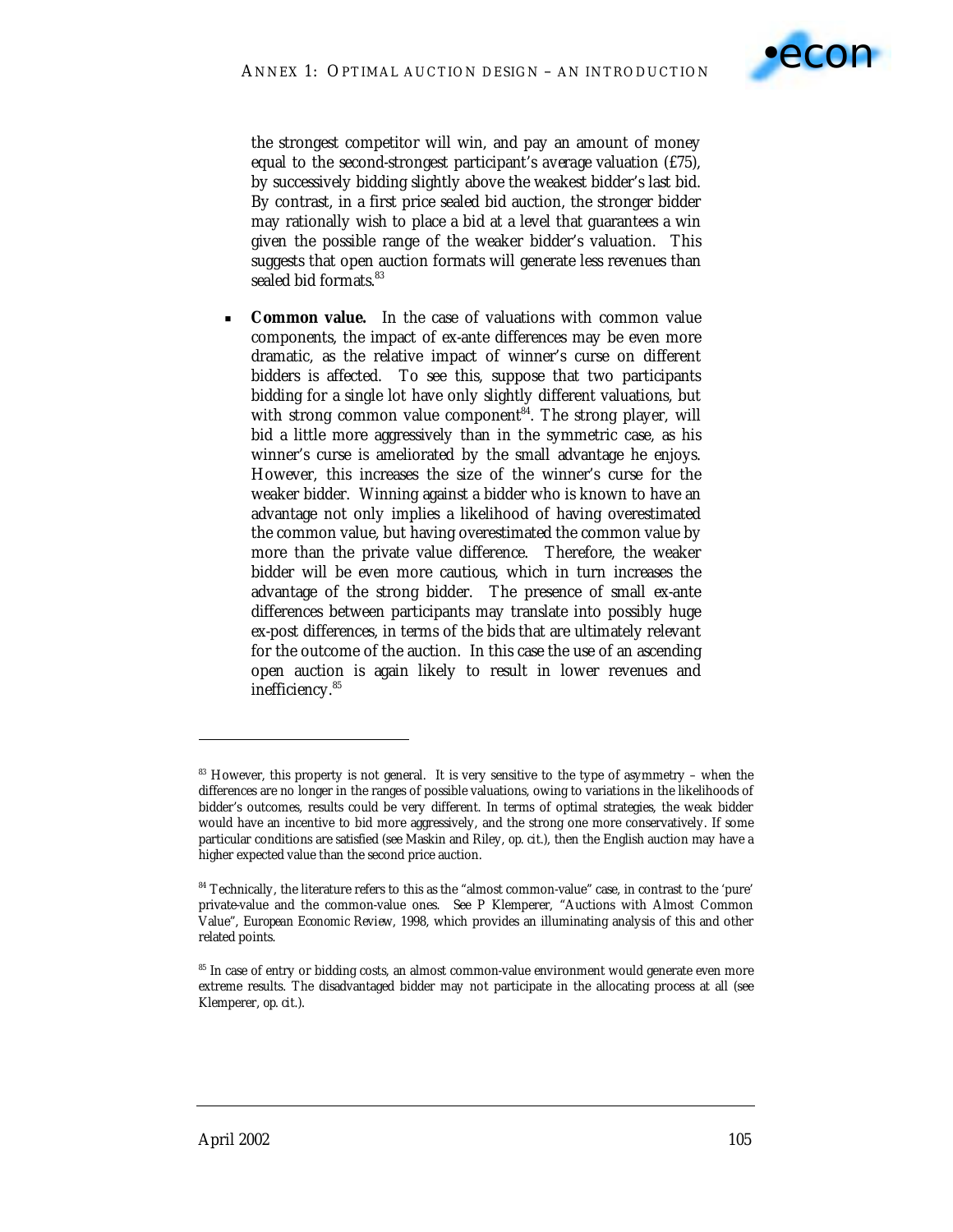the strongest competitor will win, and pay an amount of money equal to the second-strongest participant's average valuation (£75), by successively bidding slightly above the weakest bidder's last bid. By contrast, in a first price sealed bid auction, the stronger bidder may rationally wish to place a bid at a level that guarantees a win given the possible range of the weaker bidder's valuation. This suggests that open auction formats will generate less revenues than sealed bid formats.[83]

- **Common value.** In the case of valuations with common value components, the impact of ex-ante differences may be even more dramatic, as the relative impact of winner's curse on different bidders is affected. To see this, suppose that two participants bidding for a single lot have only slightly different valuations, but with strong common value component[84]. The strong player, will bid a little more aggressively than in the symmetric case, as his winner's curse is ameliorated by the small advantage he enjoys. However, this increases the size of the winner's curse for the weaker bidder. Winning against a bidder who is known to have an advantage not only implies a likelihood of having overestimated the common value, but having overestimated the common value by more than the private value difference. Therefore, the weaker bidder will be even more cautious, which in turn increases the advantage of the strong bidder. The presence of small ex-ante differences between participants may translate into possibly huge ex-post differences, in terms of the bids that are ultimately relevant for the outcome of the auction. In this case the use of an ascending open auction is again likely to result in lower revenues and inefficiency.[85]

---

[83] However, this property is not general. It is very sensitive to the type of asymmetry – when the differences are no longer in the ranges of possible valuations, owing to variations in the likelihoods of bidder's outcomes, results could be very different. In terms of optimal strategies, the weak bidder would have an incentive to bid more aggressively, and the strong one more conservatively. If some particular conditions are satisfied (see Maskin and Riley, *op. cit.*), then the English auction may have a higher expected value than the second price auction.

[84] Technically, the literature refers to this as the "almost common-value" case, in contrast to the 'pure' private-value and the common-value ones. See P Klemperer, "Auctions with Almost Common Value", *European Economic Review*, 1998, which provides an illuminating analysis of this and other related points.

[85] In case of entry or bidding costs, an almost common-value environment would generate even more extreme results. The disadvantaged bidder may not participate in the allocating process at all (see Klemperer, *op. cit.*).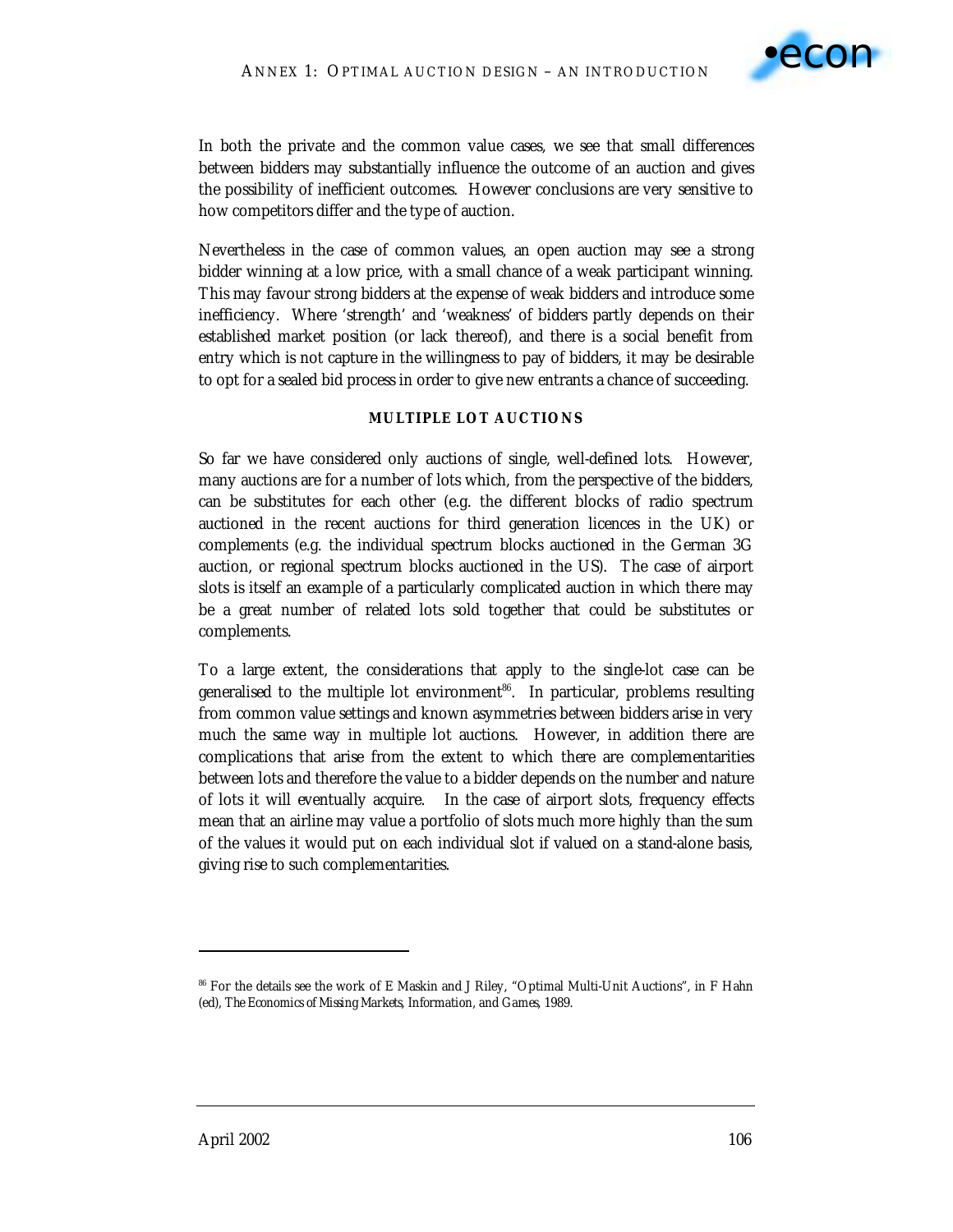In both the private and the common value cases, we see that small differences between bidders may substantially influence the outcome of an auction and gives the possibility of inefficient outcomes. However conclusions are very sensitive to how competitors differ and the type of auction.

Nevertheless in the case of common values, an open auction may see a strong bidder winning at a low price, with a small chance of a weak participant winning. This may favour strong bidders at the expense of weak bidders and introduce some inefficiency. Where 'strength' and 'weakness' of bidders partly depends on their established market position (or lack thereof), and there is a social benefit from entry which is not capture in the willingness to pay of bidders, it may be desirable to opt for a sealed bid process in order to give new entrants a chance of succeeding.

### MULTIPLE LOT AUCTIONS

So far we have considered only auctions of single, well-defined lots. However, many auctions are for a number of lots which, from the perspective of the bidders, can be substitutes for each other (e.g. the different blocks of radio spectrum auctioned in the recent auctions for third generation licences in the UK) or complements (e.g. the individual spectrum blocks auctioned in the German 3G auction, or regional spectrum blocks auctioned in the US). The case of airport slots is itself an example of a particularly complicated auction in which there may be a great number of related lots sold together that could be substitutes or complements.

To a large extent, the considerations that apply to the single-lot case can be generalised to the multiple lot environment[86]. In particular, problems resulting from common value settings and known asymmetries between bidders arise in very much the same way in multiple lot auctions. However, in addition there are complications that arise from the extent to which there are complementarities between lots and therefore the value to a bidder depends on the number and nature of lots it will eventually acquire. In the case of airport slots, frequency effects mean that an airline may value a portfolio of slots much more highly than the sum of the values it would put on each individual slot if valued on a stand-alone basis, giving rise to such complementarities.

---

[86] For the details see the work of E Maskin and J Riley, "Optimal Multi-Unit Auctions", in F Hahn (ed), *The Economics of Missing Markets, Information, and Games*, 1989.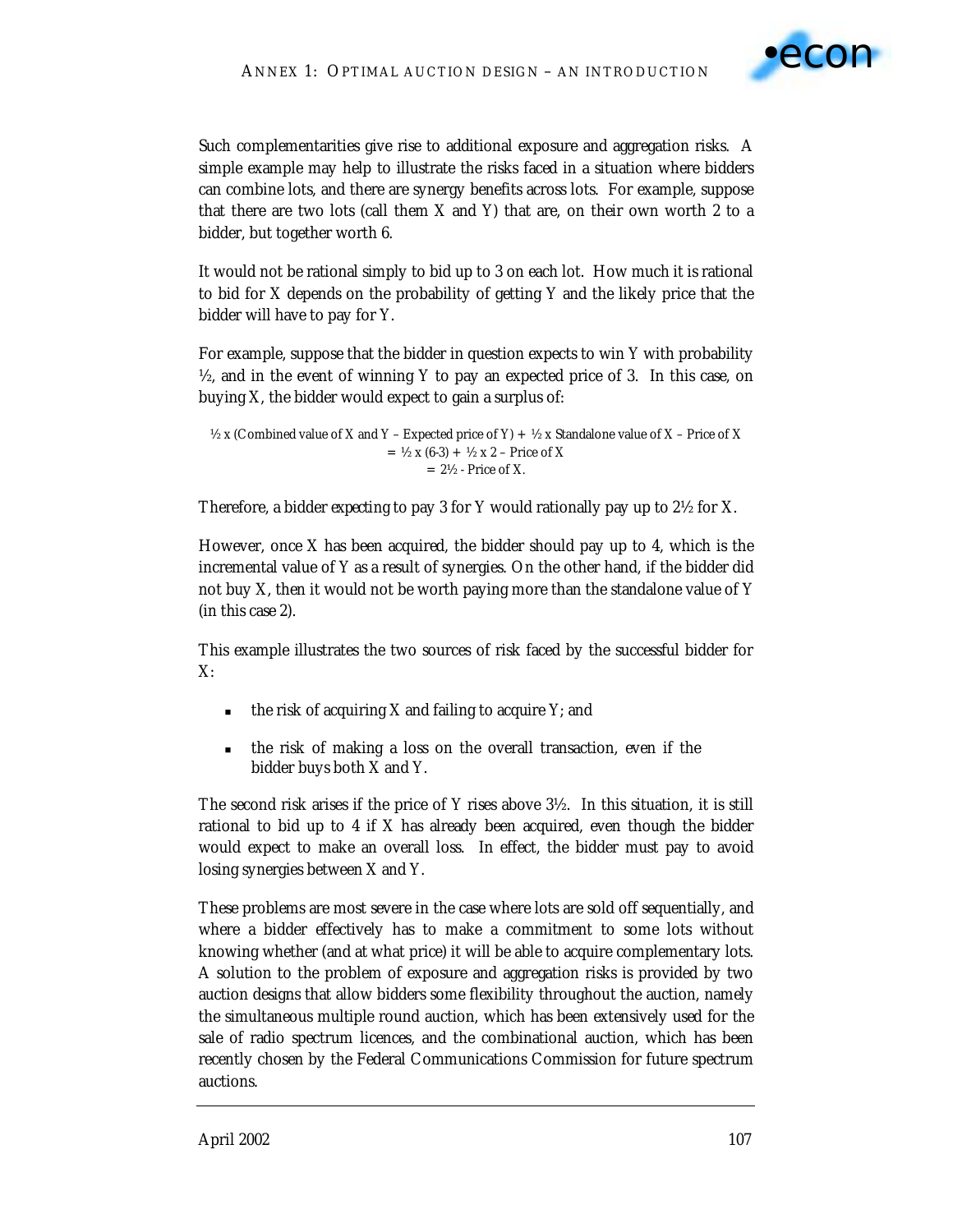Such complementarities give rise to additional exposure and aggregation risks. A simple example may help to illustrate the risks faced in a situation where bidders can combine lots, and there are synergy benefits across lots. For example, suppose that there are two lots (call them X and Y) that are, on their own worth 2 to a bidder, but together worth 6.

It would not be rational simply to bid up to 3 on each lot. How much it is rational to bid for X depends on the probability of getting Y and the likely price that the bidder will have to pay for Y.

For example, suppose that the bidder in question expects to win Y with probability ½, and in the event of winning Y to pay an expected price of 3. In this case, on buying X, the bidder would expect to gain a surplus of:

$$\tfrac{1}{2} \times (\text{Combined value of X and Y} - \text{Expected price of Y}) + \tfrac{1}{2} \times \text{Standalone value of X} - \text{Price of X}$$
$$= \tfrac{1}{2} \times (6-3) + \tfrac{1}{2} \times 2 - \text{Price of X}$$
$$= 2\tfrac{1}{2} - \text{Price of X.}$$

Therefore, a bidder *expecting* to pay 3 for Y would rationally pay up to 2½ for X.

However, once X has been acquired, the bidder should pay up to 4, which is the incremental value of Y as a result of synergies. On the other hand, if the bidder did not buy X, then it would not be worth paying more than the standalone value of Y (in this case 2).

This example illustrates the two sources of risk faced by the successful bidder for X:

- the risk of acquiring X and failing to acquire Y; and
- the risk of making a loss on the overall transaction, even if the bidder buys both X and Y.

The second risk arises if the price of Y rises above 3½. In this situation, it is still rational to bid up to 4 if X has already been acquired, even though the bidder would expect to make an overall loss. In effect, the bidder must pay to avoid losing synergies between X and Y.

These problems are most severe in the case where lots are sold off sequentially, and where a bidder effectively has to make a commitment to some lots without knowing whether (and at what price) it will be able to acquire complementary lots. A solution to the problem of exposure and aggregation risks is provided by two auction designs that allow bidders some flexibility throughout the auction, namely the simultaneous multiple round auction, which has been extensively used for the sale of radio spectrum licences, and the combinational auction, which has been recently chosen by the Federal Communications Commission for future spectrum auctions.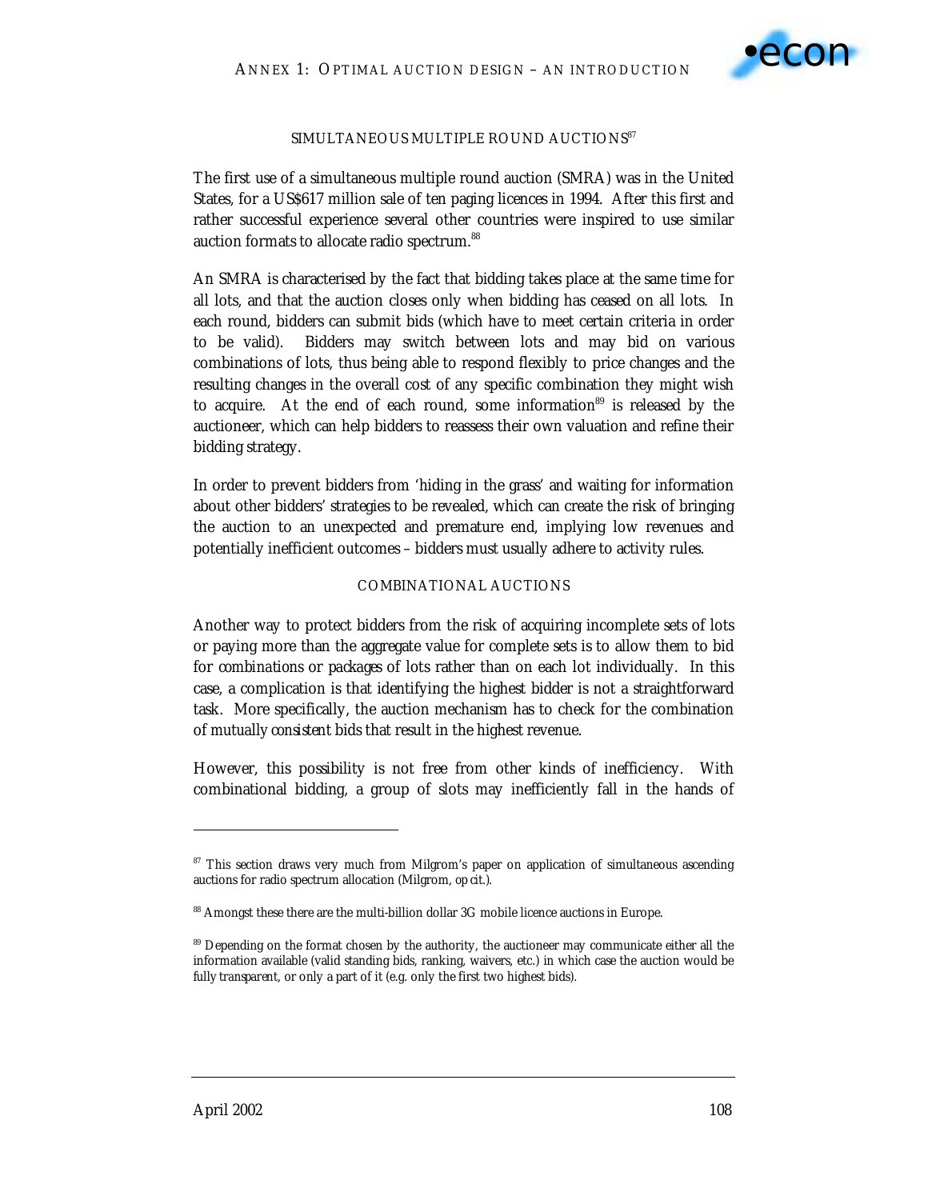### SIMULTANEOUS MULTIPLE ROUND AUCTIONS[87]

The first use of a simultaneous multiple round auction (SMRA) was in the United States, for a US$617 million sale of ten paging licences in 1994. After this first and rather successful experience several other countries were inspired to use similar auction formats to allocate radio spectrum.[88]

An SMRA is characterised by the fact that bidding takes place at the same time for all lots, and that the auction closes only when bidding has ceased on all lots. In each round, bidders can submit bids (which have to meet certain criteria in order to be valid). Bidders may switch between lots and may bid on various combinations of lots, thus being able to respond flexibly to price changes and the resulting changes in the overall cost of any specific combination they might wish to acquire. At the end of each round, some information[89] is released by the auctioneer, which can help bidders to reassess their own valuation and refine their bidding strategy.

In order to prevent bidders from 'hiding in the grass' and waiting for information about other bidders' strategies to be revealed, which can create the risk of bringing the auction to an unexpected and premature end, implying low revenues and potentially inefficient outcomes – bidders must usually adhere to activity rules.

### COMBINATIONAL AUCTIONS

Another way to protect bidders from the risk of acquiring incomplete sets of lots or paying more than the aggregate value for complete sets is to allow them to bid for combinations or packages of lots rather than on each lot individually. In this case, a complication is that identifying the highest bidder is not a straightforward task. More specifically, the auction mechanism has to check for the combination of mutually *consistent* bids that result in the highest revenue.

However, this possibility is not free from other kinds of inefficiency. With combinational bidding, a group of slots may inefficiently fall in the hands of

---

[87] This section draws very much from Milgrom's paper on application of simultaneous ascending auctions for radio spectrum allocation (Milgrom, op cit.).

[88] Amongst these there are the multi-billion dollar 3G mobile licence auctions in Europe.

[89] Depending on the format chosen by the authority, the auctioneer may communicate either all the information available (valid standing bids, ranking, waivers, etc.) in which case the auction would be fully transparent, or only a part of it (e.g. only the first two highest bids).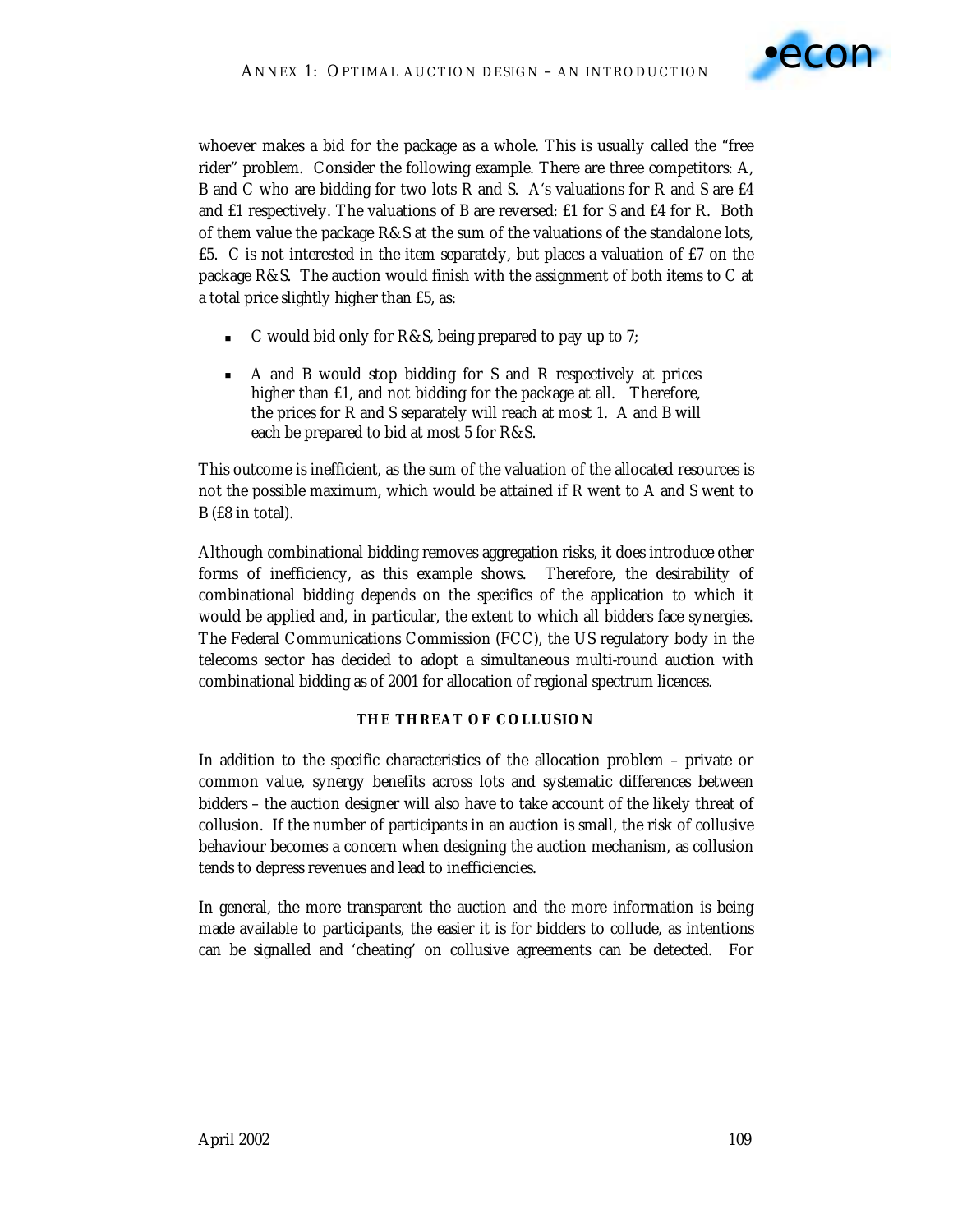whoever makes a bid for the package as a whole. This is usually called the "free rider" problem. Consider the following example. There are three competitors: A, B and C who are bidding for two lots R and S. A's valuations for R and S are £4 and £1 respectively. The valuations of B are reversed: £1 for S and £4 for R. Both of them value the package R&S at the sum of the valuations of the standalone lots, £5. C is not interested in the item separately, but places a valuation of £7 on the package R&S. The auction would finish with the assignment of both items to C at a total price slightly higher than £5, as:

- C would bid only for R&S, being prepared to pay up to 7;
- A and B would stop bidding for S and R respectively at prices higher than £1, and not bidding for the package at all. Therefore, the prices for R and S separately will reach at most 1. A and B will each be prepared to bid at most 5 for R&S.

This outcome is inefficient, as the sum of the valuation of the allocated resources is not the possible maximum, which would be attained if R went to A and S went to B (£8 in total).

Although combinational bidding removes aggregation risks, it does introduce other forms of inefficiency, as this example shows. Therefore, the desirability of combinational bidding depends on the specifics of the application to which it would be applied and, in particular, the extent to which all bidders face synergies. The Federal Communications Commission (FCC), the US regulatory body in the telecoms sector has decided to adopt a simultaneous multi-round auction with combinational bidding as of 2001 for allocation of regional spectrum licences.

### THE THREAT OF COLLUSION

In addition to the specific characteristics of the allocation problem – private or common value, synergy benefits across lots and systematic differences between bidders – the auction designer will also have to take account of the likely threat of collusion. If the number of participants in an auction is small, the risk of collusive behaviour becomes a concern when designing the auction mechanism, as collusion tends to depress revenues and lead to inefficiencies.

In general, the more transparent the auction and the more information is being made available to participants, the easier it is for bidders to collude, as intentions can be signalled and 'cheating' on collusive agreements can be detected. For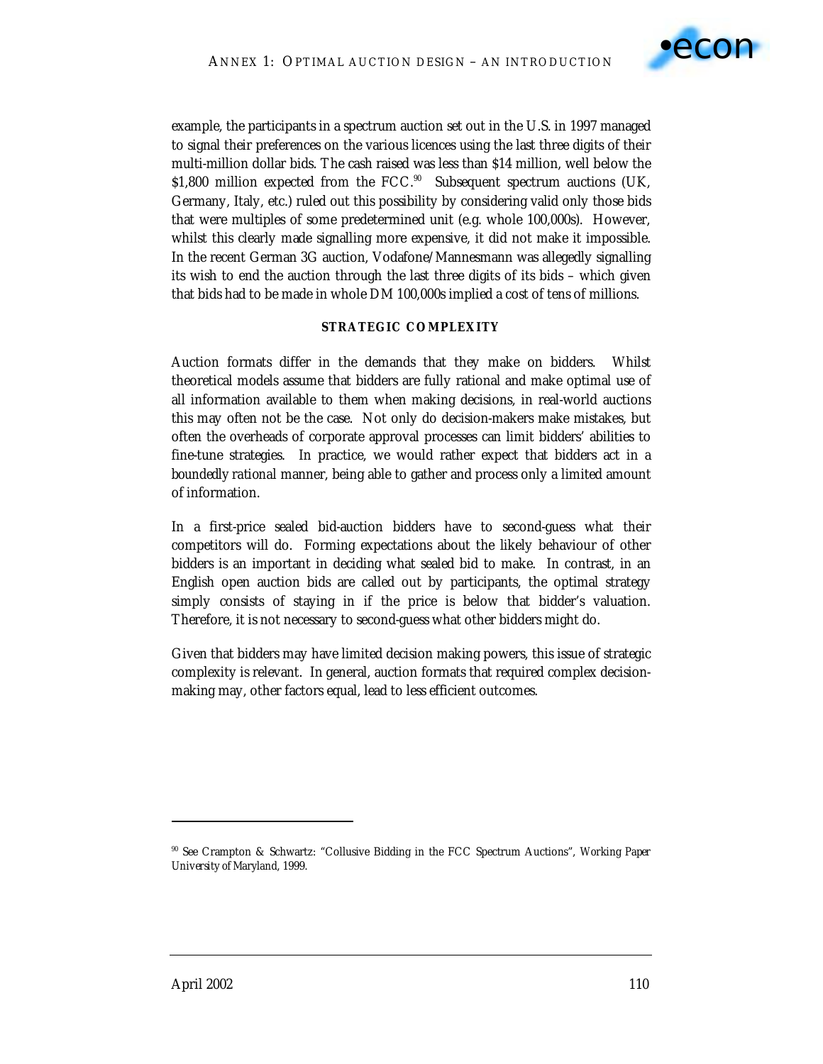example, the participants in a spectrum auction set out in the U.S. in 1997 managed to signal their preferences on the various licences using the last three digits of their multi-million dollar bids. The cash raised was less than $14 million, well below the $1,800 million expected from the FCC.[90] Subsequent spectrum auctions (UK, Germany, Italy, etc.) ruled out this possibility by considering valid only those bids that were multiples of some predetermined unit (e.g. whole 100,000s). However, whilst this clearly made signalling more expensive, it did not make it impossible. In the recent German 3G auction, Vodafone/Mannesmann was allegedly signalling its wish to end the auction through the last three digits of its bids – which given that bids had to be made in whole DM 100,000s implied a cost of tens of millions.

#### STRATEGIC COMPLEXITY

Auction formats differ in the demands that they make on bidders. Whilst theoretical models assume that bidders are fully rational and make optimal use of all information available to them when making decisions, in real-world auctions this may often not be the case. Not only do decision-makers make mistakes, but often the overheads of corporate approval processes can limit bidders' abilities to fine-tune strategies. In practice, we would rather expect that bidders act in a boundedly rational manner, being able to gather and process only a limited amount of information.

In a first-price sealed bid-auction bidders have to second-guess what their competitors will do. Forming expectations about the likely behaviour of other bidders is an important in deciding what sealed bid to make. In contrast, in an English open auction bids are called out by participants, the optimal strategy simply consists of staying in if the price is below that bidder's valuation. Therefore, it is not necessary to second-guess what other bidders might do.

Given that bidders may have limited decision making powers, this issue of strategic complexity is relevant. In general, auction formats that required complex decision-making may, other factors equal, lead to less efficient outcomes.

---

[90] See Crampton & Schwartz: "Collusive Bidding in the FCC Spectrum Auctions", Working Paper University of Maryland, 1999.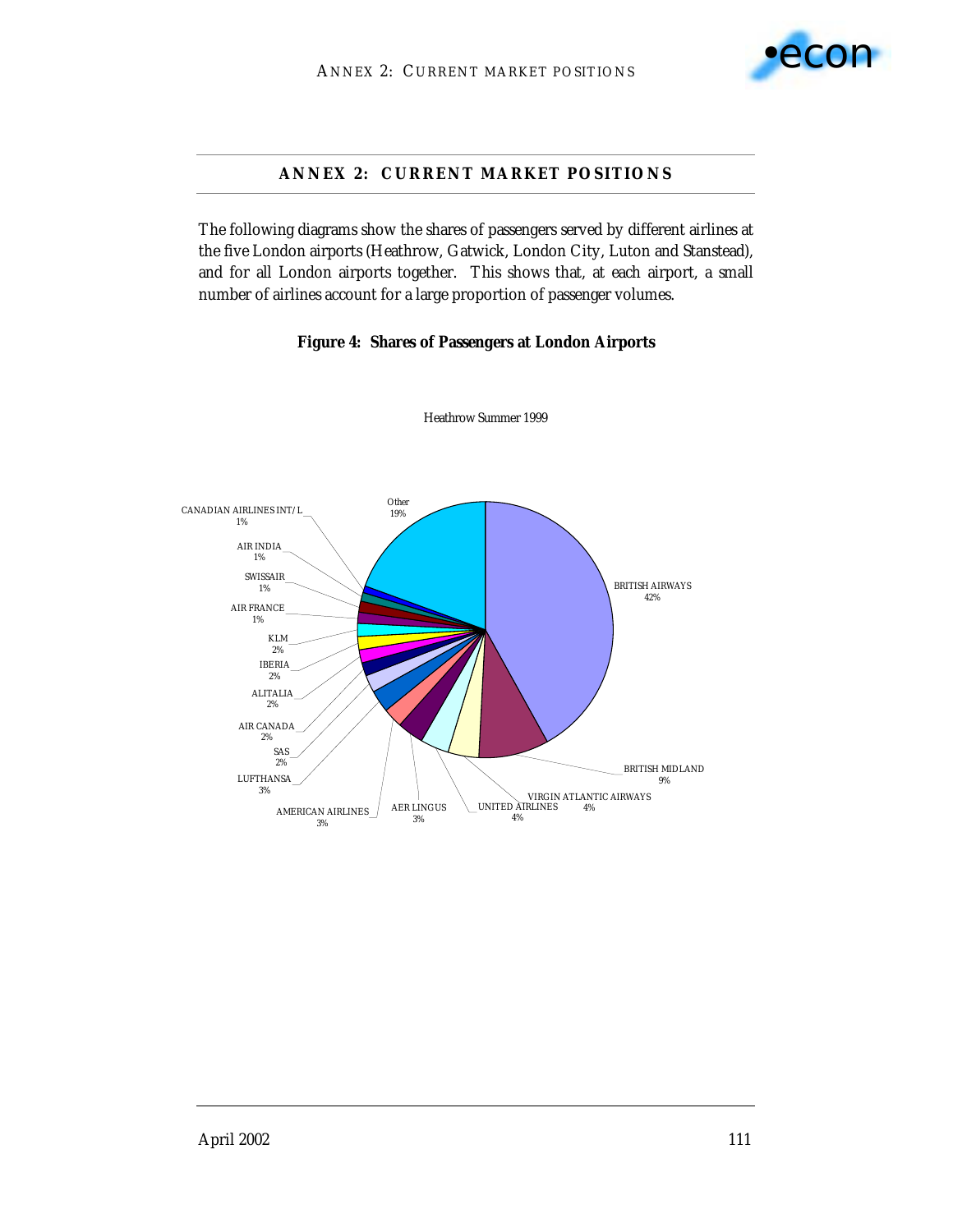## ANNEX 2: CURRENT MARKET POSITIONS

The following diagrams show the shares of passengers served by different airlines at the five London airports (Heathrow, Gatwick, London City, Luton and Stanstead), and for all London airports together. This shows that, at each airport, a small number of airlines account for a large proportion of passenger volumes.

**Figure 4: Shares of Passengers at London Airports**

Heathrow Summer 1999

| Airline | Share |
|---|---|
| BRITISH AIRWAYS | 42% |
| BRITISH MIDLAND | 9% |
| VIRGIN ATLANTIC AIRWAYS | 4% |
| UNITED AIRLINES | 4% |
| AER LINGUS | 3% |
| AMERICAN AIRLINES | 3% |
| LUFTHANSA | 3% |
| SAS | 2% |
| AIR CANADA | 2% |
| ALITALIA | 2% |
| IBERIA | 2% |
| KLM | 2% |
| AIR FRANCE | 1% |
| SWISSAIR | 1% |
| AIR INDIA | 1% |
| CANADIAN AIRLINES INT/L | 1% |
| Other | 19% |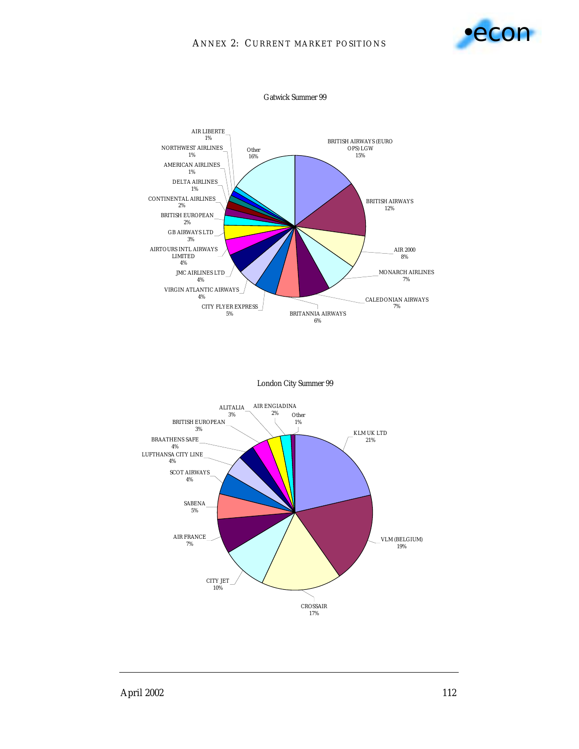Gatwick Summer 99

| Airline | Share |
|---|---|
| BRITISH AIRWAYS (EURO OPS) LGW | 15% |
| BRITISH AIRWAYS | 12% |
| AIR 2000 | 8% |
| MONARCH AIRLINES | 7% |
| CALEDONIAN AIRWAYS | 7% |
| BRITANNIA AIRWAYS | 6% |
| CITY FLYER EXPRESS | 5% |
| VIRGIN ATLANTIC AIRWAYS | 4% |
| JMC AIRLINES LTD | 4% |
| AIRTOURS INTL AIRWAYS LIMITED | 4% |
| GB AIRWAYS LTD | 3% |
| BRITISH EUROPEAN | 2% |
| CONTINENTAL AIRLINES | 2% |
| DELTA AIRLINES | 1% |
| AMERICAN AIRLINES | 1% |
| NORTHWEST AIRLINES | 1% |
| AIR LIBERTE | 1% |
| Other | 16% |

London City Summer 99

| Airline | Share |
|---|---|
| KLM UK LTD | 21% |
| VLM (BELGIUM) | 19% |
| CROSSAIR | 17% |
| CITY JET | 10% |
| AIR FRANCE | 7% |
| SABENA | 5% |
| SCOT AIRWAYS | 4% |
| LUFTHANSA CITY LINE | 4% |
| BRAATHENS SAFE | 4% |
| BRITISH EUROPEAN | 3% |
| ALITALIA | 3% |
| AIR ENGIADINA | 2% |
| Other | 1% |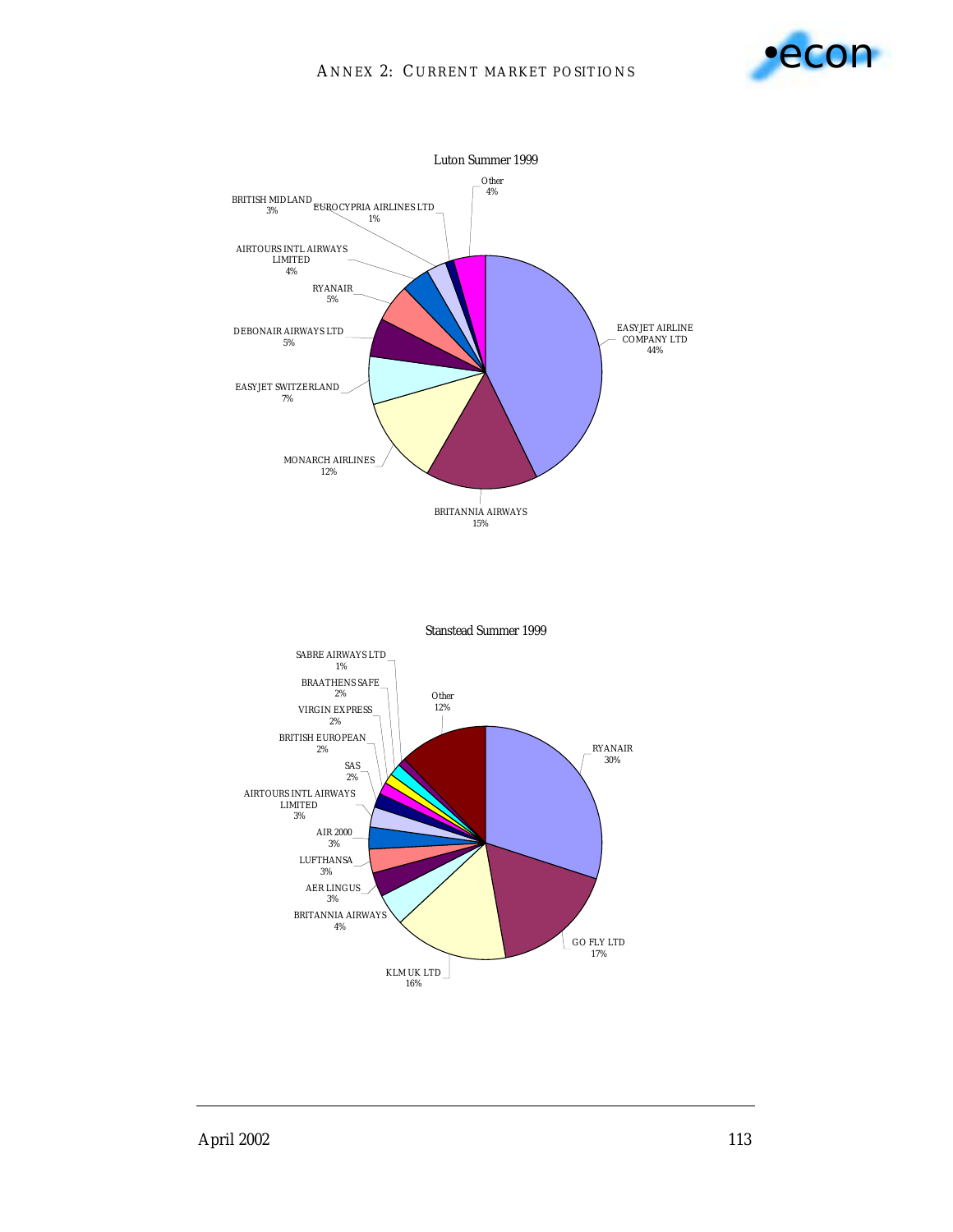Luton Summer 1999

| Airline | Share |
| --- | --- |
| EASYJET AIRLINE COMPANY LTD | 44% |
| BRITANNIA AIRWAYS | 15% |
| MONARCH AIRLINES | 12% |
| EASYJET SWITZERLAND | 7% |
| DEBONAIR AIRWAYS LTD | 5% |
| RYANAIR | 5% |
| AIRTOURS INTL AIRWAYS LIMITED | 4% |
| BRITISH MIDLAND | 3% |
| EUROCYPRIA AIRLINES LTD | 1% |
| Other | 4% |

Stanstead Summer 1999

| Airline | Share |
| --- | --- |
| RYANAIR | 30% |
| GO FLY LTD | 17% |
| KLM UK LTD | 16% |
| BRITANNIA AIRWAYS | 4% |
| AER LINGUS | 3% |
| LUFTHANSA | 3% |
| AIR 2000 | 3% |
| AIRTOURS INTL AIRWAYS LIMITED | 3% |
| SAS | 2% |
| BRITISH EUROPEAN | 2% |
| VIRGIN EXPRESS | 2% |
| BRAATHENS SAFE | 2% |
| SABRE AIRWAYS LTD | 1% |
| Other | 12% |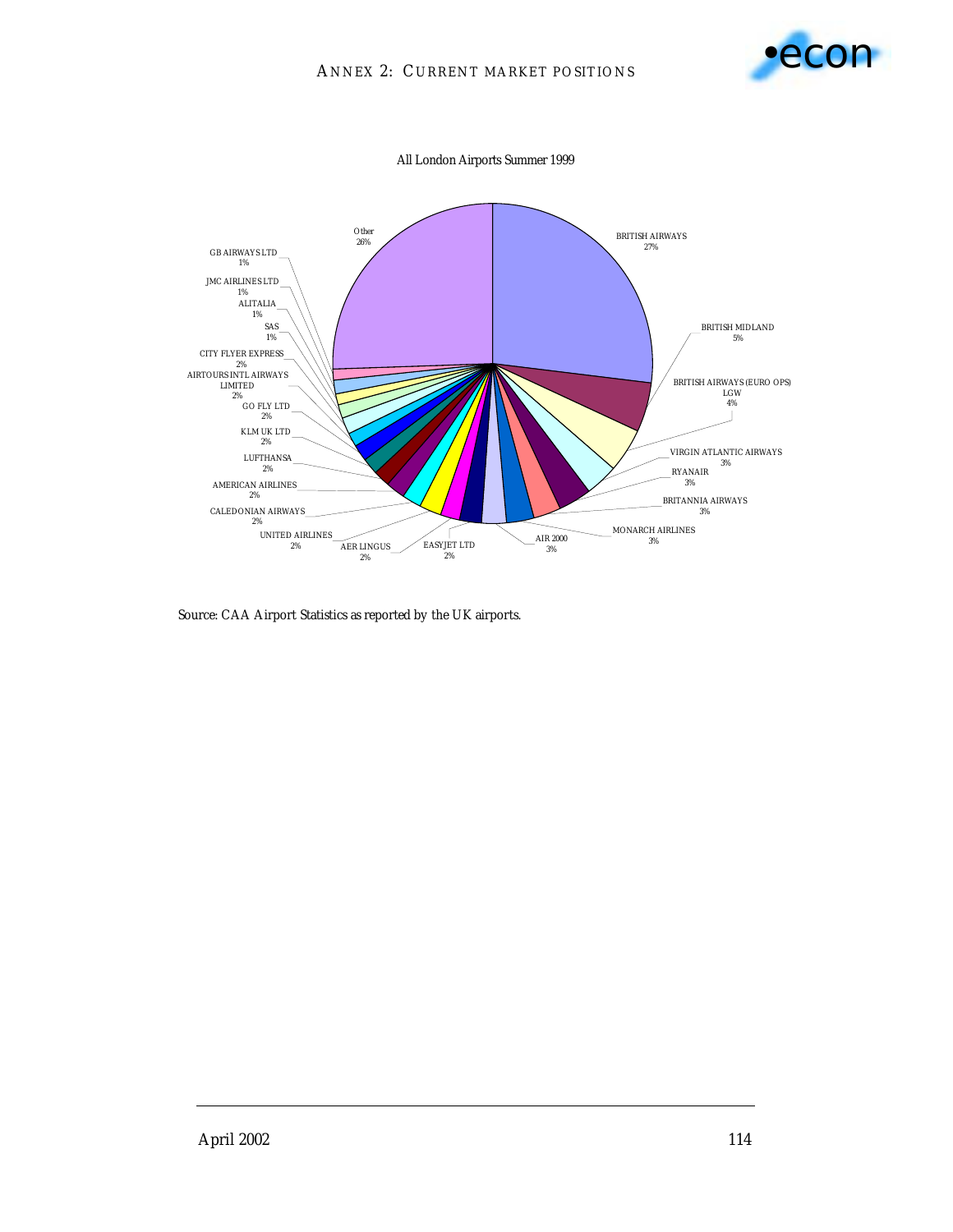All London Airports Summer 1999

BRITISH AIRWAYS
27%

BRITISH MIDLAND
5%

BRITISH AIRWAYS (EURO OPS) LGW
4%

VIRGIN ATLANTIC AIRWAYS
3%

RYANAIR
3%

BRITANNIA AIRWAYS
3%

MONARCH AIRLINES
3%

AIR 2000
3%

EASYJET LTD
2%

AER LINGUS
2%

UNITED AIRLINES
2%

CALEDONIAN AIRWAYS
2%

AMERICAN AIRLINES
2%

LUFTHANSA
2%

KLM UK LTD
2%

GO FLY LTD
2%

AIRTOURS INTL AIRWAYS LIMITED
2%

CITY FLYER EXPRESS
2%

SAS
1%

ALITALIA
1%

JMC AIRLINES LTD
1%

GB AIRWAYS LTD
1%

Other
26%

Source: CAA Airport Statistics as reported by the UK airports.